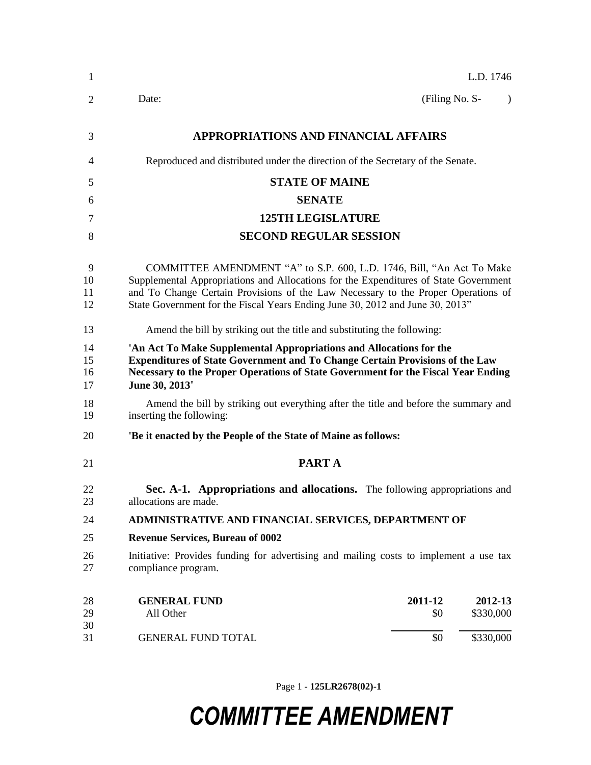L.D. 1746

Date: (Filing No. S- )

**APPROPRIATIONS AND FINANCIAL AFFAIRS**

Reproduced and distributed under the direction of the Secretary of the Senate.

**STATE OF MAINE**

**SENATE**

**125TH LEGISLATURE**

**SECOND REGULAR SESSION**

COMMITTEE AMENDMENT "A" to S.P. 600, L.D. 1746, Bill, "An Act To Make Supplemental Appropriations and Allocations for the Expenditures of State Government and To Change Certain Provisions of the Law Necessary to the Proper Operations of State Government for the Fiscal Years Ending June 30, 2012 and June 30, 2013"

Amend the bill by striking out the title and substituting the following:

**'An Act To Make Supplemental Appropriations and Allocations for the Expenditures of State Government and To Change Certain Provisions of the Law Necessary to the Proper Operations of State Government for the Fiscal Year Ending June 30, 2013'**

Amend the bill by striking out everything after the title and before the summary and inserting the following:

**'Be it enacted by the People of the State of Maine as follows:**

**PART A**

**Sec. A-1. Appropriations and allocations.** The following appropriations and allocations are made.

**ADMINISTRATIVE AND FINANCIAL SERVICES, DEPARTMENT OF**

**Revenue Services, Bureau of 0002**

Initiative: Provides funding for advertising and mailing costs to implement a use tax compliance program.

| GENERAL FUND | 2011-12 | 2012-13 |
|---|---|---|
| All Other | $0 | $330,000 |
| GENERAL FUND TOTAL | $0 | $330,000 |

# COMMITTEE AMENDMENT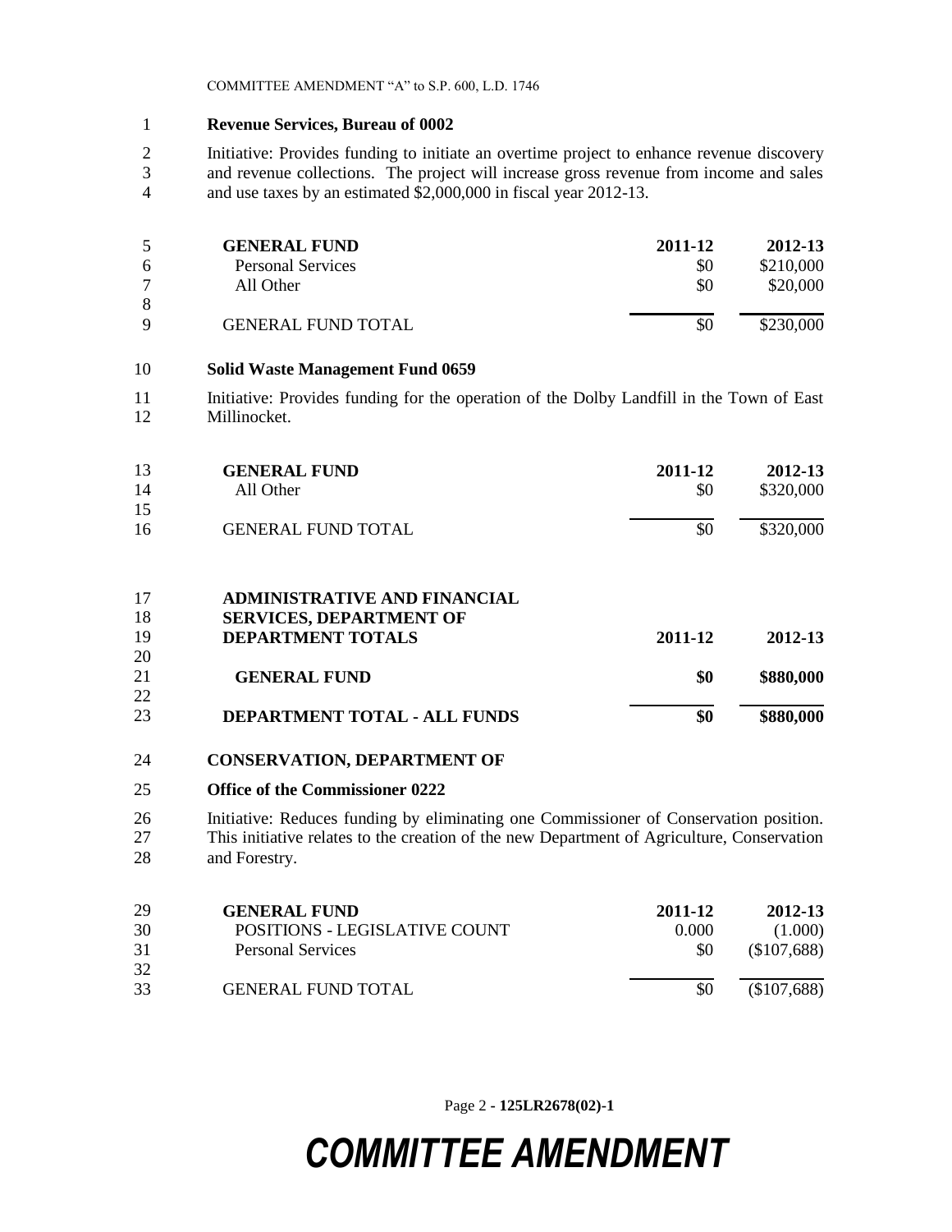**Revenue Services, Bureau of 0002**

Initiative: Provides funding to initiate an overtime project to enhance revenue discovery and revenue collections. The project will increase gross revenue from income and sales and use taxes by an estimated $2,000,000 in fiscal year 2012-13.

| **GENERAL FUND** | **2011-12** | **2012-13** |
|---|---|---|
| Personal Services | $0 | $210,000 |
| All Other | $0 | $20,000 |
| GENERAL FUND TOTAL | $0 | $230,000 |

**Solid Waste Management Fund 0659**

Initiative: Provides funding for the operation of the Dolby Landfill in the Town of East Millinocket.

| **GENERAL FUND** | **2011-12** | **2012-13** |
|---|---|---|
| All Other | $0 | $320,000 |
| GENERAL FUND TOTAL | $0 | $320,000 |

| **ADMINISTRATIVE AND FINANCIAL SERVICES, DEPARTMENT OF DEPARTMENT TOTALS** | **2011-12** | **2012-13** |
|---|---|---|
| **GENERAL FUND** | **$0** | **$880,000** |
| **DEPARTMENT TOTAL - ALL FUNDS** | **$0** | **$880,000** |

**CONSERVATION, DEPARTMENT OF**

**Office of the Commissioner 0222**

Initiative: Reduces funding by eliminating one Commissioner of Conservation position. This initiative relates to the creation of the new Department of Agriculture, Conservation and Forestry.

| **GENERAL FUND** | **2011-12** | **2012-13** |
|---|---|---|
| POSITIONS - LEGISLATIVE COUNT | 0.000 | (1.000) |
| Personal Services | $0 | ($107,688) |
| GENERAL FUND TOTAL | $0 | ($107,688) |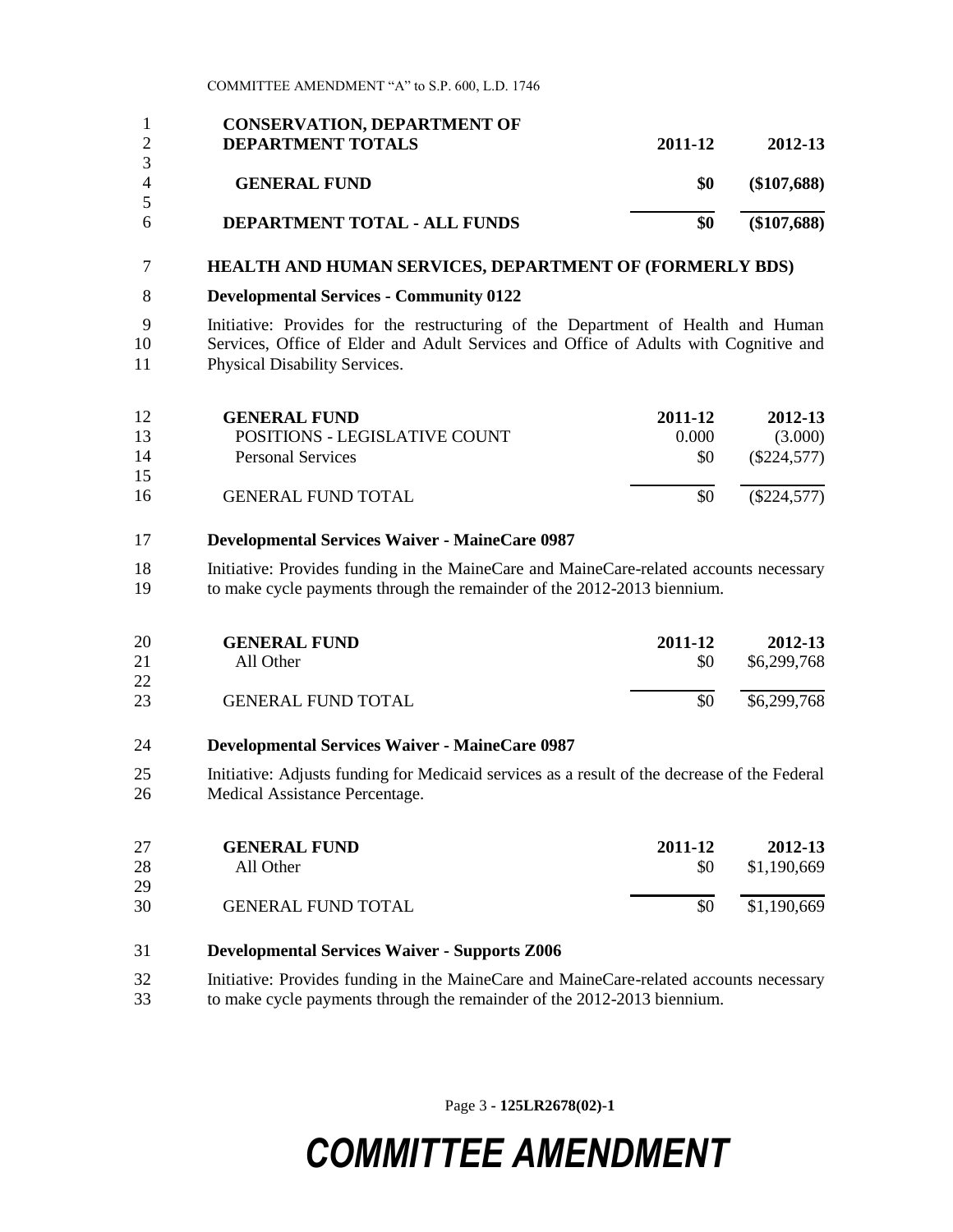| **CONSERVATION, DEPARTMENT OF** | | |
|---|---|---|
| **DEPARTMENT TOTALS** | **2011-12** | **2012-13** |
| **GENERAL FUND** | **$0** | **($107,688)** |
| **DEPARTMENT TOTAL - ALL FUNDS** | **$0** | **($107,688)** |

**HEALTH AND HUMAN SERVICES, DEPARTMENT OF (FORMERLY BDS)**

**Developmental Services - Community 0122**

Initiative: Provides for the restructuring of the Department of Health and Human Services, Office of Elder and Adult Services and Office of Adults with Cognitive and Physical Disability Services.

| **GENERAL FUND** | **2011-12** | **2012-13** |
|---|---|---|
| POSITIONS - LEGISLATIVE COUNT | 0.000 | (3.000) |
| Personal Services | $0 | ($224,577) |
| GENERAL FUND TOTAL | $0 | ($224,577) |

**Developmental Services Waiver - MaineCare 0987**

Initiative: Provides funding in the MaineCare and MaineCare-related accounts necessary to make cycle payments through the remainder of the 2012-2013 biennium.

| **GENERAL FUND** | **2011-12** | **2012-13** |
|---|---|---|
| All Other | $0 | $6,299,768 |
| GENERAL FUND TOTAL | $0 | $6,299,768 |

**Developmental Services Waiver - MaineCare 0987**

Initiative: Adjusts funding for Medicaid services as a result of the decrease of the Federal Medical Assistance Percentage.

| **GENERAL FUND** | **2011-12** | **2012-13** |
|---|---|---|
| All Other | $0 | $1,190,669 |
| GENERAL FUND TOTAL | $0 | $1,190,669 |

**Developmental Services Waiver - Supports Z006**

Initiative: Provides funding in the MaineCare and MaineCare-related accounts necessary to make cycle payments through the remainder of the 2012-2013 biennium.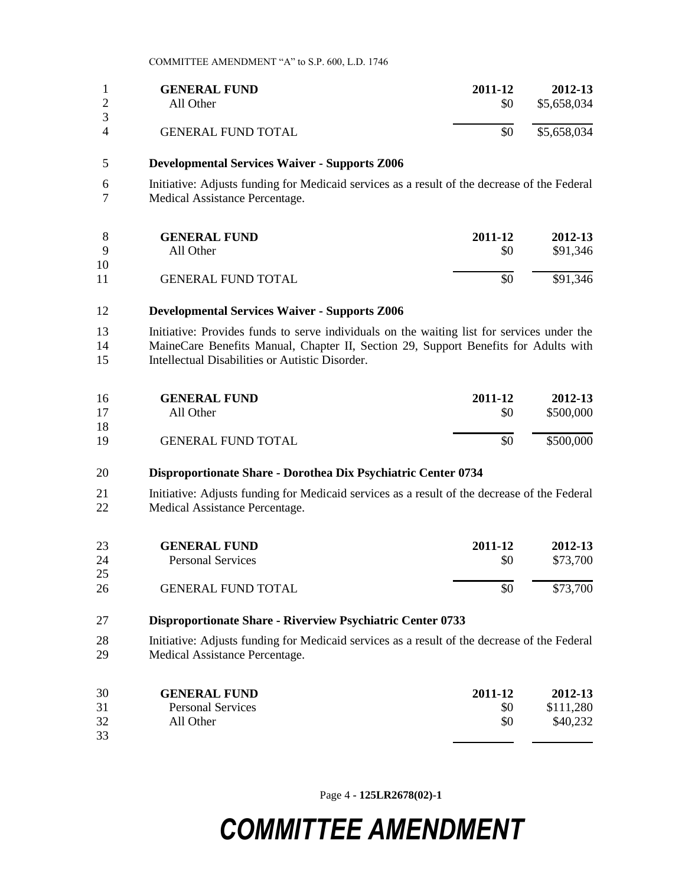| GENERAL FUND | 2011-12 | 2012-13 |
| --- | --- | --- |
| All Other | $0 | $5,658,034 |
| GENERAL FUND TOTAL | $0 | $5,658,034 |

**Developmental Services Waiver - Supports Z006**

Initiative: Adjusts funding for Medicaid services as a result of the decrease of the Federal Medical Assistance Percentage.

| GENERAL FUND | 2011-12 | 2012-13 |
| --- | --- | --- |
| All Other | $0 | $91,346 |
| GENERAL FUND TOTAL | $0 | $91,346 |

**Developmental Services Waiver - Supports Z006**

Initiative: Provides funds to serve individuals on the waiting list for services under the MaineCare Benefits Manual, Chapter II, Section 29, Support Benefits for Adults with Intellectual Disabilities or Autistic Disorder.

| GENERAL FUND | 2011-12 | 2012-13 |
| --- | --- | --- |
| All Other | $0 | $500,000 |
| GENERAL FUND TOTAL | $0 | $500,000 |

**Disproportionate Share - Dorothea Dix Psychiatric Center 0734**

Initiative: Adjusts funding for Medicaid services as a result of the decrease of the Federal Medical Assistance Percentage.

| GENERAL FUND | 2011-12 | 2012-13 |
| --- | --- | --- |
| Personal Services | $0 | $73,700 |
| GENERAL FUND TOTAL | $0 | $73,700 |

**Disproportionate Share - Riverview Psychiatric Center 0733**

Initiative: Adjusts funding for Medicaid services as a result of the decrease of the Federal Medical Assistance Percentage.

| GENERAL FUND | 2011-12 | 2012-13 |
| --- | --- | --- |
| Personal Services | $0 | $111,280 |
| All Other | $0 | $40,232 |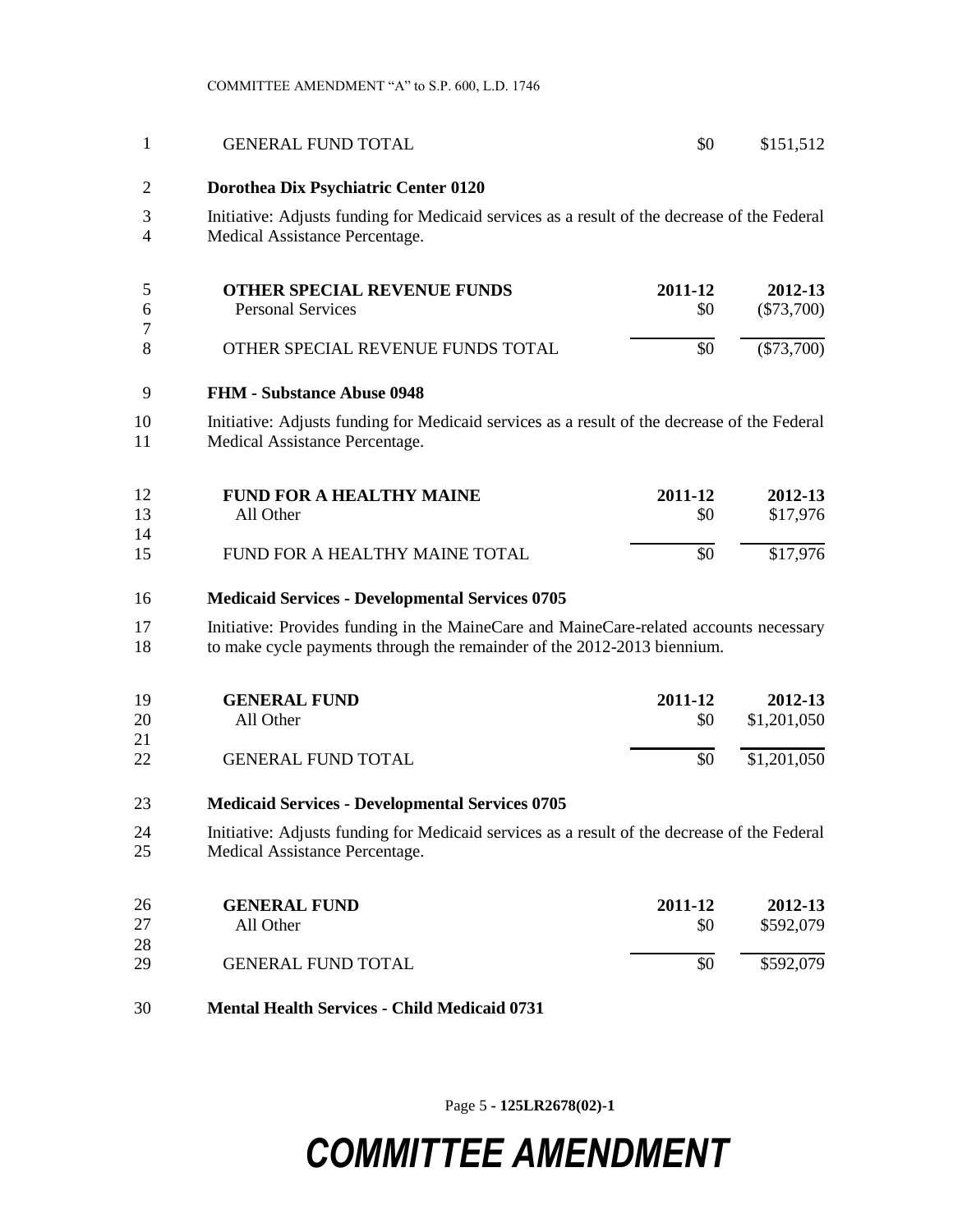| GENERAL FUND TOTAL | $0 | $151,512 |
|---|---|---|

**Dorothea Dix Psychiatric Center 0120**

Initiative: Adjusts funding for Medicaid services as a result of the decrease of the Federal Medical Assistance Percentage.

| OTHER SPECIAL REVENUE FUNDS | 2011-12 | 2012-13 |
|---|---|---|
| Personal Services | $0 | ($73,700) |
| OTHER SPECIAL REVENUE FUNDS TOTAL | $0 | ($73,700) |

**FHM - Substance Abuse 0948**

Initiative: Adjusts funding for Medicaid services as a result of the decrease of the Federal Medical Assistance Percentage.

| FUND FOR A HEALTHY MAINE | 2011-12 | 2012-13 |
|---|---|---|
| All Other | $0 | $17,976 |
| FUND FOR A HEALTHY MAINE TOTAL | $0 | $17,976 |

**Medicaid Services - Developmental Services 0705**

Initiative: Provides funding in the MaineCare and MaineCare-related accounts necessary to make cycle payments through the remainder of the 2012-2013 biennium.

| GENERAL FUND | 2011-12 | 2012-13 |
|---|---|---|
| All Other | $0 | $1,201,050 |
| GENERAL FUND TOTAL | $0 | $1,201,050 |

**Medicaid Services - Developmental Services 0705**

Initiative: Adjusts funding for Medicaid services as a result of the decrease of the Federal Medical Assistance Percentage.

| GENERAL FUND | 2011-12 | 2012-13 |
|---|---|---|
| All Other | $0 | $592,079 |
| GENERAL FUND TOTAL | $0 | $592,079 |

**Mental Health Services - Child Medicaid 0731**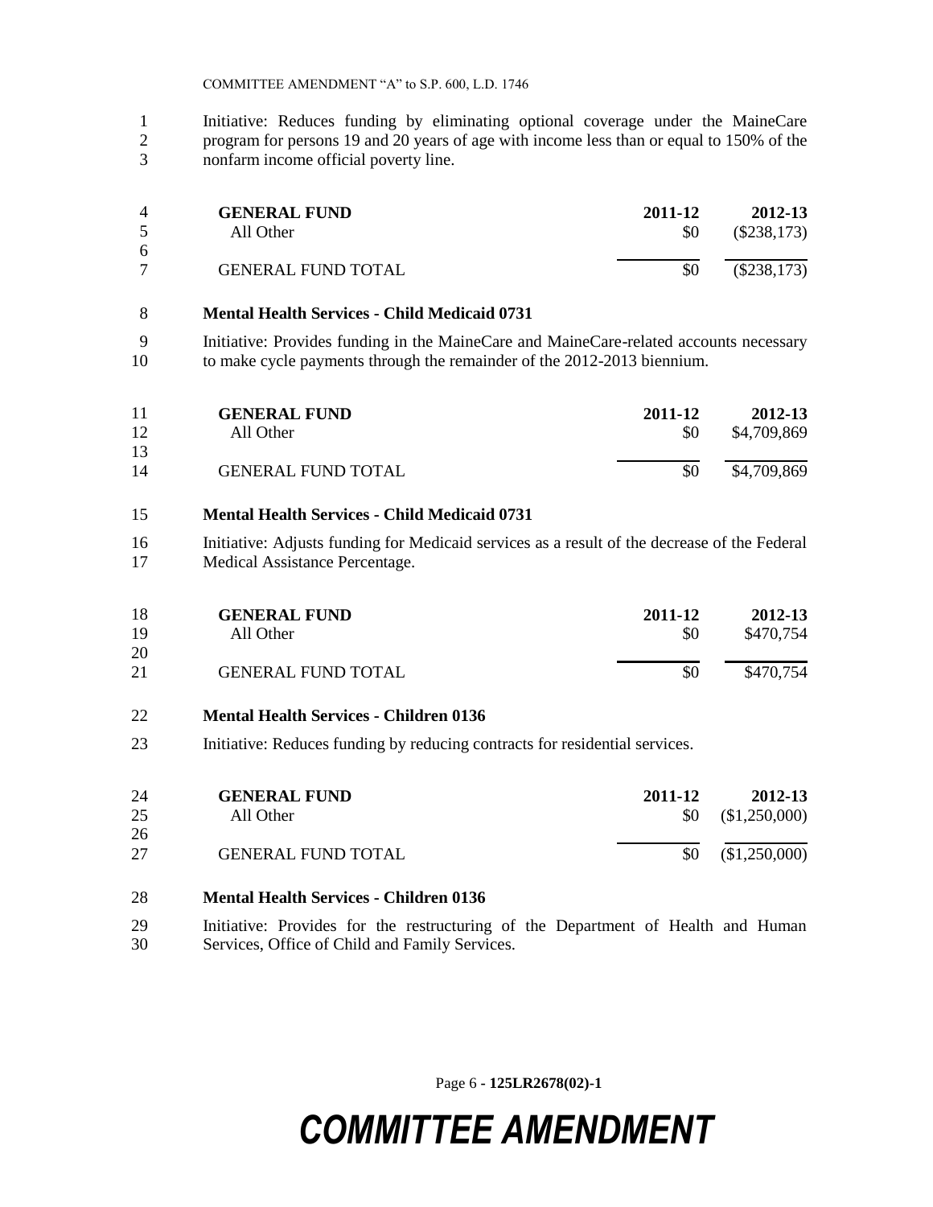Initiative: Reduces funding by eliminating optional coverage under the MaineCare program for persons 19 and 20 years of age with income less than or equal to 150% of the nonfarm income official poverty line.

| GENERAL FUND | 2011-12 | 2012-13 |
|---|---|---|
| All Other | $0 | ($238,173) |
| GENERAL FUND TOTAL | $0 | ($238,173) |

**Mental Health Services - Child Medicaid 0731**

Initiative: Provides funding in the MaineCare and MaineCare-related accounts necessary to make cycle payments through the remainder of the 2012-2013 biennium.

| GENERAL FUND | 2011-12 | 2012-13 |
|---|---|---|
| All Other | $0 | $4,709,869 |
| GENERAL FUND TOTAL | $0 | $4,709,869 |

**Mental Health Services - Child Medicaid 0731**

Initiative: Adjusts funding for Medicaid services as a result of the decrease of the Federal Medical Assistance Percentage.

| GENERAL FUND | 2011-12 | 2012-13 |
|---|---|---|
| All Other | $0 | $470,754 |
| GENERAL FUND TOTAL | $0 | $470,754 |

**Mental Health Services - Children 0136**

Initiative: Reduces funding by reducing contracts for residential services.

| GENERAL FUND | 2011-12 | 2012-13 |
|---|---|---|
| All Other | $0 | ($1,250,000) |
| GENERAL FUND TOTAL | $0 | ($1,250,000) |

**Mental Health Services - Children 0136**

Initiative: Provides for the restructuring of the Department of Health and Human Services, Office of Child and Family Services.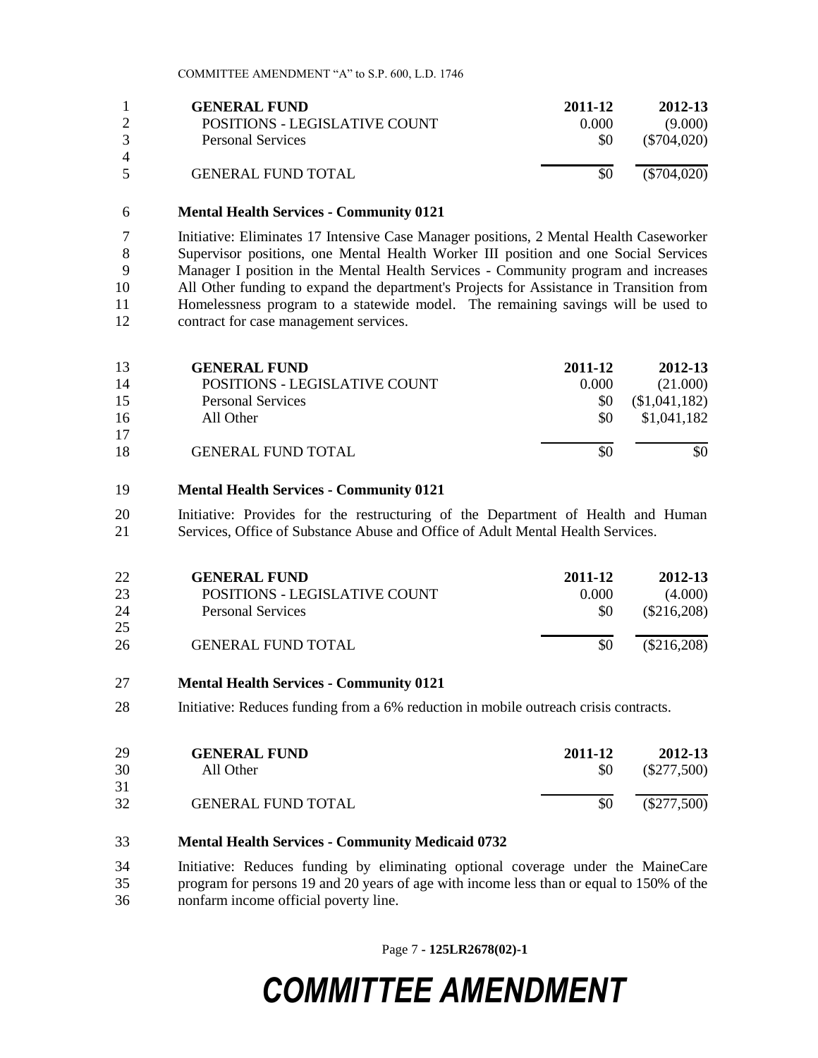| GENERAL FUND | 2011-12 | 2012-13 |
|---|---|---|
| POSITIONS - LEGISLATIVE COUNT | 0.000 | (9.000) |
| Personal Services | $0 | ($704,020) |
| GENERAL FUND TOTAL | $0 | ($704,020) |

**Mental Health Services - Community 0121**

Initiative: Eliminates 17 Intensive Case Manager positions, 2 Mental Health Caseworker Supervisor positions, one Mental Health Worker III position and one Social Services Manager I position in the Mental Health Services - Community program and increases All Other funding to expand the department's Projects for Assistance in Transition from Homelessness program to a statewide model. The remaining savings will be used to contract for case management services.

| GENERAL FUND | 2011-12 | 2012-13 |
|---|---|---|
| POSITIONS - LEGISLATIVE COUNT | 0.000 | (21.000) |
| Personal Services | $0 | ($1,041,182) |
| All Other | $0 | $1,041,182 |
| GENERAL FUND TOTAL | $0 | $0 |

**Mental Health Services - Community 0121**

Initiative: Provides for the restructuring of the Department of Health and Human Services, Office of Substance Abuse and Office of Adult Mental Health Services.

| GENERAL FUND | 2011-12 | 2012-13 |
|---|---|---|
| POSITIONS - LEGISLATIVE COUNT | 0.000 | (4.000) |
| Personal Services | $0 | ($216,208) |
| GENERAL FUND TOTAL | $0 | ($216,208) |

**Mental Health Services - Community 0121**

Initiative: Reduces funding from a 6% reduction in mobile outreach crisis contracts.

| GENERAL FUND | 2011-12 | 2012-13 |
|---|---|---|
| All Other | $0 | ($277,500) |
| GENERAL FUND TOTAL | $0 | ($277,500) |

**Mental Health Services - Community Medicaid 0732**

Initiative: Reduces funding by eliminating optional coverage under the MaineCare program for persons 19 and 20 years of age with income less than or equal to 150% of the nonfarm income official poverty line.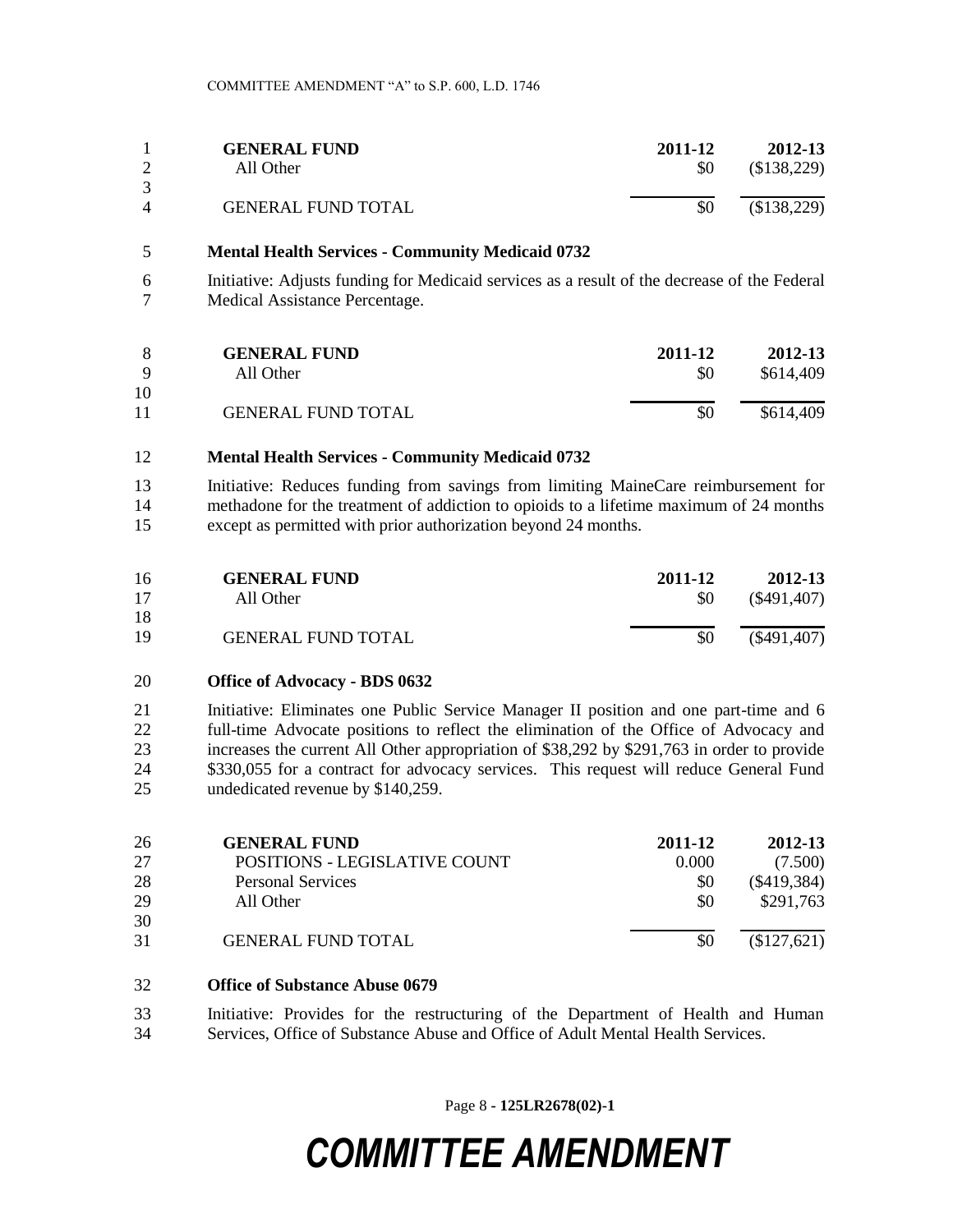| GENERAL FUND | 2011-12 | 2012-13 |
|---|---|---|
| All Other | $0 | ($138,229) |
| GENERAL FUND TOTAL | $0 | ($138,229) |

**Mental Health Services - Community Medicaid 0732**

Initiative: Adjusts funding for Medicaid services as a result of the decrease of the Federal Medical Assistance Percentage.

| GENERAL FUND | 2011-12 | 2012-13 |
|---|---|---|
| All Other | $0 | $614,409 |
| GENERAL FUND TOTAL | $0 | $614,409 |

**Mental Health Services - Community Medicaid 0732**

Initiative: Reduces funding from savings from limiting MaineCare reimbursement for methadone for the treatment of addiction to opioids to a lifetime maximum of 24 months except as permitted with prior authorization beyond 24 months.

| GENERAL FUND | 2011-12 | 2012-13 |
|---|---|---|
| All Other | $0 | ($491,407) |
| GENERAL FUND TOTAL | $0 | ($491,407) |

**Office of Advocacy - BDS 0632**

Initiative: Eliminates one Public Service Manager II position and one part-time and 6 full-time Advocate positions to reflect the elimination of the Office of Advocacy and increases the current All Other appropriation of $38,292 by $291,763 in order to provide $330,055 for a contract for advocacy services. This request will reduce General Fund undedicated revenue by $140,259.

| GENERAL FUND | 2011-12 | 2012-13 |
|---|---|---|
| POSITIONS - LEGISLATIVE COUNT | 0.000 | (7.500) |
| Personal Services | $0 | ($419,384) |
| All Other | $0 | $291,763 |
| GENERAL FUND TOTAL | $0 | ($127,621) |

**Office of Substance Abuse 0679**

Initiative: Provides for the restructuring of the Department of Health and Human Services, Office of Substance Abuse and Office of Adult Mental Health Services.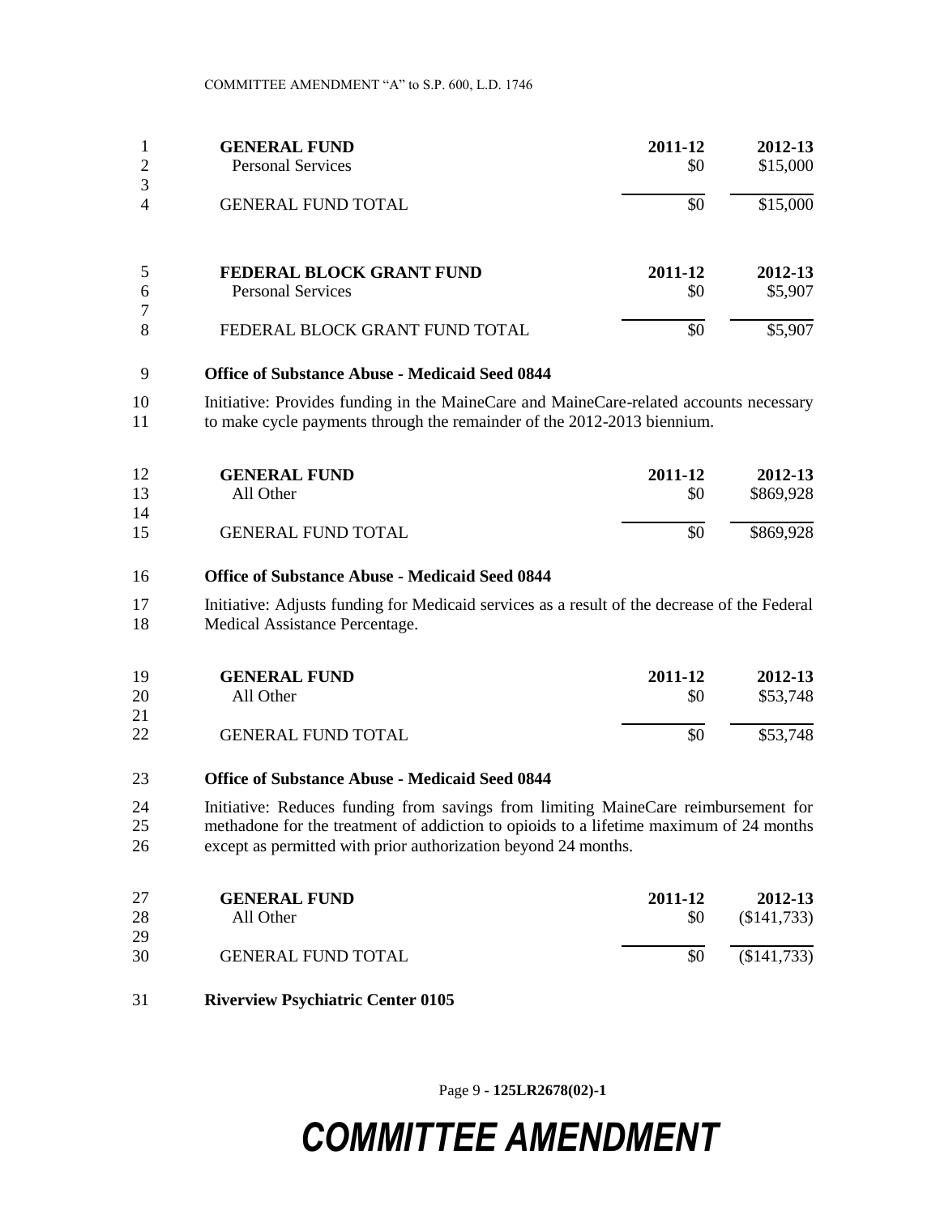| GENERAL FUND | 2011-12 | 2012-13 |
|---|---|---|
| Personal Services | $0 | $15,000 |
| GENERAL FUND TOTAL | $0 | $15,000 |

| FEDERAL BLOCK GRANT FUND | 2011-12 | 2012-13 |
|---|---|---|
| Personal Services | $0 | $5,907 |
| FEDERAL BLOCK GRANT FUND TOTAL | $0 | $5,907 |

**Office of Substance Abuse - Medicaid Seed 0844**

Initiative: Provides funding in the MaineCare and MaineCare-related accounts necessary to make cycle payments through the remainder of the 2012-2013 biennium.

| GENERAL FUND | 2011-12 | 2012-13 |
|---|---|---|
| All Other | $0 | $869,928 |
| GENERAL FUND TOTAL | $0 | $869,928 |

**Office of Substance Abuse - Medicaid Seed 0844**

Initiative: Adjusts funding for Medicaid services as a result of the decrease of the Federal Medical Assistance Percentage.

| GENERAL FUND | 2011-12 | 2012-13 |
|---|---|---|
| All Other | $0 | $53,748 |
| GENERAL FUND TOTAL | $0 | $53,748 |

**Office of Substance Abuse - Medicaid Seed 0844**

Initiative: Reduces funding from savings from limiting MaineCare reimbursement for methadone for the treatment of addiction to opioids to a lifetime maximum of 24 months except as permitted with prior authorization beyond 24 months.

| GENERAL FUND | 2011-12 | 2012-13 |
|---|---|---|
| All Other | $0 | ($141,733) |
| GENERAL FUND TOTAL | $0 | ($141,733) |

**Riverview Psychiatric Center 0105**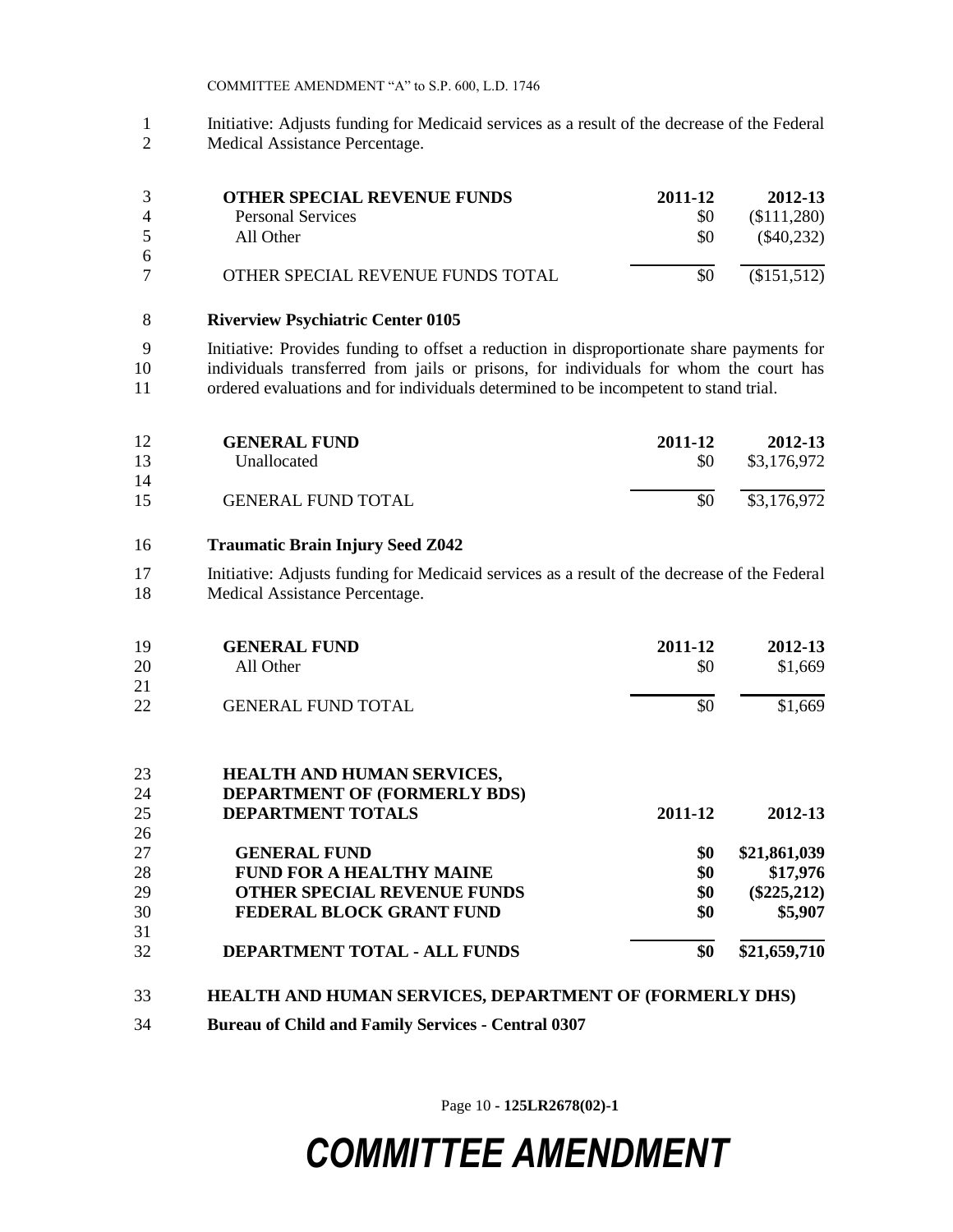Initiative: Adjusts funding for Medicaid services as a result of the decrease of the Federal Medical Assistance Percentage.

| OTHER SPECIAL REVENUE FUNDS | 2011-12 | 2012-13 |
|---|---|---|
| Personal Services | $0 | ($111,280) |
| All Other | $0 | ($40,232) |
| OTHER SPECIAL REVENUE FUNDS TOTAL | $0 | ($151,512) |

**Riverview Psychiatric Center 0105**

Initiative: Provides funding to offset a reduction in disproportionate share payments for individuals transferred from jails or prisons, for individuals for whom the court has ordered evaluations and for individuals determined to be incompetent to stand trial.

| GENERAL FUND | 2011-12 | 2012-13 |
|---|---|---|
| Unallocated | $0 | $3,176,972 |
| GENERAL FUND TOTAL | $0 | $3,176,972 |

**Traumatic Brain Injury Seed Z042**

Initiative: Adjusts funding for Medicaid services as a result of the decrease of the Federal Medical Assistance Percentage.

| GENERAL FUND | 2011-12 | 2012-13 |
|---|---|---|
| All Other | $0 | $1,669 |
| GENERAL FUND TOTAL | $0 | $1,669 |

| HEALTH AND HUMAN SERVICES, DEPARTMENT OF (FORMERLY BDS) DEPARTMENT TOTALS | 2011-12 | 2012-13 |
|---|---|---|
| **GENERAL FUND** | **$0** | **$21,861,039** |
| **FUND FOR A HEALTHY MAINE** | **$0** | **$17,976** |
| **OTHER SPECIAL REVENUE FUNDS** | **$0** | **($225,212)** |
| **FEDERAL BLOCK GRANT FUND** | **$0** | **$5,907** |
| **DEPARTMENT TOTAL - ALL FUNDS** | **$0** | **$21,659,710** |

**HEALTH AND HUMAN SERVICES, DEPARTMENT OF (FORMERLY DHS)**

**Bureau of Child and Family Services - Central 0307**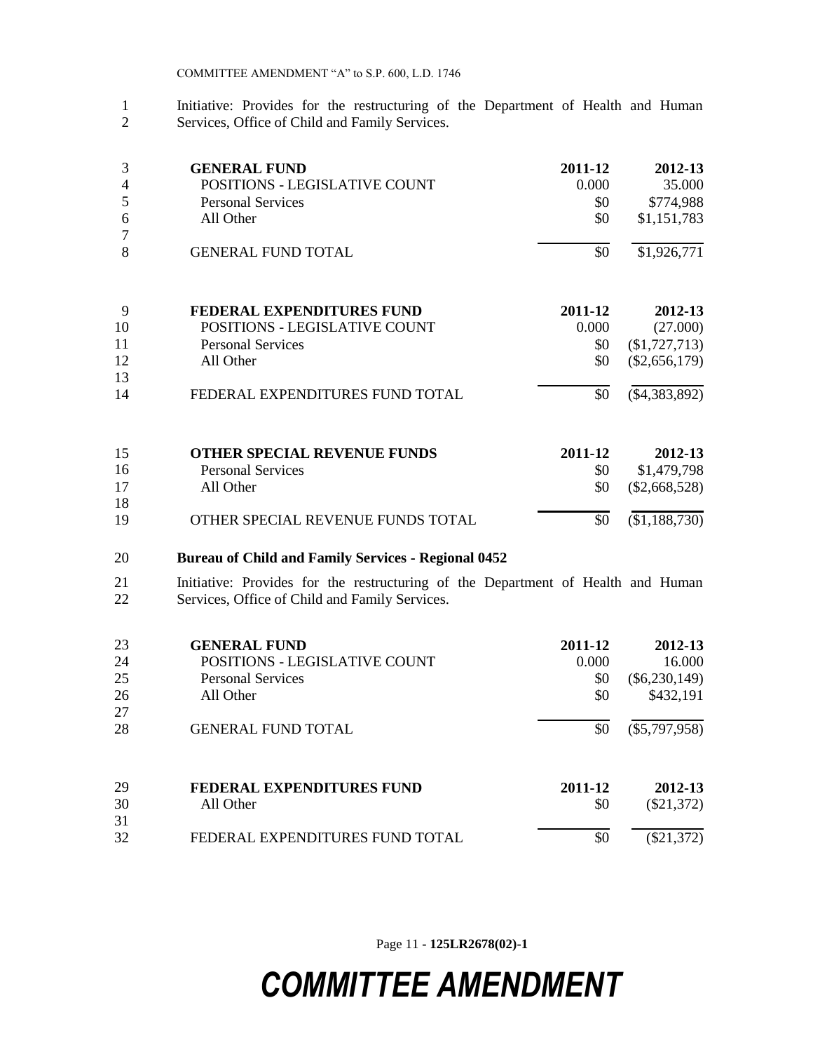Initiative: Provides for the restructuring of the Department of Health and Human Services, Office of Child and Family Services.

| GENERAL FUND | 2011-12 | 2012-13 |
|---|---|---|
| POSITIONS - LEGISLATIVE COUNT | 0.000 | 35.000 |
| Personal Services | $0 | $774,988 |
| All Other | $0 | $1,151,783 |
| GENERAL FUND TOTAL | $0 | $1,926,771 |

| FEDERAL EXPENDITURES FUND | 2011-12 | 2012-13 |
|---|---|---|
| POSITIONS - LEGISLATIVE COUNT | 0.000 | (27.000) |
| Personal Services | $0 | ($1,727,713) |
| All Other | $0 | ($2,656,179) |
| FEDERAL EXPENDITURES FUND TOTAL | $0 | ($4,383,892) |

| OTHER SPECIAL REVENUE FUNDS | 2011-12 | 2012-13 |
|---|---|---|
| Personal Services | $0 | $1,479,798 |
| All Other | $0 | ($2,668,528) |
| OTHER SPECIAL REVENUE FUNDS TOTAL | $0 | ($1,188,730) |

**Bureau of Child and Family Services - Regional 0452**

Initiative: Provides for the restructuring of the Department of Health and Human Services, Office of Child and Family Services.

| GENERAL FUND | 2011-12 | 2012-13 |
|---|---|---|
| POSITIONS - LEGISLATIVE COUNT | 0.000 | 16.000 |
| Personal Services | $0 | ($6,230,149) |
| All Other | $0 | $432,191 |
| GENERAL FUND TOTAL | $0 | ($5,797,958) |

| FEDERAL EXPENDITURES FUND | 2011-12 | 2012-13 |
|---|---|---|
| All Other | $0 | ($21,372) |
| FEDERAL EXPENDITURES FUND TOTAL | $0 | ($21,372) |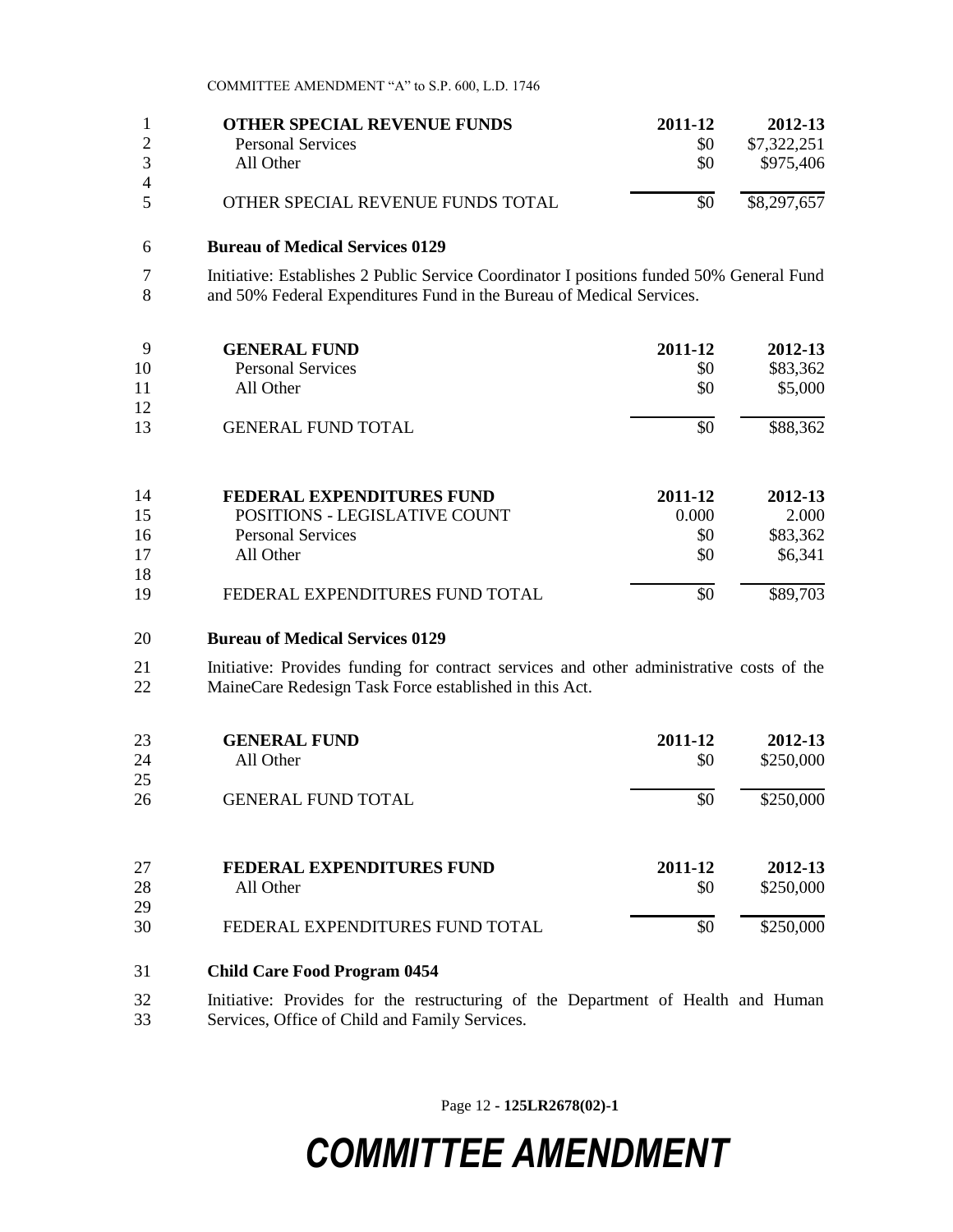| OTHER SPECIAL REVENUE FUNDS | 2011-12 | 2012-13 |
|---|---|---|
| Personal Services | $0 | $7,322,251 |
| All Other | $0 | $975,406 |
| OTHER SPECIAL REVENUE FUNDS TOTAL | $0 | $8,297,657 |

**Bureau of Medical Services 0129**

Initiative: Establishes 2 Public Service Coordinator I positions funded 50% General Fund and 50% Federal Expenditures Fund in the Bureau of Medical Services.

| GENERAL FUND | 2011-12 | 2012-13 |
|---|---|---|
| Personal Services | $0 | $83,362 |
| All Other | $0 | $5,000 |
| GENERAL FUND TOTAL | $0 | $88,362 |

| FEDERAL EXPENDITURES FUND | 2011-12 | 2012-13 |
|---|---|---|
| POSITIONS - LEGISLATIVE COUNT | 0.000 | 2.000 |
| Personal Services | $0 | $83,362 |
| All Other | $0 | $6,341 |
| FEDERAL EXPENDITURES FUND TOTAL | $0 | $89,703 |

**Bureau of Medical Services 0129**

Initiative: Provides funding for contract services and other administrative costs of the MaineCare Redesign Task Force established in this Act.

| GENERAL FUND | 2011-12 | 2012-13 |
|---|---|---|
| All Other | $0 | $250,000 |
| GENERAL FUND TOTAL | $0 | $250,000 |

| FEDERAL EXPENDITURES FUND | 2011-12 | 2012-13 |
|---|---|---|
| All Other | $0 | $250,000 |
| FEDERAL EXPENDITURES FUND TOTAL | $0 | $250,000 |

**Child Care Food Program 0454**

Initiative: Provides for the restructuring of the Department of Health and Human Services, Office of Child and Family Services.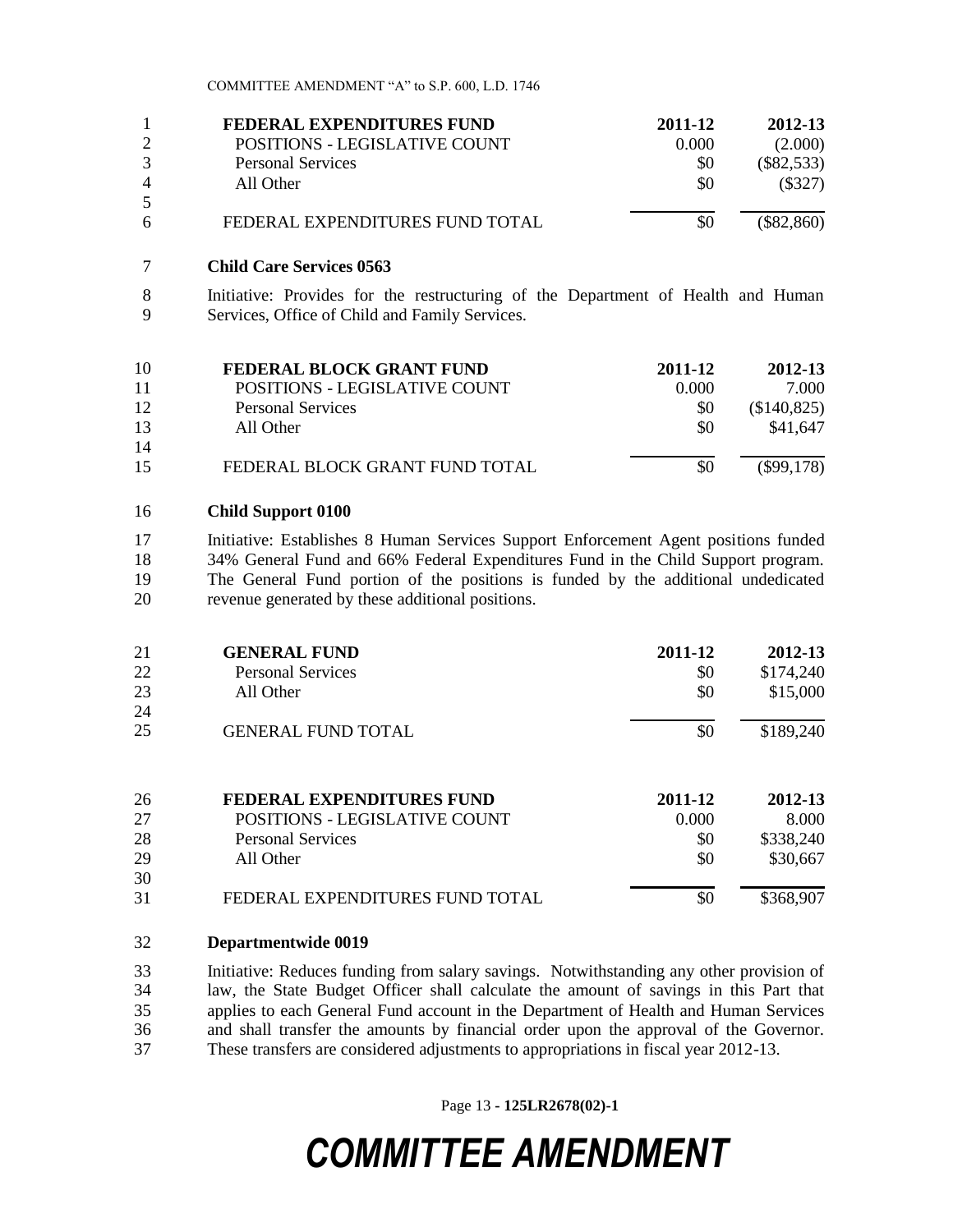| FEDERAL EXPENDITURES FUND | 2011-12 | 2012-13 |
|---|---|---|
| POSITIONS - LEGISLATIVE COUNT | 0.000 | (2.000) |
| Personal Services | $0 | ($82,533) |
| All Other | $0 | ($327) |
| FEDERAL EXPENDITURES FUND TOTAL | $0 | ($82,860) |

**Child Care Services 0563**

Initiative: Provides for the restructuring of the Department of Health and Human Services, Office of Child and Family Services.

| FEDERAL BLOCK GRANT FUND | 2011-12 | 2012-13 |
|---|---|---|
| POSITIONS - LEGISLATIVE COUNT | 0.000 | 7.000 |
| Personal Services | $0 | ($140,825) |
| All Other | $0 | $41,647 |
| FEDERAL BLOCK GRANT FUND TOTAL | $0 | ($99,178) |

**Child Support 0100**

Initiative: Establishes 8 Human Services Support Enforcement Agent positions funded 34% General Fund and 66% Federal Expenditures Fund in the Child Support program. The General Fund portion of the positions is funded by the additional undedicated revenue generated by these additional positions.

| GENERAL FUND | 2011-12 | 2012-13 |
|---|---|---|
| Personal Services | $0 | $174,240 |
| All Other | $0 | $15,000 |
| GENERAL FUND TOTAL | $0 | $189,240 |

| FEDERAL EXPENDITURES FUND | 2011-12 | 2012-13 |
|---|---|---|
| POSITIONS - LEGISLATIVE COUNT | 0.000 | 8.000 |
| Personal Services | $0 | $338,240 |
| All Other | $0 | $30,667 |
| FEDERAL EXPENDITURES FUND TOTAL | $0 | $368,907 |

**Departmentwide 0019**

Initiative: Reduces funding from salary savings. Notwithstanding any other provision of law, the State Budget Officer shall calculate the amount of savings in this Part that applies to each General Fund account in the Department of Health and Human Services and shall transfer the amounts by financial order upon the approval of the Governor. These transfers are considered adjustments to appropriations in fiscal year 2012-13.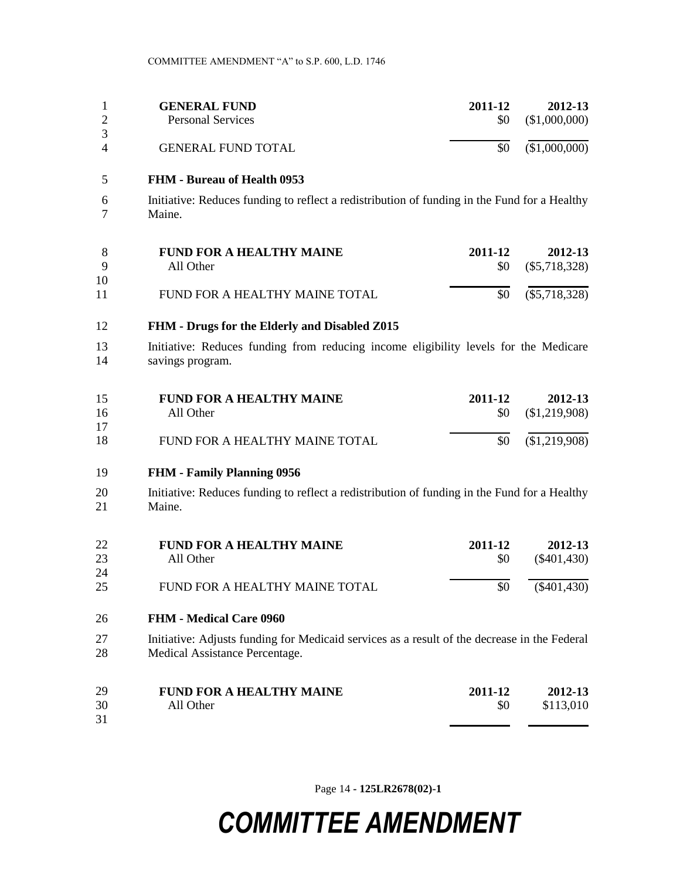| GENERAL FUND | 2011-12 | 2012-13 |
|---|---|---|
| Personal Services | $0 | ($1,000,000) |
| GENERAL FUND TOTAL | $0 | ($1,000,000) |

**FHM - Bureau of Health 0953**

Initiative: Reduces funding to reflect a redistribution of funding in the Fund for a Healthy Maine.

| FUND FOR A HEALTHY MAINE | 2011-12 | 2012-13 |
|---|---|---|
| All Other | $0 | ($5,718,328) |
| FUND FOR A HEALTHY MAINE TOTAL | $0 | ($5,718,328) |

**FHM - Drugs for the Elderly and Disabled Z015**

Initiative: Reduces funding from reducing income eligibility levels for the Medicare savings program.

| FUND FOR A HEALTHY MAINE | 2011-12 | 2012-13 |
|---|---|---|
| All Other | $0 | ($1,219,908) |
| FUND FOR A HEALTHY MAINE TOTAL | $0 | ($1,219,908) |

**FHM - Family Planning 0956**

Initiative: Reduces funding to reflect a redistribution of funding in the Fund for a Healthy Maine.

| FUND FOR A HEALTHY MAINE | 2011-12 | 2012-13 |
|---|---|---|
| All Other | $0 | ($401,430) |
| FUND FOR A HEALTHY MAINE TOTAL | $0 | ($401,430) |

**FHM - Medical Care 0960**

Initiative: Adjusts funding for Medicaid services as a result of the decrease in the Federal Medical Assistance Percentage.

| FUND FOR A HEALTHY MAINE | 2011-12 | 2012-13 |
|---|---|---|
| All Other | $0 | $113,010 |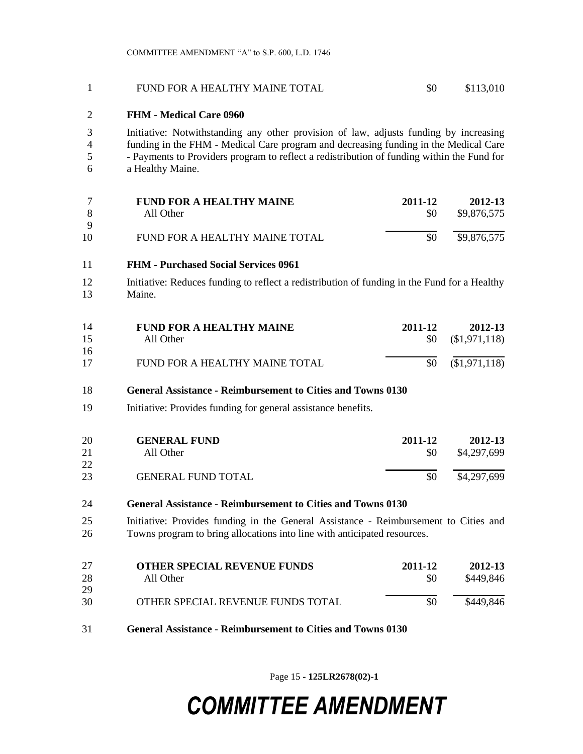| | | |
|---|---|---|
| FUND FOR A HEALTHY MAINE TOTAL | $0 | $113,010 |

**FHM - Medical Care 0960**

Initiative: Notwithstanding any other provision of law, adjusts funding by increasing funding in the FHM - Medical Care program and decreasing funding in the Medical Care - Payments to Providers program to reflect a redistribution of funding within the Fund for a Healthy Maine.

| FUND FOR A HEALTHY MAINE | 2011-12 | 2012-13 |
|---|---|---|
| All Other | $0 | $9,876,575 |
| FUND FOR A HEALTHY MAINE TOTAL | $0 | $9,876,575 |

**FHM - Purchased Social Services 0961**

Initiative: Reduces funding to reflect a redistribution of funding in the Fund for a Healthy Maine.

| FUND FOR A HEALTHY MAINE | 2011-12 | 2012-13 |
|---|---|---|
| All Other | $0 | ($1,971,118) |
| FUND FOR A HEALTHY MAINE TOTAL | $0 | ($1,971,118) |

**General Assistance - Reimbursement to Cities and Towns 0130**

Initiative: Provides funding for general assistance benefits.

| GENERAL FUND | 2011-12 | 2012-13 |
|---|---|---|
| All Other | $0 | $4,297,699 |
| GENERAL FUND TOTAL | $0 | $4,297,699 |

**General Assistance - Reimbursement to Cities and Towns 0130**

Initiative: Provides funding in the General Assistance - Reimbursement to Cities and Towns program to bring allocations into line with anticipated resources.

| OTHER SPECIAL REVENUE FUNDS | 2011-12 | 2012-13 |
|---|---|---|
| All Other | $0 | $449,846 |
| OTHER SPECIAL REVENUE FUNDS TOTAL | $0 | $449,846 |

**General Assistance - Reimbursement to Cities and Towns 0130**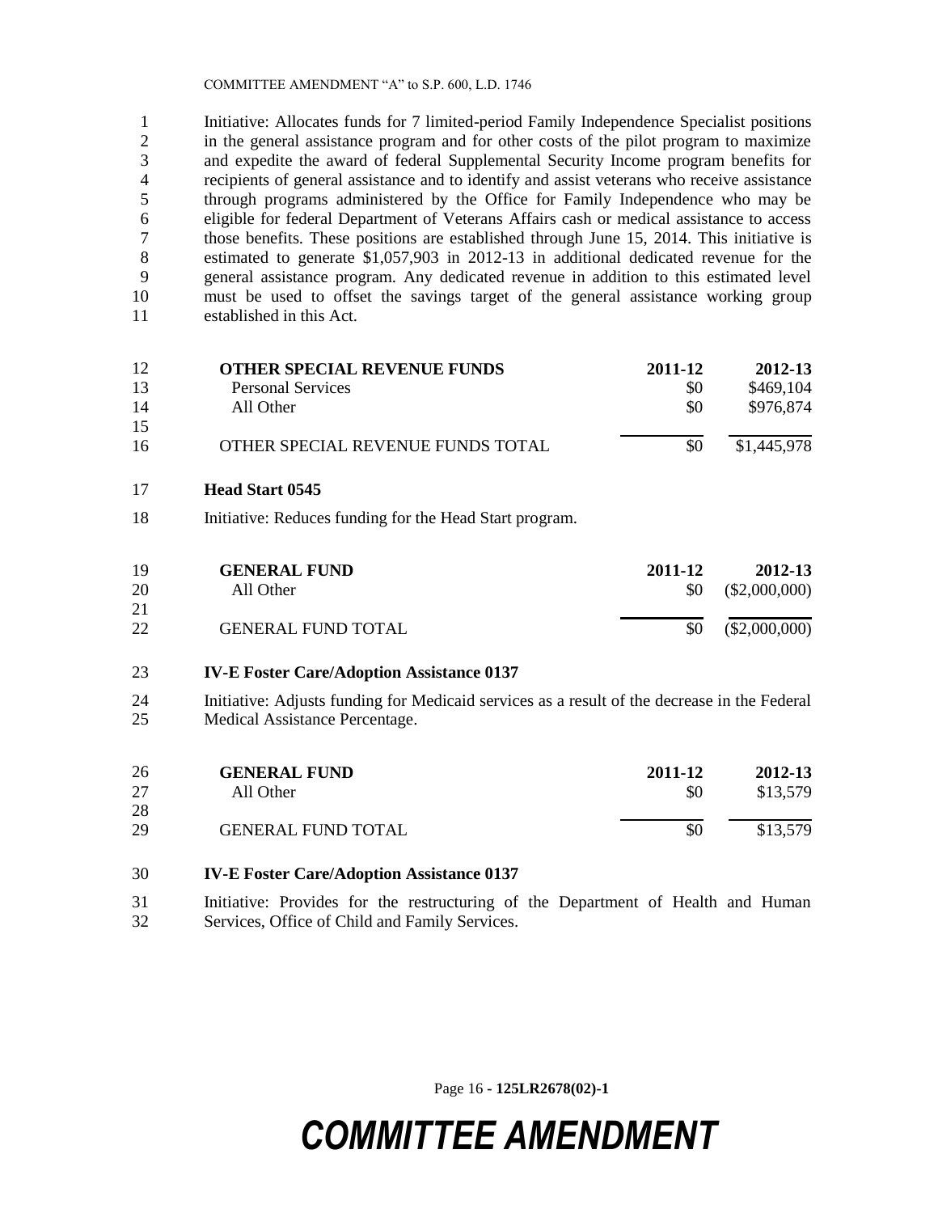Initiative: Allocates funds for 7 limited-period Family Independence Specialist positions in the general assistance program and for other costs of the pilot program to maximize and expedite the award of federal Supplemental Security Income program benefits for recipients of general assistance and to identify and assist veterans who receive assistance through programs administered by the Office for Family Independence who may be eligible for federal Department of Veterans Affairs cash or medical assistance to access those benefits. These positions are established through June 15, 2014. This initiative is estimated to generate $1,057,903 in 2012-13 in additional dedicated revenue for the general assistance program. Any dedicated revenue in addition to this estimated level must be used to offset the savings target of the general assistance working group established in this Act.

| **OTHER SPECIAL REVENUE FUNDS** | **2011-12** | **2012-13** |
|---|---|---|
| Personal Services | $0 | $469,104 |
| All Other | $0 | $976,874 |
| OTHER SPECIAL REVENUE FUNDS TOTAL | $0 | $1,445,978 |

**Head Start 0545**

Initiative: Reduces funding for the Head Start program.

| **GENERAL FUND** | **2011-12** | **2012-13** |
|---|---|---|
| All Other | $0 | ($2,000,000) |
| GENERAL FUND TOTAL | $0 | ($2,000,000) |

**IV-E Foster Care/Adoption Assistance 0137**

Initiative: Adjusts funding for Medicaid services as a result of the decrease in the Federal Medical Assistance Percentage.

| **GENERAL FUND** | **2011-12** | **2012-13** |
|---|---|---|
| All Other | $0 | $13,579 |
| GENERAL FUND TOTAL | $0 | $13,579 |

**IV-E Foster Care/Adoption Assistance 0137**

Initiative: Provides for the restructuring of the Department of Health and Human Services, Office of Child and Family Services.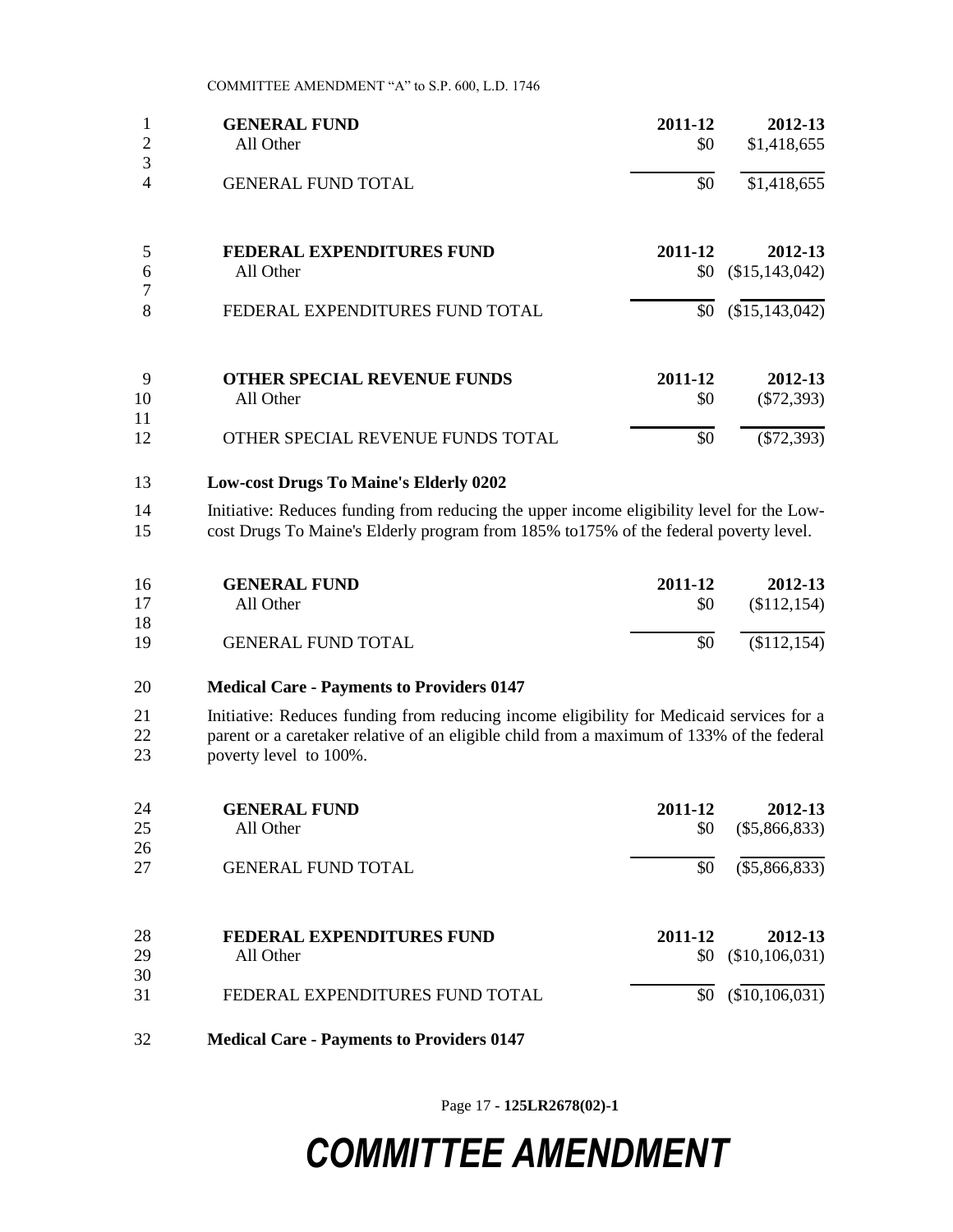| GENERAL FUND | 2011-12 | 2012-13 |
|---|---|---|
| All Other | $0 | $1,418,655 |
| GENERAL FUND TOTAL | $0 | $1,418,655 |

| FEDERAL EXPENDITURES FUND | 2011-12 | 2012-13 |
|---|---|---|
| All Other | $0 | ($15,143,042) |
| FEDERAL EXPENDITURES FUND TOTAL | $0 | ($15,143,042) |

| OTHER SPECIAL REVENUE FUNDS | 2011-12 | 2012-13 |
|---|---|---|
| All Other | $0 | ($72,393) |
| OTHER SPECIAL REVENUE FUNDS TOTAL | $0 | ($72,393) |

**Low-cost Drugs To Maine's Elderly 0202**

Initiative: Reduces funding from reducing the upper income eligibility level for the Low-cost Drugs To Maine's Elderly program from 185% to175% of the federal poverty level.

| GENERAL FUND | 2011-12 | 2012-13 |
|---|---|---|
| All Other | $0 | ($112,154) |
| GENERAL FUND TOTAL | $0 | ($112,154) |

**Medical Care - Payments to Providers 0147**

Initiative: Reduces funding from reducing income eligibility for Medicaid services for a parent or a caretaker relative of an eligible child from a maximum of 133% of the federal poverty level to 100%.

| GENERAL FUND | 2011-12 | 2012-13 |
|---|---|---|
| All Other | $0 | ($5,866,833) |
| GENERAL FUND TOTAL | $0 | ($5,866,833) |

| FEDERAL EXPENDITURES FUND | 2011-12 | 2012-13 |
|---|---|---|
| All Other | $0 | ($10,106,031) |
| FEDERAL EXPENDITURES FUND TOTAL | $0 | ($10,106,031) |

**Medical Care - Payments to Providers 0147**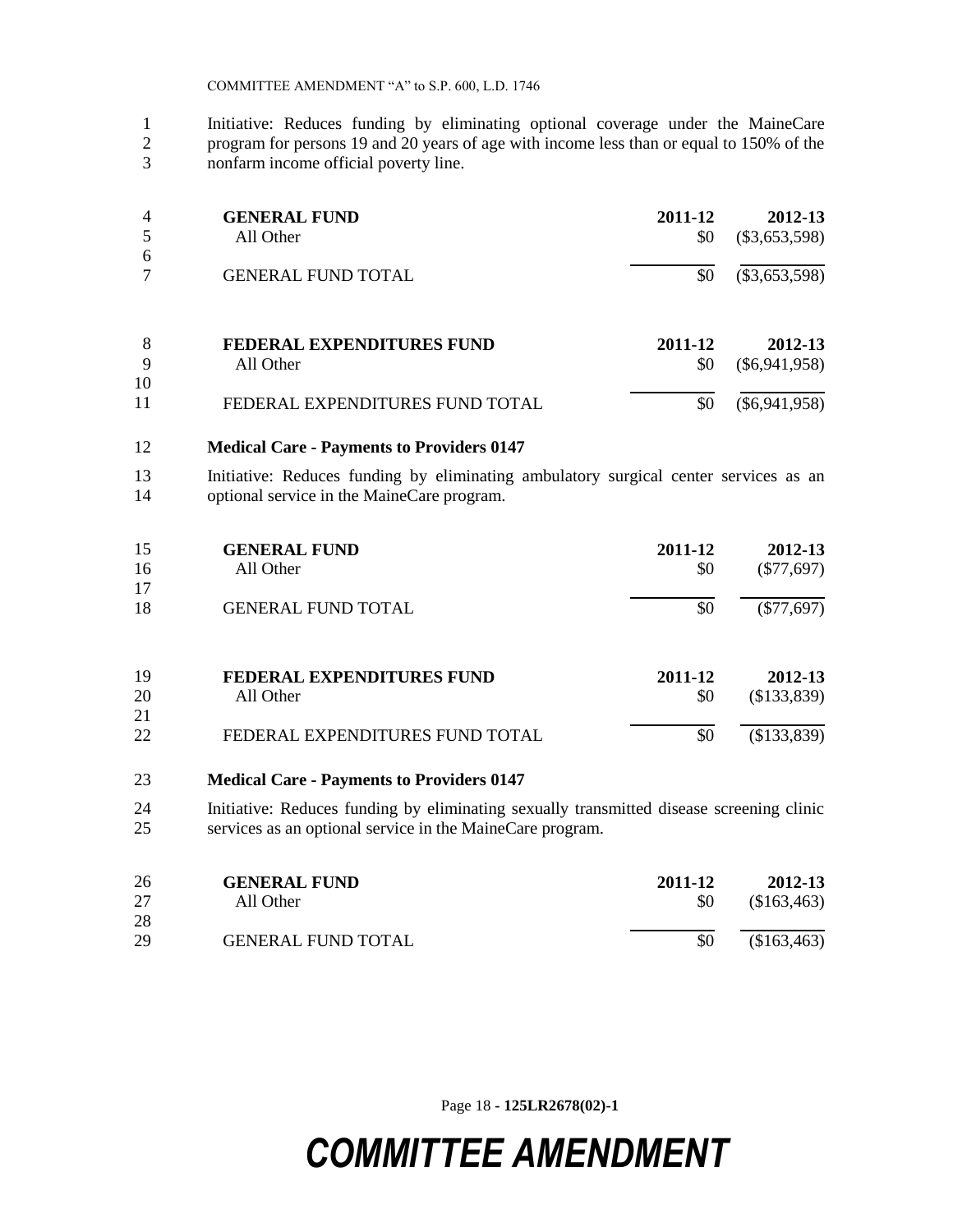Initiative: Reduces funding by eliminating optional coverage under the MaineCare program for persons 19 and 20 years of age with income less than or equal to 150% of the nonfarm income official poverty line.

| GENERAL FUND | 2011-12 | 2012-13 |
|---|---|---|
| All Other | $0 | ($3,653,598) |
| GENERAL FUND TOTAL | $0 | ($3,653,598) |

| FEDERAL EXPENDITURES FUND | 2011-12 | 2012-13 |
|---|---|---|
| All Other | $0 | ($6,941,958) |
| FEDERAL EXPENDITURES FUND TOTAL | $0 | ($6,941,958) |

**Medical Care - Payments to Providers 0147**

Initiative: Reduces funding by eliminating ambulatory surgical center services as an optional service in the MaineCare program.

| GENERAL FUND | 2011-12 | 2012-13 |
|---|---|---|
| All Other | $0 | ($77,697) |
| GENERAL FUND TOTAL | $0 | ($77,697) |

| FEDERAL EXPENDITURES FUND | 2011-12 | 2012-13 |
|---|---|---|
| All Other | $0 | ($133,839) |
| FEDERAL EXPENDITURES FUND TOTAL | $0 | ($133,839) |

**Medical Care - Payments to Providers 0147**

Initiative: Reduces funding by eliminating sexually transmitted disease screening clinic services as an optional service in the MaineCare program.

| GENERAL FUND | 2011-12 | 2012-13 |
|---|---|---|
| All Other | $0 | ($163,463) |
| GENERAL FUND TOTAL | $0 | ($163,463) |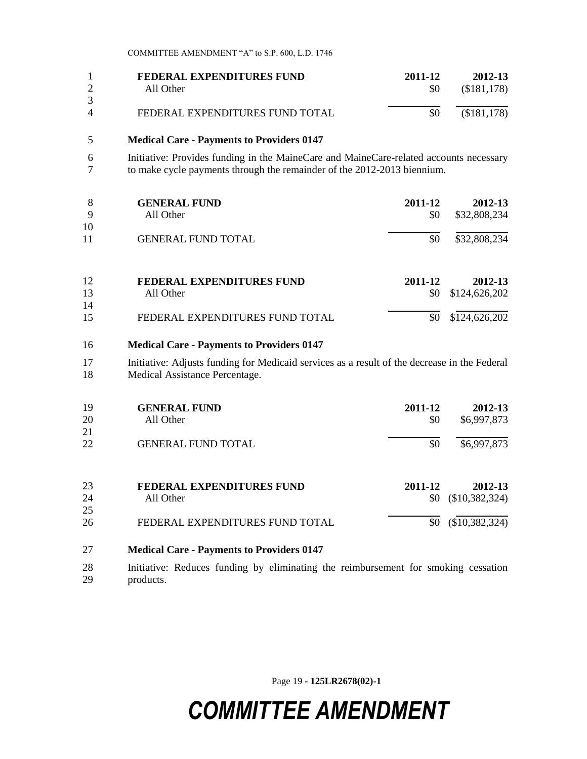| FEDERAL EXPENDITURES FUND | 2011-12 | 2012-13 |
|---|---|---|
| All Other | $0 | ($181,178) |
| FEDERAL EXPENDITURES FUND TOTAL | $0 | ($181,178) |

**Medical Care - Payments to Providers 0147**

Initiative: Provides funding in the MaineCare and MaineCare-related accounts necessary to make cycle payments through the remainder of the 2012-2013 biennium.

| GENERAL FUND | 2011-12 | 2012-13 |
|---|---|---|
| All Other | $0 | $32,808,234 |
| GENERAL FUND TOTAL | $0 | $32,808,234 |

| FEDERAL EXPENDITURES FUND | 2011-12 | 2012-13 |
|---|---|---|
| All Other | $0 | $124,626,202 |
| FEDERAL EXPENDITURES FUND TOTAL | $0 | $124,626,202 |

**Medical Care - Payments to Providers 0147**

Initiative: Adjusts funding for Medicaid services as a result of the decrease in the Federal Medical Assistance Percentage.

| GENERAL FUND | 2011-12 | 2012-13 |
|---|---|---|
| All Other | $0 | $6,997,873 |
| GENERAL FUND TOTAL | $0 | $6,997,873 |

| FEDERAL EXPENDITURES FUND | 2011-12 | 2012-13 |
|---|---|---|
| All Other | $0 | ($10,382,324) |
| FEDERAL EXPENDITURES FUND TOTAL | $0 | ($10,382,324) |

**Medical Care - Payments to Providers 0147**

Initiative: Reduces funding by eliminating the reimbursement for smoking cessation products.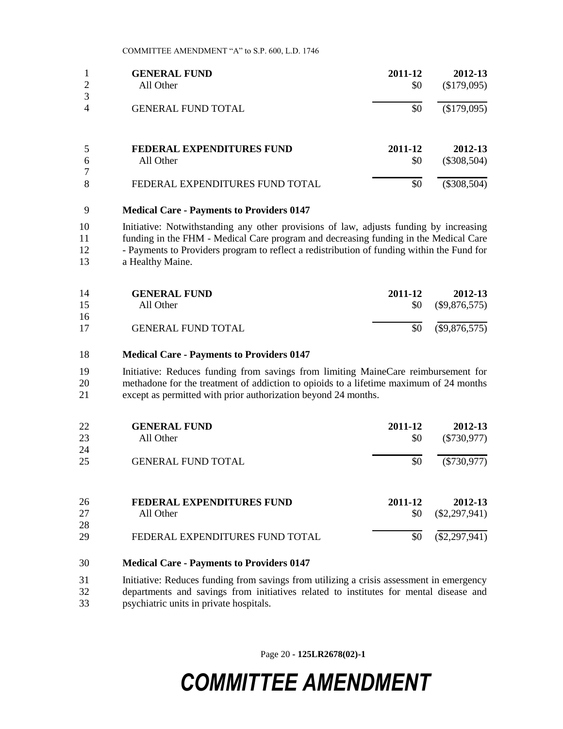| GENERAL FUND | 2011-12 | 2012-13 |
|---|---|---|
| All Other | $0 | ($179,095) |
| GENERAL FUND TOTAL | $0 | ($179,095) |

| FEDERAL EXPENDITURES FUND | 2011-12 | 2012-13 |
|---|---|---|
| All Other | $0 | ($308,504) |
| FEDERAL EXPENDITURES FUND TOTAL | $0 | ($308,504) |

**Medical Care - Payments to Providers 0147**

Initiative: Notwithstanding any other provisions of law, adjusts funding by increasing funding in the FHM - Medical Care program and decreasing funding in the Medical Care - Payments to Providers program to reflect a redistribution of funding within the Fund for a Healthy Maine.

| GENERAL FUND | 2011-12 | 2012-13 |
|---|---|---|
| All Other | $0 | ($9,876,575) |
| GENERAL FUND TOTAL | $0 | ($9,876,575) |

**Medical Care - Payments to Providers 0147**

Initiative: Reduces funding from savings from limiting MaineCare reimbursement for methadone for the treatment of addiction to opioids to a lifetime maximum of 24 months except as permitted with prior authorization beyond 24 months.

| GENERAL FUND | 2011-12 | 2012-13 |
|---|---|---|
| All Other | $0 | ($730,977) |
| GENERAL FUND TOTAL | $0 | ($730,977) |

| FEDERAL EXPENDITURES FUND | 2011-12 | 2012-13 |
|---|---|---|
| All Other | $0 | ($2,297,941) |
| FEDERAL EXPENDITURES FUND TOTAL | $0 | ($2,297,941) |

**Medical Care - Payments to Providers 0147**

Initiative: Reduces funding from savings from utilizing a crisis assessment in emergency departments and savings from initiatives related to institutes for mental disease and psychiatric units in private hospitals.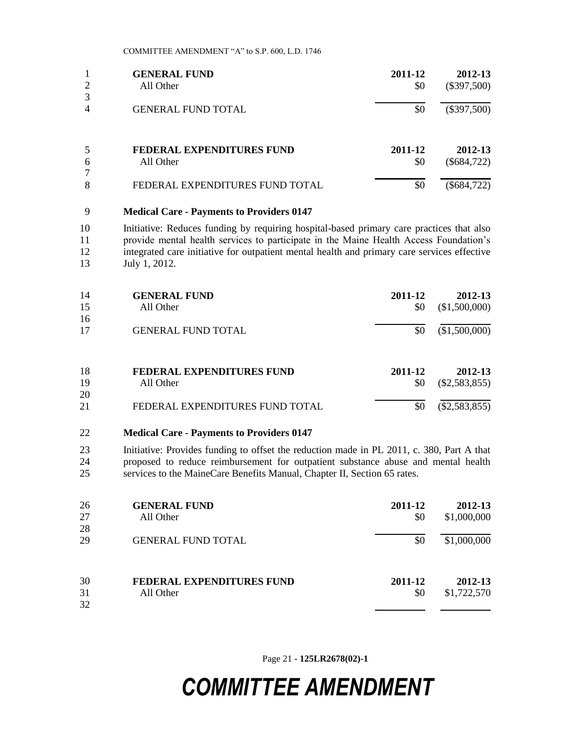| GENERAL FUND | 2011-12 | 2012-13 |
|---|---|---|
| All Other | $0 | ($397,500) |
| GENERAL FUND TOTAL | $0 | ($397,500) |

| FEDERAL EXPENDITURES FUND | 2011-12 | 2012-13 |
|---|---|---|
| All Other | $0 | ($684,722) |
| FEDERAL EXPENDITURES FUND TOTAL | $0 | ($684,722) |

**Medical Care - Payments to Providers 0147**

Initiative: Reduces funding by requiring hospital-based primary care practices that also provide mental health services to participate in the Maine Health Access Foundation's integrated care initiative for outpatient mental health and primary care services effective July 1, 2012.

| GENERAL FUND | 2011-12 | 2012-13 |
|---|---|---|
| All Other | $0 | ($1,500,000) |
| GENERAL FUND TOTAL | $0 | ($1,500,000) |

| FEDERAL EXPENDITURES FUND | 2011-12 | 2012-13 |
|---|---|---|
| All Other | $0 | ($2,583,855) |
| FEDERAL EXPENDITURES FUND TOTAL | $0 | ($2,583,855) |

**Medical Care - Payments to Providers 0147**

Initiative: Provides funding to offset the reduction made in PL 2011, c. 380, Part A that proposed to reduce reimbursement for outpatient substance abuse and mental health services to the MaineCare Benefits Manual, Chapter II, Section 65 rates.

| GENERAL FUND | 2011-12 | 2012-13 |
|---|---|---|
| All Other | $0 | $1,000,000 |
| GENERAL FUND TOTAL | $0 | $1,000,000 |

| FEDERAL EXPENDITURES FUND | 2011-12 | 2012-13 |
|---|---|---|
| All Other | $0 | $1,722,570 |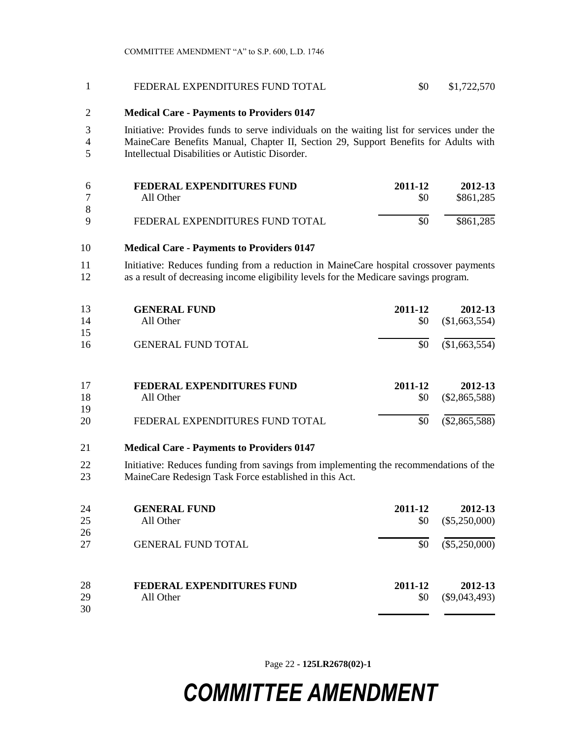| FEDERAL EXPENDITURES FUND TOTAL | $0 | $1,722,570 |
|---|---|---|

**Medical Care - Payments to Providers 0147**

Initiative: Provides funds to serve individuals on the waiting list for services under the MaineCare Benefits Manual, Chapter II, Section 29, Support Benefits for Adults with Intellectual Disabilities or Autistic Disorder.

| **FEDERAL EXPENDITURES FUND** | **2011-12** | **2012-13** |
|---|---|---|
| All Other | $0 | $861,285 |
| FEDERAL EXPENDITURES FUND TOTAL | $0 | $861,285 |

**Medical Care - Payments to Providers 0147**

Initiative: Reduces funding from a reduction in MaineCare hospital crossover payments as a result of decreasing income eligibility levels for the Medicare savings program.

| **GENERAL FUND** | **2011-12** | **2012-13** |
|---|---|---|
| All Other | $0 | ($1,663,554) |
| GENERAL FUND TOTAL | $0 | ($1,663,554) |

| **FEDERAL EXPENDITURES FUND** | **2011-12** | **2012-13** |
|---|---|---|
| All Other | $0 | ($2,865,588) |
| FEDERAL EXPENDITURES FUND TOTAL | $0 | ($2,865,588) |

**Medical Care - Payments to Providers 0147**

Initiative: Reduces funding from savings from implementing the recommendations of the MaineCare Redesign Task Force established in this Act.

| **GENERAL FUND** | **2011-12** | **2012-13** |
|---|---|---|
| All Other | $0 | ($5,250,000) |
| GENERAL FUND TOTAL | $0 | ($5,250,000) |

| **FEDERAL EXPENDITURES FUND** | **2011-12** | **2012-13** |
|---|---|---|
| All Other | $0 | ($9,043,493) |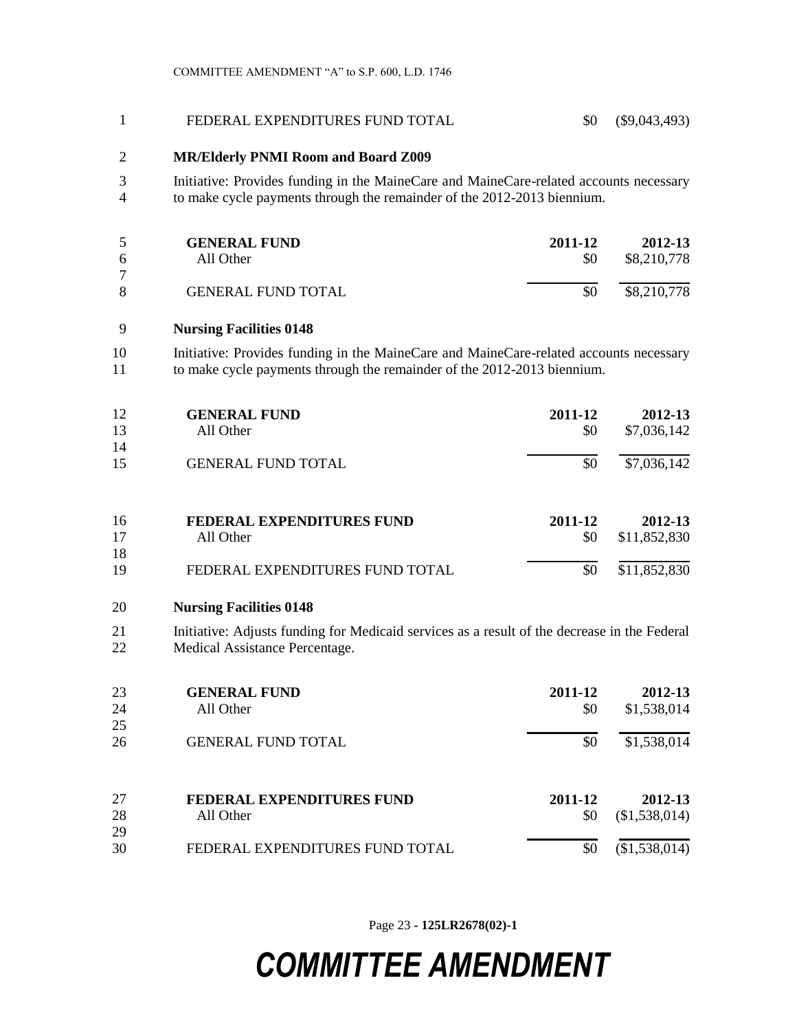| | 2011-12 | 2012-13 |
|---|---|---|
| FEDERAL EXPENDITURES FUND TOTAL | $0 | ($9,043,493) |

**MR/Elderly PNMI Room and Board Z009**

Initiative: Provides funding in the MaineCare and MaineCare-related accounts necessary to make cycle payments through the remainder of the 2012-2013 biennium.

| GENERAL FUND | 2011-12 | 2012-13 |
|---|---|---|
| All Other | $0 | $8,210,778 |
| GENERAL FUND TOTAL | $0 | $8,210,778 |

**Nursing Facilities 0148**

Initiative: Provides funding in the MaineCare and MaineCare-related accounts necessary to make cycle payments through the remainder of the 2012-2013 biennium.

| GENERAL FUND | 2011-12 | 2012-13 |
|---|---|---|
| All Other | $0 | $7,036,142 |
| GENERAL FUND TOTAL | $0 | $7,036,142 |

| FEDERAL EXPENDITURES FUND | 2011-12 | 2012-13 |
|---|---|---|
| All Other | $0 | $11,852,830 |
| FEDERAL EXPENDITURES FUND TOTAL | $0 | $11,852,830 |

**Nursing Facilities 0148**

Initiative: Adjusts funding for Medicaid services as a result of the decrease in the Federal Medical Assistance Percentage.

| GENERAL FUND | 2011-12 | 2012-13 |
|---|---|---|
| All Other | $0 | $1,538,014 |
| GENERAL FUND TOTAL | $0 | $1,538,014 |

| FEDERAL EXPENDITURES FUND | 2011-12 | 2012-13 |
|---|---|---|
| All Other | $0 | ($1,538,014) |
| FEDERAL EXPENDITURES FUND TOTAL | $0 | ($1,538,014) |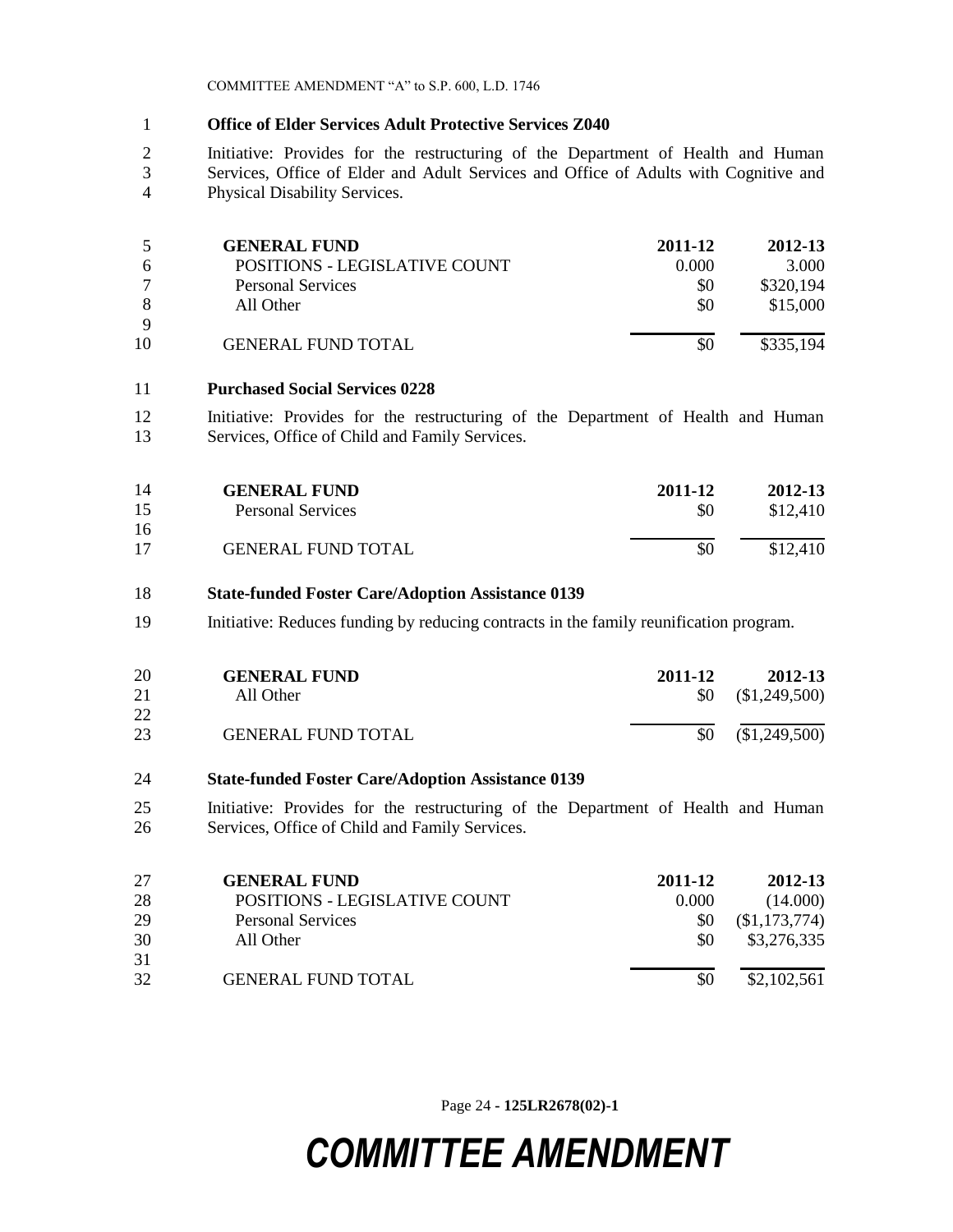**Office of Elder Services Adult Protective Services Z040**

Initiative: Provides for the restructuring of the Department of Health and Human Services, Office of Elder and Adult Services and Office of Adults with Cognitive and Physical Disability Services.

| GENERAL FUND | 2011-12 | 2012-13 |
|---|---|---|
| POSITIONS - LEGISLATIVE COUNT | 0.000 | 3.000 |
| Personal Services | $0 | $320,194 |
| All Other | $0 | $15,000 |
| GENERAL FUND TOTAL | $0 | $335,194 |

**Purchased Social Services 0228**

Initiative: Provides for the restructuring of the Department of Health and Human Services, Office of Child and Family Services.

| GENERAL FUND | 2011-12 | 2012-13 |
|---|---|---|
| Personal Services | $0 | $12,410 |
| GENERAL FUND TOTAL | $0 | $12,410 |

**State-funded Foster Care/Adoption Assistance 0139**

Initiative: Reduces funding by reducing contracts in the family reunification program.

| GENERAL FUND | 2011-12 | 2012-13 |
|---|---|---|
| All Other | $0 | ($1,249,500) |
| GENERAL FUND TOTAL | $0 | ($1,249,500) |

**State-funded Foster Care/Adoption Assistance 0139**

Initiative: Provides for the restructuring of the Department of Health and Human Services, Office of Child and Family Services.

| GENERAL FUND | 2011-12 | 2012-13 |
|---|---|---|
| POSITIONS - LEGISLATIVE COUNT | 0.000 | (14.000) |
| Personal Services | $0 | ($1,173,774) |
| All Other | $0 | $3,276,335 |
| GENERAL FUND TOTAL | $0 | $2,102,561 |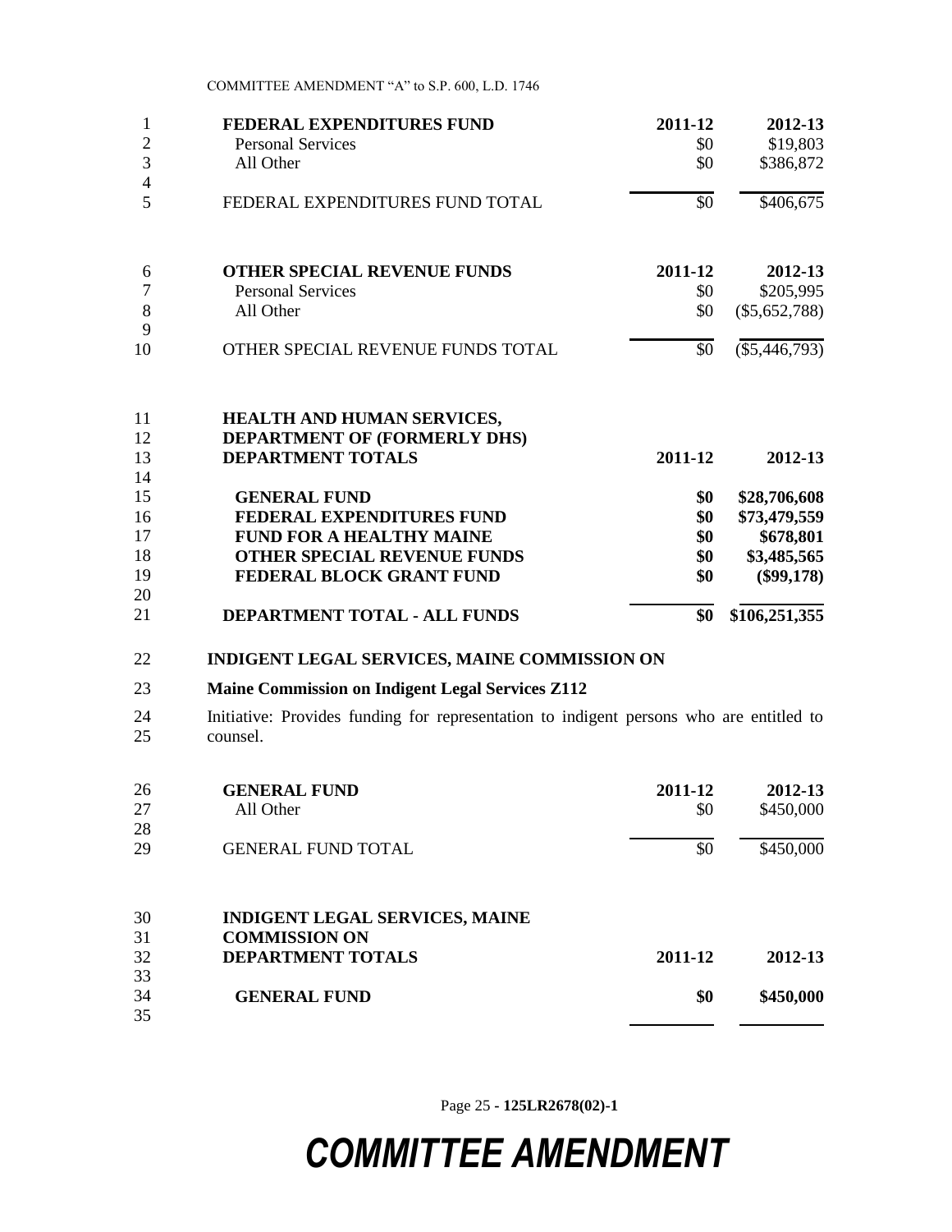| FEDERAL EXPENDITURES FUND | 2011-12 | 2012-13 |
|---|---|---|
| Personal Services | $0 | $19,803 |
| All Other | $0 | $386,872 |
| FEDERAL EXPENDITURES FUND TOTAL | $0 | $406,675 |

| OTHER SPECIAL REVENUE FUNDS | 2011-12 | 2012-13 |
|---|---|---|
| Personal Services | $0 | $205,995 |
| All Other | $0 | ($5,652,788) |
| OTHER SPECIAL REVENUE FUNDS TOTAL | $0 | ($5,446,793) |

| HEALTH AND HUMAN SERVICES, DEPARTMENT OF (FORMERLY DHS) DEPARTMENT TOTALS | 2011-12 | 2012-13 |
|---|---|---|
| **GENERAL FUND** | **$0** | **$28,706,608** |
| **FEDERAL EXPENDITURES FUND** | **$0** | **$73,479,559** |
| **FUND FOR A HEALTHY MAINE** | **$0** | **$678,801** |
| **OTHER SPECIAL REVENUE FUNDS** | **$0** | **$3,485,565** |
| **FEDERAL BLOCK GRANT FUND** | **$0** | **($99,178)** |
| **DEPARTMENT TOTAL - ALL FUNDS** | **$0** | **$106,251,355** |

**INDIGENT LEGAL SERVICES, MAINE COMMISSION ON**

**Maine Commission on Indigent Legal Services Z112**

Initiative: Provides funding for representation to indigent persons who are entitled to counsel.

| GENERAL FUND | 2011-12 | 2012-13 |
|---|---|---|
| All Other | $0 | $450,000 |
| GENERAL FUND TOTAL | $0 | $450,000 |

| INDIGENT LEGAL SERVICES, MAINE COMMISSION ON DEPARTMENT TOTALS | 2011-12 | 2012-13 |
|---|---|---|
| **GENERAL FUND** | **$0** | **$450,000** |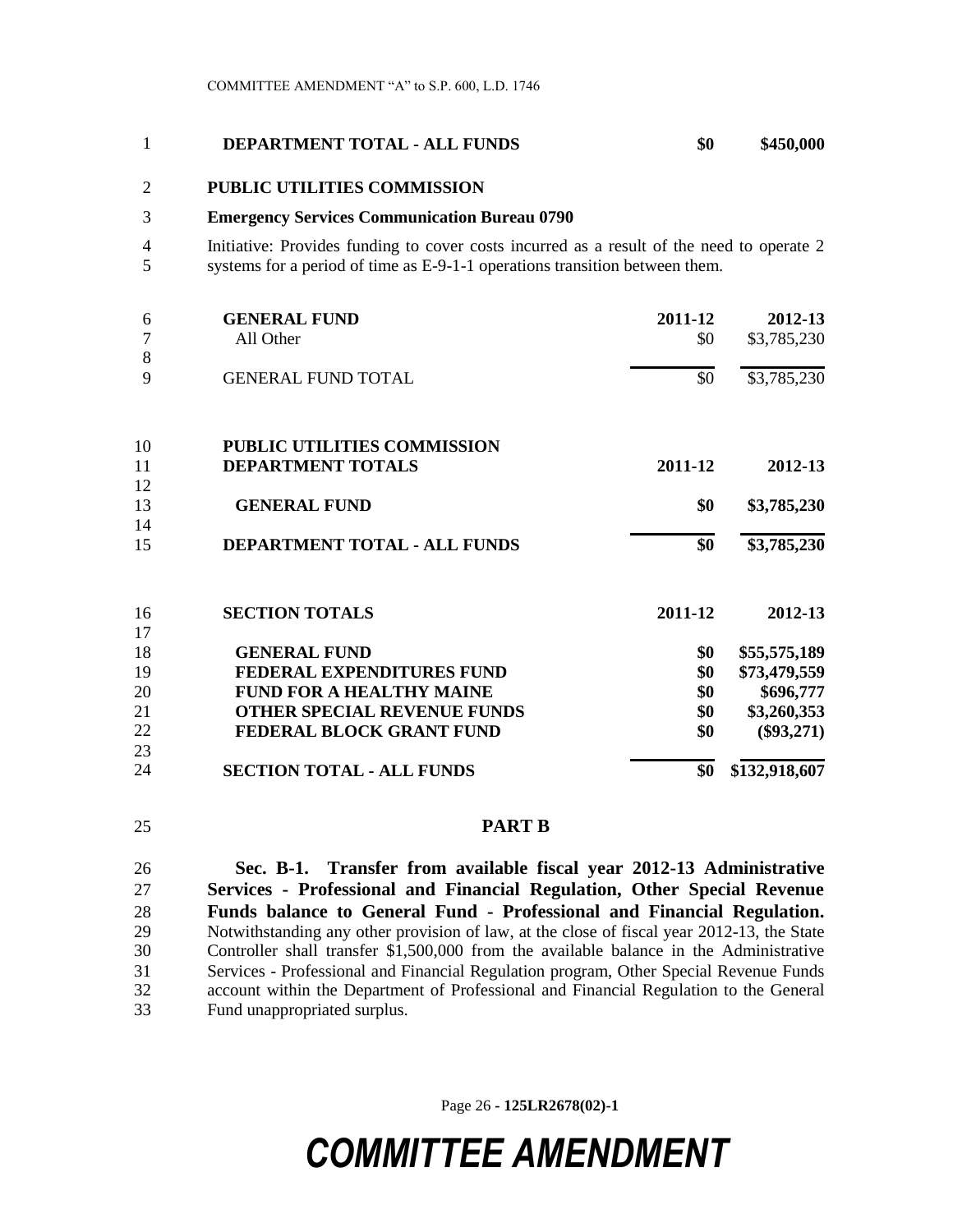| | | |
|---|---|---|
| **DEPARTMENT TOTAL - ALL FUNDS** | **$0** | **$450,000** |

**PUBLIC UTILITIES COMMISSION**

**Emergency Services Communication Bureau 0790**

Initiative: Provides funding to cover costs incurred as a result of the need to operate 2 systems for a period of time as E-9-1-1 operations transition between them.

| **GENERAL FUND** | **2011-12** | **2012-13** |
|---|---|---|
| All Other | $0 | $3,785,230 |
| GENERAL FUND TOTAL | $0 | $3,785,230 |

| **PUBLIC UTILITIES COMMISSION DEPARTMENT TOTALS** | **2011-12** | **2012-13** |
|---|---|---|
| **GENERAL FUND** | **$0** | **$3,785,230** |
| **DEPARTMENT TOTAL - ALL FUNDS** | **$0** | **$3,785,230** |

| **SECTION TOTALS** | **2011-12** | **2012-13** |
|---|---|---|
| **GENERAL FUND** | **$0** | **$55,575,189** |
| **FEDERAL EXPENDITURES FUND** | **$0** | **$73,479,559** |
| **FUND FOR A HEALTHY MAINE** | **$0** | **$696,777** |
| **OTHER SPECIAL REVENUE FUNDS** | **$0** | **$3,260,353** |
| **FEDERAL BLOCK GRANT FUND** | **$0** | **($93,271)** |
| **SECTION TOTAL - ALL FUNDS** | **$0** | **$132,918,607** |

## PART B

**Sec. B-1. Transfer from available fiscal year 2012-13 Administrative Services - Professional and Financial Regulation, Other Special Revenue Funds balance to General Fund - Professional and Financial Regulation.** Notwithstanding any other provision of law, at the close of fiscal year 2012-13, the State Controller shall transfer $1,500,000 from the available balance in the Administrative Services - Professional and Financial Regulation program, Other Special Revenue Funds account within the Department of Professional and Financial Regulation to the General Fund unappropriated surplus.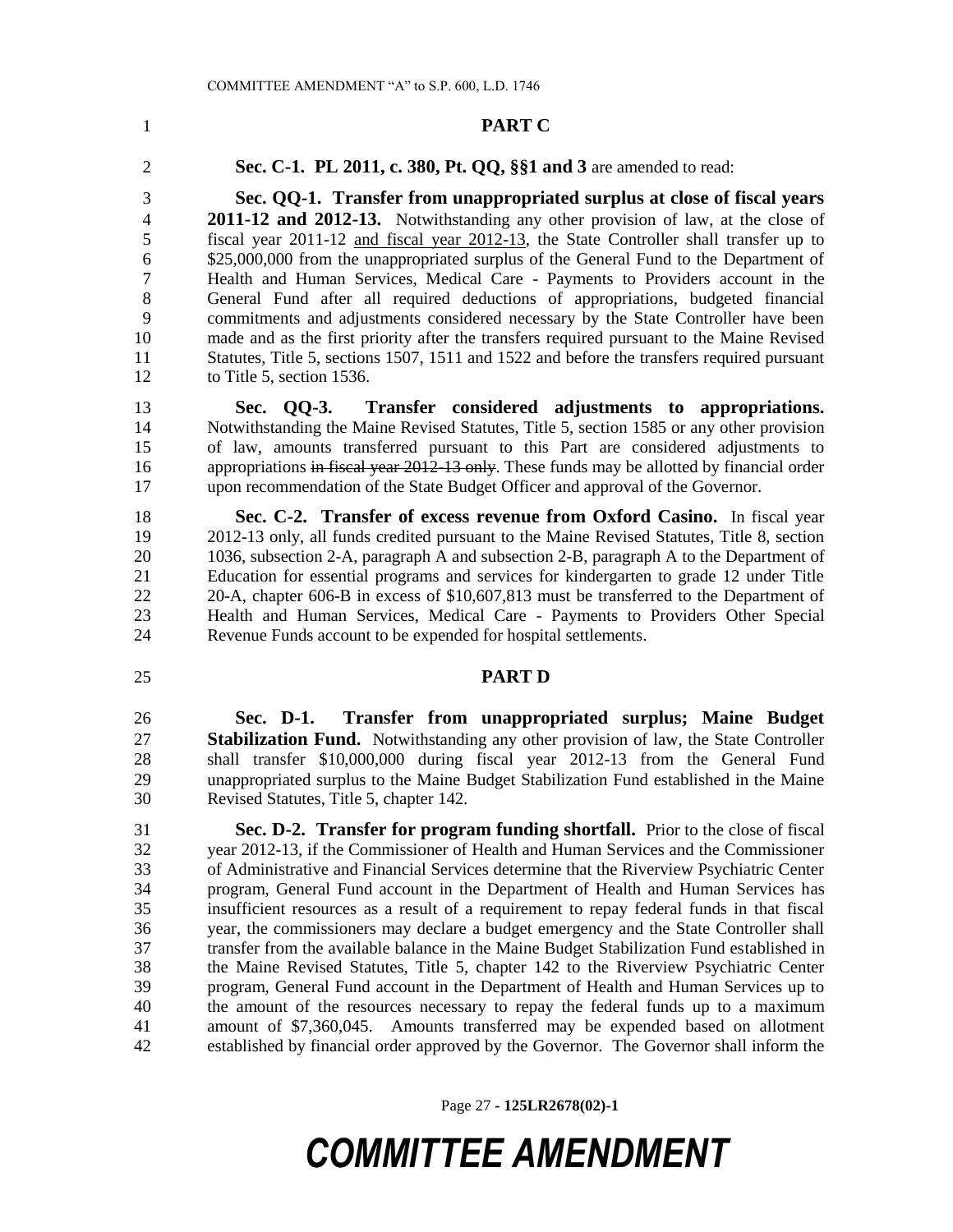## PART C

**Sec. C-1. PL 2011, c. 380, Pt. QQ, §§1 and 3** are amended to read:

**Sec. QQ-1. Transfer from unappropriated surplus at close of fiscal years 2011-12 and 2012-13.** Notwithstanding any other provision of law, at the close of fiscal year 2011-12 and fiscal year 2012-13, the State Controller shall transfer up to $25,000,000 from the unappropriated surplus of the General Fund to the Department of Health and Human Services, Medical Care - Payments to Providers account in the General Fund after all required deductions of appropriations, budgeted financial commitments and adjustments considered necessary by the State Controller have been made and as the first priority after the transfers required pursuant to the Maine Revised Statutes, Title 5, sections 1507, 1511 and 1522 and before the transfers required pursuant to Title 5, section 1536.

**Sec. QQ-3. Transfer considered adjustments to appropriations.** Notwithstanding the Maine Revised Statutes, Title 5, section 1585 or any other provision of law, amounts transferred pursuant to this Part are considered adjustments to appropriations ~~in fiscal year 2012-13 only~~. These funds may be allotted by financial order upon recommendation of the State Budget Officer and approval of the Governor.

**Sec. C-2. Transfer of excess revenue from Oxford Casino.** In fiscal year 2012-13 only, all funds credited pursuant to the Maine Revised Statutes, Title 8, section 1036, subsection 2-A, paragraph A and subsection 2-B, paragraph A to the Department of Education for essential programs and services for kindergarten to grade 12 under Title 20-A, chapter 606-B in excess of $10,607,813 must be transferred to the Department of Health and Human Services, Medical Care - Payments to Providers Other Special Revenue Funds account to be expended for hospital settlements.

## PART D

**Sec. D-1. Transfer from unappropriated surplus; Maine Budget Stabilization Fund.** Notwithstanding any other provision of law, the State Controller shall transfer $10,000,000 during fiscal year 2012-13 from the General Fund unappropriated surplus to the Maine Budget Stabilization Fund established in the Maine Revised Statutes, Title 5, chapter 142.

**Sec. D-2. Transfer for program funding shortfall.** Prior to the close of fiscal year 2012-13, if the Commissioner of Health and Human Services and the Commissioner of Administrative and Financial Services determine that the Riverview Psychiatric Center program, General Fund account in the Department of Health and Human Services has insufficient resources as a result of a requirement to repay federal funds in that fiscal year, the commissioners may declare a budget emergency and the State Controller shall transfer from the available balance in the Maine Budget Stabilization Fund established in the Maine Revised Statutes, Title 5, chapter 142 to the Riverview Psychiatric Center program, General Fund account in the Department of Health and Human Services up to the amount of the resources necessary to repay the federal funds up to a maximum amount of $7,360,045. Amounts transferred may be expended based on allotment established by financial order approved by the Governor. The Governor shall inform the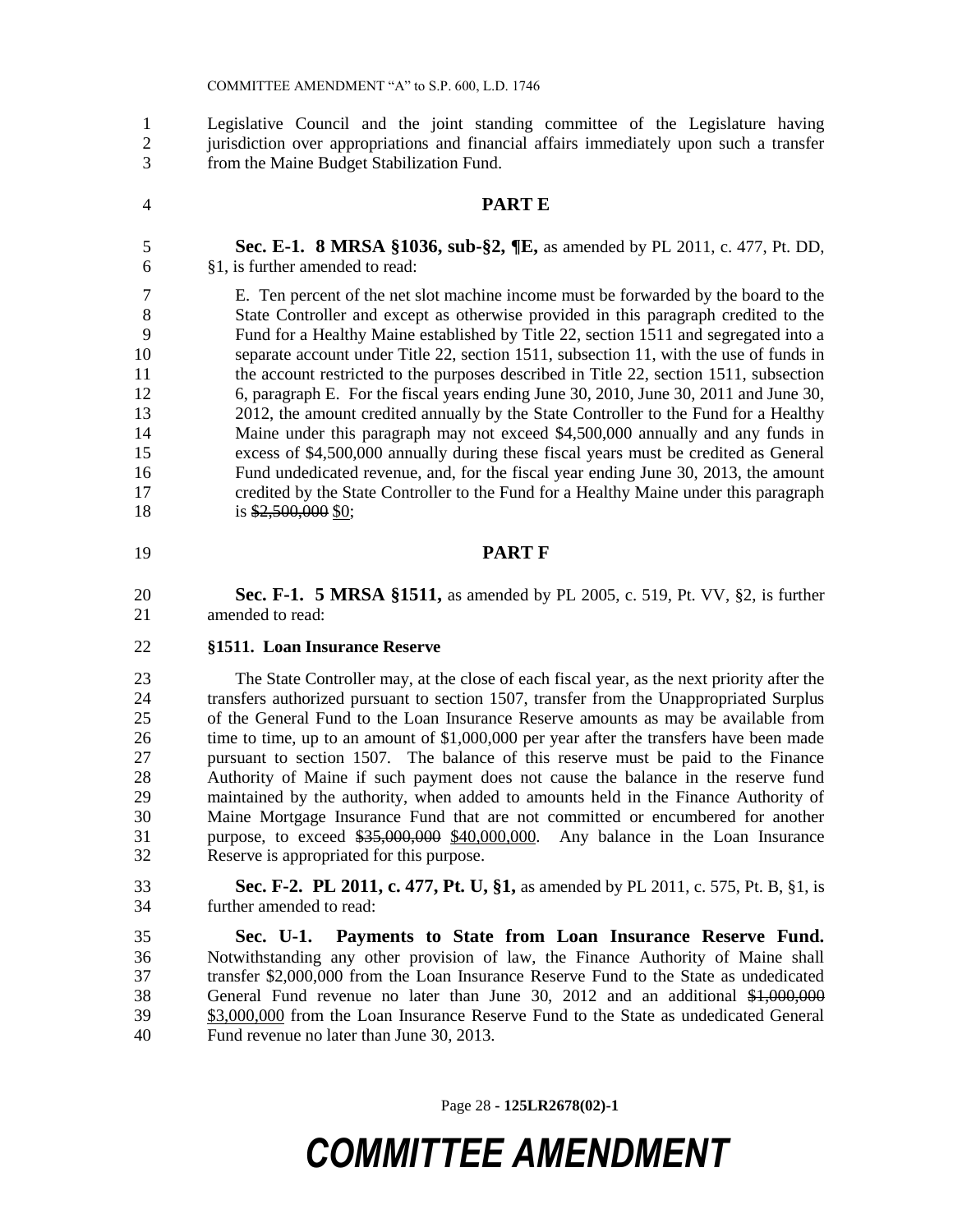Legislative Council and the joint standing committee of the Legislature having jurisdiction over appropriations and financial affairs immediately upon such a transfer from the Maine Budget Stabilization Fund.

## PART E

**Sec. E-1. 8 MRSA §1036, sub-§2, ¶E,** as amended by PL 2011, c. 477, Pt. DD, §1, is further amended to read:

E. Ten percent of the net slot machine income must be forwarded by the board to the State Controller and except as otherwise provided in this paragraph credited to the Fund for a Healthy Maine established by Title 22, section 1511 and segregated into a separate account under Title 22, section 1511, subsection 11, with the use of funds in the account restricted to the purposes described in Title 22, section 1511, subsection 6, paragraph E. For the fiscal years ending June 30, 2010, June 30, 2011 and June 30, 2012, the amount credited annually by the State Controller to the Fund for a Healthy Maine under this paragraph may not exceed $4,500,000 annually and any funds in excess of $4,500,000 annually during these fiscal years must be credited as General Fund undedicated revenue, and, for the fiscal year ending June 30, 2013, the amount credited by the State Controller to the Fund for a Healthy Maine under this paragraph is ~~$2,500,000~~ $0;

## PART F

**Sec. F-1. 5 MRSA §1511,** as amended by PL 2005, c. 519, Pt. VV, §2, is further amended to read:

**§1511. Loan Insurance Reserve**

The State Controller may, at the close of each fiscal year, as the next priority after the transfers authorized pursuant to section 1507, transfer from the Unappropriated Surplus of the General Fund to the Loan Insurance Reserve amounts as may be available from time to time, up to an amount of $1,000,000 per year after the transfers have been made pursuant to section 1507. The balance of this reserve must be paid to the Finance Authority of Maine if such payment does not cause the balance in the reserve fund maintained by the authority, when added to amounts held in the Finance Authority of Maine Mortgage Insurance Fund that are not committed or encumbered for another purpose, to exceed ~~$35,000,000~~ $40,000,000. Any balance in the Loan Insurance Reserve is appropriated for this purpose.

**Sec. F-2. PL 2011, c. 477, Pt. U, §1,** as amended by PL 2011, c. 575, Pt. B, §1, is further amended to read:

**Sec. U-1. Payments to State from Loan Insurance Reserve Fund.** Notwithstanding any other provision of law, the Finance Authority of Maine shall transfer $2,000,000 from the Loan Insurance Reserve Fund to the State as undedicated General Fund revenue no later than June 30, 2012 and an additional ~~$1,000,000~~ $3,000,000 from the Loan Insurance Reserve Fund to the State as undedicated General Fund revenue no later than June 30, 2013.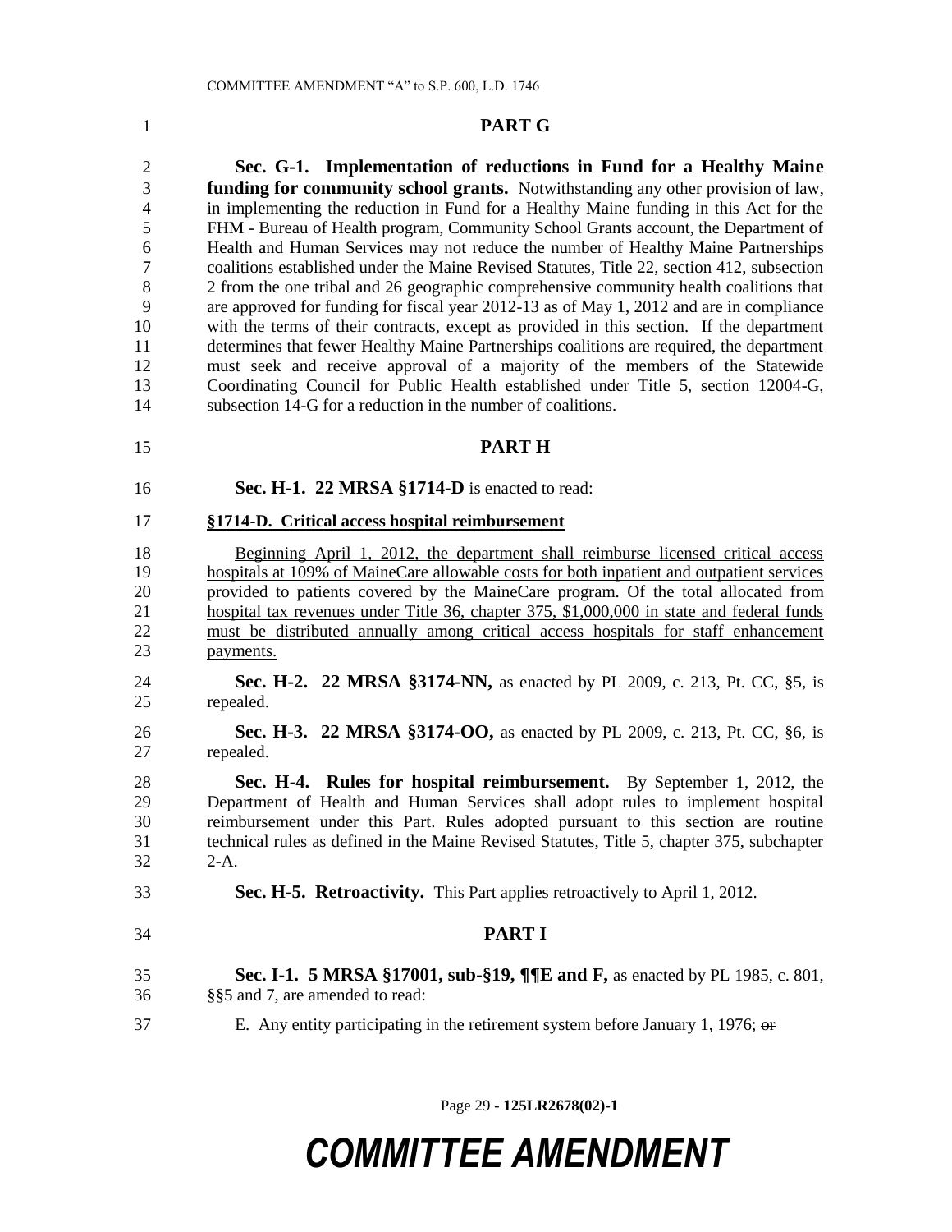## PART G

**Sec. G-1. Implementation of reductions in Fund for a Healthy Maine funding for community school grants.** Notwithstanding any other provision of law, in implementing the reduction in Fund for a Healthy Maine funding in this Act for the FHM - Bureau of Health program, Community School Grants account, the Department of Health and Human Services may not reduce the number of Healthy Maine Partnerships coalitions established under the Maine Revised Statutes, Title 22, section 412, subsection 2 from the one tribal and 26 geographic comprehensive community health coalitions that are approved for funding for fiscal year 2012-13 as of May 1, 2012 and are in compliance with the terms of their contracts, except as provided in this section. If the department determines that fewer Healthy Maine Partnerships coalitions are required, the department must seek and receive approval of a majority of the members of the Statewide Coordinating Council for Public Health established under Title 5, section 12004-G, subsection 14-G for a reduction in the number of coalitions.

## PART H

**Sec. H-1. 22 MRSA §1714-D** is enacted to read:

**§1714-D. Critical access hospital reimbursement**

Beginning April 1, 2012, the department shall reimburse licensed critical access hospitals at 109% of MaineCare allowable costs for both inpatient and outpatient services provided to patients covered by the MaineCare program. Of the total allocated from hospital tax revenues under Title 36, chapter 375, $1,000,000 in state and federal funds must be distributed annually among critical access hospitals for staff enhancement payments.

**Sec. H-2. 22 MRSA §3174-NN,** as enacted by PL 2009, c. 213, Pt. CC, §5, is repealed.

**Sec. H-3. 22 MRSA §3174-OO,** as enacted by PL 2009, c. 213, Pt. CC, §6, is repealed.

**Sec. H-4. Rules for hospital reimbursement.** By September 1, 2012, the Department of Health and Human Services shall adopt rules to implement hospital reimbursement under this Part. Rules adopted pursuant to this section are routine technical rules as defined in the Maine Revised Statutes, Title 5, chapter 375, subchapter 2-A.

**Sec. H-5. Retroactivity.** This Part applies retroactively to April 1, 2012.

## PART I

**Sec. I-1. 5 MRSA §17001, sub-§19, ¶¶E and F,** as enacted by PL 1985, c. 801, §§5 and 7, are amended to read:

E. Any entity participating in the retirement system before January 1, 1976; ~~or~~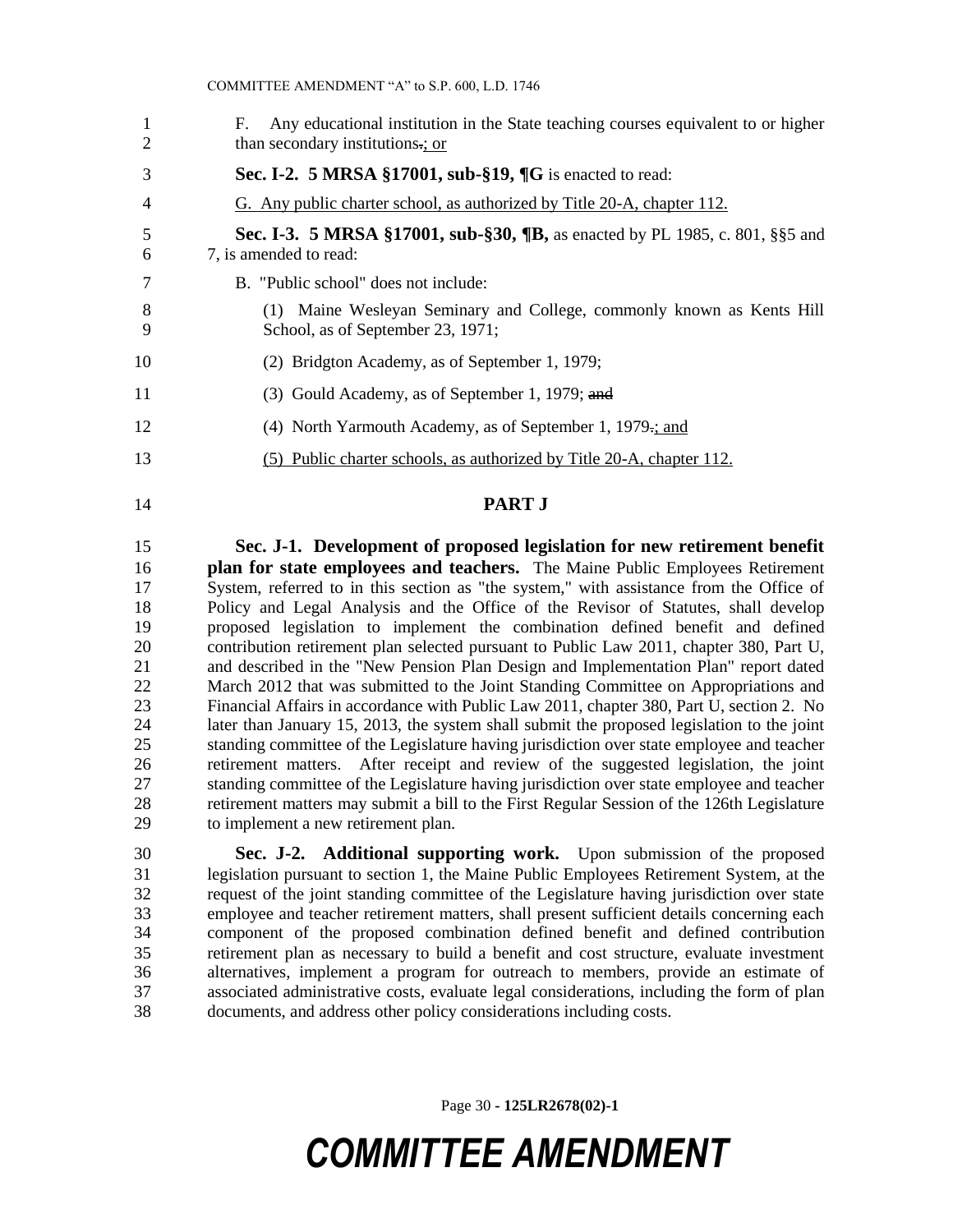F. Any educational institution in the State teaching courses equivalent to or higher than secondary institutions~~.~~; or

**Sec. I-2. 5 MRSA §17001, sub-§19, ¶G** is enacted to read:

G. Any public charter school, as authorized by Title 20-A, chapter 112.

**Sec. I-3. 5 MRSA §17001, sub-§30, ¶B,** as enacted by PL 1985, c. 801, §§5 and 7, is amended to read:

B. "Public school" does not include:

(1) Maine Wesleyan Seminary and College, commonly known as Kents Hill School, as of September 23, 1971;

(2) Bridgton Academy, as of September 1, 1979;

(3) Gould Academy, as of September 1, 1979; ~~and~~

(4) North Yarmouth Academy, as of September 1, 1979~~.~~; and

(5) Public charter schools, as authorized by Title 20-A, chapter 112.

## PART J

**Sec. J-1. Development of proposed legislation for new retirement benefit plan for state employees and teachers.** The Maine Public Employees Retirement System, referred to in this section as "the system," with assistance from the Office of Policy and Legal Analysis and the Office of the Revisor of Statutes, shall develop proposed legislation to implement the combination defined benefit and defined contribution retirement plan selected pursuant to Public Law 2011, chapter 380, Part U, and described in the "New Pension Plan Design and Implementation Plan" report dated March 2012 that was submitted to the Joint Standing Committee on Appropriations and Financial Affairs in accordance with Public Law 2011, chapter 380, Part U, section 2. No later than January 15, 2013, the system shall submit the proposed legislation to the joint standing committee of the Legislature having jurisdiction over state employee and teacher retirement matters. After receipt and review of the suggested legislation, the joint standing committee of the Legislature having jurisdiction over state employee and teacher retirement matters may submit a bill to the First Regular Session of the 126th Legislature to implement a new retirement plan.

**Sec. J-2. Additional supporting work.** Upon submission of the proposed legislation pursuant to section 1, the Maine Public Employees Retirement System, at the request of the joint standing committee of the Legislature having jurisdiction over state employee and teacher retirement matters, shall present sufficient details concerning each component of the proposed combination defined benefit and defined contribution retirement plan as necessary to build a benefit and cost structure, evaluate investment alternatives, implement a program for outreach to members, provide an estimate of associated administrative costs, evaluate legal considerations, including the form of plan documents, and address other policy considerations including costs.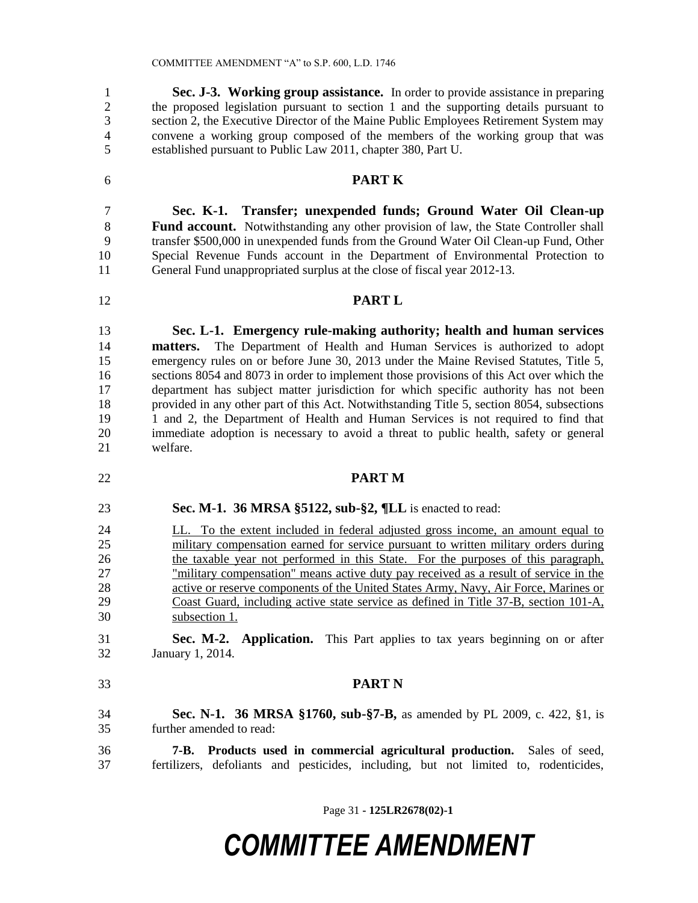**Sec. J-3. Working group assistance.** In order to provide assistance in preparing the proposed legislation pursuant to section 1 and the supporting details pursuant to section 2, the Executive Director of the Maine Public Employees Retirement System may convene a working group composed of the members of the working group that was established pursuant to Public Law 2011, chapter 380, Part U.

## PART K

**Sec. K-1. Transfer; unexpended funds; Ground Water Oil Clean-up Fund account.** Notwithstanding any other provision of law, the State Controller shall transfer $500,000 in unexpended funds from the Ground Water Oil Clean-up Fund, Other Special Revenue Funds account in the Department of Environmental Protection to General Fund unappropriated surplus at the close of fiscal year 2012-13.

## PART L

**Sec. L-1. Emergency rule-making authority; health and human services matters.** The Department of Health and Human Services is authorized to adopt emergency rules on or before June 30, 2013 under the Maine Revised Statutes, Title 5, sections 8054 and 8073 in order to implement those provisions of this Act over which the department has subject matter jurisdiction for which specific authority has not been provided in any other part of this Act. Notwithstanding Title 5, section 8054, subsections 1 and 2, the Department of Health and Human Services is not required to find that immediate adoption is necessary to avoid a threat to public health, safety or general welfare.

## PART M

**Sec. M-1. 36 MRSA §5122, sub-§2, ¶LL** is enacted to read:

<u>LL. To the extent included in federal adjusted gross income, an amount equal to military compensation earned for service pursuant to written military orders during the taxable year not performed in this State. For the purposes of this paragraph, "military compensation" means active duty pay received as a result of service in the active or reserve components of the United States Army, Navy, Air Force, Marines or Coast Guard, including active state service as defined in Title 37-B, section 101-A, subsection 1.</u>

**Sec. M-2. Application.** This Part applies to tax years beginning on or after January 1, 2014.

## PART N

**Sec. N-1. 36 MRSA §1760, sub-§7-B,** as amended by PL 2009, c. 422, §1, is further amended to read:

**7-B. Products used in commercial agricultural production.** Sales of seed, fertilizers, defoliants and pesticides, including, but not limited to, rodenticides,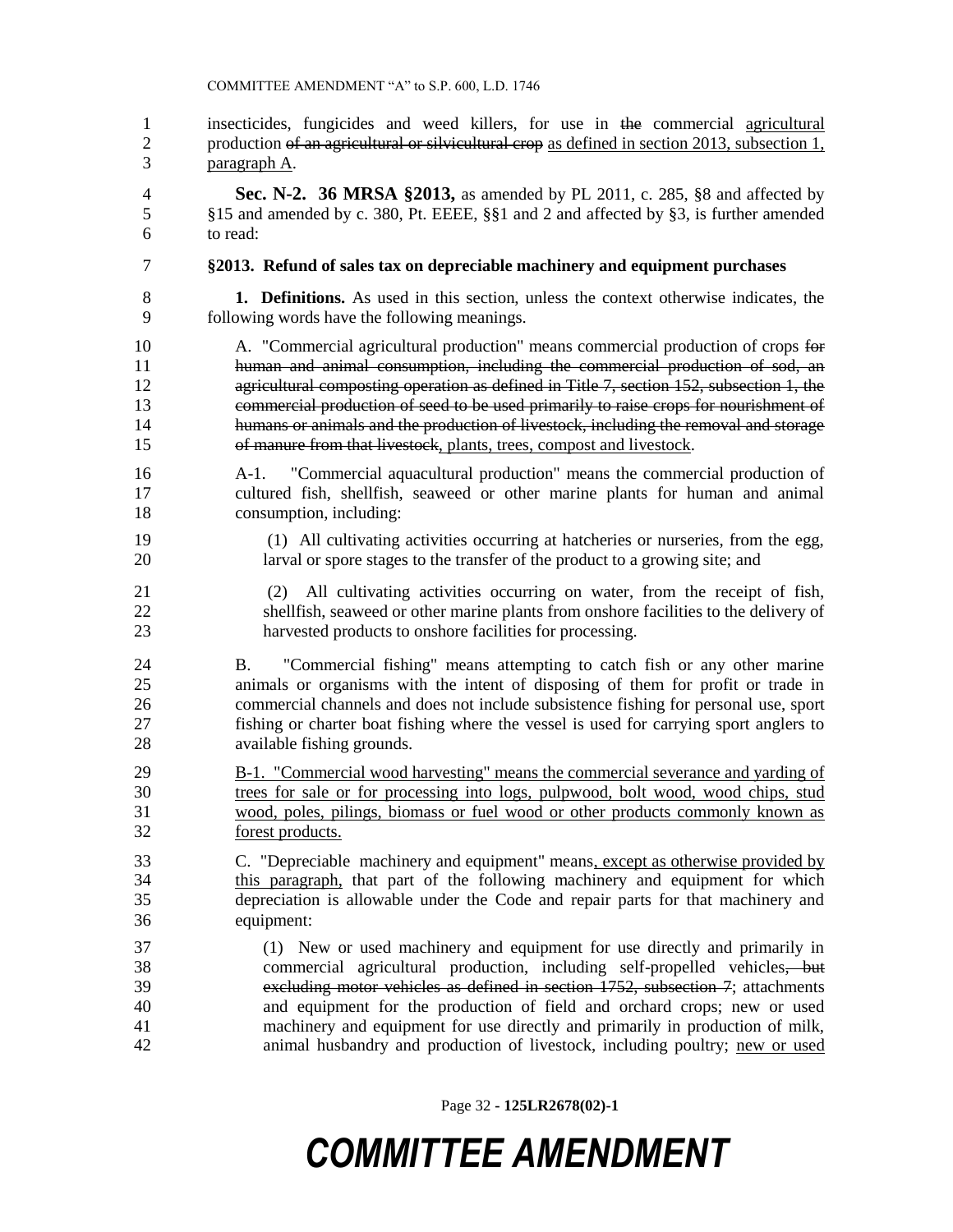insecticides, fungicides and weed killers, for use in ~~the~~ commercial agricultural production ~~of an agricultural or silvicultural crop~~ as defined in section 2013, subsection 1, paragraph A.

**Sec. N-2. 36 MRSA §2013,** as amended by PL 2011, c. 285, §8 and affected by §15 and amended by c. 380, Pt. EEEE, §§1 and 2 and affected by §3, is further amended to read:

**§2013. Refund of sales tax on depreciable machinery and equipment purchases**

**1. Definitions.** As used in this section, unless the context otherwise indicates, the following words have the following meanings.

A. "Commercial agricultural production" means commercial production of crops ~~for human and animal consumption, including the commercial production of sod, an agricultural composting operation as defined in Title 7, section 152, subsection 1, the commercial production of seed to be used primarily to raise crops for nourishment of humans or animals and the production of livestock, including the removal and storage of manure from that livestock~~, plants, trees, compost and livestock.

A-1. "Commercial aquacultural production" means the commercial production of cultured fish, shellfish, seaweed or other marine plants for human and animal consumption, including:

(1) All cultivating activities occurring at hatcheries or nurseries, from the egg, larval or spore stages to the transfer of the product to a growing site; and

(2) All cultivating activities occurring on water, from the receipt of fish, shellfish, seaweed or other marine plants from onshore facilities to the delivery of harvested products to onshore facilities for processing.

B. "Commercial fishing" means attempting to catch fish or any other marine animals or organisms with the intent of disposing of them for profit or trade in commercial channels and does not include subsistence fishing for personal use, sport fishing or charter boat fishing where the vessel is used for carrying sport anglers to available fishing grounds.

B-1. "Commercial wood harvesting" means the commercial severance and yarding of trees for sale or for processing into logs, pulpwood, bolt wood, wood chips, stud wood, poles, pilings, biomass or fuel wood or other products commonly known as forest products.

C. "Depreciable machinery and equipment" means, except as otherwise provided by this paragraph, that part of the following machinery and equipment for which depreciation is allowable under the Code and repair parts for that machinery and equipment:

(1) New or used machinery and equipment for use directly and primarily in commercial agricultural production, including self-propelled vehicles~~, but excluding motor vehicles as defined in section 1752, subsection 7~~; attachments and equipment for the production of field and orchard crops; new or used machinery and equipment for use directly and primarily in production of milk, animal husbandry and production of livestock, including poultry; new or used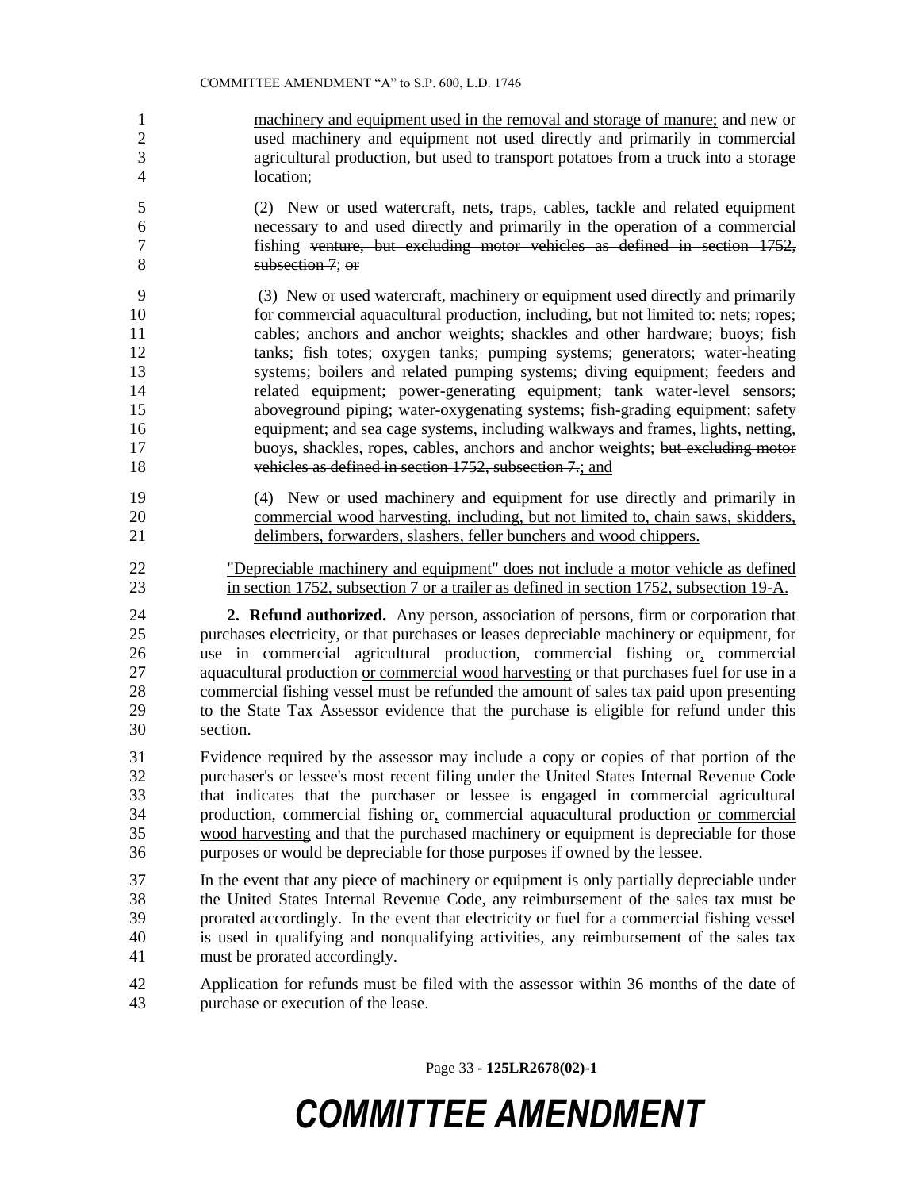machinery and equipment used in the removal and storage of manure; and new or used machinery and equipment not used directly and primarily in commercial agricultural production, but used to transport potatoes from a truck into a storage location;

(2) New or used watercraft, nets, traps, cables, tackle and related equipment necessary to and used directly and primarily in ~~the operation of a~~ commercial fishing ~~venture, but excluding motor vehicles as defined in section 1752, subsection 7~~; ~~or~~

(3) New or used watercraft, machinery or equipment used directly and primarily for commercial aquacultural production, including, but not limited to: nets; ropes; cables; anchors and anchor weights; shackles and other hardware; buoys; fish tanks; fish totes; oxygen tanks; pumping systems; generators; water-heating systems; boilers and related pumping systems; diving equipment; feeders and related equipment; power-generating equipment; tank water-level sensors; aboveground piping; water-oxygenating systems; fish-grading equipment; safety equipment; and sea cage systems, including walkways and frames, lights, netting, buoys, shackles, ropes, cables, anchors and anchor weights; ~~but excluding motor vehicles as defined in section 1752, subsection 7.~~; and

(4) New or used machinery and equipment for use directly and primarily in commercial wood harvesting, including, but not limited to, chain saws, skidders, delimbers, forwarders, slashers, feller bunchers and wood chippers.

"Depreciable machinery and equipment" does not include a motor vehicle as defined in section 1752, subsection 7 or a trailer as defined in section 1752, subsection 19-A.

**2. Refund authorized.** Any person, association of persons, firm or corporation that purchases electricity, or that purchases or leases depreciable machinery or equipment, for use in commercial agricultural production, commercial fishing ~~or~~, commercial aquacultural production or commercial wood harvesting or that purchases fuel for use in a commercial fishing vessel must be refunded the amount of sales tax paid upon presenting to the State Tax Assessor evidence that the purchase is eligible for refund under this section.

Evidence required by the assessor may include a copy or copies of that portion of the purchaser's or lessee's most recent filing under the United States Internal Revenue Code that indicates that the purchaser or lessee is engaged in commercial agricultural production, commercial fishing ~~or~~, commercial aquacultural production or commercial wood harvesting and that the purchased machinery or equipment is depreciable for those purposes or would be depreciable for those purposes if owned by the lessee.

In the event that any piece of machinery or equipment is only partially depreciable under the United States Internal Revenue Code, any reimbursement of the sales tax must be prorated accordingly. In the event that electricity or fuel for a commercial fishing vessel is used in qualifying and nonqualifying activities, any reimbursement of the sales tax must be prorated accordingly.

Application for refunds must be filed with the assessor within 36 months of the date of purchase or execution of the lease.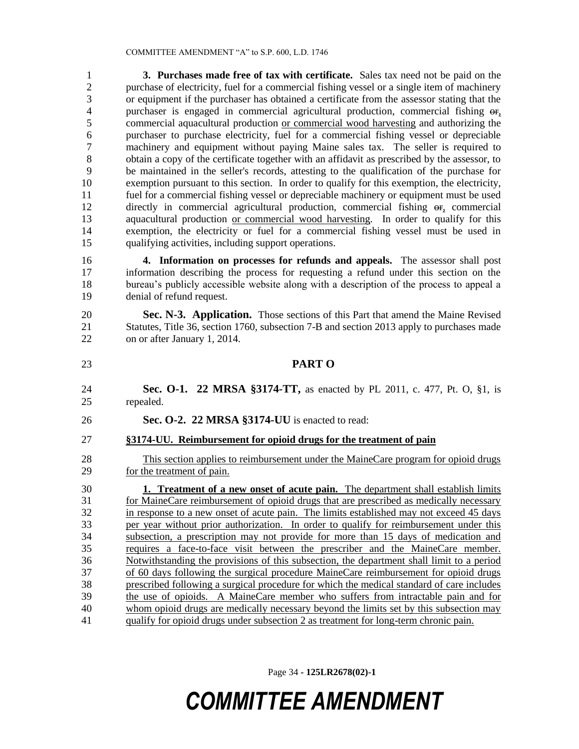**3. Purchases made free of tax with certificate.** Sales tax need not be paid on the purchase of electricity, fuel for a commercial fishing vessel or a single item of machinery or equipment if the purchaser has obtained a certificate from the assessor stating that the purchaser is engaged in commercial agricultural production, commercial fishing ~~or~~, commercial aquacultural production or commercial wood harvesting and authorizing the purchaser to purchase electricity, fuel for a commercial fishing vessel or depreciable machinery and equipment without paying Maine sales tax. The seller is required to obtain a copy of the certificate together with an affidavit as prescribed by the assessor, to be maintained in the seller's records, attesting to the qualification of the purchase for exemption pursuant to this section. In order to qualify for this exemption, the electricity, fuel for a commercial fishing vessel or depreciable machinery or equipment must be used directly in commercial agricultural production, commercial fishing ~~or~~, commercial aquacultural production or commercial wood harvesting. In order to qualify for this exemption, the electricity or fuel for a commercial fishing vessel must be used in qualifying activities, including support operations.

**4. Information on processes for refunds and appeals.** The assessor shall post information describing the process for requesting a refund under this section on the bureau's publicly accessible website along with a description of the process to appeal a denial of refund request.

**Sec. N-3. Application.** Those sections of this Part that amend the Maine Revised Statutes, Title 36, section 1760, subsection 7-B and section 2013 apply to purchases made on or after January 1, 2014.

## PART O

**Sec. O-1. 22 MRSA §3174-TT,** as enacted by PL 2011, c. 477, Pt. O, §1, is repealed.

**Sec. O-2. 22 MRSA §3174-UU** is enacted to read:

**§3174-UU. Reimbursement for opioid drugs for the treatment of pain**

This section applies to reimbursement under the MaineCare program for opioid drugs for the treatment of pain.

**1. Treatment of a new onset of acute pain.** The department shall establish limits for MaineCare reimbursement of opioid drugs that are prescribed as medically necessary in response to a new onset of acute pain. The limits established may not exceed 45 days per year without prior authorization. In order to qualify for reimbursement under this subsection, a prescription may not provide for more than 15 days of medication and requires a face-to-face visit between the prescriber and the MaineCare member. Notwithstanding the provisions of this subsection, the department shall limit to a period of 60 days following the surgical procedure MaineCare reimbursement for opioid drugs prescribed following a surgical procedure for which the medical standard of care includes the use of opioids. A MaineCare member who suffers from intractable pain and for whom opioid drugs are medically necessary beyond the limits set by this subsection may qualify for opioid drugs under subsection 2 as treatment for long-term chronic pain.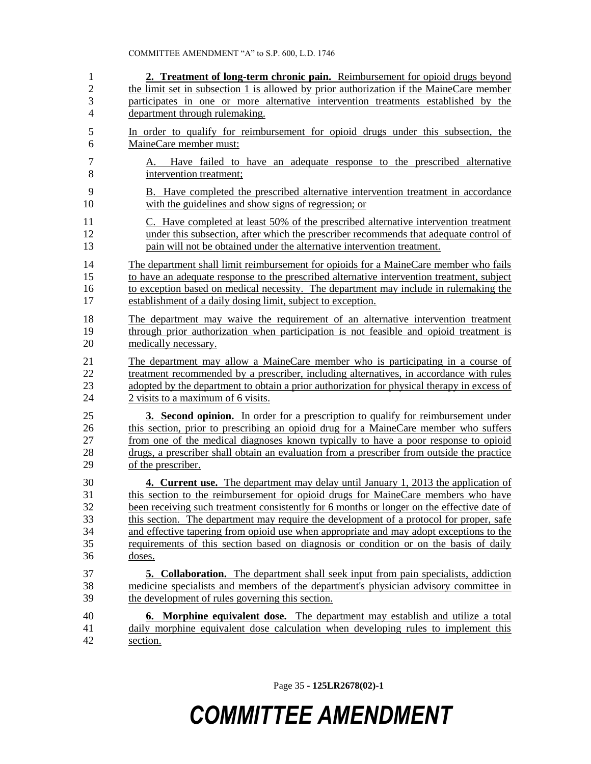**2. Treatment of long-term chronic pain.** Reimbursement for opioid drugs beyond the limit set in subsection 1 is allowed by prior authorization if the MaineCare member participates in one or more alternative intervention treatments established by the department through rulemaking.

In order to qualify for reimbursement for opioid drugs under this subsection, the MaineCare member must:

A. Have failed to have an adequate response to the prescribed alternative intervention treatment;

B. Have completed the prescribed alternative intervention treatment in accordance with the guidelines and show signs of regression; or

C. Have completed at least 50% of the prescribed alternative intervention treatment under this subsection, after which the prescriber recommends that adequate control of pain will not be obtained under the alternative intervention treatment.

The department shall limit reimbursement for opioids for a MaineCare member who fails to have an adequate response to the prescribed alternative intervention treatment, subject to exception based on medical necessity. The department may include in rulemaking the establishment of a daily dosing limit, subject to exception.

The department may waive the requirement of an alternative intervention treatment through prior authorization when participation is not feasible and opioid treatment is medically necessary.

The department may allow a MaineCare member who is participating in a course of treatment recommended by a prescriber, including alternatives, in accordance with rules adopted by the department to obtain a prior authorization for physical therapy in excess of 2 visits to a maximum of 6 visits.

**3. Second opinion.** In order for a prescription to qualify for reimbursement under this section, prior to prescribing an opioid drug for a MaineCare member who suffers from one of the medical diagnoses known typically to have a poor response to opioid drugs, a prescriber shall obtain an evaluation from a prescriber from outside the practice of the prescriber.

**4. Current use.** The department may delay until January 1, 2013 the application of this section to the reimbursement for opioid drugs for MaineCare members who have been receiving such treatment consistently for 6 months or longer on the effective date of this section. The department may require the development of a protocol for proper, safe and effective tapering from opioid use when appropriate and may adopt exceptions to the requirements of this section based on diagnosis or condition or on the basis of daily doses.

**5. Collaboration.** The department shall seek input from pain specialists, addiction medicine specialists and members of the department's physician advisory committee in the development of rules governing this section.

**6. Morphine equivalent dose.** The department may establish and utilize a total daily morphine equivalent dose calculation when developing rules to implement this section.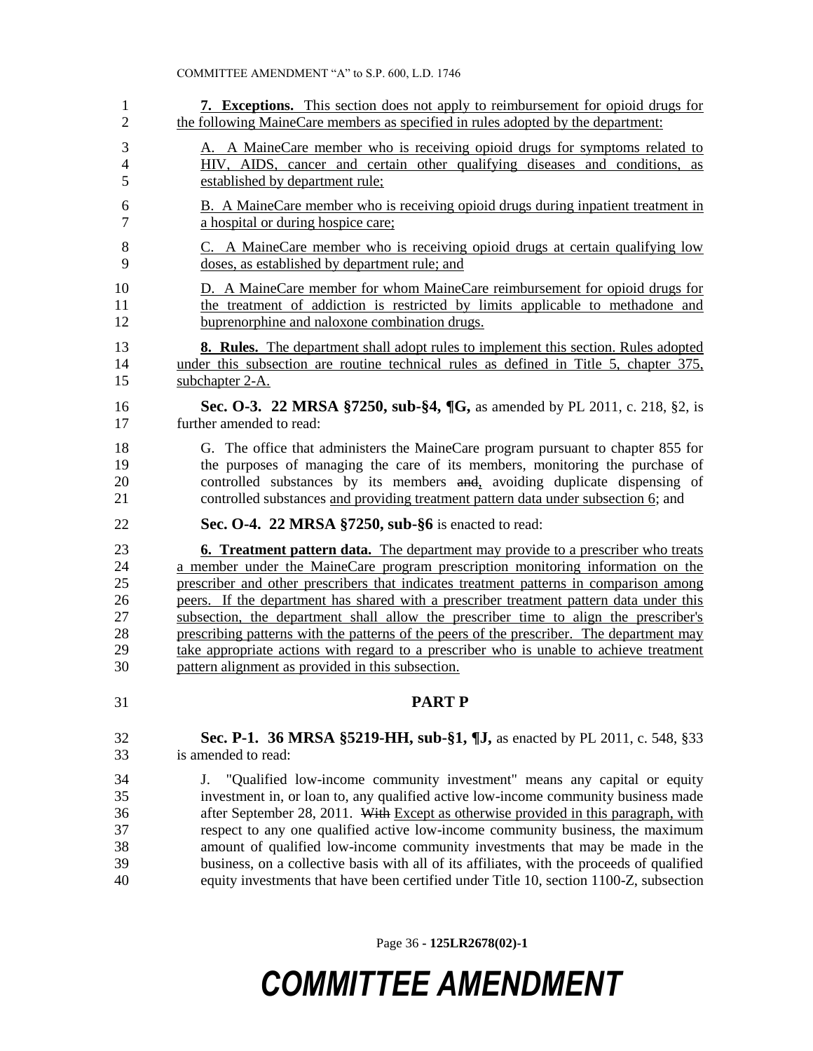**7. Exceptions.** This section does not apply to reimbursement for opioid drugs for the following MaineCare members as specified in rules adopted by the department:

A. A MaineCare member who is receiving opioid drugs for symptoms related to HIV, AIDS, cancer and certain other qualifying diseases and conditions, as established by department rule;

B. A MaineCare member who is receiving opioid drugs during inpatient treatment in a hospital or during hospice care;

C. A MaineCare member who is receiving opioid drugs at certain qualifying low doses, as established by department rule; and

D. A MaineCare member for whom MaineCare reimbursement for opioid drugs for the treatment of addiction is restricted by limits applicable to methadone and buprenorphine and naloxone combination drugs.

**8. Rules.** The department shall adopt rules to implement this section. Rules adopted under this subsection are routine technical rules as defined in Title 5, chapter 375, subchapter 2-A.

**Sec. O-3. 22 MRSA §7250, sub-§4, ¶G,** as amended by PL 2011, c. 218, §2, is further amended to read:

G. The office that administers the MaineCare program pursuant to chapter 855 for the purposes of managing the care of its members, monitoring the purchase of controlled substances by its members ~~and~~, avoiding duplicate dispensing of controlled substances and providing treatment pattern data under subsection 6; and

**Sec. O-4. 22 MRSA §7250, sub-§6** is enacted to read:

**6. Treatment pattern data.** The department may provide to a prescriber who treats a member under the MaineCare program prescription monitoring information on the prescriber and other prescribers that indicates treatment patterns in comparison among peers. If the department has shared with a prescriber treatment pattern data under this subsection, the department shall allow the prescriber time to align the prescriber's prescribing patterns with the patterns of the peers of the prescriber. The department may take appropriate actions with regard to a prescriber who is unable to achieve treatment pattern alignment as provided in this subsection.

## PART P

**Sec. P-1. 36 MRSA §5219-HH, sub-§1, ¶J,** as enacted by PL 2011, c. 548, §33 is amended to read:

J. "Qualified low-income community investment" means any capital or equity investment in, or loan to, any qualified active low-income community business made after September 28, 2011. ~~With~~ Except as otherwise provided in this paragraph, with respect to any one qualified active low-income community business, the maximum amount of qualified low-income community investments that may be made in the business, on a collective basis with all of its affiliates, with the proceeds of qualified equity investments that have been certified under Title 10, section 1100-Z, subsection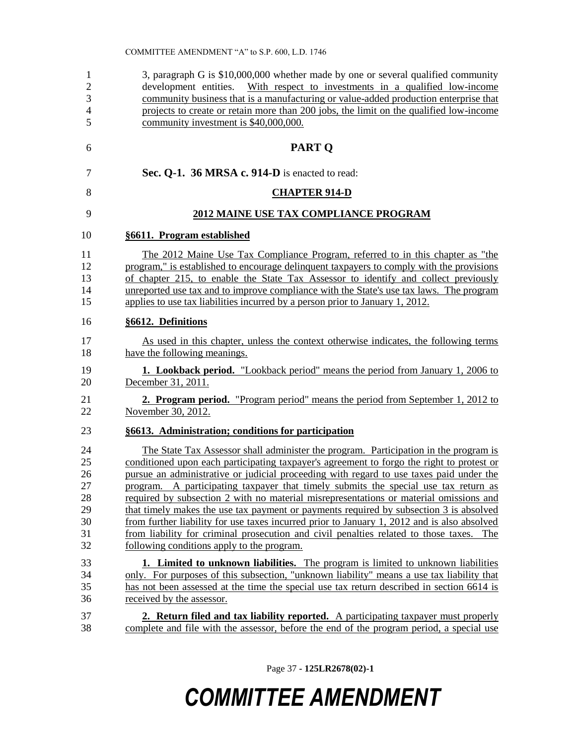3, paragraph G is $10,000,000 whether made by one or several qualified community development entities. With respect to investments in a qualified low-income community business that is a manufacturing or value-added production enterprise that projects to create or retain more than 200 jobs, the limit on the qualified low-income community investment is $40,000,000.

## PART Q

**Sec. Q-1. 36 MRSA c. 914-D** is enacted to read:

### CHAPTER 914-D

### 2012 MAINE USE TAX COMPLIANCE PROGRAM

**§6611. Program established**

The 2012 Maine Use Tax Compliance Program, referred to in this chapter as "the program," is established to encourage delinquent taxpayers to comply with the provisions of chapter 215, to enable the State Tax Assessor to identify and collect previously unreported use tax and to improve compliance with the State's use tax laws. The program applies to use tax liabilities incurred by a person prior to January 1, 2012.

**§6612. Definitions**

As used in this chapter, unless the context otherwise indicates, the following terms have the following meanings.

**1. Lookback period.** "Lookback period" means the period from January 1, 2006 to December 31, 2011.

**2. Program period.** "Program period" means the period from September 1, 2012 to November 30, 2012.

**§6613. Administration; conditions for participation**

The State Tax Assessor shall administer the program. Participation in the program is conditioned upon each participating taxpayer's agreement to forgo the right to protest or pursue an administrative or judicial proceeding with regard to use taxes paid under the program. A participating taxpayer that timely submits the special use tax return as required by subsection 2 with no material misrepresentations or material omissions and that timely makes the use tax payment or payments required by subsection 3 is absolved from further liability for use taxes incurred prior to January 1, 2012 and is also absolved from liability for criminal prosecution and civil penalties related to those taxes. The following conditions apply to the program.

**1. Limited to unknown liabilities.** The program is limited to unknown liabilities only. For purposes of this subsection, "unknown liability" means a use tax liability that has not been assessed at the time the special use tax return described in section 6614 is received by the assessor.

**2. Return filed and tax liability reported.** A participating taxpayer must properly complete and file with the assessor, before the end of the program period, a special use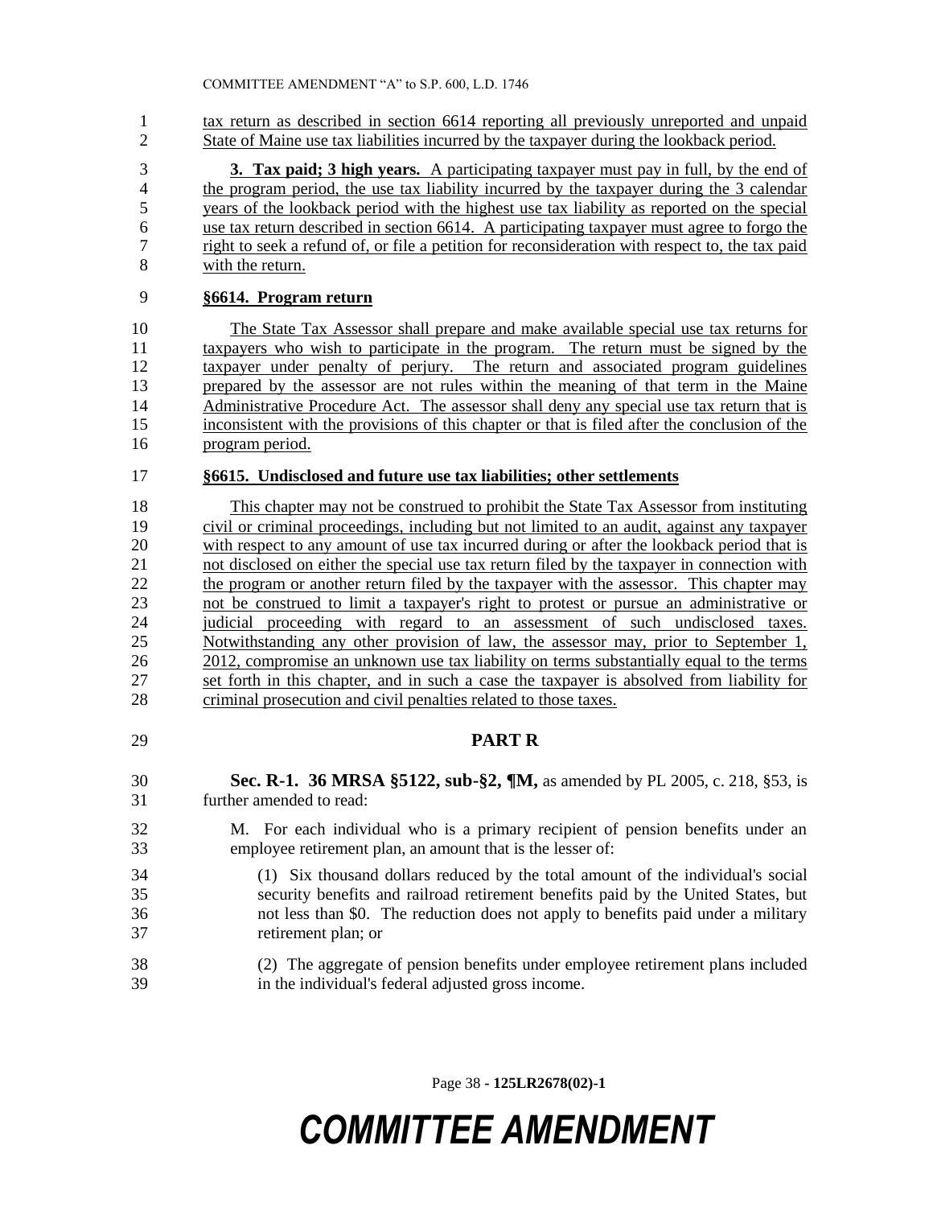tax return as described in section 6614 reporting all previously unreported and unpaid State of Maine use tax liabilities incurred by the taxpayer during the lookback period.

**3. Tax paid; 3 high years.** A participating taxpayer must pay in full, by the end of the program period, the use tax liability incurred by the taxpayer during the 3 calendar years of the lookback period with the highest use tax liability as reported on the special use tax return described in section 6614. A participating taxpayer must agree to forgo the right to seek a refund of, or file a petition for reconsideration with respect to, the tax paid with the return.

**§6614. Program return**

The State Tax Assessor shall prepare and make available special use tax returns for taxpayers who wish to participate in the program. The return must be signed by the taxpayer under penalty of perjury. The return and associated program guidelines prepared by the assessor are not rules within the meaning of that term in the Maine Administrative Procedure Act. The assessor shall deny any special use tax return that is inconsistent with the provisions of this chapter or that is filed after the conclusion of the program period.

**§6615. Undisclosed and future use tax liabilities; other settlements**

This chapter may not be construed to prohibit the State Tax Assessor from instituting civil or criminal proceedings, including but not limited to an audit, against any taxpayer with respect to any amount of use tax incurred during or after the lookback period that is not disclosed on either the special use tax return filed by the taxpayer in connection with the program or another return filed by the taxpayer with the assessor. This chapter may not be construed to limit a taxpayer's right to protest or pursue an administrative or judicial proceeding with regard to an assessment of such undisclosed taxes. Notwithstanding any other provision of law, the assessor may, prior to September 1, 2012, compromise an unknown use tax liability on terms substantially equal to the terms set forth in this chapter, and in such a case the taxpayer is absolved from liability for criminal prosecution and civil penalties related to those taxes.

**PART R**

**Sec. R-1. 36 MRSA §5122, sub-§2, ¶M,** as amended by PL 2005, c. 218, §53, is further amended to read:

M. For each individual who is a primary recipient of pension benefits under an employee retirement plan, an amount that is the lesser of:

(1) Six thousand dollars reduced by the total amount of the individual's social security benefits and railroad retirement benefits paid by the United States, but not less than \$0. The reduction does not apply to benefits paid under a military retirement plan; or

(2) The aggregate of pension benefits under employee retirement plans included in the individual's federal adjusted gross income.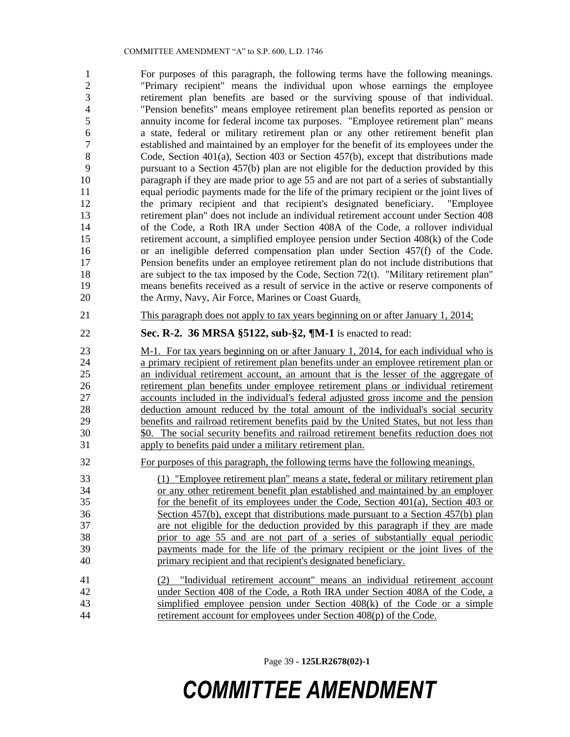For purposes of this paragraph, the following terms have the following meanings. "Primary recipient" means the individual upon whose earnings the employee retirement plan benefits are based or the surviving spouse of that individual. "Pension benefits" means employee retirement plan benefits reported as pension or annuity income for federal income tax purposes. "Employee retirement plan" means a state, federal or military retirement plan or any other retirement benefit plan established and maintained by an employer for the benefit of its employees under the Code, Section 401(a), Section 403 or Section 457(b), except that distributions made pursuant to a Section 457(b) plan are not eligible for the deduction provided by this paragraph if they are made prior to age 55 and are not part of a series of substantially equal periodic payments made for the life of the primary recipient or the joint lives of the primary recipient and that recipient's designated beneficiary. "Employee retirement plan" does not include an individual retirement account under Section 408 of the Code, a Roth IRA under Section 408A of the Code, a rollover individual retirement account, a simplified employee pension under Section 408(k) of the Code or an ineligible deferred compensation plan under Section 457(f) of the Code. Pension benefits under an employee retirement plan do not include distributions that are subject to the tax imposed by the Code, Section 72(t). "Military retirement plan" means benefits received as a result of service in the active or reserve components of the Army, Navy, Air Force, Marines or Coast Guard;.

This paragraph does not apply to tax years beginning on or after January 1, 2014;

**Sec. R-2. 36 MRSA §5122, sub-§2, ¶M-1** is enacted to read:

M-1. For tax years beginning on or after January 1, 2014, for each individual who is a primary recipient of retirement plan benefits under an employee retirement plan or an individual retirement account, an amount that is the lesser of the aggregate of retirement plan benefits under employee retirement plans or individual retirement accounts included in the individual's federal adjusted gross income and the pension deduction amount reduced by the total amount of the individual's social security benefits and railroad retirement benefits paid by the United States, but not less than $0. The social security benefits and railroad retirement benefits reduction does not apply to benefits paid under a military retirement plan.

For purposes of this paragraph, the following terms have the following meanings.

(1) "Employee retirement plan" means a state, federal or military retirement plan or any other retirement benefit plan established and maintained by an employer for the benefit of its employees under the Code, Section 401(a), Section 403 or Section 457(b), except that distributions made pursuant to a Section 457(b) plan are not eligible for the deduction provided by this paragraph if they are made prior to age 55 and are not part of a series of substantially equal periodic payments made for the life of the primary recipient or the joint lives of the primary recipient and that recipient's designated beneficiary.

(2) "Individual retirement account" means an individual retirement account under Section 408 of the Code, a Roth IRA under Section 408A of the Code, a simplified employee pension under Section 408(k) of the Code or a simple retirement account for employees under Section 408(p) of the Code.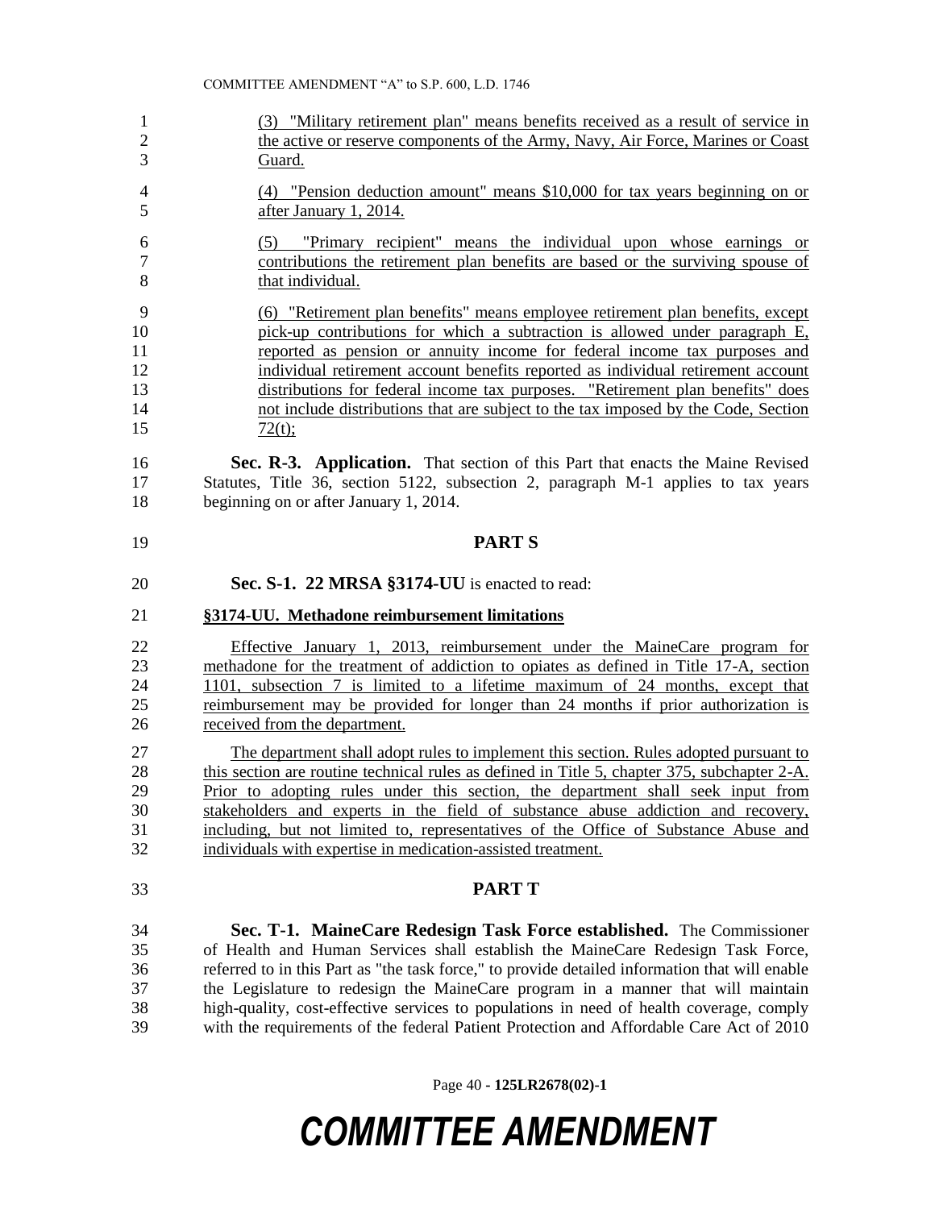(3) "Military retirement plan" means benefits received as a result of service in the active or reserve components of the Army, Navy, Air Force, Marines or Coast Guard.

(4) "Pension deduction amount" means $10,000 for tax years beginning on or after January 1, 2014.

(5) "Primary recipient" means the individual upon whose earnings or contributions the retirement plan benefits are based or the surviving spouse of that individual.

(6) "Retirement plan benefits" means employee retirement plan benefits, except pick-up contributions for which a subtraction is allowed under paragraph E, reported as pension or annuity income for federal income tax purposes and individual retirement account benefits reported as individual retirement account distributions for federal income tax purposes. "Retirement plan benefits" does not include distributions that are subject to the tax imposed by the Code, Section 72(t);

**Sec. R-3. Application.** That section of this Part that enacts the Maine Revised Statutes, Title 36, section 5122, subsection 2, paragraph M-1 applies to tax years beginning on or after January 1, 2014.

## PART S

**Sec. S-1. 22 MRSA §3174-UU** is enacted to read:

**§3174-UU. Methadone reimbursement limitations**

Effective January 1, 2013, reimbursement under the MaineCare program for methadone for the treatment of addiction to opiates as defined in Title 17-A, section 1101, subsection 7 is limited to a lifetime maximum of 24 months, except that reimbursement may be provided for longer than 24 months if prior authorization is received from the department.

The department shall adopt rules to implement this section. Rules adopted pursuant to this section are routine technical rules as defined in Title 5, chapter 375, subchapter 2-A. Prior to adopting rules under this section, the department shall seek input from stakeholders and experts in the field of substance abuse addiction and recovery, including, but not limited to, representatives of the Office of Substance Abuse and individuals with expertise in medication-assisted treatment.

## PART T

**Sec. T-1. MaineCare Redesign Task Force established.** The Commissioner of Health and Human Services shall establish the MaineCare Redesign Task Force, referred to in this Part as "the task force," to provide detailed information that will enable the Legislature to redesign the MaineCare program in a manner that will maintain high-quality, cost-effective services to populations in need of health coverage, comply with the requirements of the federal Patient Protection and Affordable Care Act of 2010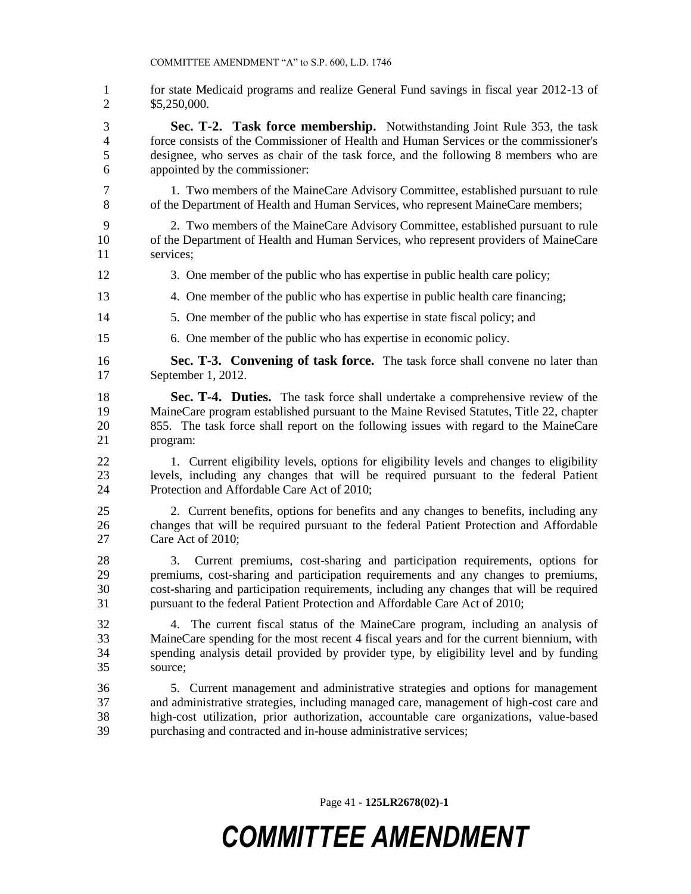for state Medicaid programs and realize General Fund savings in fiscal year 2012-13 of $5,250,000.

**Sec. T-2. Task force membership.** Notwithstanding Joint Rule 353, the task force consists of the Commissioner of Health and Human Services or the commissioner's designee, who serves as chair of the task force, and the following 8 members who are appointed by the commissioner:

1. Two members of the MaineCare Advisory Committee, established pursuant to rule of the Department of Health and Human Services, who represent MaineCare members;

2. Two members of the MaineCare Advisory Committee, established pursuant to rule of the Department of Health and Human Services, who represent providers of MaineCare services;

3. One member of the public who has expertise in public health care policy;

4. One member of the public who has expertise in public health care financing;

5. One member of the public who has expertise in state fiscal policy; and

6. One member of the public who has expertise in economic policy.

**Sec. T-3. Convening of task force.** The task force shall convene no later than September 1, 2012.

**Sec. T-4. Duties.** The task force shall undertake a comprehensive review of the MaineCare program established pursuant to the Maine Revised Statutes, Title 22, chapter 855. The task force shall report on the following issues with regard to the MaineCare program:

1. Current eligibility levels, options for eligibility levels and changes to eligibility levels, including any changes that will be required pursuant to the federal Patient Protection and Affordable Care Act of 2010;

2. Current benefits, options for benefits and any changes to benefits, including any changes that will be required pursuant to the federal Patient Protection and Affordable Care Act of 2010;

3. Current premiums, cost-sharing and participation requirements, options for premiums, cost-sharing and participation requirements and any changes to premiums, cost-sharing and participation requirements, including any changes that will be required pursuant to the federal Patient Protection and Affordable Care Act of 2010;

4. The current fiscal status of the MaineCare program, including an analysis of MaineCare spending for the most recent 4 fiscal years and for the current biennium, with spending analysis detail provided by provider type, by eligibility level and by funding source;

5. Current management and administrative strategies and options for management and administrative strategies, including managed care, management of high-cost care and high-cost utilization, prior authorization, accountable care organizations, value-based purchasing and contracted and in-house administrative services;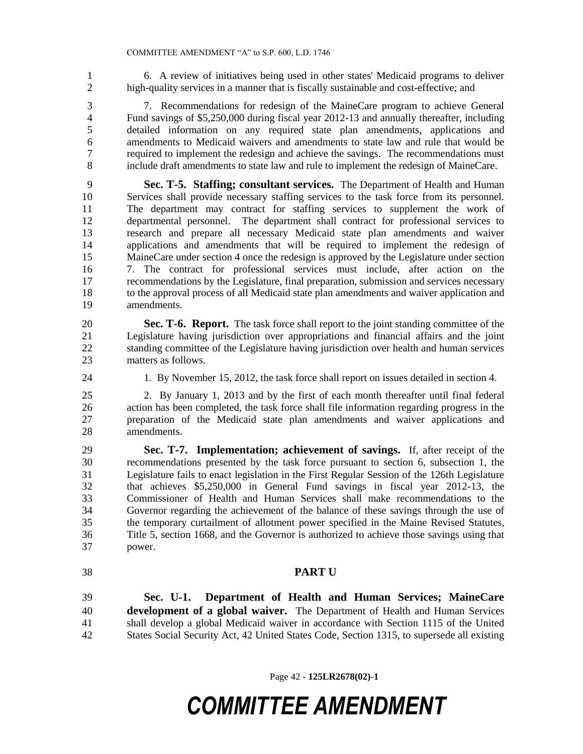6. A review of initiatives being used in other states' Medicaid programs to deliver high-quality services in a manner that is fiscally sustainable and cost-effective; and

7. Recommendations for redesign of the MaineCare program to achieve General Fund savings of $5,250,000 during fiscal year 2012-13 and annually thereafter, including detailed information on any required state plan amendments, applications and amendments to Medicaid waivers and amendments to state law and rule that would be required to implement the redesign and achieve the savings. The recommendations must include draft amendments to state law and rule to implement the redesign of MaineCare.

**Sec. T-5. Staffing; consultant services.** The Department of Health and Human Services shall provide necessary staffing services to the task force from its personnel. The department may contract for staffing services to supplement the work of departmental personnel. The department shall contract for professional services to research and prepare all necessary Medicaid state plan amendments and waiver applications and amendments that will be required to implement the redesign of MaineCare under section 4 once the redesign is approved by the Legislature under section 7. The contract for professional services must include, after action on the recommendations by the Legislature, final preparation, submission and services necessary to the approval process of all Medicaid state plan amendments and waiver application and amendments.

**Sec. T-6. Report.** The task force shall report to the joint standing committee of the Legislature having jurisdiction over appropriations and financial affairs and the joint standing committee of the Legislature having jurisdiction over health and human services matters as follows.

1. By November 15, 2012, the task force shall report on issues detailed in section 4.

2. By January 1, 2013 and by the first of each month thereafter until final federal action has been completed, the task force shall file information regarding progress in the preparation of the Medicaid state plan amendments and waiver applications and amendments.

**Sec. T-7. Implementation; achievement of savings.** If, after receipt of the recommendations presented by the task force pursuant to section 6, subsection 1, the Legislature fails to enact legislation in the First Regular Session of the 126th Legislature that achieves $5,250,000 in General Fund savings in fiscal year 2012-13, the Commissioner of Health and Human Services shall make recommendations to the Governor regarding the achievement of the balance of these savings through the use of the temporary curtailment of allotment power specified in the Maine Revised Statutes, Title 5, section 1668, and the Governor is authorized to achieve those savings using that power.

## PART U

**Sec. U-1. Department of Health and Human Services; MaineCare development of a global waiver.** The Department of Health and Human Services shall develop a global Medicaid waiver in accordance with Section 1115 of the United States Social Security Act, 42 United States Code, Section 1315, to supersede all existing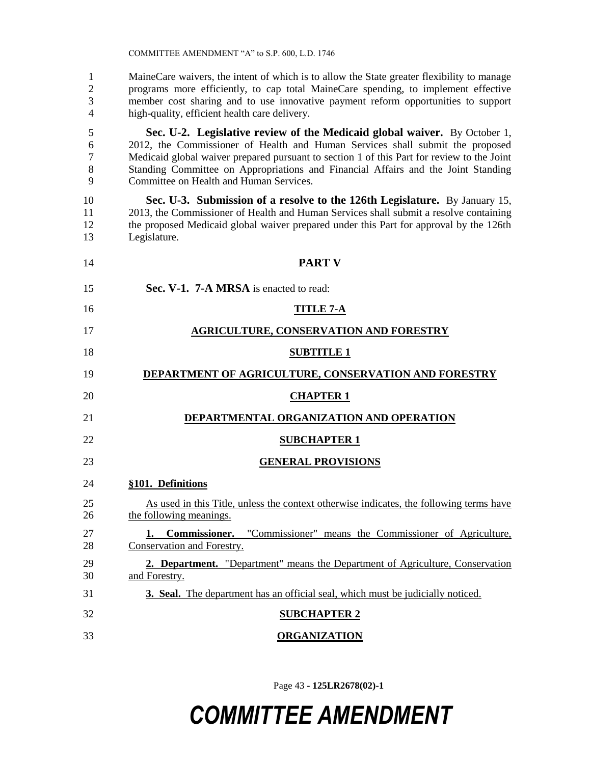MaineCare waivers, the intent of which is to allow the State greater flexibility to manage programs more efficiently, to cap total MaineCare spending, to implement effective member cost sharing and to use innovative payment reform opportunities to support high-quality, efficient health care delivery.

**Sec. U-2. Legislative review of the Medicaid global waiver.** By October 1, 2012, the Commissioner of Health and Human Services shall submit the proposed Medicaid global waiver prepared pursuant to section 1 of this Part for review to the Joint Standing Committee on Appropriations and Financial Affairs and the Joint Standing Committee on Health and Human Services.

**Sec. U-3. Submission of a resolve to the 126th Legislature.** By January 15, 2013, the Commissioner of Health and Human Services shall submit a resolve containing the proposed Medicaid global waiver prepared under this Part for approval by the 126th Legislature.

## PART V

**Sec. V-1. 7-A MRSA** is enacted to read:

## TITLE 7-A

## AGRICULTURE, CONSERVATION AND FORESTRY

## SUBTITLE 1

## DEPARTMENT OF AGRICULTURE, CONSERVATION AND FORESTRY

## CHAPTER 1

## DEPARTMENTAL ORGANIZATION AND OPERATION

## SUBCHAPTER 1

## GENERAL PROVISIONS

**§101. Definitions**

As used in this Title, unless the context otherwise indicates, the following terms have the following meanings.

**1. Commissioner.** "Commissioner" means the Commissioner of Agriculture, Conservation and Forestry.

**2. Department.** "Department" means the Department of Agriculture, Conservation and Forestry.

**3. Seal.** The department has an official seal, which must be judicially noticed.

## SUBCHAPTER 2

## ORGANIZATION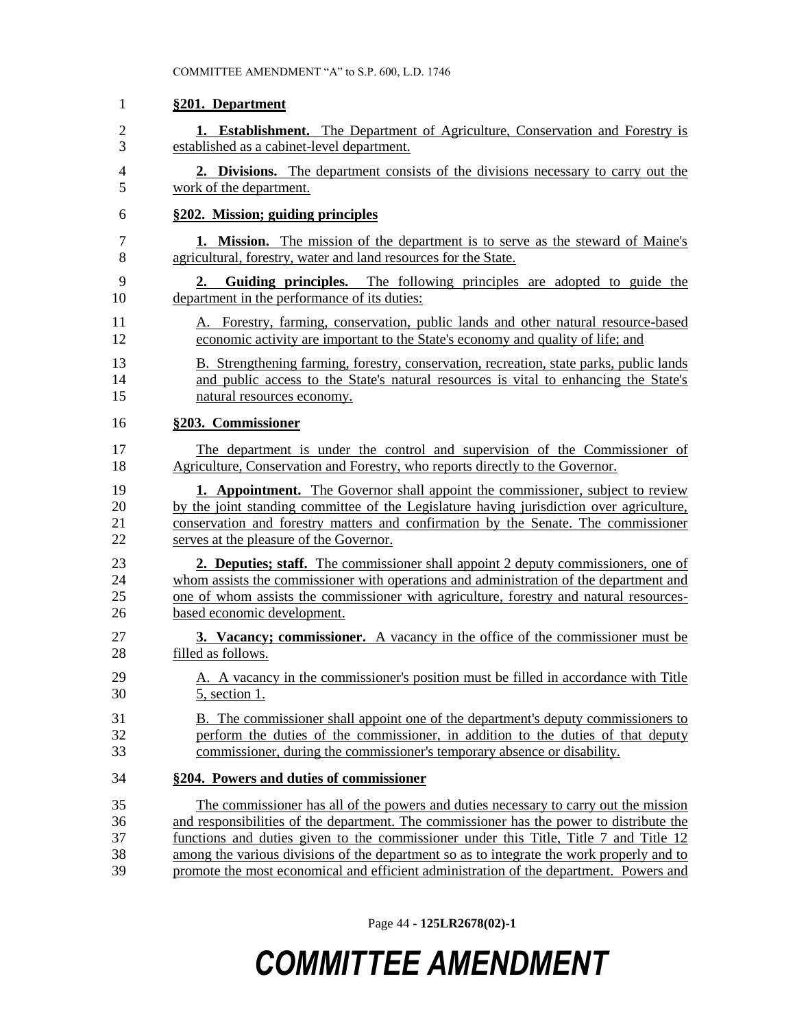**§201. Department**

**1. Establishment.** The Department of Agriculture, Conservation and Forestry is established as a cabinet-level department.

**2. Divisions.** The department consists of the divisions necessary to carry out the work of the department.

**§202. Mission; guiding principles**

**1. Mission.** The mission of the department is to serve as the steward of Maine's agricultural, forestry, water and land resources for the State.

**2. Guiding principles.** The following principles are adopted to guide the department in the performance of its duties:

A. Forestry, farming, conservation, public lands and other natural resource-based economic activity are important to the State's economy and quality of life; and

B. Strengthening farming, forestry, conservation, recreation, state parks, public lands and public access to the State's natural resources is vital to enhancing the State's natural resources economy.

**§203. Commissioner**

The department is under the control and supervision of the Commissioner of Agriculture, Conservation and Forestry, who reports directly to the Governor.

**1. Appointment.** The Governor shall appoint the commissioner, subject to review by the joint standing committee of the Legislature having jurisdiction over agriculture, conservation and forestry matters and confirmation by the Senate. The commissioner serves at the pleasure of the Governor.

**2. Deputies; staff.** The commissioner shall appoint 2 deputy commissioners, one of whom assists the commissioner with operations and administration of the department and one of whom assists the commissioner with agriculture, forestry and natural resources-based economic development.

**3. Vacancy; commissioner.** A vacancy in the office of the commissioner must be filled as follows.

A. A vacancy in the commissioner's position must be filled in accordance with Title 5, section 1.

B. The commissioner shall appoint one of the department's deputy commissioners to perform the duties of the commissioner, in addition to the duties of that deputy commissioner, during the commissioner's temporary absence or disability.

**§204. Powers and duties of commissioner**

The commissioner has all of the powers and duties necessary to carry out the mission and responsibilities of the department. The commissioner has the power to distribute the functions and duties given to the commissioner under this Title, Title 7 and Title 12 among the various divisions of the department so as to integrate the work properly and to promote the most economical and efficient administration of the department. Powers and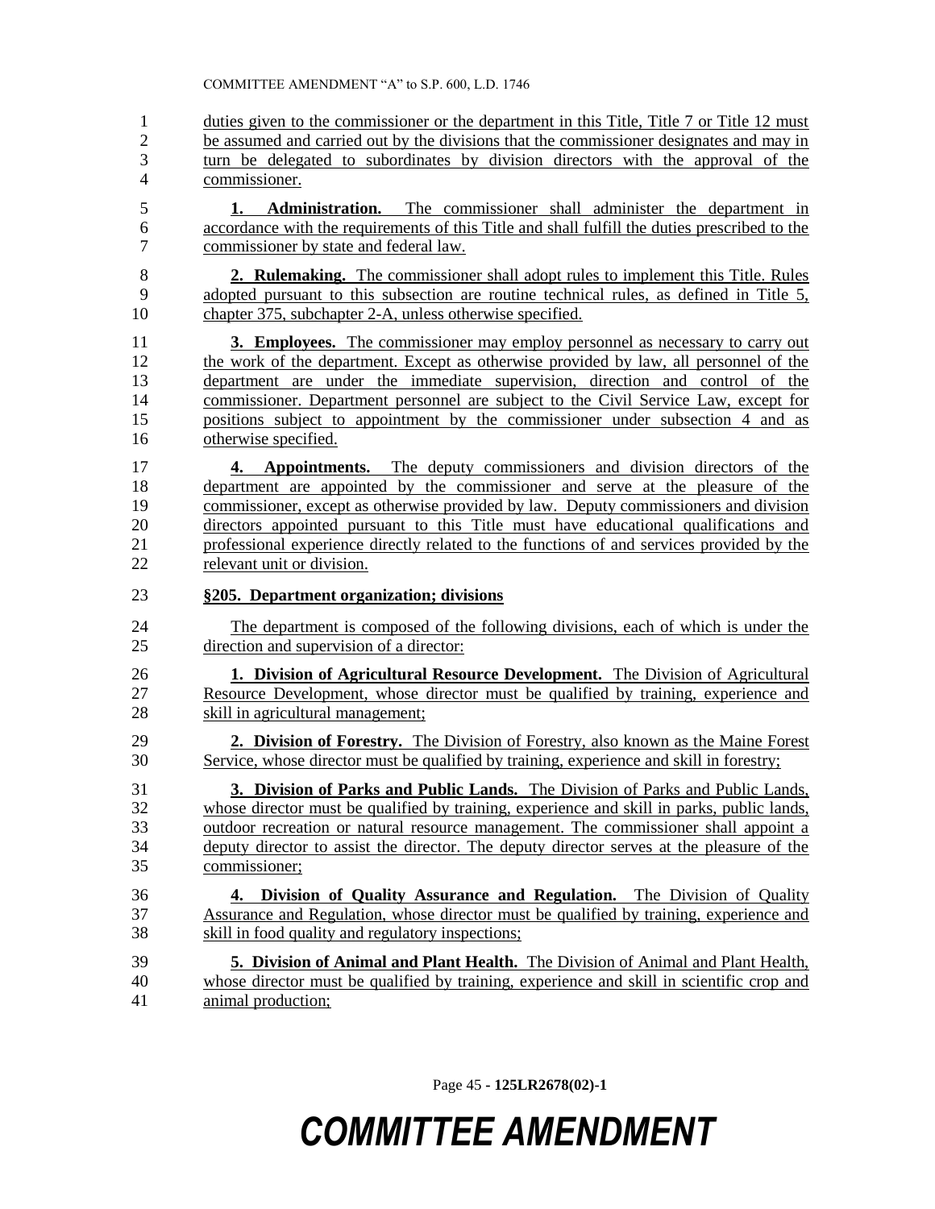duties given to the commissioner or the department in this Title, Title 7 or Title 12 must be assumed and carried out by the divisions that the commissioner designates and may in turn be delegated to subordinates by division directors with the approval of the commissioner.

**1. Administration.** The commissioner shall administer the department in accordance with the requirements of this Title and shall fulfill the duties prescribed to the commissioner by state and federal law.

**2. Rulemaking.** The commissioner shall adopt rules to implement this Title. Rules adopted pursuant to this subsection are routine technical rules, as defined in Title 5, chapter 375, subchapter 2-A, unless otherwise specified.

**3. Employees.** The commissioner may employ personnel as necessary to carry out the work of the department. Except as otherwise provided by law, all personnel of the department are under the immediate supervision, direction and control of the commissioner. Department personnel are subject to the Civil Service Law, except for positions subject to appointment by the commissioner under subsection 4 and as otherwise specified.

**4. Appointments.** The deputy commissioners and division directors of the department are appointed by the commissioner and serve at the pleasure of the commissioner, except as otherwise provided by law. Deputy commissioners and division directors appointed pursuant to this Title must have educational qualifications and professional experience directly related to the functions of and services provided by the relevant unit or division.

**§205. Department organization; divisions**

The department is composed of the following divisions, each of which is under the direction and supervision of a director:

**1. Division of Agricultural Resource Development.** The Division of Agricultural Resource Development, whose director must be qualified by training, experience and skill in agricultural management;

**2. Division of Forestry.** The Division of Forestry, also known as the Maine Forest Service, whose director must be qualified by training, experience and skill in forestry;

**3. Division of Parks and Public Lands.** The Division of Parks and Public Lands, whose director must be qualified by training, experience and skill in parks, public lands, outdoor recreation or natural resource management. The commissioner shall appoint a deputy director to assist the director. The deputy director serves at the pleasure of the commissioner;

**4. Division of Quality Assurance and Regulation.** The Division of Quality Assurance and Regulation, whose director must be qualified by training, experience and skill in food quality and regulatory inspections;

**5. Division of Animal and Plant Health.** The Division of Animal and Plant Health, whose director must be qualified by training, experience and skill in scientific crop and animal production;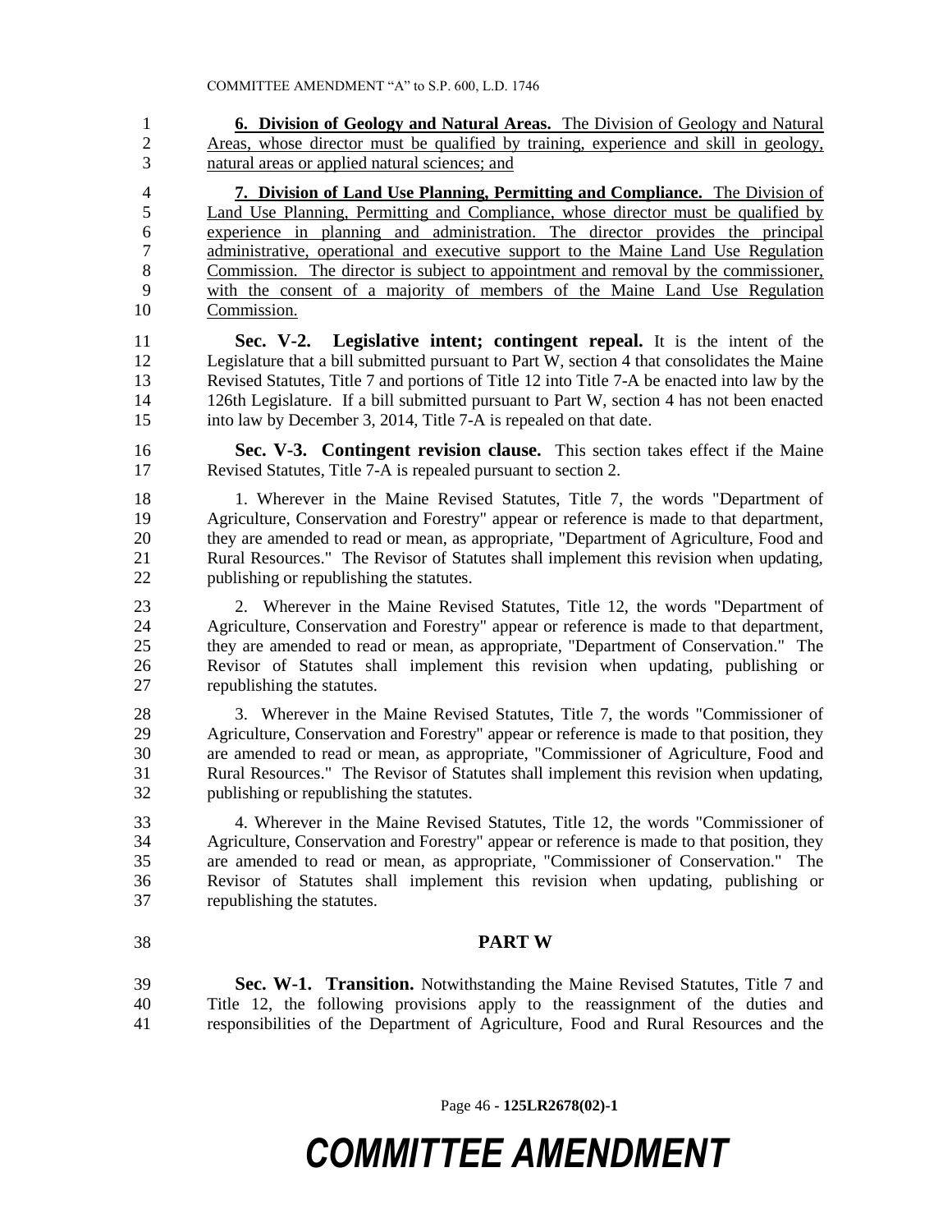**6. Division of Geology and Natural Areas.** The Division of Geology and Natural Areas, whose director must be qualified by training, experience and skill in geology, natural areas or applied natural sciences; and

**7. Division of Land Use Planning, Permitting and Compliance.** The Division of Land Use Planning, Permitting and Compliance, whose director must be qualified by experience in planning and administration. The director provides the principal administrative, operational and executive support to the Maine Land Use Regulation Commission. The director is subject to appointment and removal by the commissioner, with the consent of a majority of members of the Maine Land Use Regulation Commission.

**Sec. V-2. Legislative intent; contingent repeal.** It is the intent of the Legislature that a bill submitted pursuant to Part W, section 4 that consolidates the Maine Revised Statutes, Title 7 and portions of Title 12 into Title 7-A be enacted into law by the 126th Legislature. If a bill submitted pursuant to Part W, section 4 has not been enacted into law by December 3, 2014, Title 7-A is repealed on that date.

**Sec. V-3. Contingent revision clause.** This section takes effect if the Maine Revised Statutes, Title 7-A is repealed pursuant to section 2.

1. Wherever in the Maine Revised Statutes, Title 7, the words "Department of Agriculture, Conservation and Forestry" appear or reference is made to that department, they are amended to read or mean, as appropriate, "Department of Agriculture, Food and Rural Resources." The Revisor of Statutes shall implement this revision when updating, publishing or republishing the statutes.

2. Wherever in the Maine Revised Statutes, Title 12, the words "Department of Agriculture, Conservation and Forestry" appear or reference is made to that department, they are amended to read or mean, as appropriate, "Department of Conservation." The Revisor of Statutes shall implement this revision when updating, publishing or republishing the statutes.

3. Wherever in the Maine Revised Statutes, Title 7, the words "Commissioner of Agriculture, Conservation and Forestry" appear or reference is made to that position, they are amended to read or mean, as appropriate, "Commissioner of Agriculture, Food and Rural Resources." The Revisor of Statutes shall implement this revision when updating, publishing or republishing the statutes.

4. Wherever in the Maine Revised Statutes, Title 12, the words "Commissioner of Agriculture, Conservation and Forestry" appear or reference is made to that position, they are amended to read or mean, as appropriate, "Commissioner of Conservation." The Revisor of Statutes shall implement this revision when updating, publishing or republishing the statutes.

## PART W

**Sec. W-1. Transition.** Notwithstanding the Maine Revised Statutes, Title 7 and Title 12, the following provisions apply to the reassignment of the duties and responsibilities of the Department of Agriculture, Food and Rural Resources and the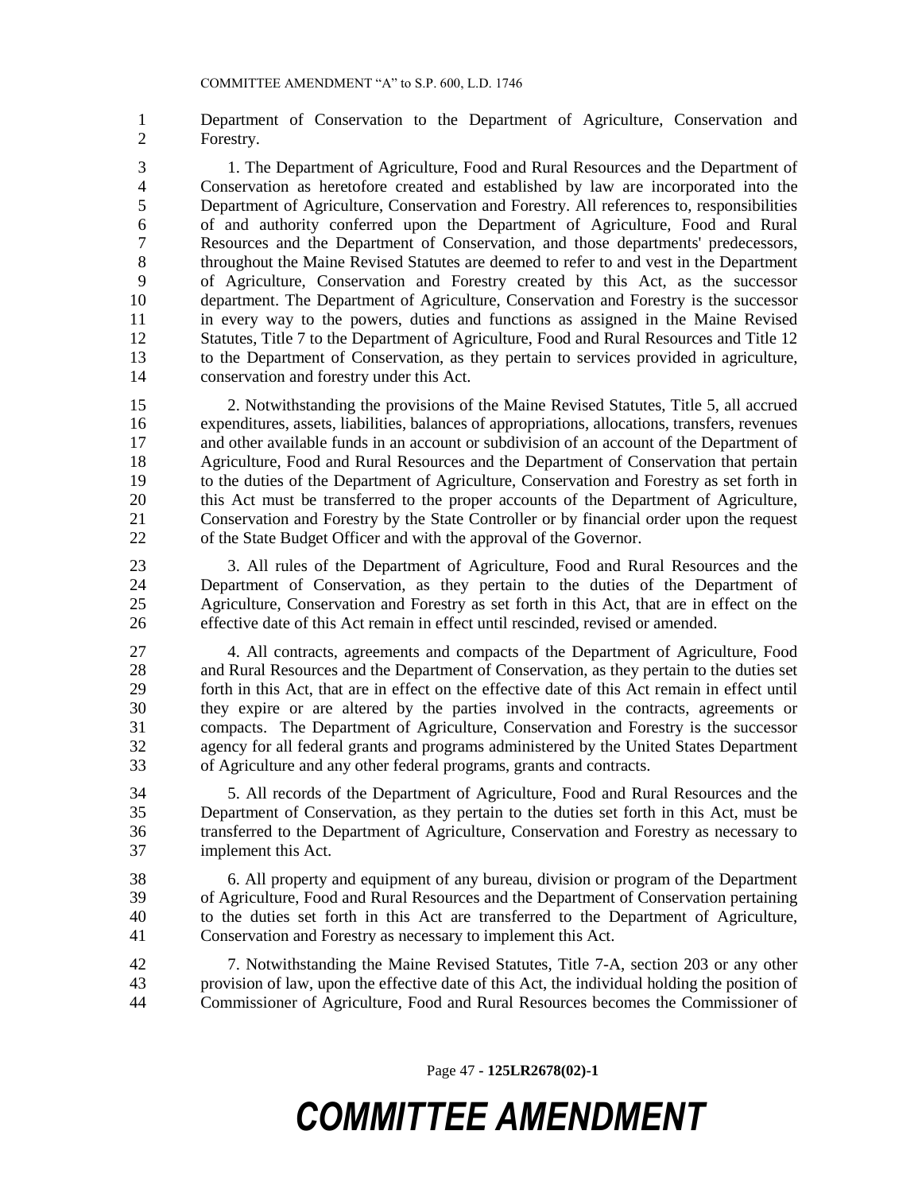Department of Conservation to the Department of Agriculture, Conservation and Forestry.

1. The Department of Agriculture, Food and Rural Resources and the Department of Conservation as heretofore created and established by law are incorporated into the Department of Agriculture, Conservation and Forestry. All references to, responsibilities of and authority conferred upon the Department of Agriculture, Food and Rural Resources and the Department of Conservation, and those departments' predecessors, throughout the Maine Revised Statutes are deemed to refer to and vest in the Department of Agriculture, Conservation and Forestry created by this Act, as the successor department. The Department of Agriculture, Conservation and Forestry is the successor in every way to the powers, duties and functions as assigned in the Maine Revised Statutes, Title 7 to the Department of Agriculture, Food and Rural Resources and Title 12 to the Department of Conservation, as they pertain to services provided in agriculture, conservation and forestry under this Act.

2. Notwithstanding the provisions of the Maine Revised Statutes, Title 5, all accrued expenditures, assets, liabilities, balances of appropriations, allocations, transfers, revenues and other available funds in an account or subdivision of an account of the Department of Agriculture, Food and Rural Resources and the Department of Conservation that pertain to the duties of the Department of Agriculture, Conservation and Forestry as set forth in this Act must be transferred to the proper accounts of the Department of Agriculture, Conservation and Forestry by the State Controller or by financial order upon the request of the State Budget Officer and with the approval of the Governor.

3. All rules of the Department of Agriculture, Food and Rural Resources and the Department of Conservation, as they pertain to the duties of the Department of Agriculture, Conservation and Forestry as set forth in this Act, that are in effect on the effective date of this Act remain in effect until rescinded, revised or amended.

4. All contracts, agreements and compacts of the Department of Agriculture, Food and Rural Resources and the Department of Conservation, as they pertain to the duties set forth in this Act, that are in effect on the effective date of this Act remain in effect until they expire or are altered by the parties involved in the contracts, agreements or compacts. The Department of Agriculture, Conservation and Forestry is the successor agency for all federal grants and programs administered by the United States Department of Agriculture and any other federal programs, grants and contracts.

5. All records of the Department of Agriculture, Food and Rural Resources and the Department of Conservation, as they pertain to the duties set forth in this Act, must be transferred to the Department of Agriculture, Conservation and Forestry as necessary to implement this Act.

6. All property and equipment of any bureau, division or program of the Department of Agriculture, Food and Rural Resources and the Department of Conservation pertaining to the duties set forth in this Act are transferred to the Department of Agriculture, Conservation and Forestry as necessary to implement this Act.

7. Notwithstanding the Maine Revised Statutes, Title 7-A, section 203 or any other provision of law, upon the effective date of this Act, the individual holding the position of Commissioner of Agriculture, Food and Rural Resources becomes the Commissioner of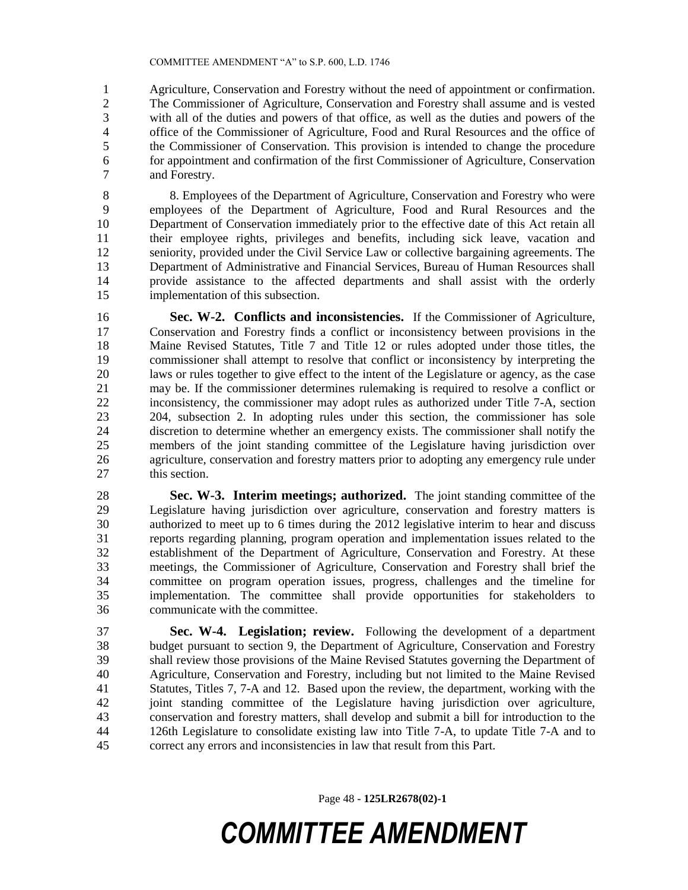Agriculture, Conservation and Forestry without the need of appointment or confirmation. The Commissioner of Agriculture, Conservation and Forestry shall assume and is vested with all of the duties and powers of that office, as well as the duties and powers of the office of the Commissioner of Agriculture, Food and Rural Resources and the office of the Commissioner of Conservation. This provision is intended to change the procedure for appointment and confirmation of the first Commissioner of Agriculture, Conservation and Forestry.

8. Employees of the Department of Agriculture, Conservation and Forestry who were employees of the Department of Agriculture, Food and Rural Resources and the Department of Conservation immediately prior to the effective date of this Act retain all their employee rights, privileges and benefits, including sick leave, vacation and seniority, provided under the Civil Service Law or collective bargaining agreements. The Department of Administrative and Financial Services, Bureau of Human Resources shall provide assistance to the affected departments and shall assist with the orderly implementation of this subsection.

**Sec. W-2. Conflicts and inconsistencies.** If the Commissioner of Agriculture, Conservation and Forestry finds a conflict or inconsistency between provisions in the Maine Revised Statutes, Title 7 and Title 12 or rules adopted under those titles, the commissioner shall attempt to resolve that conflict or inconsistency by interpreting the laws or rules together to give effect to the intent of the Legislature or agency, as the case may be. If the commissioner determines rulemaking is required to resolve a conflict or inconsistency, the commissioner may adopt rules as authorized under Title 7-A, section 204, subsection 2. In adopting rules under this section, the commissioner has sole discretion to determine whether an emergency exists. The commissioner shall notify the members of the joint standing committee of the Legislature having jurisdiction over agriculture, conservation and forestry matters prior to adopting any emergency rule under this section.

**Sec. W-3. Interim meetings; authorized.** The joint standing committee of the Legislature having jurisdiction over agriculture, conservation and forestry matters is authorized to meet up to 6 times during the 2012 legislative interim to hear and discuss reports regarding planning, program operation and implementation issues related to the establishment of the Department of Agriculture, Conservation and Forestry. At these meetings, the Commissioner of Agriculture, Conservation and Forestry shall brief the committee on program operation issues, progress, challenges and the timeline for implementation. The committee shall provide opportunities for stakeholders to communicate with the committee.

**Sec. W-4. Legislation; review.** Following the development of a department budget pursuant to section 9, the Department of Agriculture, Conservation and Forestry shall review those provisions of the Maine Revised Statutes governing the Department of Agriculture, Conservation and Forestry, including but not limited to the Maine Revised Statutes, Titles 7, 7-A and 12. Based upon the review, the department, working with the joint standing committee of the Legislature having jurisdiction over agriculture, conservation and forestry matters, shall develop and submit a bill for introduction to the 126th Legislature to consolidate existing law into Title 7-A, to update Title 7-A and to correct any errors and inconsistencies in law that result from this Part.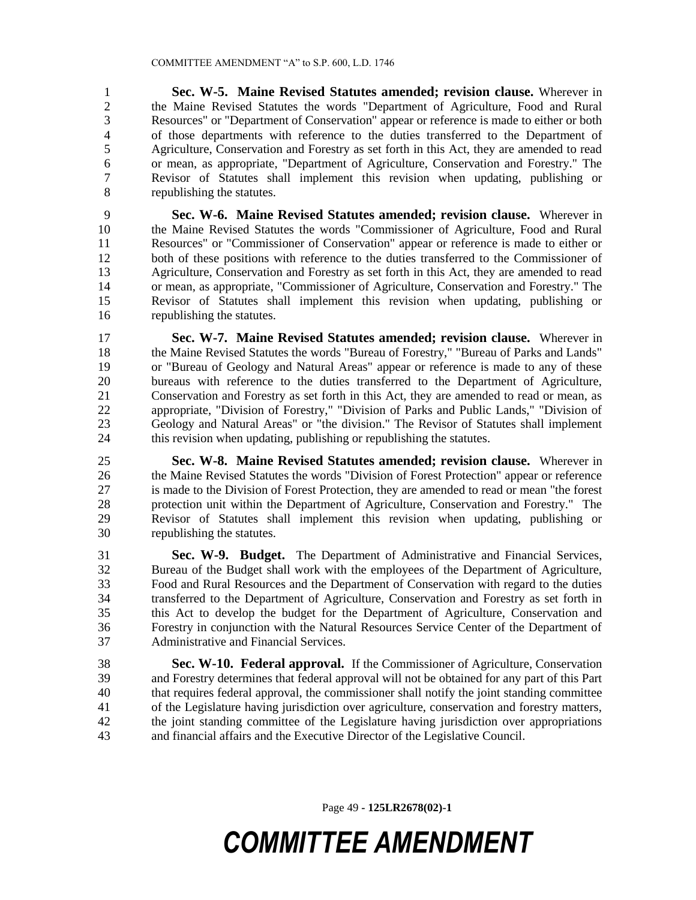**Sec. W-5. Maine Revised Statutes amended; revision clause.** Wherever in the Maine Revised Statutes the words "Department of Agriculture, Food and Rural Resources" or "Department of Conservation" appear or reference is made to either or both of those departments with reference to the duties transferred to the Department of Agriculture, Conservation and Forestry as set forth in this Act, they are amended to read or mean, as appropriate, "Department of Agriculture, Conservation and Forestry." The Revisor of Statutes shall implement this revision when updating, publishing or republishing the statutes.

**Sec. W-6. Maine Revised Statutes amended; revision clause.** Wherever in the Maine Revised Statutes the words "Commissioner of Agriculture, Food and Rural Resources" or "Commissioner of Conservation" appear or reference is made to either or both of these positions with reference to the duties transferred to the Commissioner of Agriculture, Conservation and Forestry as set forth in this Act, they are amended to read or mean, as appropriate, "Commissioner of Agriculture, Conservation and Forestry." The Revisor of Statutes shall implement this revision when updating, publishing or republishing the statutes.

**Sec. W-7. Maine Revised Statutes amended; revision clause.** Wherever in the Maine Revised Statutes the words "Bureau of Forestry," "Bureau of Parks and Lands" or "Bureau of Geology and Natural Areas" appear or reference is made to any of these bureaus with reference to the duties transferred to the Department of Agriculture, Conservation and Forestry as set forth in this Act, they are amended to read or mean, as appropriate, "Division of Forestry," "Division of Parks and Public Lands," "Division of Geology and Natural Areas" or "the division." The Revisor of Statutes shall implement this revision when updating, publishing or republishing the statutes.

**Sec. W-8. Maine Revised Statutes amended; revision clause.** Wherever in the Maine Revised Statutes the words "Division of Forest Protection" appear or reference is made to the Division of Forest Protection, they are amended to read or mean "the forest protection unit within the Department of Agriculture, Conservation and Forestry." The Revisor of Statutes shall implement this revision when updating, publishing or republishing the statutes.

**Sec. W-9. Budget.** The Department of Administrative and Financial Services, Bureau of the Budget shall work with the employees of the Department of Agriculture, Food and Rural Resources and the Department of Conservation with regard to the duties transferred to the Department of Agriculture, Conservation and Forestry as set forth in this Act to develop the budget for the Department of Agriculture, Conservation and Forestry in conjunction with the Natural Resources Service Center of the Department of Administrative and Financial Services.

**Sec. W-10. Federal approval.** If the Commissioner of Agriculture, Conservation and Forestry determines that federal approval will not be obtained for any part of this Part that requires federal approval, the commissioner shall notify the joint standing committee of the Legislature having jurisdiction over agriculture, conservation and forestry matters, the joint standing committee of the Legislature having jurisdiction over appropriations and financial affairs and the Executive Director of the Legislative Council.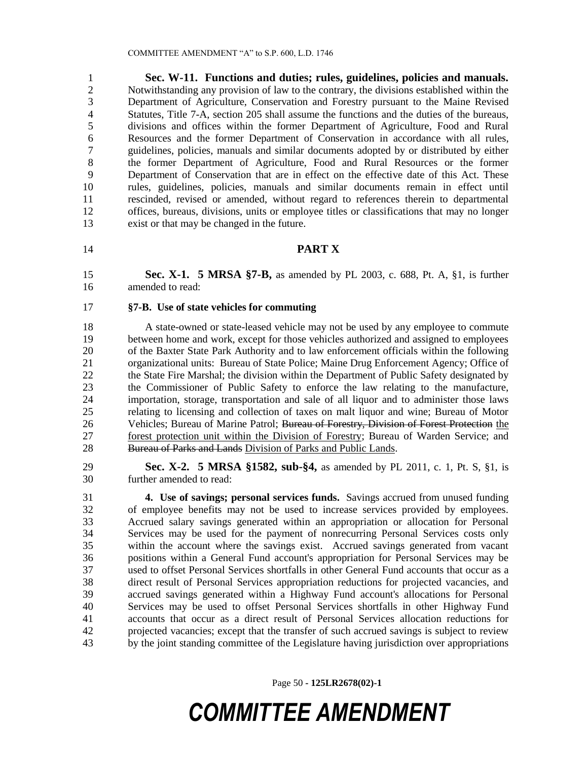**Sec. W-11. Functions and duties; rules, guidelines, policies and manuals.** Notwithstanding any provision of law to the contrary, the divisions established within the Department of Agriculture, Conservation and Forestry pursuant to the Maine Revised Statutes, Title 7-A, section 205 shall assume the functions and the duties of the bureaus, divisions and offices within the former Department of Agriculture, Food and Rural Resources and the former Department of Conservation in accordance with all rules, guidelines, policies, manuals and similar documents adopted by or distributed by either the former Department of Agriculture, Food and Rural Resources or the former Department of Conservation that are in effect on the effective date of this Act. These rules, guidelines, policies, manuals and similar documents remain in effect until rescinded, revised or amended, without regard to references therein to departmental offices, bureaus, divisions, units or employee titles or classifications that may no longer exist or that may be changed in the future.

## PART X

**Sec. X-1. 5 MRSA §7-B,** as amended by PL 2003, c. 688, Pt. A, §1, is further amended to read:

**§7-B. Use of state vehicles for commuting**

A state-owned or state-leased vehicle may not be used by any employee to commute between home and work, except for those vehicles authorized and assigned to employees of the Baxter State Park Authority and to law enforcement officials within the following organizational units: Bureau of State Police; Maine Drug Enforcement Agency; Office of the State Fire Marshal; the division within the Department of Public Safety designated by the Commissioner of Public Safety to enforce the law relating to the manufacture, importation, storage, transportation and sale of all liquor and to administer those laws relating to licensing and collection of taxes on malt liquor and wine; Bureau of Motor Vehicles; Bureau of Marine Patrol; ~~Bureau of Forestry, Division of Forest Protection~~ <u>the forest protection unit within the Division of Forestry</u>; Bureau of Warden Service; and ~~Bureau of Parks and Lands~~ <u>Division of Parks and Public Lands</u>.

**Sec. X-2. 5 MRSA §1582, sub-§4,** as amended by PL 2011, c. 1, Pt. S, §1, is further amended to read:

**4. Use of savings; personal services funds.** Savings accrued from unused funding of employee benefits may not be used to increase services provided by employees. Accrued salary savings generated within an appropriation or allocation for Personal Services may be used for the payment of nonrecurring Personal Services costs only within the account where the savings exist. Accrued savings generated from vacant positions within a General Fund account's appropriation for Personal Services may be used to offset Personal Services shortfalls in other General Fund accounts that occur as a direct result of Personal Services appropriation reductions for projected vacancies, and accrued savings generated within a Highway Fund account's allocations for Personal Services may be used to offset Personal Services shortfalls in other Highway Fund accounts that occur as a direct result of Personal Services allocation reductions for projected vacancies; except that the transfer of such accrued savings is subject to review by the joint standing committee of the Legislature having jurisdiction over appropriations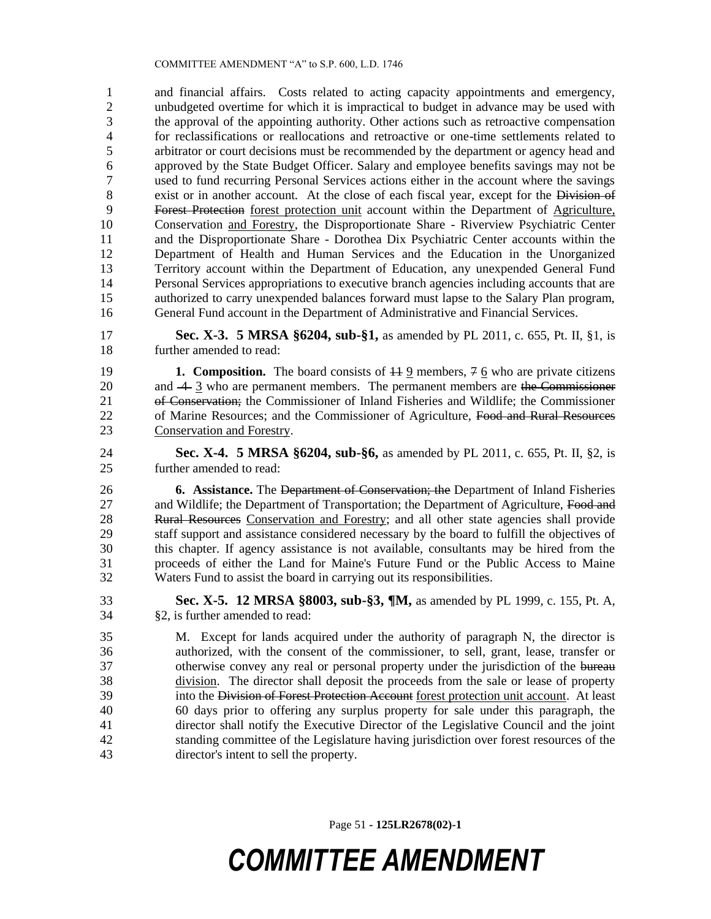and financial affairs. Costs related to acting capacity appointments and emergency, unbudgeted overtime for which it is impractical to budget in advance may be used with the approval of the appointing authority. Other actions such as retroactive compensation for reclassifications or reallocations and retroactive or one-time settlements related to arbitrator or court decisions must be recommended by the department or agency head and approved by the State Budget Officer. Salary and employee benefits savings may not be used to fund recurring Personal Services actions either in the account where the savings exist or in another account. At the close of each fiscal year, except for the ~~Division of Forest Protection~~ forest protection unit account within the Department of Agriculture, Conservation and Forestry, the Disproportionate Share - Riverview Psychiatric Center and the Disproportionate Share - Dorothea Dix Psychiatric Center accounts within the Department of Health and Human Services and the Education in the Unorganized Territory account within the Department of Education, any unexpended General Fund Personal Services appropriations to executive branch agencies including accounts that are authorized to carry unexpended balances forward must lapse to the Salary Plan program, General Fund account in the Department of Administrative and Financial Services.

**Sec. X-3. 5 MRSA §6204, sub-§1,** as amended by PL 2011, c. 655, Pt. II, §1, is further amended to read:

**1. Composition.** The board consists of ~~11~~ 9 members, ~~7~~ 6 who are private citizens and ~~4~~ 3 who are permanent members. The permanent members are ~~the Commissioner of Conservation;~~ the Commissioner of Inland Fisheries and Wildlife; the Commissioner of Marine Resources; and the Commissioner of Agriculture, ~~Food and Rural Resources~~ Conservation and Forestry.

**Sec. X-4. 5 MRSA §6204, sub-§6,** as amended by PL 2011, c. 655, Pt. II, §2, is further amended to read:

**6. Assistance.** The ~~Department of Conservation; the~~ Department of Inland Fisheries and Wildlife; the Department of Transportation; the Department of Agriculture, ~~Food and Rural Resources~~ Conservation and Forestry; and all other state agencies shall provide staff support and assistance considered necessary by the board to fulfill the objectives of this chapter. If agency assistance is not available, consultants may be hired from the proceeds of either the Land for Maine's Future Fund or the Public Access to Maine Waters Fund to assist the board in carrying out its responsibilities.

**Sec. X-5. 12 MRSA §8003, sub-§3, ¶M,** as amended by PL 1999, c. 155, Pt. A, §2, is further amended to read:

M. Except for lands acquired under the authority of paragraph N, the director is authorized, with the consent of the commissioner, to sell, grant, lease, transfer or otherwise convey any real or personal property under the jurisdiction of the ~~bureau~~ division. The director shall deposit the proceeds from the sale or lease of property into the ~~Division of Forest Protection Account~~ forest protection unit account. At least 60 days prior to offering any surplus property for sale under this paragraph, the director shall notify the Executive Director of the Legislative Council and the joint standing committee of the Legislature having jurisdiction over forest resources of the director's intent to sell the property.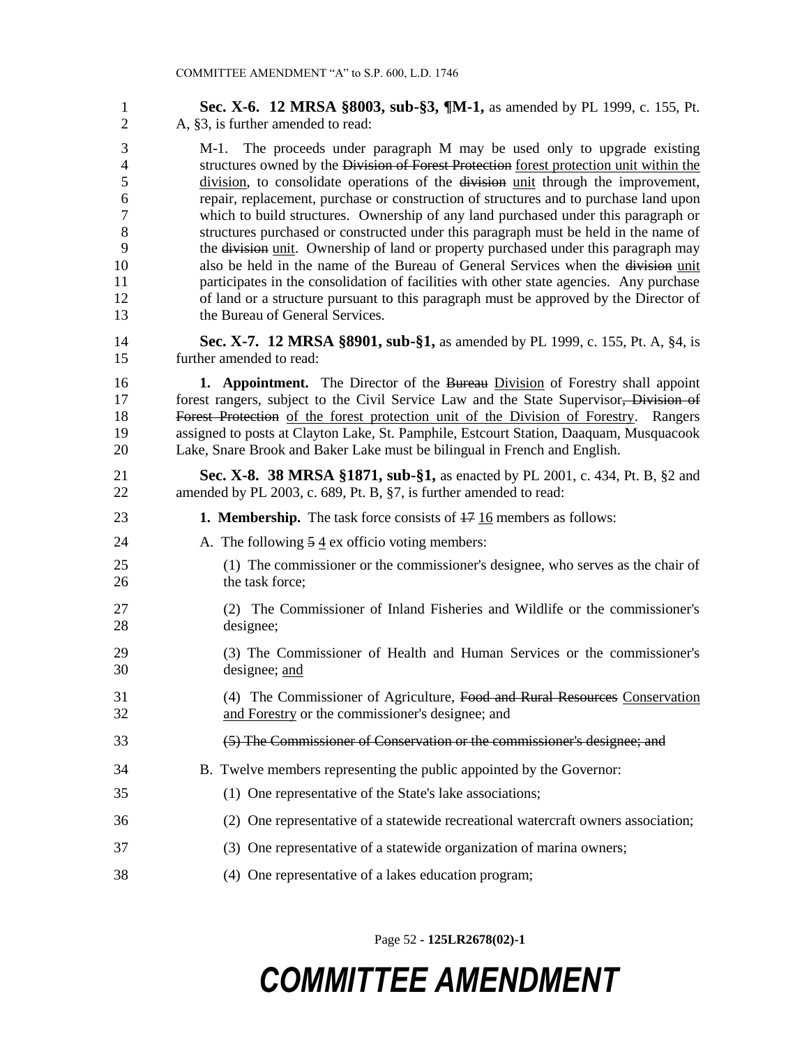**Sec. X-6. 12 MRSA §8003, sub-§3, ¶M-1,** as amended by PL 1999, c. 155, Pt. A, §3, is further amended to read:

M-1. The proceeds under paragraph M may be used only to upgrade existing structures owned by the ~~Division of Forest Protection~~ forest protection unit within the division, to consolidate operations of the ~~division~~ unit through the improvement, repair, replacement, purchase or construction of structures and to purchase land upon which to build structures. Ownership of any land purchased under this paragraph or structures purchased or constructed under this paragraph must be held in the name of the ~~division~~ unit. Ownership of land or property purchased under this paragraph may also be held in the name of the Bureau of General Services when the ~~division~~ unit participates in the consolidation of facilities with other state agencies. Any purchase of land or a structure pursuant to this paragraph must be approved by the Director of the Bureau of General Services.

**Sec. X-7. 12 MRSA §8901, sub-§1,** as amended by PL 1999, c. 155, Pt. A, §4, is further amended to read:

**1. Appointment.** The Director of the ~~Bureau~~ Division of Forestry shall appoint forest rangers, subject to the Civil Service Law and the State Supervisor~~, Division of Forest Protection~~ of the forest protection unit of the Division of Forestry. Rangers assigned to posts at Clayton Lake, St. Pamphile, Estcourt Station, Daaquam, Musquacook Lake, Snare Brook and Baker Lake must be bilingual in French and English.

**Sec. X-8. 38 MRSA §1871, sub-§1,** as enacted by PL 2001, c. 434, Pt. B, §2 and amended by PL 2003, c. 689, Pt. B, §7, is further amended to read:

**1. Membership.** The task force consists of ~~17~~ 16 members as follows:

A. The following ~~5~~ 4 ex officio voting members:

(1) The commissioner or the commissioner's designee, who serves as the chair of the task force;

(2) The Commissioner of Inland Fisheries and Wildlife or the commissioner's designee;

(3) The Commissioner of Health and Human Services or the commissioner's designee; and

(4) The Commissioner of Agriculture, ~~Food and Rural Resources~~ Conservation and Forestry or the commissioner's designee; and

~~(5) The Commissioner of Conservation or the commissioner's designee; and~~

B. Twelve members representing the public appointed by the Governor:

(1) One representative of the State's lake associations;

(2) One representative of a statewide recreational watercraft owners association;

(3) One representative of a statewide organization of marina owners;

(4) One representative of a lakes education program;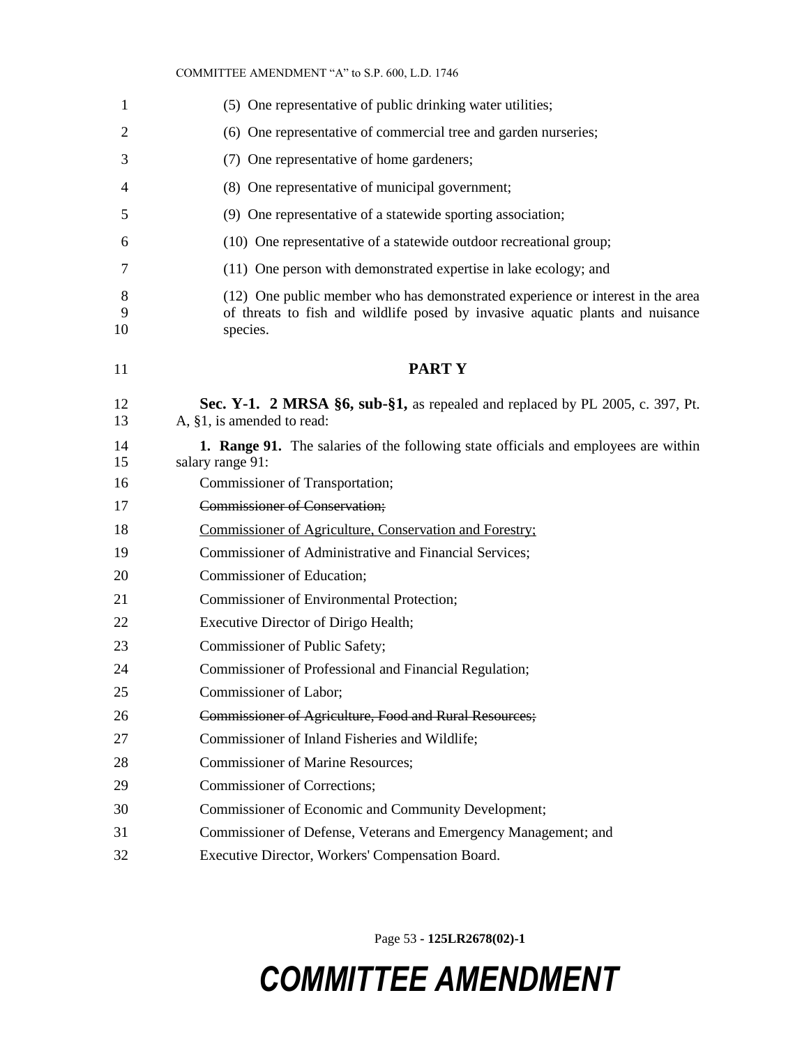(5) One representative of public drinking water utilities;

(6) One representative of commercial tree and garden nurseries;

(7) One representative of home gardeners;

(8) One representative of municipal government;

(9) One representative of a statewide sporting association;

(10) One representative of a statewide outdoor recreational group;

(11) One person with demonstrated expertise in lake ecology; and

(12) One public member who has demonstrated experience or interest in the area of threats to fish and wildlife posed by invasive aquatic plants and nuisance species.

## PART Y

**Sec. Y-1. 2 MRSA §6, sub-§1,** as repealed and replaced by PL 2005, c. 397, Pt. A, §1, is amended to read:

**1. Range 91.** The salaries of the following state officials and employees are within salary range 91:

Commissioner of Transportation;

~~Commissioner of Conservation;~~

<u>Commissioner of Agriculture, Conservation and Forestry;</u>

Commissioner of Administrative and Financial Services;

Commissioner of Education;

Commissioner of Environmental Protection;

Executive Director of Dirigo Health;

Commissioner of Public Safety;

Commissioner of Professional and Financial Regulation;

Commissioner of Labor;

~~Commissioner of Agriculture, Food and Rural Resources;~~

Commissioner of Inland Fisheries and Wildlife;

Commissioner of Marine Resources;

Commissioner of Corrections;

Commissioner of Economic and Community Development;

Commissioner of Defense, Veterans and Emergency Management; and

Executive Director, Workers' Compensation Board.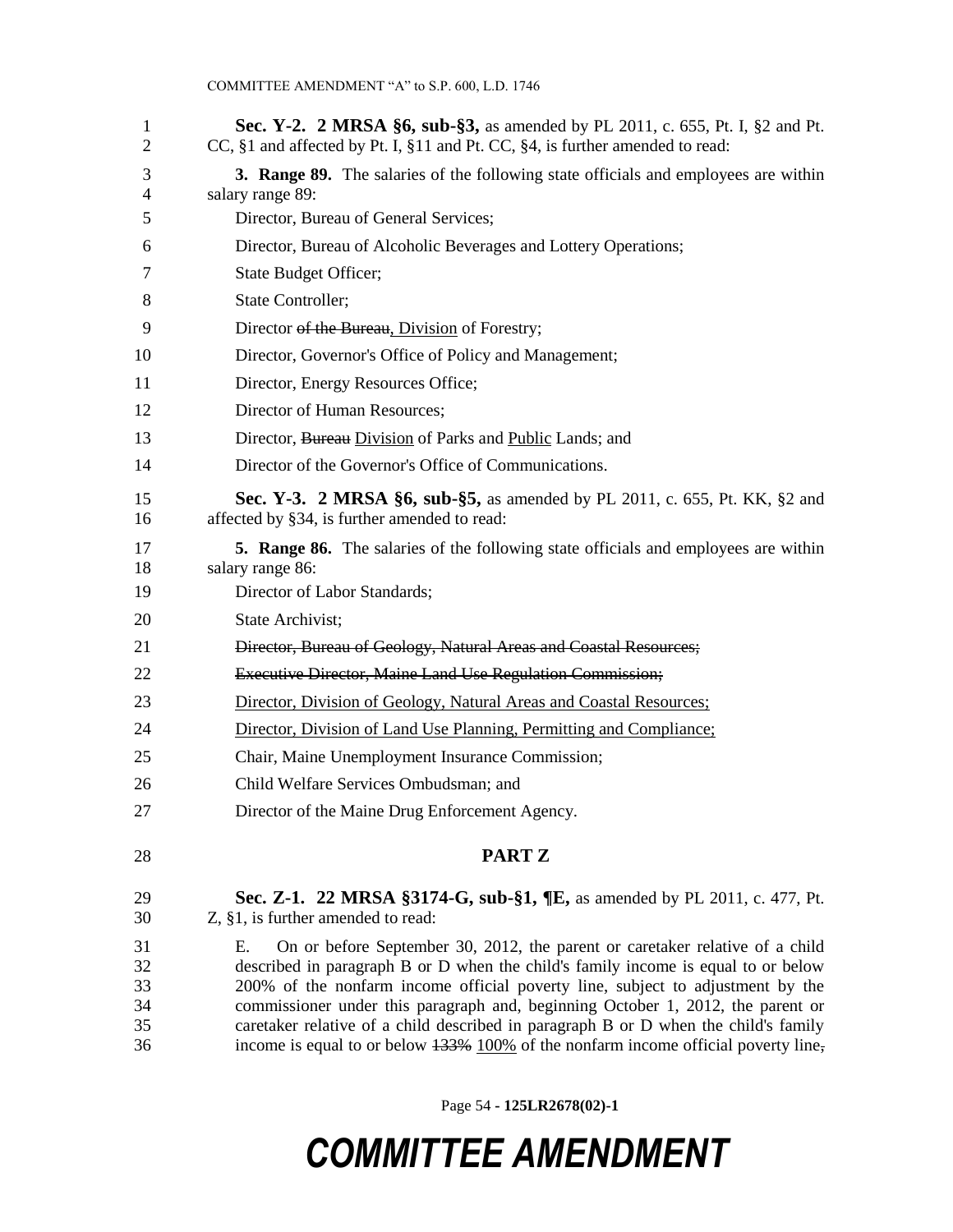**Sec. Y-2. 2 MRSA §6, sub-§3,** as amended by PL 2011, c. 655, Pt. I, §2 and Pt. CC, §1 and affected by Pt. I, §11 and Pt. CC, §4, is further amended to read:

**3. Range 89.** The salaries of the following state officials and employees are within salary range 89:

Director, Bureau of General Services;

Director, Bureau of Alcoholic Beverages and Lottery Operations;

State Budget Officer;

State Controller;

Director ~~of the Bureau~~, Division of Forestry;

Director, Governor's Office of Policy and Management;

Director, Energy Resources Office;

Director of Human Resources;

Director, ~~Bureau~~ Division of Parks and Public Lands; and

Director of the Governor's Office of Communications.

**Sec. Y-3. 2 MRSA §6, sub-§5,** as amended by PL 2011, c. 655, Pt. KK, §2 and affected by §34, is further amended to read:

**5. Range 86.** The salaries of the following state officials and employees are within salary range 86:

Director of Labor Standards;

State Archivist;

~~Director, Bureau of Geology, Natural Areas and Coastal Resources;~~

~~Executive Director, Maine Land Use Regulation Commission;~~

Director, Division of Geology, Natural Areas and Coastal Resources;

Director, Division of Land Use Planning, Permitting and Compliance;

Chair, Maine Unemployment Insurance Commission;

Child Welfare Services Ombudsman; and

Director of the Maine Drug Enforcement Agency.

## PART Z

**Sec. Z-1. 22 MRSA §3174-G, sub-§1, ¶E,** as amended by PL 2011, c. 477, Pt. Z, §1, is further amended to read:

E. On or before September 30, 2012, the parent or caretaker relative of a child described in paragraph B or D when the child's family income is equal to or below 200% of the nonfarm income official poverty line, subject to adjustment by the commissioner under this paragraph and, beginning October 1, 2012, the parent or caretaker relative of a child described in paragraph B or D when the child's family income is equal to or below ~~133%~~ 100% of the nonfarm income official poverty line~~,~~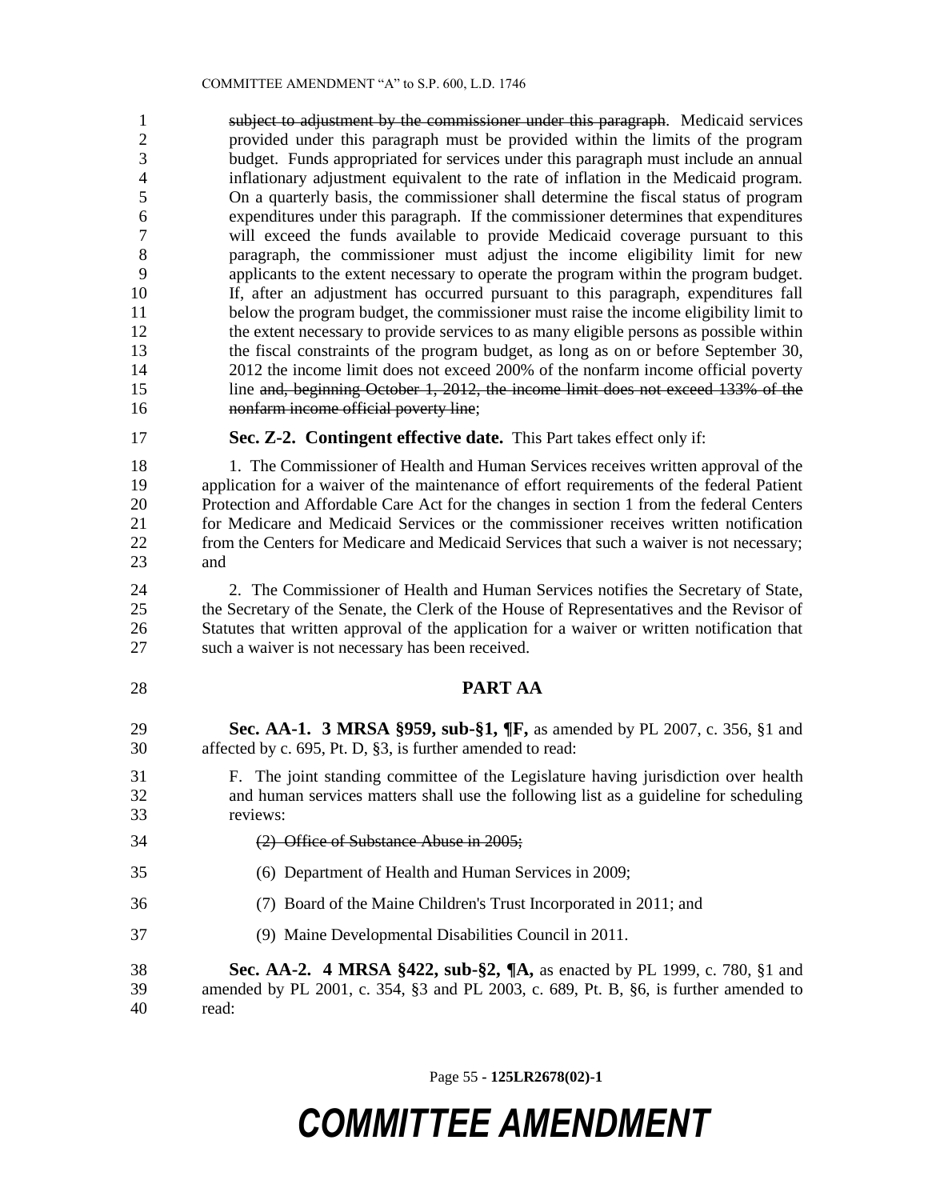subject to adjustment by the commissioner under this paragraph. Medicaid services provided under this paragraph must be provided within the limits of the program budget. Funds appropriated for services under this paragraph must include an annual inflationary adjustment equivalent to the rate of inflation in the Medicaid program. On a quarterly basis, the commissioner shall determine the fiscal status of program expenditures under this paragraph. If the commissioner determines that expenditures will exceed the funds available to provide Medicaid coverage pursuant to this paragraph, the commissioner must adjust the income eligibility limit for new applicants to the extent necessary to operate the program within the program budget. If, after an adjustment has occurred pursuant to this paragraph, expenditures fall below the program budget, the commissioner must raise the income eligibility limit to the extent necessary to provide services to as many eligible persons as possible within the fiscal constraints of the program budget, as long as on or before September 30, 2012 the income limit does not exceed 200% of the nonfarm income official poverty line and, beginning October 1, 2012, the income limit does not exceed 133% of the nonfarm income official poverty line;

**Sec. Z-2. Contingent effective date.** This Part takes effect only if:

1. The Commissioner of Health and Human Services receives written approval of the application for a waiver of the maintenance of effort requirements of the federal Patient Protection and Affordable Care Act for the changes in section 1 from the federal Centers for Medicare and Medicaid Services or the commissioner receives written notification from the Centers for Medicare and Medicaid Services that such a waiver is not necessary; and

2. The Commissioner of Health and Human Services notifies the Secretary of State, the Secretary of the Senate, the Clerk of the House of Representatives and the Revisor of Statutes that written approval of the application for a waiver or written notification that such a waiver is not necessary has been received.

## PART AA

**Sec. AA-1. 3 MRSA §959, sub-§1, ¶F,** as amended by PL 2007, c. 356, §1 and affected by c. 695, Pt. D, §3, is further amended to read:

F. The joint standing committee of the Legislature having jurisdiction over health and human services matters shall use the following list as a guideline for scheduling reviews:

(2) Office of Substance Abuse in 2005;

(6) Department of Health and Human Services in 2009;

(7) Board of the Maine Children's Trust Incorporated in 2011; and

(9) Maine Developmental Disabilities Council in 2011.

**Sec. AA-2. 4 MRSA §422, sub-§2, ¶A,** as enacted by PL 1999, c. 780, §1 and amended by PL 2001, c. 354, §3 and PL 2003, c. 689, Pt. B, §6, is further amended to read: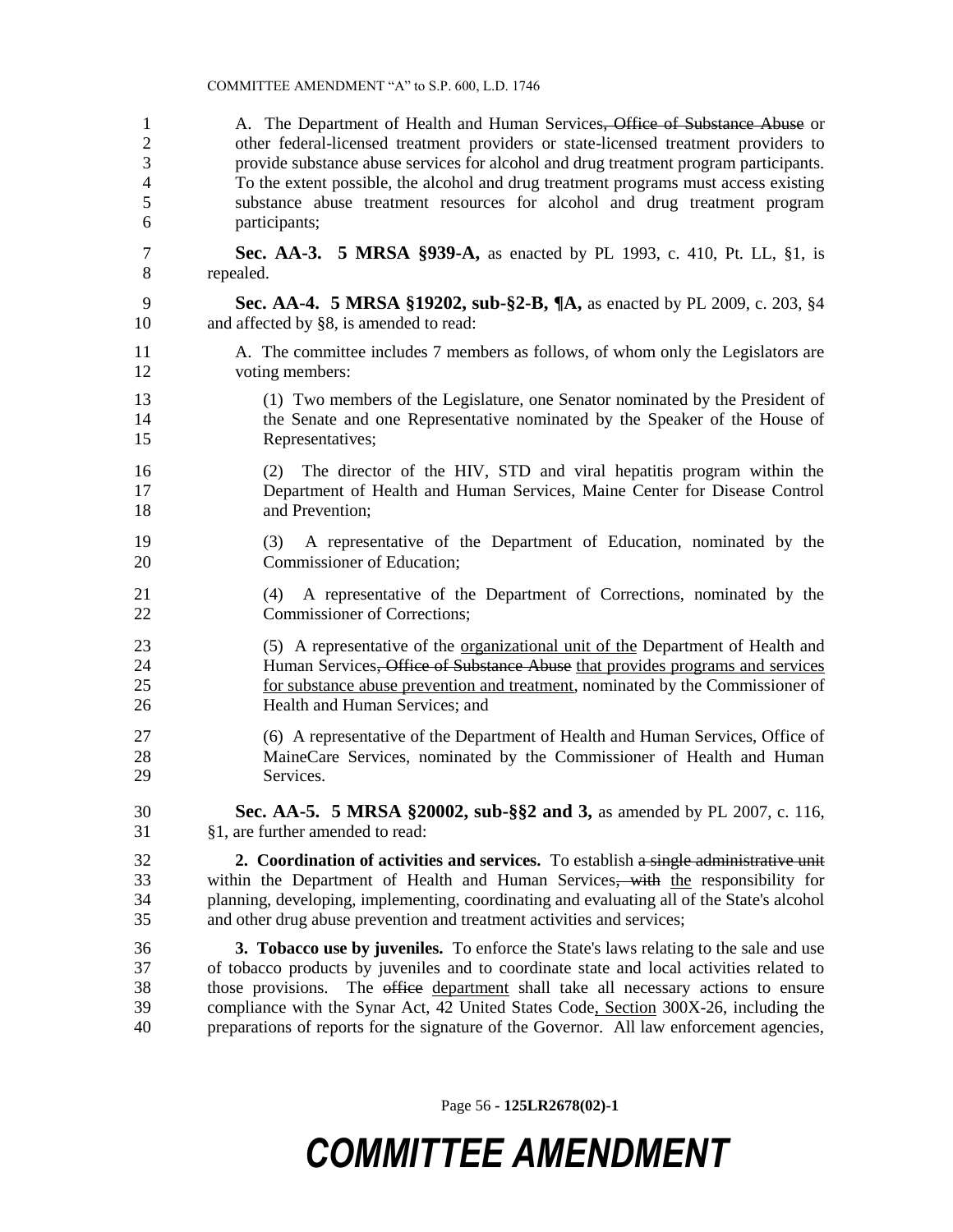A. The Department of Health and Human Services~~, Office of Substance Abuse~~ or other federal-licensed treatment providers or state-licensed treatment providers to provide substance abuse services for alcohol and drug treatment program participants. To the extent possible, the alcohol and drug treatment programs must access existing substance abuse treatment resources for alcohol and drug treatment program participants;

**Sec. AA-3. 5 MRSA §939-A,** as enacted by PL 1993, c. 410, Pt. LL, §1, is repealed.

**Sec. AA-4. 5 MRSA §19202, sub-§2-B, ¶A,** as enacted by PL 2009, c. 203, §4 and affected by §8, is amended to read:

A. The committee includes 7 members as follows, of whom only the Legislators are voting members:

(1) Two members of the Legislature, one Senator nominated by the President of the Senate and one Representative nominated by the Speaker of the House of Representatives;

(2) The director of the HIV, STD and viral hepatitis program within the Department of Health and Human Services, Maine Center for Disease Control and Prevention;

(3) A representative of the Department of Education, nominated by the Commissioner of Education;

(4) A representative of the Department of Corrections, nominated by the Commissioner of Corrections;

(5) A representative of the <u>organizational unit of the</u> Department of Health and Human Services~~, Office of Substance Abuse~~ <u>that provides programs and services for substance abuse prevention and treatment</u>, nominated by the Commissioner of Health and Human Services; and

(6) A representative of the Department of Health and Human Services, Office of MaineCare Services, nominated by the Commissioner of Health and Human Services.

**Sec. AA-5. 5 MRSA §20002, sub-§§2 and 3,** as amended by PL 2007, c. 116, §1, are further amended to read:

**2. Coordination of activities and services.** To establish ~~a single administrative unit~~ within the Department of Health and Human Services~~, with~~ <u>the</u> responsibility for planning, developing, implementing, coordinating and evaluating all of the State's alcohol and other drug abuse prevention and treatment activities and services;

**3. Tobacco use by juveniles.** To enforce the State's laws relating to the sale and use of tobacco products by juveniles and to coordinate state and local activities related to those provisions. The ~~office~~ <u>department</u> shall take all necessary actions to ensure compliance with the Synar Act, 42 United States Code<u>, Section</u> 300X-26, including the preparations of reports for the signature of the Governor. All law enforcement agencies,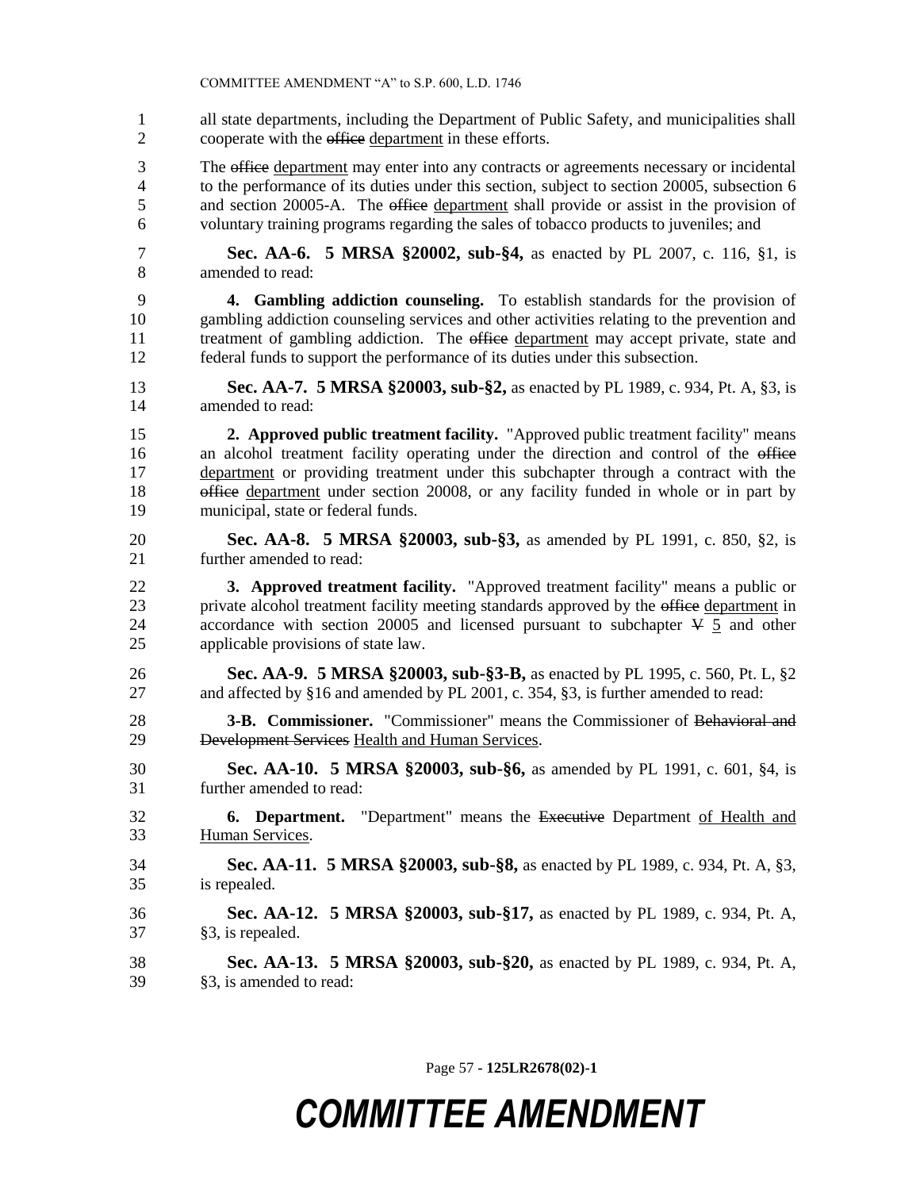all state departments, including the Department of Public Safety, and municipalities shall cooperate with the ~~office~~ department in these efforts.

The ~~office~~ department may enter into any contracts or agreements necessary or incidental to the performance of its duties under this section, subject to section 20005, subsection 6 and section 20005-A. The ~~office~~ department shall provide or assist in the provision of voluntary training programs regarding the sales of tobacco products to juveniles; and

**Sec. AA-6. 5 MRSA §20002, sub-§4,** as enacted by PL 2007, c. 116, §1, is amended to read:

**4. Gambling addiction counseling.** To establish standards for the provision of gambling addiction counseling services and other activities relating to the prevention and treatment of gambling addiction. The ~~office~~ department may accept private, state and federal funds to support the performance of its duties under this subsection.

**Sec. AA-7. 5 MRSA §20003, sub-§2,** as enacted by PL 1989, c. 934, Pt. A, §3, is amended to read:

**2. Approved public treatment facility.** "Approved public treatment facility" means an alcohol treatment facility operating under the direction and control of the ~~office~~ department or providing treatment under this subchapter through a contract with the ~~office~~ department under section 20008, or any facility funded in whole or in part by municipal, state or federal funds.

**Sec. AA-8. 5 MRSA §20003, sub-§3,** as amended by PL 1991, c. 850, §2, is further amended to read:

**3. Approved treatment facility.** "Approved treatment facility" means a public or private alcohol treatment facility meeting standards approved by the ~~office~~ department in accordance with section 20005 and licensed pursuant to subchapter ~~V~~ 5 and other applicable provisions of state law.

**Sec. AA-9. 5 MRSA §20003, sub-§3-B,** as enacted by PL 1995, c. 560, Pt. L, §2 and affected by §16 and amended by PL 2001, c. 354, §3, is further amended to read:

**3-B. Commissioner.** "Commissioner" means the Commissioner of ~~Behavioral and Development Services~~ Health and Human Services.

**Sec. AA-10. 5 MRSA §20003, sub-§6,** as amended by PL 1991, c. 601, §4, is further amended to read:

**6. Department.** "Department" means the ~~Executive~~ Department of Health and Human Services.

**Sec. AA-11. 5 MRSA §20003, sub-§8,** as enacted by PL 1989, c. 934, Pt. A, §3, is repealed.

**Sec. AA-12. 5 MRSA §20003, sub-§17,** as enacted by PL 1989, c. 934, Pt. A, §3, is repealed.

**Sec. AA-13. 5 MRSA §20003, sub-§20,** as enacted by PL 1989, c. 934, Pt. A, §3, is amended to read: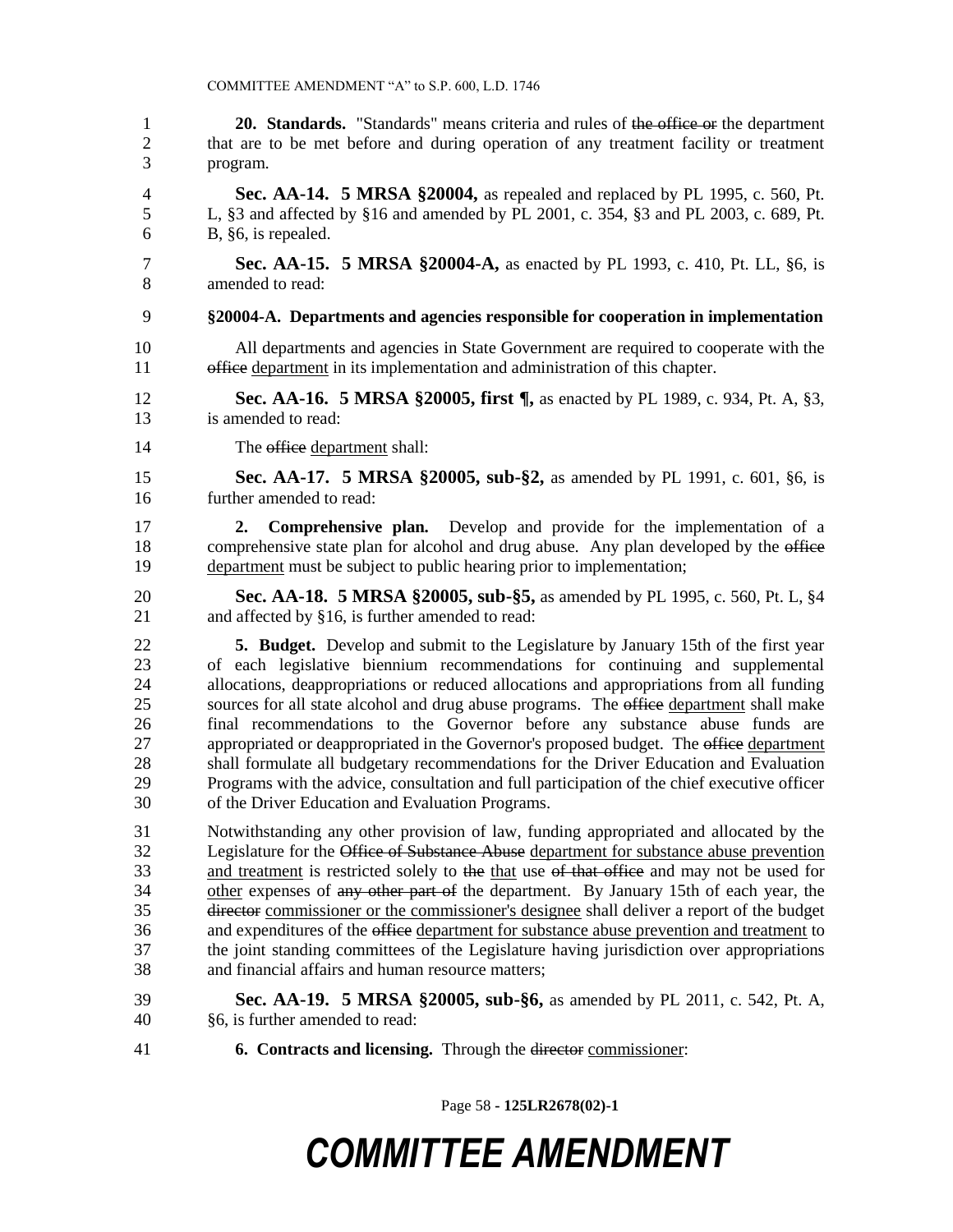**20. Standards.** "Standards" means criteria and rules of ~~the office or~~ the department that are to be met before and during operation of any treatment facility or treatment program.

**Sec. AA-14. 5 MRSA §20004,** as repealed and replaced by PL 1995, c. 560, Pt. L, §3 and affected by §16 and amended by PL 2001, c. 354, §3 and PL 2003, c. 689, Pt. B, §6, is repealed.

**Sec. AA-15. 5 MRSA §20004-A,** as enacted by PL 1993, c. 410, Pt. LL, §6, is amended to read:

**§20004-A. Departments and agencies responsible for cooperation in implementation**

All departments and agencies in State Government are required to cooperate with the ~~office~~ department in its implementation and administration of this chapter.

**Sec. AA-16. 5 MRSA §20005, first ¶,** as enacted by PL 1989, c. 934, Pt. A, §3, is amended to read:

The ~~office~~ department shall:

**Sec. AA-17. 5 MRSA §20005, sub-§2,** as amended by PL 1991, c. 601, §6, is further amended to read:

**2. Comprehensive plan.** Develop and provide for the implementation of a comprehensive state plan for alcohol and drug abuse. Any plan developed by the ~~office~~ department must be subject to public hearing prior to implementation;

**Sec. AA-18. 5 MRSA §20005, sub-§5,** as amended by PL 1995, c. 560, Pt. L, §4 and affected by §16, is further amended to read:

**5. Budget.** Develop and submit to the Legislature by January 15th of the first year of each legislative biennium recommendations for continuing and supplemental allocations, deappropriations or reduced allocations and appropriations from all funding sources for all state alcohol and drug abuse programs. The ~~office~~ department shall make final recommendations to the Governor before any substance abuse funds are appropriated or deappropriated in the Governor's proposed budget. The ~~office~~ department shall formulate all budgetary recommendations for the Driver Education and Evaluation Programs with the advice, consultation and full participation of the chief executive officer of the Driver Education and Evaluation Programs.

Notwithstanding any other provision of law, funding appropriated and allocated by the Legislature for the ~~Office of Substance Abuse~~ department for substance abuse prevention and treatment is restricted solely to ~~the~~ that use ~~of that office~~ and may not be used for other expenses of ~~any other part of~~ the department. By January 15th of each year, the ~~director~~ commissioner or the commissioner's designee shall deliver a report of the budget and expenditures of the ~~office~~ department for substance abuse prevention and treatment to the joint standing committees of the Legislature having jurisdiction over appropriations and financial affairs and human resource matters;

**Sec. AA-19. 5 MRSA §20005, sub-§6,** as amended by PL 2011, c. 542, Pt. A, §6, is further amended to read:

**6. Contracts and licensing.** Through the ~~director~~ commissioner: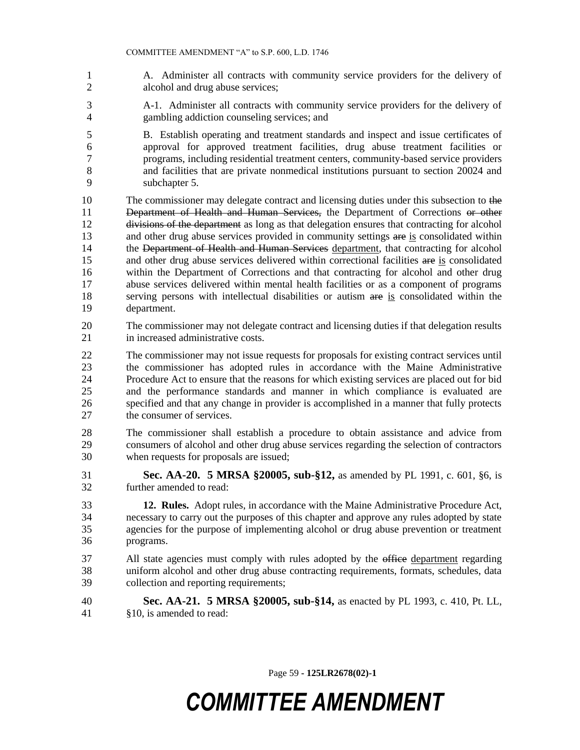A. Administer all contracts with community service providers for the delivery of alcohol and drug abuse services;

A-1. Administer all contracts with community service providers for the delivery of gambling addiction counseling services; and

B. Establish operating and treatment standards and inspect and issue certificates of approval for approved treatment facilities, drug abuse treatment facilities or programs, including residential treatment centers, community-based service providers and facilities that are private nonmedical institutions pursuant to section 20024 and subchapter 5.

The commissioner may delegate contract and licensing duties under this subsection to ~~the Department of Health and Human Services,~~ the Department of Corrections ~~or other divisions of the department~~ as long as that delegation ensures that contracting for alcohol and other drug abuse services provided in community settings ~~are~~ is consolidated within the ~~Department of Health and Human Services~~ department, that contracting for alcohol and other drug abuse services delivered within correctional facilities ~~are~~ is consolidated within the Department of Corrections and that contracting for alcohol and other drug abuse services delivered within mental health facilities or as a component of programs serving persons with intellectual disabilities or autism ~~are~~ is consolidated within the department.

The commissioner may not delegate contract and licensing duties if that delegation results in increased administrative costs.

The commissioner may not issue requests for proposals for existing contract services until the commissioner has adopted rules in accordance with the Maine Administrative Procedure Act to ensure that the reasons for which existing services are placed out for bid and the performance standards and manner in which compliance is evaluated are specified and that any change in provider is accomplished in a manner that fully protects the consumer of services.

The commissioner shall establish a procedure to obtain assistance and advice from consumers of alcohol and other drug abuse services regarding the selection of contractors when requests for proposals are issued;

**Sec. AA-20. 5 MRSA §20005, sub-§12,** as amended by PL 1991, c. 601, §6, is further amended to read:

**12. Rules.** Adopt rules, in accordance with the Maine Administrative Procedure Act, necessary to carry out the purposes of this chapter and approve any rules adopted by state agencies for the purpose of implementing alcohol or drug abuse prevention or treatment programs.

All state agencies must comply with rules adopted by the ~~office~~ department regarding uniform alcohol and other drug abuse contracting requirements, formats, schedules, data collection and reporting requirements;

**Sec. AA-21. 5 MRSA §20005, sub-§14,** as enacted by PL 1993, c. 410, Pt. LL, §10, is amended to read: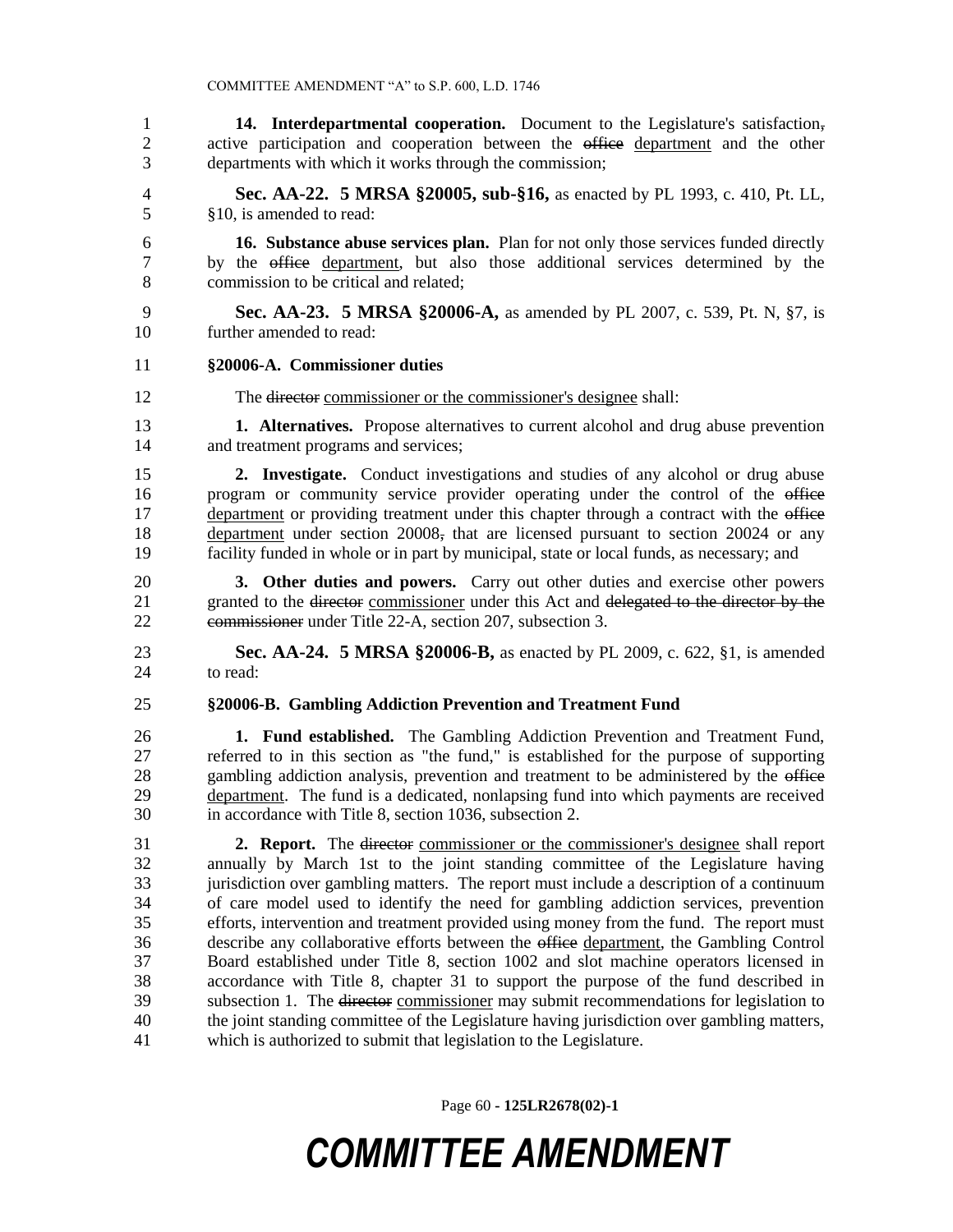**14. Interdepartmental cooperation.** Document to the Legislature's satisfaction, active participation and cooperation between the ~~office~~ department and the other departments with which it works through the commission;

**Sec. AA-22. 5 MRSA §20005, sub-§16,** as enacted by PL 1993, c. 410, Pt. LL, §10, is amended to read:

**16. Substance abuse services plan.** Plan for not only those services funded directly by the ~~office~~ department, but also those additional services determined by the commission to be critical and related;

**Sec. AA-23. 5 MRSA §20006-A,** as amended by PL 2007, c. 539, Pt. N, §7, is further amended to read:

**§20006-A. Commissioner duties**

The ~~director~~ commissioner or the commissioner's designee shall:

**1. Alternatives.** Propose alternatives to current alcohol and drug abuse prevention and treatment programs and services;

**2. Investigate.** Conduct investigations and studies of any alcohol or drug abuse program or community service provider operating under the control of the ~~office~~ department or providing treatment under this chapter through a contract with the ~~office~~ department under section 20008~~,~~ that are licensed pursuant to section 20024 or any facility funded in whole or in part by municipal, state or local funds, as necessary; and

**3. Other duties and powers.** Carry out other duties and exercise other powers granted to the ~~director~~ commissioner under this Act and ~~delegated to the director by the commissioner~~ under Title 22-A, section 207, subsection 3.

**Sec. AA-24. 5 MRSA §20006-B,** as enacted by PL 2009, c. 622, §1, is amended to read:

**§20006-B. Gambling Addiction Prevention and Treatment Fund**

**1. Fund established.** The Gambling Addiction Prevention and Treatment Fund, referred to in this section as "the fund," is established for the purpose of supporting gambling addiction analysis, prevention and treatment to be administered by the ~~office~~ department. The fund is a dedicated, nonlapsing fund into which payments are received in accordance with Title 8, section 1036, subsection 2.

**2. Report.** The ~~director~~ commissioner or the commissioner's designee shall report annually by March 1st to the joint standing committee of the Legislature having jurisdiction over gambling matters. The report must include a description of a continuum of care model used to identify the need for gambling addiction services, prevention efforts, intervention and treatment provided using money from the fund. The report must describe any collaborative efforts between the ~~office~~ department, the Gambling Control Board established under Title 8, section 1002 and slot machine operators licensed in accordance with Title 8, chapter 31 to support the purpose of the fund described in subsection 1. The ~~director~~ commissioner may submit recommendations for legislation to the joint standing committee of the Legislature having jurisdiction over gambling matters, which is authorized to submit that legislation to the Legislature.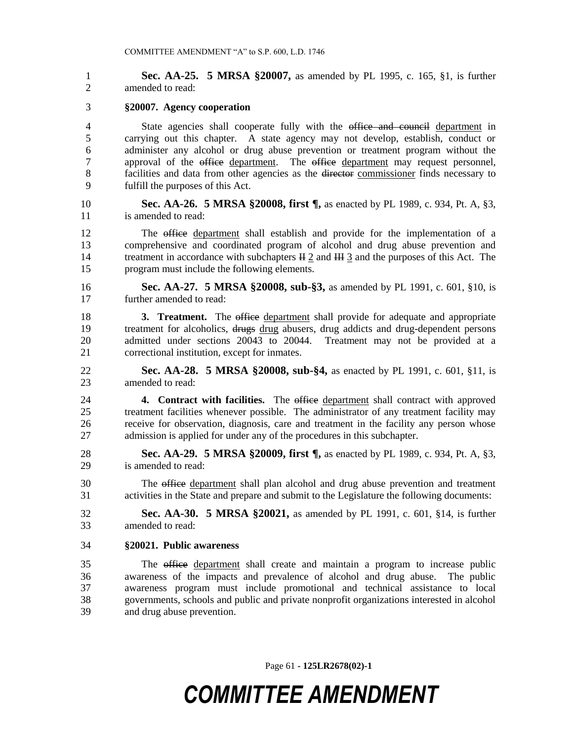**Sec. AA-25. 5 MRSA §20007,** as amended by PL 1995, c. 165, §1, is further amended to read:

**§20007. Agency cooperation**

State agencies shall cooperate fully with the ~~office and council~~ <u>department</u> in carrying out this chapter. A state agency may not develop, establish, conduct or administer any alcohol or drug abuse prevention or treatment program without the approval of the ~~office~~ <u>department</u>. The ~~office~~ <u>department</u> may request personnel, facilities and data from other agencies as the ~~director~~ <u>commissioner</u> finds necessary to fulfill the purposes of this Act.

**Sec. AA-26. 5 MRSA §20008, first ¶,** as enacted by PL 1989, c. 934, Pt. A, §3, is amended to read:

The ~~office~~ <u>department</u> shall establish and provide for the implementation of a comprehensive and coordinated program of alcohol and drug abuse prevention and treatment in accordance with subchapters ~~II~~ <u>2</u> and ~~III~~ <u>3</u> and the purposes of this Act. The program must include the following elements.

**Sec. AA-27. 5 MRSA §20008, sub-§3,** as amended by PL 1991, c. 601, §10, is further amended to read:

**3. Treatment.** The ~~office~~ <u>department</u> shall provide for adequate and appropriate treatment for alcoholics, ~~drugs~~ <u>drug</u> abusers, drug addicts and drug-dependent persons admitted under sections 20043 to 20044. Treatment may not be provided at a correctional institution, except for inmates.

**Sec. AA-28. 5 MRSA §20008, sub-§4,** as enacted by PL 1991, c. 601, §11, is amended to read:

**4. Contract with facilities.** The ~~office~~ <u>department</u> shall contract with approved treatment facilities whenever possible. The administrator of any treatment facility may receive for observation, diagnosis, care and treatment in the facility any person whose admission is applied for under any of the procedures in this subchapter.

**Sec. AA-29. 5 MRSA §20009, first ¶,** as enacted by PL 1989, c. 934, Pt. A, §3, is amended to read:

The ~~office~~ <u>department</u> shall plan alcohol and drug abuse prevention and treatment activities in the State and prepare and submit to the Legislature the following documents:

**Sec. AA-30. 5 MRSA §20021,** as amended by PL 1991, c. 601, §14, is further amended to read:

**§20021. Public awareness**

The ~~office~~ <u>department</u> shall create and maintain a program to increase public awareness of the impacts and prevalence of alcohol and drug abuse. The public awareness program must include promotional and technical assistance to local governments, schools and public and private nonprofit organizations interested in alcohol and drug abuse prevention.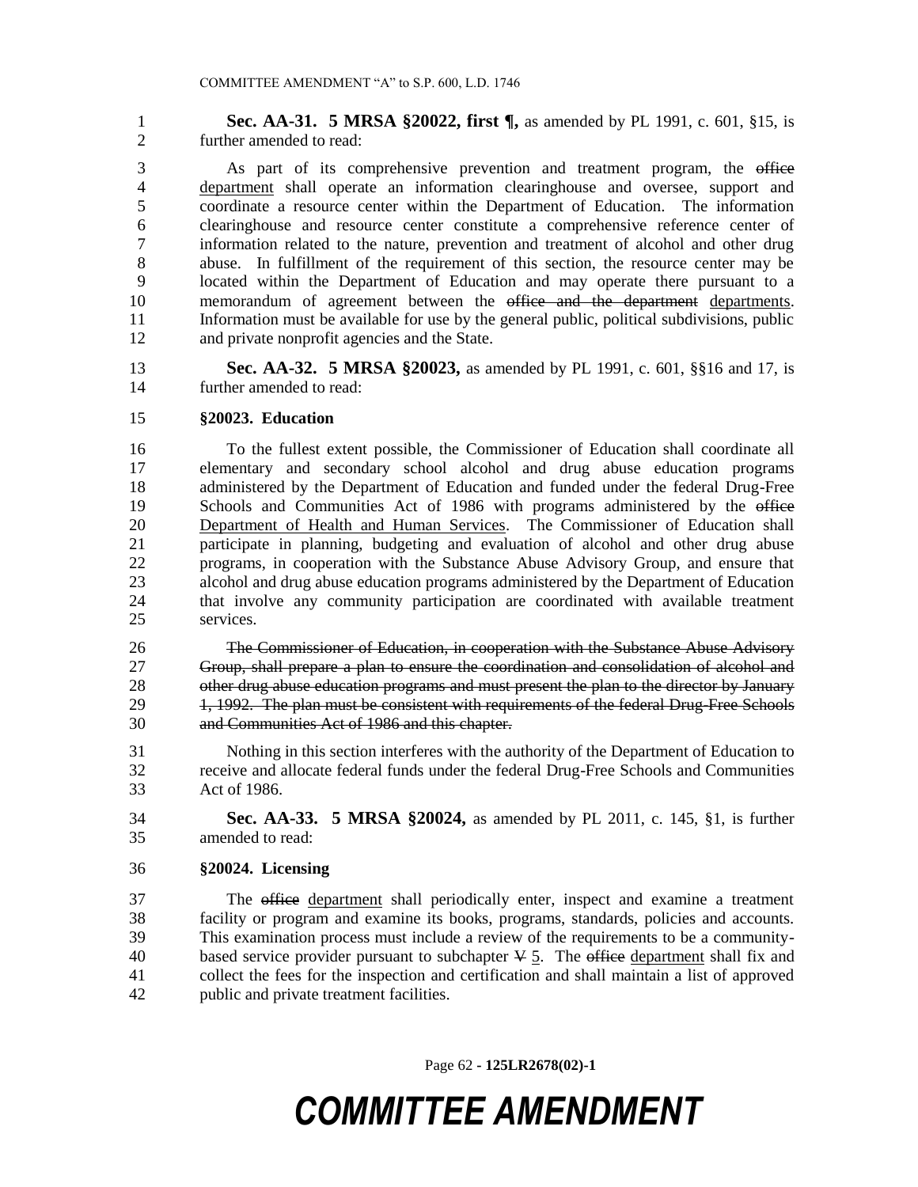**Sec. AA-31. 5 MRSA §20022, first ¶,** as amended by PL 1991, c. 601, §15, is further amended to read:

As part of its comprehensive prevention and treatment program, the ~~office~~ department shall operate an information clearinghouse and oversee, support and coordinate a resource center within the Department of Education. The information clearinghouse and resource center constitute a comprehensive reference center of information related to the nature, prevention and treatment of alcohol and other drug abuse. In fulfillment of the requirement of this section, the resource center may be located within the Department of Education and may operate there pursuant to a memorandum of agreement between the ~~office and the department~~ departments. Information must be available for use by the general public, political subdivisions, public and private nonprofit agencies and the State.

**Sec. AA-32. 5 MRSA §20023,** as amended by PL 1991, c. 601, §§16 and 17, is further amended to read:

**§20023. Education**

To the fullest extent possible, the Commissioner of Education shall coordinate all elementary and secondary school alcohol and drug abuse education programs administered by the Department of Education and funded under the federal Drug-Free Schools and Communities Act of 1986 with programs administered by the ~~office~~ Department of Health and Human Services. The Commissioner of Education shall participate in planning, budgeting and evaluation of alcohol and other drug abuse programs, in cooperation with the Substance Abuse Advisory Group, and ensure that alcohol and drug abuse education programs administered by the Department of Education that involve any community participation are coordinated with available treatment services.

~~The Commissioner of Education, in cooperation with the Substance Abuse Advisory Group, shall prepare a plan to ensure the coordination and consolidation of alcohol and other drug abuse education programs and must present the plan to the director by January 1, 1992. The plan must be consistent with requirements of the federal Drug-Free Schools and Communities Act of 1986 and this chapter.~~

Nothing in this section interferes with the authority of the Department of Education to receive and allocate federal funds under the federal Drug-Free Schools and Communities Act of 1986.

**Sec. AA-33. 5 MRSA §20024,** as amended by PL 2011, c. 145, §1, is further amended to read:

**§20024. Licensing**

The ~~office~~ department shall periodically enter, inspect and examine a treatment facility or program and examine its books, programs, standards, policies and accounts. This examination process must include a review of the requirements to be a community-based service provider pursuant to subchapter ~~V~~ 5. The ~~office~~ department shall fix and collect the fees for the inspection and certification and shall maintain a list of approved public and private treatment facilities.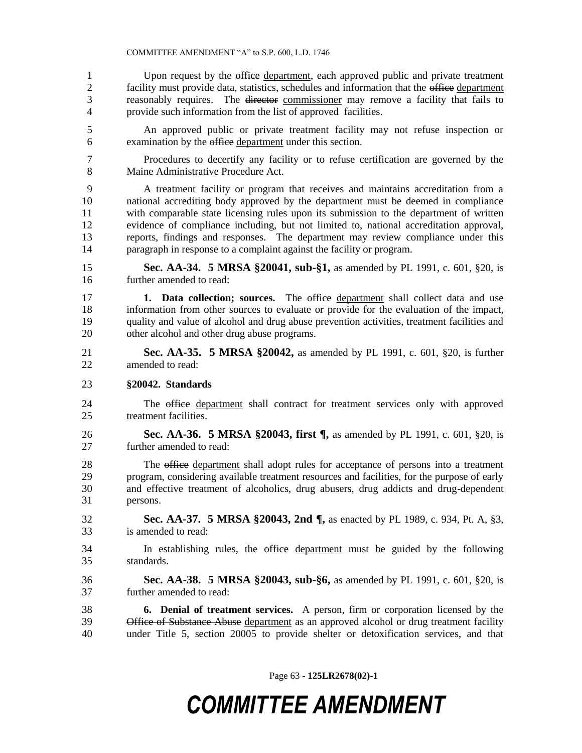Upon request by the ~~office~~ department, each approved public and private treatment facility must provide data, statistics, schedules and information that the ~~office~~ department reasonably requires. The ~~director~~ commissioner may remove a facility that fails to provide such information from the list of approved facilities.

An approved public or private treatment facility may not refuse inspection or examination by the ~~office~~ department under this section.

Procedures to decertify any facility or to refuse certification are governed by the Maine Administrative Procedure Act.

A treatment facility or program that receives and maintains accreditation from a national accrediting body approved by the department must be deemed in compliance with comparable state licensing rules upon its submission to the department of written evidence of compliance including, but not limited to, national accreditation approval, reports, findings and responses. The department may review compliance under this paragraph in response to a complaint against the facility or program.

**Sec. AA-34. 5 MRSA §20041, sub-§1,** as amended by PL 1991, c. 601, §20, is further amended to read:

**1. Data collection; sources.** The ~~office~~ department shall collect data and use information from other sources to evaluate or provide for the evaluation of the impact, quality and value of alcohol and drug abuse prevention activities, treatment facilities and other alcohol and other drug abuse programs.

**Sec. AA-35. 5 MRSA §20042,** as amended by PL 1991, c. 601, §20, is further amended to read:

**§20042. Standards**

The ~~office~~ department shall contract for treatment services only with approved treatment facilities.

**Sec. AA-36. 5 MRSA §20043, first ¶,** as amended by PL 1991, c. 601, §20, is further amended to read:

The ~~office~~ department shall adopt rules for acceptance of persons into a treatment program, considering available treatment resources and facilities, for the purpose of early and effective treatment of alcoholics, drug abusers, drug addicts and drug-dependent persons.

**Sec. AA-37. 5 MRSA §20043, 2nd ¶,** as enacted by PL 1989, c. 934, Pt. A, §3, is amended to read:

In establishing rules, the ~~office~~ department must be guided by the following standards.

**Sec. AA-38. 5 MRSA §20043, sub-§6,** as amended by PL 1991, c. 601, §20, is further amended to read:

**6. Denial of treatment services.** A person, firm or corporation licensed by the ~~Office of Substance Abuse~~ department as an approved alcohol or drug treatment facility under Title 5, section 20005 to provide shelter or detoxification services, and that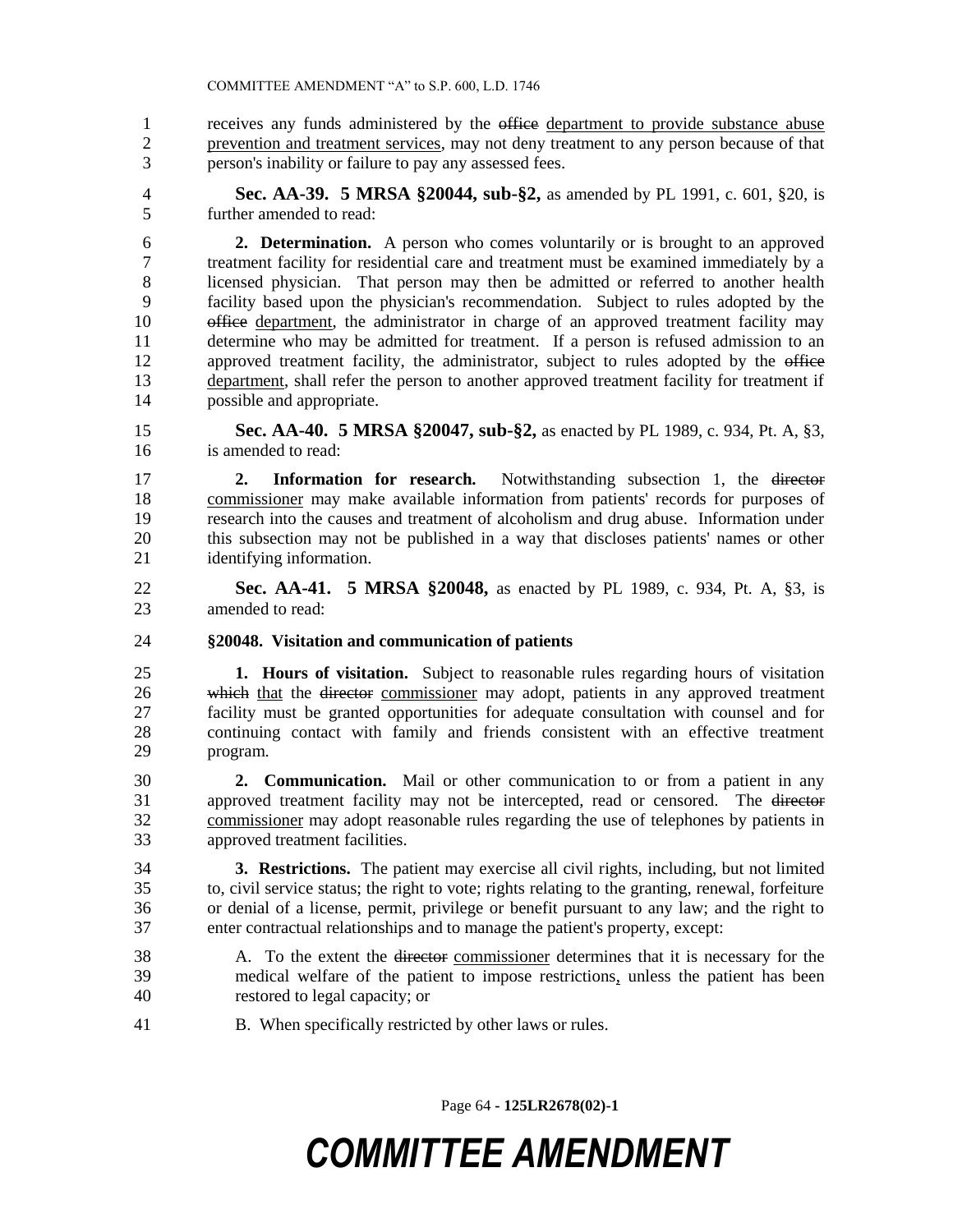receives any funds administered by the ~~office~~ department to provide substance abuse prevention and treatment services, may not deny treatment to any person because of that person's inability or failure to pay any assessed fees.

**Sec. AA-39. 5 MRSA §20044, sub-§2,** as amended by PL 1991, c. 601, §20, is further amended to read:

**2. Determination.** A person who comes voluntarily or is brought to an approved treatment facility for residential care and treatment must be examined immediately by a licensed physician. That person may then be admitted or referred to another health facility based upon the physician's recommendation. Subject to rules adopted by the ~~office~~ department, the administrator in charge of an approved treatment facility may determine who may be admitted for treatment. If a person is refused admission to an approved treatment facility, the administrator, subject to rules adopted by the ~~office~~ department, shall refer the person to another approved treatment facility for treatment if possible and appropriate.

**Sec. AA-40. 5 MRSA §20047, sub-§2,** as enacted by PL 1989, c. 934, Pt. A, §3, is amended to read:

**2. Information for research.** Notwithstanding subsection 1, the ~~director~~ commissioner may make available information from patients' records for purposes of research into the causes and treatment of alcoholism and drug abuse. Information under this subsection may not be published in a way that discloses patients' names or other identifying information.

**Sec. AA-41. 5 MRSA §20048,** as enacted by PL 1989, c. 934, Pt. A, §3, is amended to read:

**§20048. Visitation and communication of patients**

**1. Hours of visitation.** Subject to reasonable rules regarding hours of visitation ~~which~~ that the ~~director~~ commissioner may adopt, patients in any approved treatment facility must be granted opportunities for adequate consultation with counsel and for continuing contact with family and friends consistent with an effective treatment program.

**2. Communication.** Mail or other communication to or from a patient in any approved treatment facility may not be intercepted, read or censored. The ~~director~~ commissioner may adopt reasonable rules regarding the use of telephones by patients in approved treatment facilities.

**3. Restrictions.** The patient may exercise all civil rights, including, but not limited to, civil service status; the right to vote; rights relating to the granting, renewal, forfeiture or denial of a license, permit, privilege or benefit pursuant to any law; and the right to enter contractual relationships and to manage the patient's property, except:

A. To the extent the ~~director~~ commissioner determines that it is necessary for the medical welfare of the patient to impose restrictions, unless the patient has been restored to legal capacity; or

B. When specifically restricted by other laws or rules.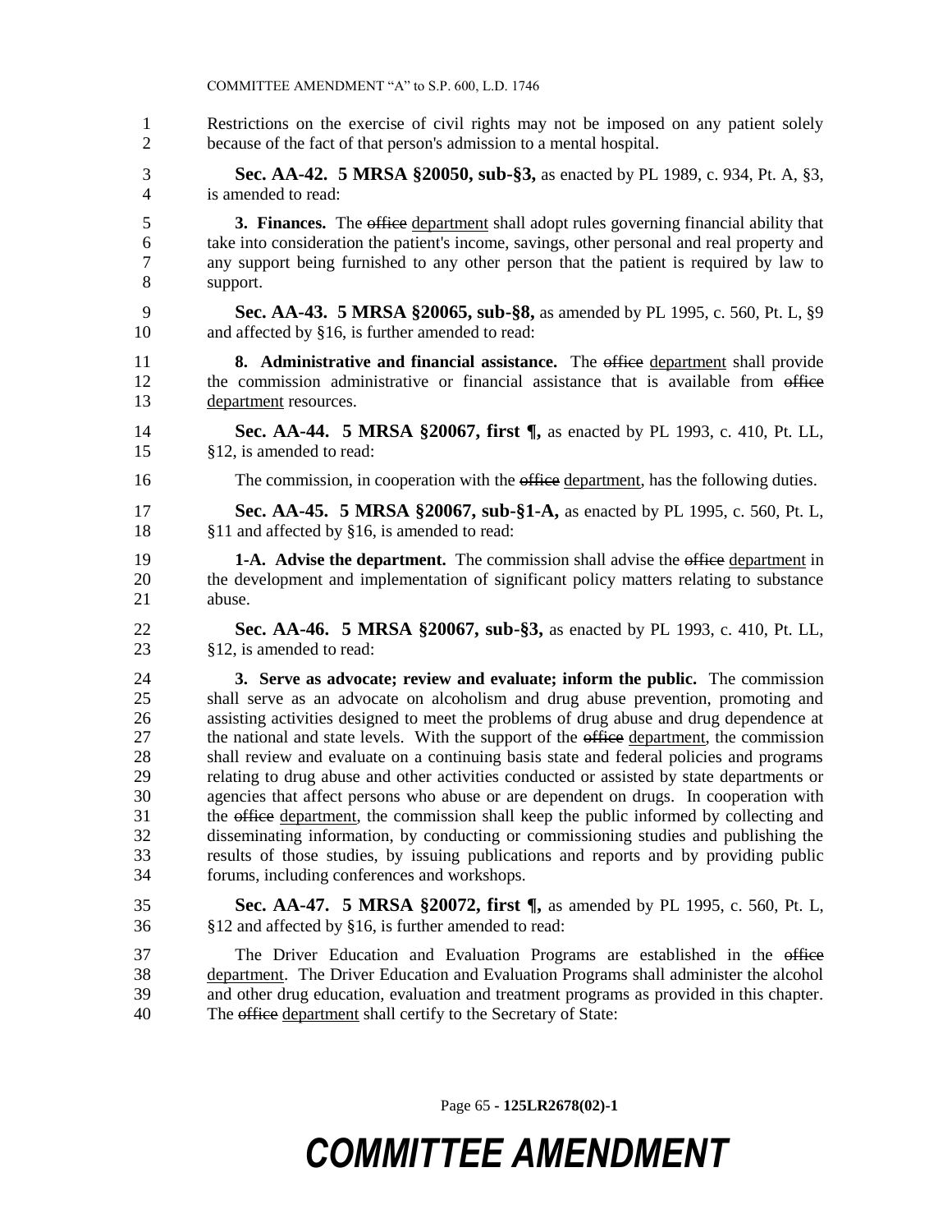Restrictions on the exercise of civil rights may not be imposed on any patient solely because of the fact of that person's admission to a mental hospital.

**Sec. AA-42. 5 MRSA §20050, sub-§3,** as enacted by PL 1989, c. 934, Pt. A, §3, is amended to read:

**3. Finances.** The ~~office~~ department shall adopt rules governing financial ability that take into consideration the patient's income, savings, other personal and real property and any support being furnished to any other person that the patient is required by law to support.

**Sec. AA-43. 5 MRSA §20065, sub-§8,** as amended by PL 1995, c. 560, Pt. L, §9 and affected by §16, is further amended to read:

**8. Administrative and financial assistance.** The ~~office~~ department shall provide the commission administrative or financial assistance that is available from ~~office~~ department resources.

**Sec. AA-44. 5 MRSA §20067, first ¶,** as enacted by PL 1993, c. 410, Pt. LL, §12, is amended to read:

The commission, in cooperation with the ~~office~~ department, has the following duties.

**Sec. AA-45. 5 MRSA §20067, sub-§1-A,** as enacted by PL 1995, c. 560, Pt. L, §11 and affected by §16, is amended to read:

**1-A. Advise the department.** The commission shall advise the ~~office~~ department in the development and implementation of significant policy matters relating to substance abuse.

**Sec. AA-46. 5 MRSA §20067, sub-§3,** as enacted by PL 1993, c. 410, Pt. LL, §12, is amended to read:

**3. Serve as advocate; review and evaluate; inform the public.** The commission shall serve as an advocate on alcoholism and drug abuse prevention, promoting and assisting activities designed to meet the problems of drug abuse and drug dependence at the national and state levels. With the support of the ~~office~~ department, the commission shall review and evaluate on a continuing basis state and federal policies and programs relating to drug abuse and other activities conducted or assisted by state departments or agencies that affect persons who abuse or are dependent on drugs. In cooperation with the ~~office~~ department, the commission shall keep the public informed by collecting and disseminating information, by conducting or commissioning studies and publishing the results of those studies, by issuing publications and reports and by providing public forums, including conferences and workshops.

**Sec. AA-47. 5 MRSA §20072, first ¶,** as amended by PL 1995, c. 560, Pt. L, §12 and affected by §16, is further amended to read:

The Driver Education and Evaluation Programs are established in the ~~office~~ department. The Driver Education and Evaluation Programs shall administer the alcohol and other drug education, evaluation and treatment programs as provided in this chapter. The ~~office~~ department shall certify to the Secretary of State: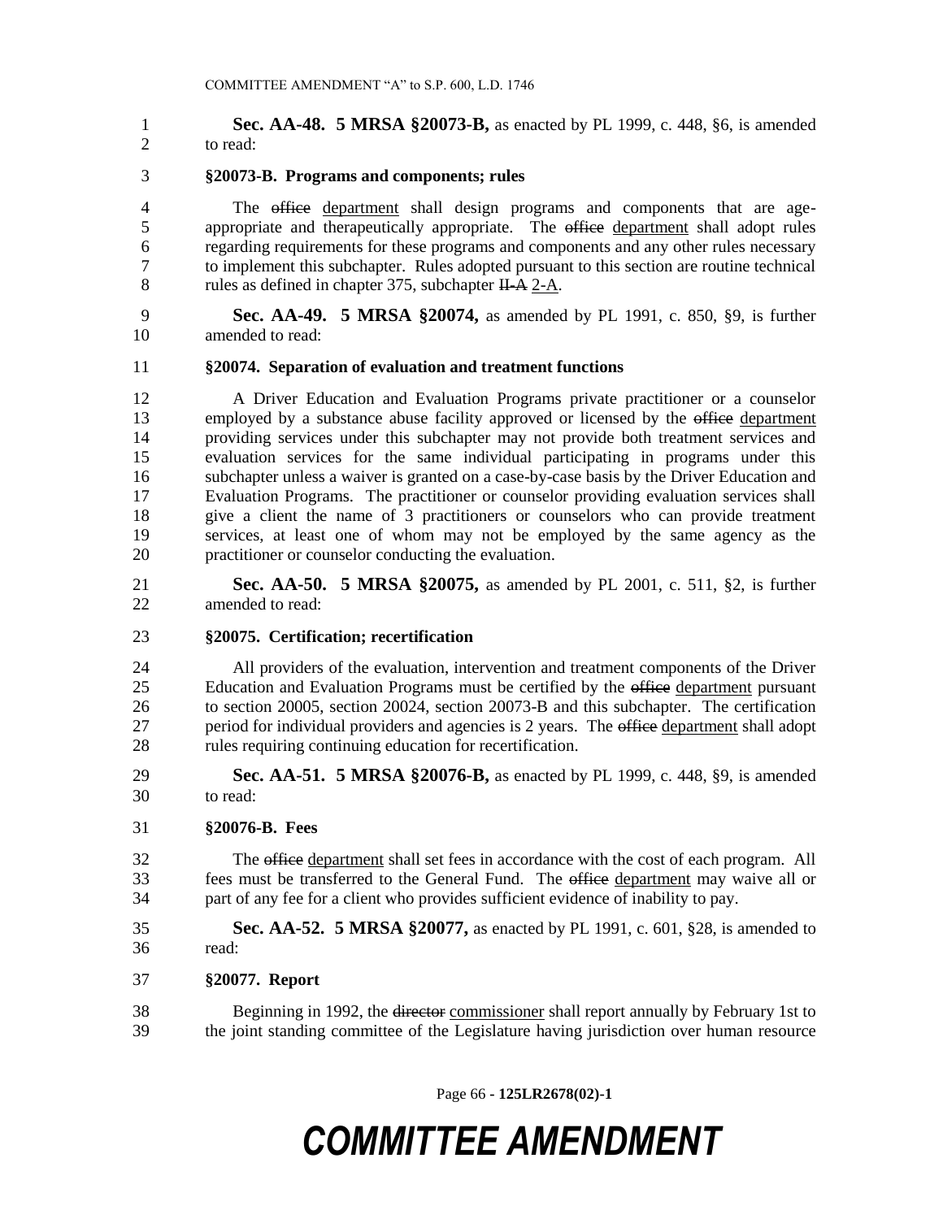**Sec. AA-48. 5 MRSA §20073-B,** as enacted by PL 1999, c. 448, §6, is amended to read:

**§20073-B. Programs and components; rules**

The ~~office~~ department shall design programs and components that are age-appropriate and therapeutically appropriate. The ~~office~~ department shall adopt rules regarding requirements for these programs and components and any other rules necessary to implement this subchapter. Rules adopted pursuant to this section are routine technical rules as defined in chapter 375, subchapter ~~II-A~~ 2-A.

**Sec. AA-49. 5 MRSA §20074,** as amended by PL 1991, c. 850, §9, is further amended to read:

**§20074. Separation of evaluation and treatment functions**

A Driver Education and Evaluation Programs private practitioner or a counselor employed by a substance abuse facility approved or licensed by the ~~office~~ department providing services under this subchapter may not provide both treatment services and evaluation services for the same individual participating in programs under this subchapter unless a waiver is granted on a case-by-case basis by the Driver Education and Evaluation Programs. The practitioner or counselor providing evaluation services shall give a client the name of 3 practitioners or counselors who can provide treatment services, at least one of whom may not be employed by the same agency as the practitioner or counselor conducting the evaluation.

**Sec. AA-50. 5 MRSA §20075,** as amended by PL 2001, c. 511, §2, is further amended to read:

**§20075. Certification; recertification**

All providers of the evaluation, intervention and treatment components of the Driver Education and Evaluation Programs must be certified by the ~~office~~ department pursuant to section 20005, section 20024, section 20073-B and this subchapter. The certification period for individual providers and agencies is 2 years. The ~~office~~ department shall adopt rules requiring continuing education for recertification.

**Sec. AA-51. 5 MRSA §20076-B,** as enacted by PL 1999, c. 448, §9, is amended to read:

**§20076-B. Fees**

The ~~office~~ department shall set fees in accordance with the cost of each program. All fees must be transferred to the General Fund. The ~~office~~ department may waive all or part of any fee for a client who provides sufficient evidence of inability to pay.

**Sec. AA-52. 5 MRSA §20077,** as enacted by PL 1991, c. 601, §28, is amended to read:

**§20077. Report**

Beginning in 1992, the ~~director~~ commissioner shall report annually by February 1st to the joint standing committee of the Legislature having jurisdiction over human resource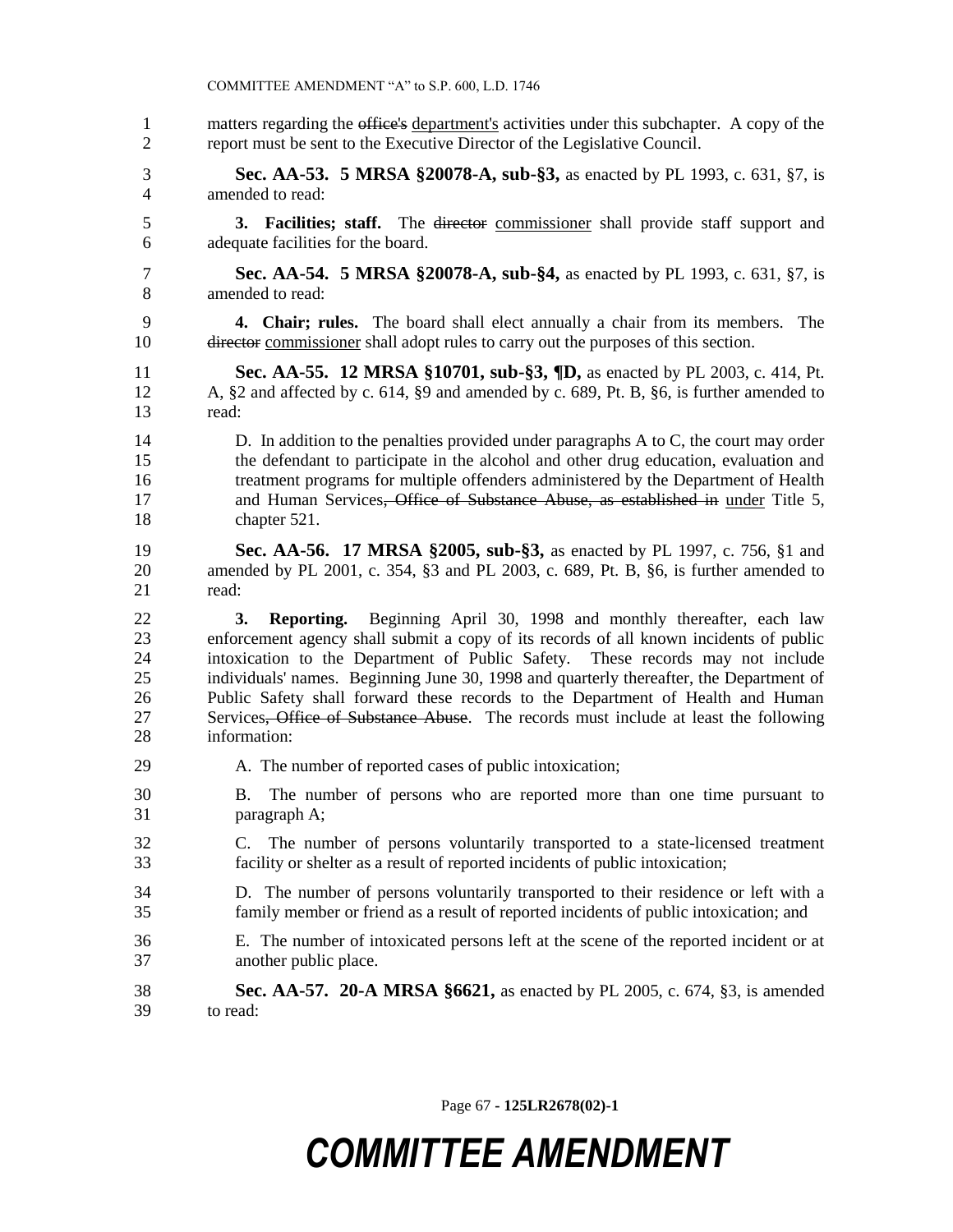matters regarding the ~~office's~~ department's activities under this subchapter. A copy of the report must be sent to the Executive Director of the Legislative Council.

**Sec. AA-53. 5 MRSA §20078-A, sub-§3,** as enacted by PL 1993, c. 631, §7, is amended to read:

**3. Facilities; staff.** The ~~director~~ commissioner shall provide staff support and adequate facilities for the board.

**Sec. AA-54. 5 MRSA §20078-A, sub-§4,** as enacted by PL 1993, c. 631, §7, is amended to read:

**4. Chair; rules.** The board shall elect annually a chair from its members. The ~~director~~ commissioner shall adopt rules to carry out the purposes of this section.

**Sec. AA-55. 12 MRSA §10701, sub-§3, ¶D,** as enacted by PL 2003, c. 414, Pt. A, §2 and affected by c. 614, §9 and amended by c. 689, Pt. B, §6, is further amended to read:

D. In addition to the penalties provided under paragraphs A to C, the court may order the defendant to participate in the alcohol and other drug education, evaluation and treatment programs for multiple offenders administered by the Department of Health and Human Services~~, Office of Substance Abuse, as established in~~ under Title 5, chapter 521.

**Sec. AA-56. 17 MRSA §2005, sub-§3,** as enacted by PL 1997, c. 756, §1 and amended by PL 2001, c. 354, §3 and PL 2003, c. 689, Pt. B, §6, is further amended to read:

**3. Reporting.** Beginning April 30, 1998 and monthly thereafter, each law enforcement agency shall submit a copy of its records of all known incidents of public intoxication to the Department of Public Safety. These records may not include individuals' names. Beginning June 30, 1998 and quarterly thereafter, the Department of Public Safety shall forward these records to the Department of Health and Human Services~~, Office of Substance Abuse~~. The records must include at least the following information:

A. The number of reported cases of public intoxication;

B. The number of persons who are reported more than one time pursuant to paragraph A;

C. The number of persons voluntarily transported to a state-licensed treatment facility or shelter as a result of reported incidents of public intoxication;

D. The number of persons voluntarily transported to their residence or left with a family member or friend as a result of reported incidents of public intoxication; and

E. The number of intoxicated persons left at the scene of the reported incident or at another public place.

**Sec. AA-57. 20-A MRSA §6621,** as enacted by PL 2005, c. 674, §3, is amended to read: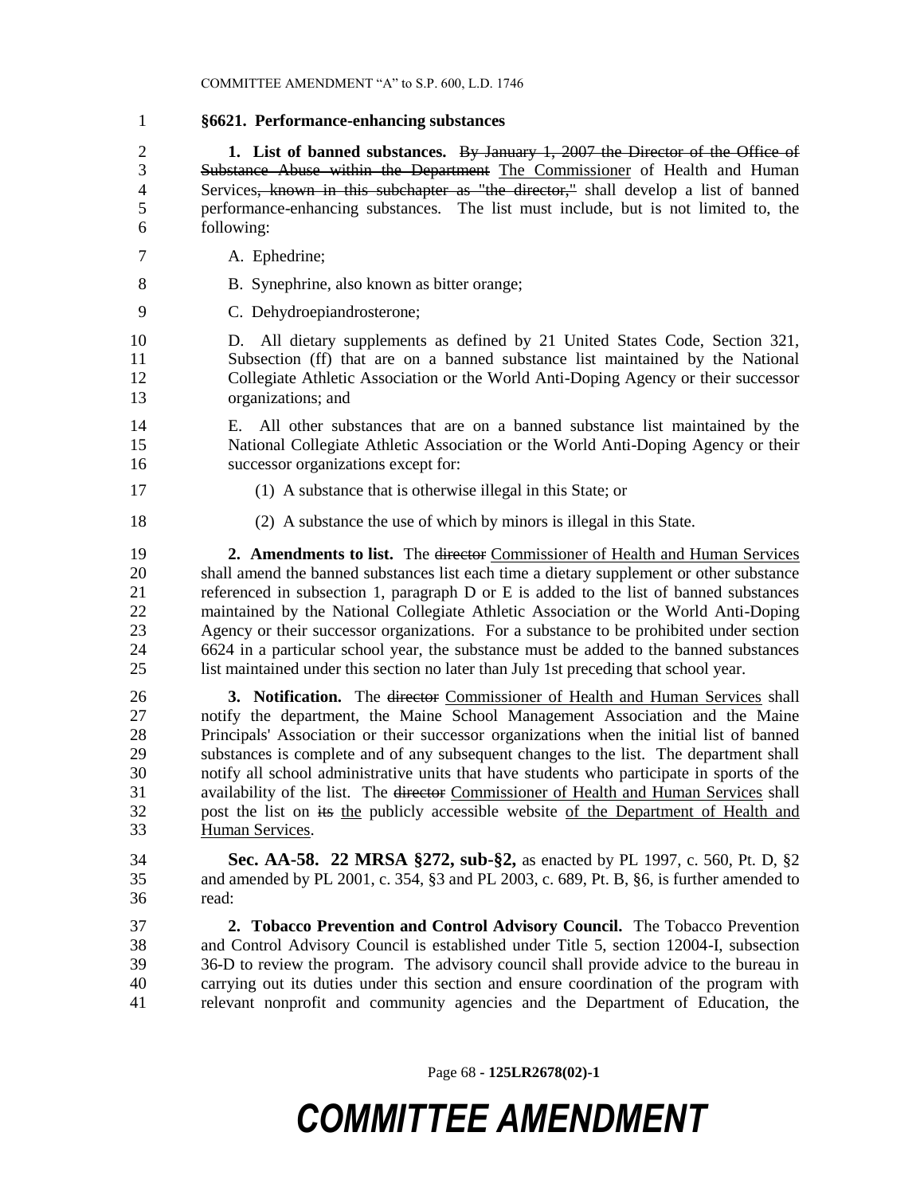**§6621. Performance-enhancing substances**

**1. List of banned substances.** ~~By January 1, 2007 the Director of the Office of Substance Abuse within the Department~~ The Commissioner of Health and Human Services~~, known in this subchapter as "the director,"~~ shall develop a list of banned performance-enhancing substances. The list must include, but is not limited to, the following:

A. Ephedrine;

B. Synephrine, also known as bitter orange;

C. Dehydroepiandrosterone;

D. All dietary supplements as defined by 21 United States Code, Section 321, Subsection (ff) that are on a banned substance list maintained by the National Collegiate Athletic Association or the World Anti-Doping Agency or their successor organizations; and

E. All other substances that are on a banned substance list maintained by the National Collegiate Athletic Association or the World Anti-Doping Agency or their successor organizations except for:

(1) A substance that is otherwise illegal in this State; or

(2) A substance the use of which by minors is illegal in this State.

**2. Amendments to list.** The ~~director~~ Commissioner of Health and Human Services shall amend the banned substances list each time a dietary supplement or other substance referenced in subsection 1, paragraph D or E is added to the list of banned substances maintained by the National Collegiate Athletic Association or the World Anti-Doping Agency or their successor organizations. For a substance to be prohibited under section 6624 in a particular school year, the substance must be added to the banned substances list maintained under this section no later than July 1st preceding that school year.

**3. Notification.** The ~~director~~ Commissioner of Health and Human Services shall notify the department, the Maine School Management Association and the Maine Principals' Association or their successor organizations when the initial list of banned substances is complete and of any subsequent changes to the list. The department shall notify all school administrative units that have students who participate in sports of the availability of the list. The ~~director~~ Commissioner of Health and Human Services shall post the list on ~~its~~ the publicly accessible website of the Department of Health and Human Services.

**Sec. AA-58. 22 MRSA §272, sub-§2,** as enacted by PL 1997, c. 560, Pt. D, §2 and amended by PL 2001, c. 354, §3 and PL 2003, c. 689, Pt. B, §6, is further amended to read:

**2. Tobacco Prevention and Control Advisory Council.** The Tobacco Prevention and Control Advisory Council is established under Title 5, section 12004-I, subsection 36-D to review the program. The advisory council shall provide advice to the bureau in carrying out its duties under this section and ensure coordination of the program with relevant nonprofit and community agencies and the Department of Education, the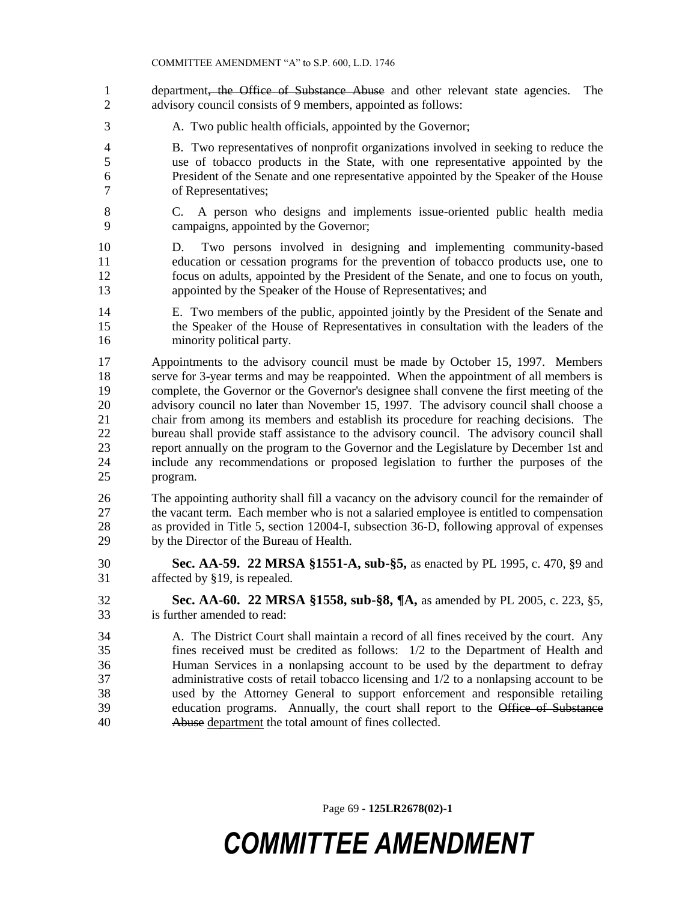department~~, the Office of Substance Abuse~~ and other relevant state agencies. The advisory council consists of 9 members, appointed as follows:

A. Two public health officials, appointed by the Governor;

B. Two representatives of nonprofit organizations involved in seeking to reduce the use of tobacco products in the State, with one representative appointed by the President of the Senate and one representative appointed by the Speaker of the House of Representatives;

C. A person who designs and implements issue-oriented public health media campaigns, appointed by the Governor;

D. Two persons involved in designing and implementing community-based education or cessation programs for the prevention of tobacco products use, one to focus on adults, appointed by the President of the Senate, and one to focus on youth, appointed by the Speaker of the House of Representatives; and

E. Two members of the public, appointed jointly by the President of the Senate and the Speaker of the House of Representatives in consultation with the leaders of the minority political party.

Appointments to the advisory council must be made by October 15, 1997. Members serve for 3-year terms and may be reappointed. When the appointment of all members is complete, the Governor or the Governor's designee shall convene the first meeting of the advisory council no later than November 15, 1997. The advisory council shall choose a chair from among its members and establish its procedure for reaching decisions. The bureau shall provide staff assistance to the advisory council. The advisory council shall report annually on the program to the Governor and the Legislature by December 1st and include any recommendations or proposed legislation to further the purposes of the program.

The appointing authority shall fill a vacancy on the advisory council for the remainder of the vacant term. Each member who is not a salaried employee is entitled to compensation as provided in Title 5, section 12004-I, subsection 36-D, following approval of expenses by the Director of the Bureau of Health.

**Sec. AA-59. 22 MRSA §1551-A, sub-§5,** as enacted by PL 1995, c. 470, §9 and affected by §19, is repealed.

**Sec. AA-60. 22 MRSA §1558, sub-§8, ¶A,** as amended by PL 2005, c. 223, §5, is further amended to read:

A. The District Court shall maintain a record of all fines received by the court. Any fines received must be credited as follows: 1/2 to the Department of Health and Human Services in a nonlapsing account to be used by the department to defray administrative costs of retail tobacco licensing and 1/2 to a nonlapsing account to be used by the Attorney General to support enforcement and responsible retailing education programs. Annually, the court shall report to the ~~Office of Substance Abuse~~ <u>department</u> the total amount of fines collected.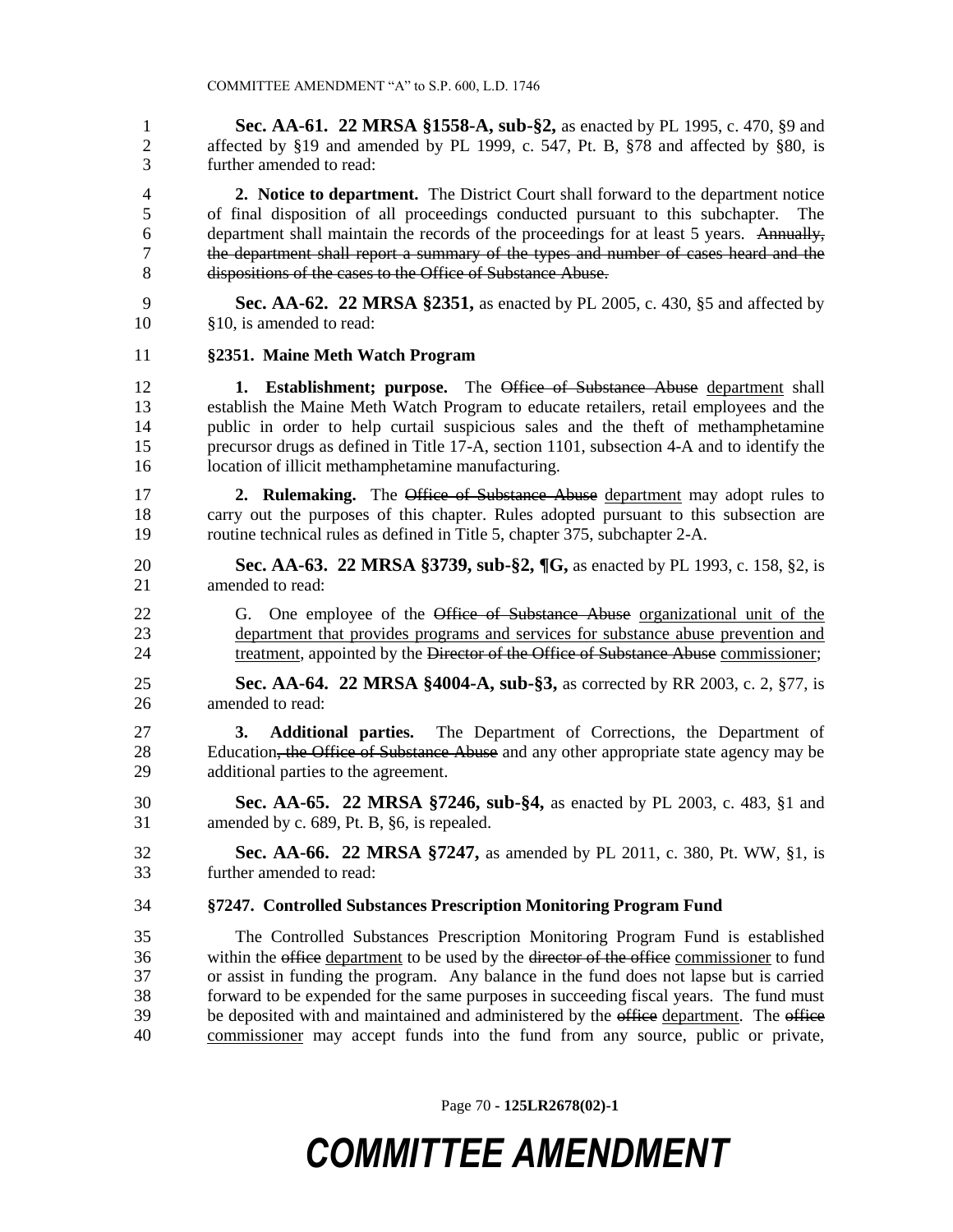**Sec. AA-61. 22 MRSA §1558-A, sub-§2,** as enacted by PL 1995, c. 470, §9 and affected by §19 and amended by PL 1999, c. 547, Pt. B, §78 and affected by §80, is further amended to read:

**2. Notice to department.** The District Court shall forward to the department notice of final disposition of all proceedings conducted pursuant to this subchapter. The department shall maintain the records of the proceedings for at least 5 years. ~~Annually, the department shall report a summary of the types and number of cases heard and the dispositions of the cases to the Office of Substance Abuse.~~

**Sec. AA-62. 22 MRSA §2351,** as enacted by PL 2005, c. 430, §5 and affected by §10, is amended to read:

**§2351. Maine Meth Watch Program**

**1. Establishment; purpose.** The ~~Office of Substance Abuse~~ department shall establish the Maine Meth Watch Program to educate retailers, retail employees and the public in order to help curtail suspicious sales and the theft of methamphetamine precursor drugs as defined in Title 17-A, section 1101, subsection 4-A and to identify the location of illicit methamphetamine manufacturing.

**2. Rulemaking.** The ~~Office of Substance Abuse~~ department may adopt rules to carry out the purposes of this chapter. Rules adopted pursuant to this subsection are routine technical rules as defined in Title 5, chapter 375, subchapter 2-A.

**Sec. AA-63. 22 MRSA §3739, sub-§2, ¶G,** as enacted by PL 1993, c. 158, §2, is amended to read:

G. One employee of the ~~Office of Substance Abuse~~ organizational unit of the department that provides programs and services for substance abuse prevention and treatment, appointed by the ~~Director of the Office of Substance Abuse~~ commissioner;

**Sec. AA-64. 22 MRSA §4004-A, sub-§3,** as corrected by RR 2003, c. 2, §77, is amended to read:

**3. Additional parties.** The Department of Corrections, the Department of Education~~, the Office of Substance Abuse~~ and any other appropriate state agency may be additional parties to the agreement.

**Sec. AA-65. 22 MRSA §7246, sub-§4,** as enacted by PL 2003, c. 483, §1 and amended by c. 689, Pt. B, §6, is repealed.

**Sec. AA-66. 22 MRSA §7247,** as amended by PL 2011, c. 380, Pt. WW, §1, is further amended to read:

**§7247. Controlled Substances Prescription Monitoring Program Fund**

The Controlled Substances Prescription Monitoring Program Fund is established within the ~~office~~ department to be used by the ~~director of the office~~ commissioner to fund or assist in funding the program. Any balance in the fund does not lapse but is carried forward to be expended for the same purposes in succeeding fiscal years. The fund must be deposited with and maintained and administered by the ~~office~~ department. The ~~office~~ commissioner may accept funds into the fund from any source, public or private,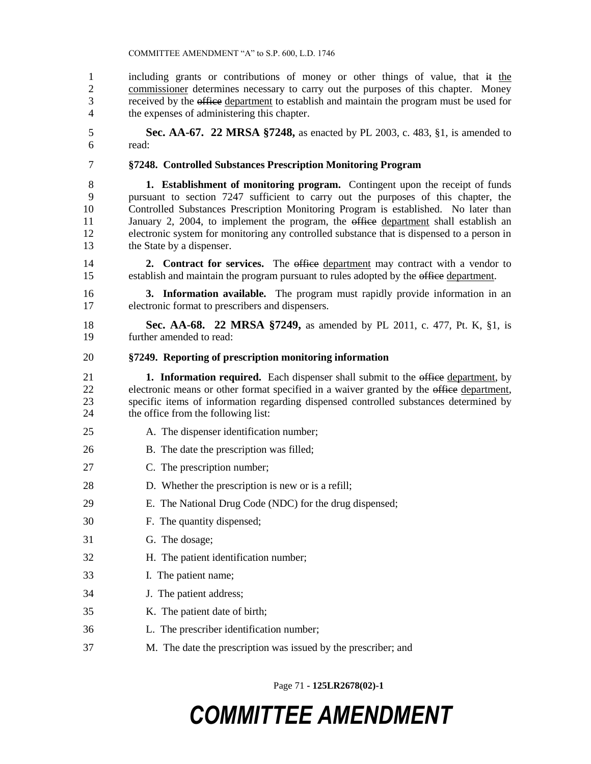including grants or contributions of money or other things of value, that ~~it~~ the commissioner determines necessary to carry out the purposes of this chapter. Money received by the ~~office~~ department to establish and maintain the program must be used for the expenses of administering this chapter.

**Sec. AA-67. 22 MRSA §7248,** as enacted by PL 2003, c. 483, §1, is amended to read:

**§7248. Controlled Substances Prescription Monitoring Program**

**1. Establishment of monitoring program.** Contingent upon the receipt of funds pursuant to section 7247 sufficient to carry out the purposes of this chapter, the Controlled Substances Prescription Monitoring Program is established. No later than January 2, 2004, to implement the program, the ~~office~~ department shall establish an electronic system for monitoring any controlled substance that is dispensed to a person in the State by a dispenser.

**2. Contract for services.** The ~~office~~ department may contract with a vendor to establish and maintain the program pursuant to rules adopted by the ~~office~~ department.

**3. Information available.** The program must rapidly provide information in an electronic format to prescribers and dispensers.

**Sec. AA-68. 22 MRSA §7249,** as amended by PL 2011, c. 477, Pt. K, §1, is further amended to read:

**§7249. Reporting of prescription monitoring information**

**1. Information required.** Each dispenser shall submit to the ~~office~~ department, by electronic means or other format specified in a waiver granted by the ~~office~~ department, specific items of information regarding dispensed controlled substances determined by the office from the following list:

A. The dispenser identification number;

B. The date the prescription was filled;

C. The prescription number;

D. Whether the prescription is new or is a refill;

E. The National Drug Code (NDC) for the drug dispensed;

F. The quantity dispensed;

G. The dosage;

H. The patient identification number;

I. The patient name;

J. The patient address;

K. The patient date of birth;

L. The prescriber identification number;

M. The date the prescription was issued by the prescriber; and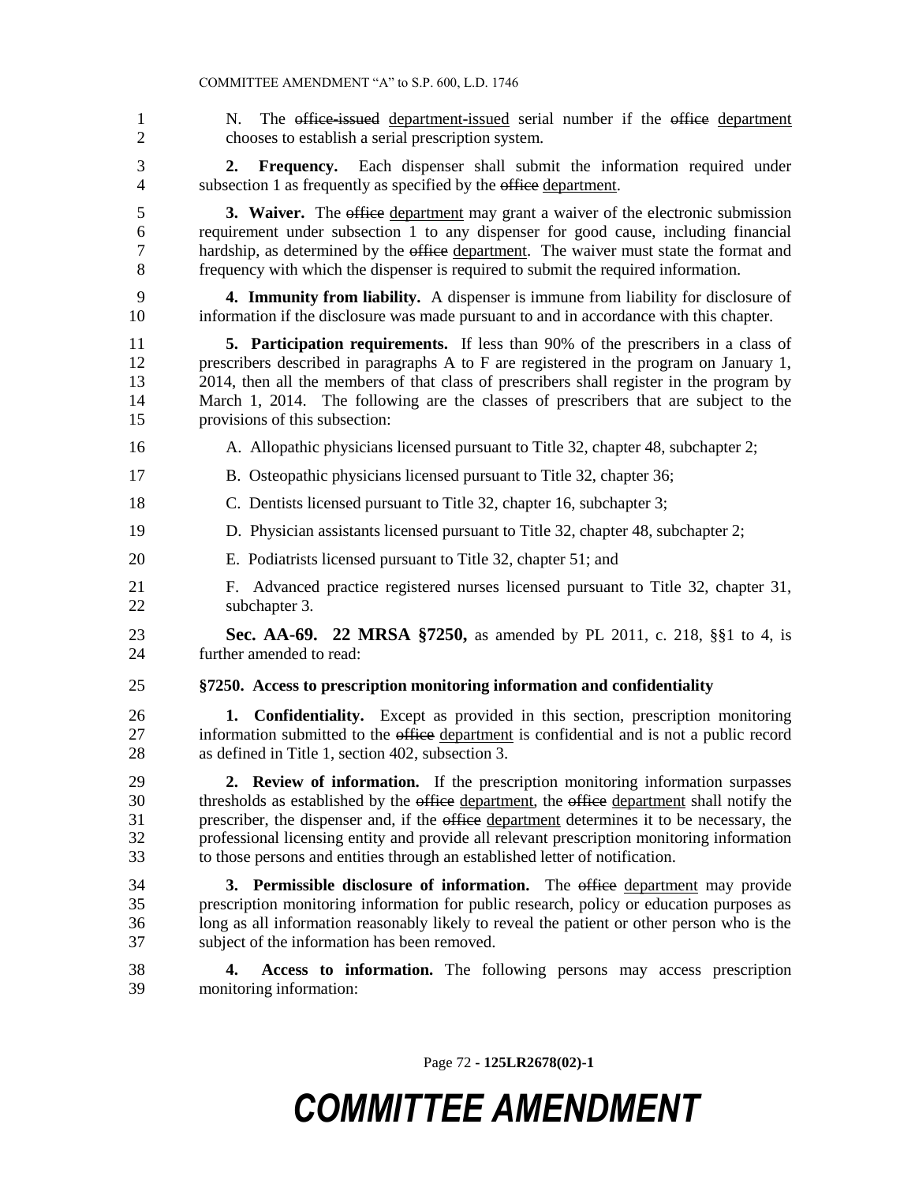N. The ~~office-issued~~ department-issued serial number if the ~~office~~ department chooses to establish a serial prescription system.

**2. Frequency.** Each dispenser shall submit the information required under subsection 1 as frequently as specified by the ~~office~~ department.

**3. Waiver.** The ~~office~~ department may grant a waiver of the electronic submission requirement under subsection 1 to any dispenser for good cause, including financial hardship, as determined by the ~~office~~ department. The waiver must state the format and frequency with which the dispenser is required to submit the required information.

**4. Immunity from liability.** A dispenser is immune from liability for disclosure of information if the disclosure was made pursuant to and in accordance with this chapter.

**5. Participation requirements.** If less than 90% of the prescribers in a class of prescribers described in paragraphs A to F are registered in the program on January 1, 2014, then all the members of that class of prescribers shall register in the program by March 1, 2014. The following are the classes of prescribers that are subject to the provisions of this subsection:

A. Allopathic physicians licensed pursuant to Title 32, chapter 48, subchapter 2;

B. Osteopathic physicians licensed pursuant to Title 32, chapter 36;

C. Dentists licensed pursuant to Title 32, chapter 16, subchapter 3;

D. Physician assistants licensed pursuant to Title 32, chapter 48, subchapter 2;

E. Podiatrists licensed pursuant to Title 32, chapter 51; and

F. Advanced practice registered nurses licensed pursuant to Title 32, chapter 31, subchapter 3.

**Sec. AA-69. 22 MRSA §7250,** as amended by PL 2011, c. 218, §§1 to 4, is further amended to read:

**§7250. Access to prescription monitoring information and confidentiality**

**1. Confidentiality.** Except as provided in this section, prescription monitoring information submitted to the ~~office~~ department is confidential and is not a public record as defined in Title 1, section 402, subsection 3.

**2. Review of information.** If the prescription monitoring information surpasses thresholds as established by the ~~office~~ department, the ~~office~~ department shall notify the prescriber, the dispenser and, if the ~~office~~ department determines it to be necessary, the professional licensing entity and provide all relevant prescription monitoring information to those persons and entities through an established letter of notification.

**3. Permissible disclosure of information.** The ~~office~~ department may provide prescription monitoring information for public research, policy or education purposes as long as all information reasonably likely to reveal the patient or other person who is the subject of the information has been removed.

**4. Access to information.** The following persons may access prescription monitoring information: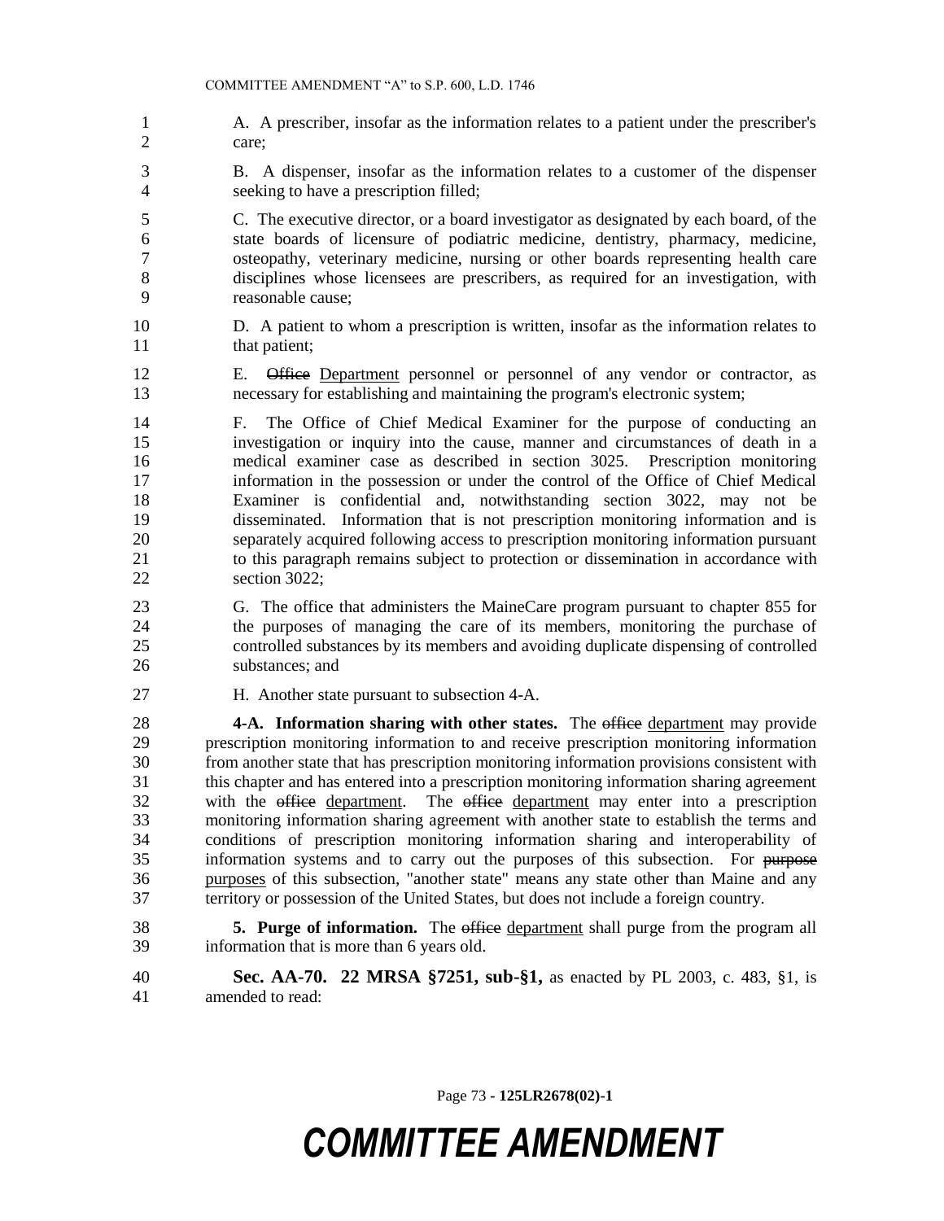A. A prescriber, insofar as the information relates to a patient under the prescriber's care;

B. A dispenser, insofar as the information relates to a customer of the dispenser seeking to have a prescription filled;

C. The executive director, or a board investigator as designated by each board, of the state boards of licensure of podiatric medicine, dentistry, pharmacy, medicine, osteopathy, veterinary medicine, nursing or other boards representing health care disciplines whose licensees are prescribers, as required for an investigation, with reasonable cause;

D. A patient to whom a prescription is written, insofar as the information relates to that patient;

E. ~~Office~~ <u>Department</u> personnel or personnel of any vendor or contractor, as necessary for establishing and maintaining the program's electronic system;

F. The Office of Chief Medical Examiner for the purpose of conducting an investigation or inquiry into the cause, manner and circumstances of death in a medical examiner case as described in section 3025. Prescription monitoring information in the possession or under the control of the Office of Chief Medical Examiner is confidential and, notwithstanding section 3022, may not be disseminated. Information that is not prescription monitoring information and is separately acquired following access to prescription monitoring information pursuant to this paragraph remains subject to protection or dissemination in accordance with section 3022;

G. The office that administers the MaineCare program pursuant to chapter 855 for the purposes of managing the care of its members, monitoring the purchase of controlled substances by its members and avoiding duplicate dispensing of controlled substances; and

H. Another state pursuant to subsection 4-A.

**4-A. Information sharing with other states.** The ~~office~~ <u>department</u> may provide prescription monitoring information to and receive prescription monitoring information from another state that has prescription monitoring information provisions consistent with this chapter and has entered into a prescription monitoring information sharing agreement with the ~~office~~ <u>department</u>. The ~~office~~ <u>department</u> may enter into a prescription monitoring information sharing agreement with another state to establish the terms and conditions of prescription monitoring information sharing and interoperability of information systems and to carry out the purposes of this subsection. For ~~purpose~~ <u>purposes</u> of this subsection, "another state" means any state other than Maine and any territory or possession of the United States, but does not include a foreign country.

**5. Purge of information.** The ~~office~~ <u>department</u> shall purge from the program all information that is more than 6 years old.

**Sec. AA-70. 22 MRSA §7251, sub-§1,** as enacted by PL 2003, c. 483, §1, is amended to read: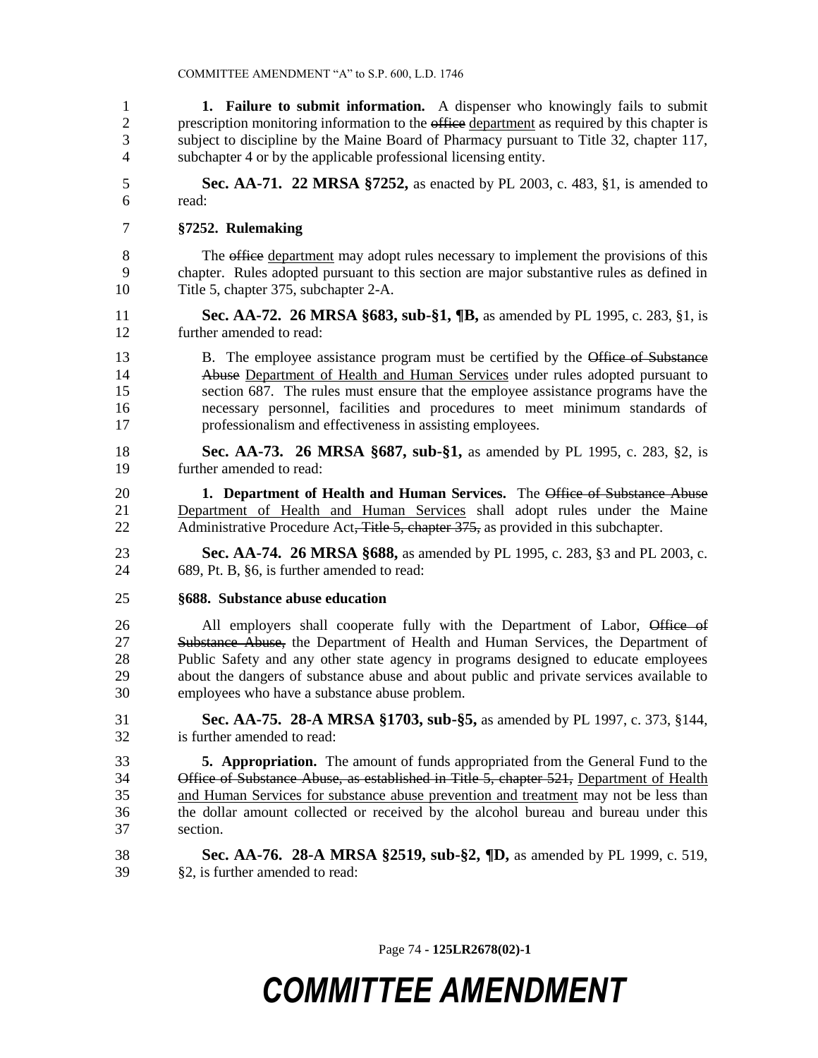**1. Failure to submit information.** A dispenser who knowingly fails to submit prescription monitoring information to the ~~office~~ department as required by this chapter is subject to discipline by the Maine Board of Pharmacy pursuant to Title 32, chapter 117, subchapter 4 or by the applicable professional licensing entity.

**Sec. AA-71. 22 MRSA §7252,** as enacted by PL 2003, c. 483, §1, is amended to read:

**§7252. Rulemaking**

The ~~office~~ department may adopt rules necessary to implement the provisions of this chapter. Rules adopted pursuant to this section are major substantive rules as defined in Title 5, chapter 375, subchapter 2-A.

**Sec. AA-72. 26 MRSA §683, sub-§1, ¶B,** as amended by PL 1995, c. 283, §1, is further amended to read:

B. The employee assistance program must be certified by the ~~Office of Substance Abuse~~ Department of Health and Human Services under rules adopted pursuant to section 687. The rules must ensure that the employee assistance programs have the necessary personnel, facilities and procedures to meet minimum standards of professionalism and effectiveness in assisting employees.

**Sec. AA-73. 26 MRSA §687, sub-§1,** as amended by PL 1995, c. 283, §2, is further amended to read:

**1. Department of Health and Human Services.** The ~~Office of Substance Abuse~~ Department of Health and Human Services shall adopt rules under the Maine Administrative Procedure Act~~, Title 5, chapter 375,~~ as provided in this subchapter.

**Sec. AA-74. 26 MRSA §688,** as amended by PL 1995, c. 283, §3 and PL 2003, c. 689, Pt. B, §6, is further amended to read:

**§688. Substance abuse education**

All employers shall cooperate fully with the Department of Labor, ~~Office of Substance Abuse,~~ the Department of Health and Human Services, the Department of Public Safety and any other state agency in programs designed to educate employees about the dangers of substance abuse and about public and private services available to employees who have a substance abuse problem.

**Sec. AA-75. 28-A MRSA §1703, sub-§5,** as amended by PL 1997, c. 373, §144, is further amended to read:

**5. Appropriation.** The amount of funds appropriated from the General Fund to the ~~Office of Substance Abuse, as established in Title 5, chapter 521,~~ Department of Health and Human Services for substance abuse prevention and treatment may not be less than the dollar amount collected or received by the alcohol bureau and bureau under this section.

**Sec. AA-76. 28-A MRSA §2519, sub-§2, ¶D,** as amended by PL 1999, c. 519, §2, is further amended to read: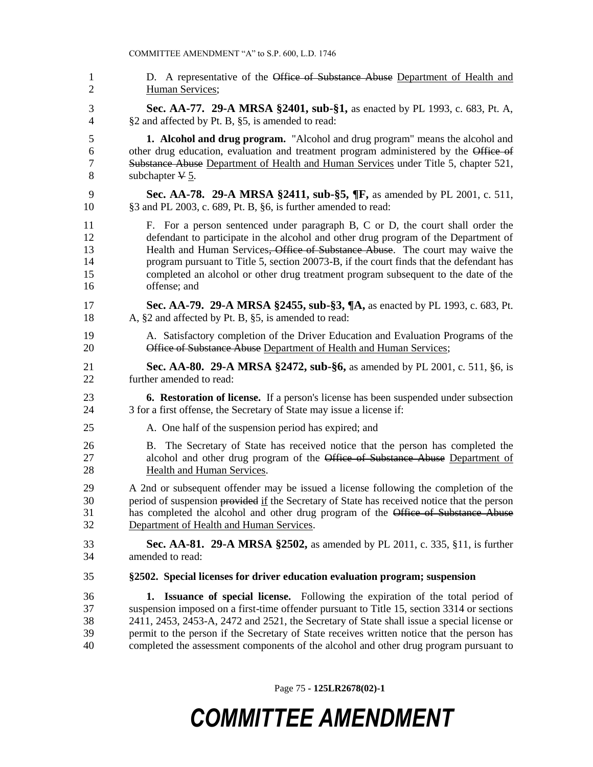D. A representative of the ~~Office of Substance Abuse~~ Department of Health and Human Services;

**Sec. AA-77. 29-A MRSA §2401, sub-§1,** as enacted by PL 1993, c. 683, Pt. A, §2 and affected by Pt. B, §5, is amended to read:

**1. Alcohol and drug program.** "Alcohol and drug program" means the alcohol and other drug education, evaluation and treatment program administered by the ~~Office of Substance Abuse~~ Department of Health and Human Services under Title 5, chapter 521, subchapter ~~V~~ 5.

**Sec. AA-78. 29-A MRSA §2411, sub-§5, ¶F,** as amended by PL 2001, c. 511, §3 and PL 2003, c. 689, Pt. B, §6, is further amended to read:

F. For a person sentenced under paragraph B, C or D, the court shall order the defendant to participate in the alcohol and other drug program of the Department of Health and Human Services~~, Office of Substance Abuse~~. The court may waive the program pursuant to Title 5, section 20073-B, if the court finds that the defendant has completed an alcohol or other drug treatment program subsequent to the date of the offense; and

**Sec. AA-79. 29-A MRSA §2455, sub-§3, ¶A,** as enacted by PL 1993, c. 683, Pt. A, §2 and affected by Pt. B, §5, is amended to read:

A. Satisfactory completion of the Driver Education and Evaluation Programs of the ~~Office of Substance Abuse~~ Department of Health and Human Services;

**Sec. AA-80. 29-A MRSA §2472, sub-§6,** as amended by PL 2001, c. 511, §6, is further amended to read:

**6. Restoration of license.** If a person's license has been suspended under subsection 3 for a first offense, the Secretary of State may issue a license if:

A. One half of the suspension period has expired; and

B. The Secretary of State has received notice that the person has completed the alcohol and other drug program of the ~~Office of Substance Abuse~~ Department of Health and Human Services.

A 2nd or subsequent offender may be issued a license following the completion of the period of suspension ~~provided~~ if the Secretary of State has received notice that the person has completed the alcohol and other drug program of the ~~Office of Substance Abuse~~ Department of Health and Human Services.

**Sec. AA-81. 29-A MRSA §2502,** as amended by PL 2011, c. 335, §11, is further amended to read:

**§2502. Special licenses for driver education evaluation program; suspension**

**1. Issuance of special license.** Following the expiration of the total period of suspension imposed on a first-time offender pursuant to Title 15, section 3314 or sections 2411, 2453, 2453-A, 2472 and 2521, the Secretary of State shall issue a special license or permit to the person if the Secretary of State receives written notice that the person has completed the assessment components of the alcohol and other drug program pursuant to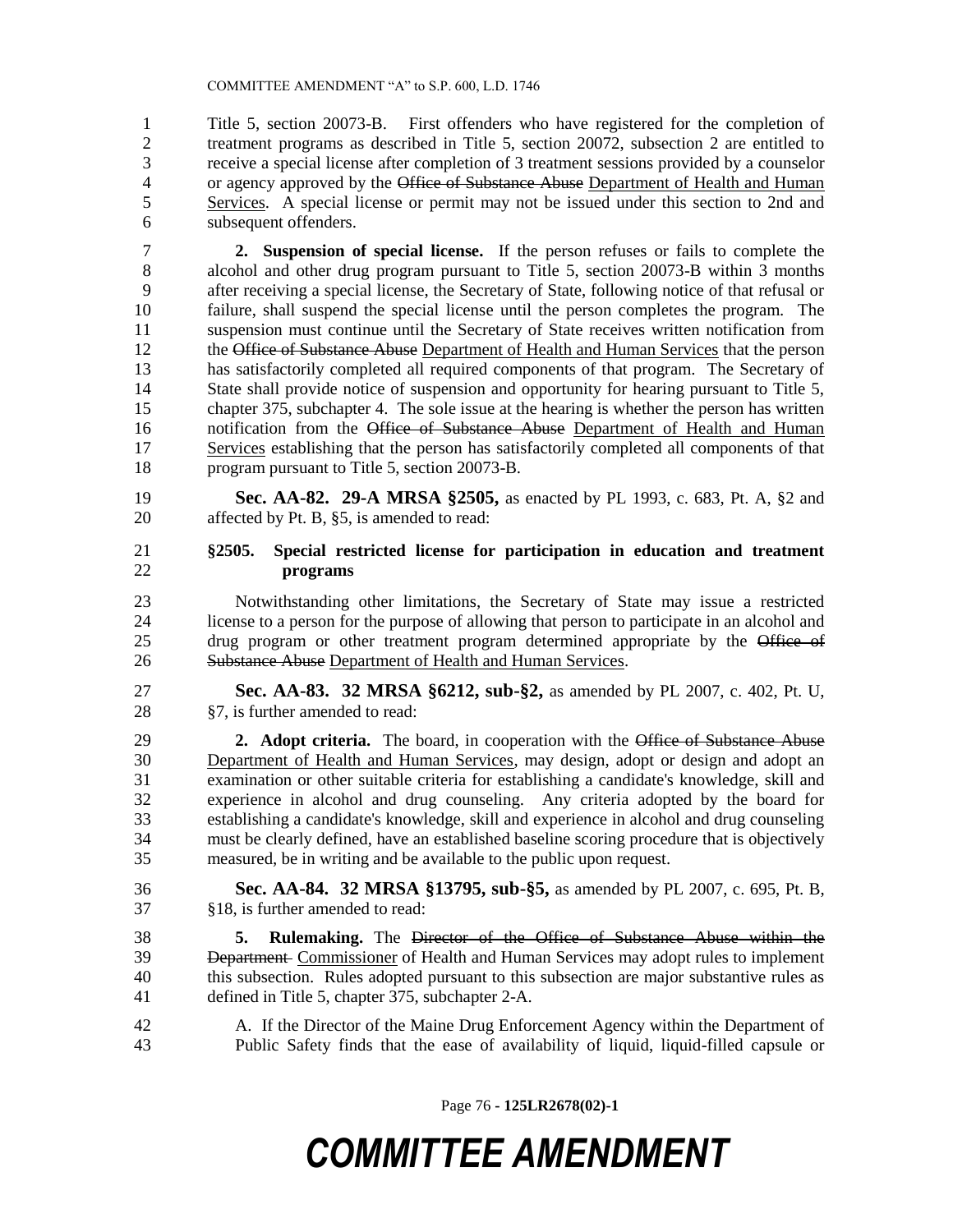Title 5, section 20073-B. First offenders who have registered for the completion of treatment programs as described in Title 5, section 20072, subsection 2 are entitled to receive a special license after completion of 3 treatment sessions provided by a counselor or agency approved by the ~~Office of Substance Abuse~~ Department of Health and Human Services. A special license or permit may not be issued under this section to 2nd and subsequent offenders.

**2. Suspension of special license.** If the person refuses or fails to complete the alcohol and other drug program pursuant to Title 5, section 20073-B within 3 months after receiving a special license, the Secretary of State, following notice of that refusal or failure, shall suspend the special license until the person completes the program. The suspension must continue until the Secretary of State receives written notification from the ~~Office of Substance Abuse~~ Department of Health and Human Services that the person has satisfactorily completed all required components of that program. The Secretary of State shall provide notice of suspension and opportunity for hearing pursuant to Title 5, chapter 375, subchapter 4. The sole issue at the hearing is whether the person has written notification from the ~~Office of Substance Abuse~~ Department of Health and Human Services establishing that the person has satisfactorily completed all components of that program pursuant to Title 5, section 20073-B.

**Sec. AA-82. 29-A MRSA §2505,** as enacted by PL 1993, c. 683, Pt. A, §2 and affected by Pt. B, §5, is amended to read:

**§2505. Special restricted license for participation in education and treatment programs**

Notwithstanding other limitations, the Secretary of State may issue a restricted license to a person for the purpose of allowing that person to participate in an alcohol and drug program or other treatment program determined appropriate by the ~~Office of Substance Abuse~~ Department of Health and Human Services.

**Sec. AA-83. 32 MRSA §6212, sub-§2,** as amended by PL 2007, c. 402, Pt. U, §7, is further amended to read:

**2. Adopt criteria.** The board, in cooperation with the ~~Office of Substance Abuse~~ Department of Health and Human Services, may design, adopt or design and adopt an examination or other suitable criteria for establishing a candidate's knowledge, skill and experience in alcohol and drug counseling. Any criteria adopted by the board for establishing a candidate's knowledge, skill and experience in alcohol and drug counseling must be clearly defined, have an established baseline scoring procedure that is objectively measured, be in writing and be available to the public upon request.

**Sec. AA-84. 32 MRSA §13795, sub-§5,** as amended by PL 2007, c. 695, Pt. B, §18, is further amended to read:

**5. Rulemaking.** The ~~Director of the Office of Substance Abuse within the Department~~ Commissioner of Health and Human Services may adopt rules to implement this subsection. Rules adopted pursuant to this subsection are major substantive rules as defined in Title 5, chapter 375, subchapter 2-A.

A. If the Director of the Maine Drug Enforcement Agency within the Department of Public Safety finds that the ease of availability of liquid, liquid-filled capsule or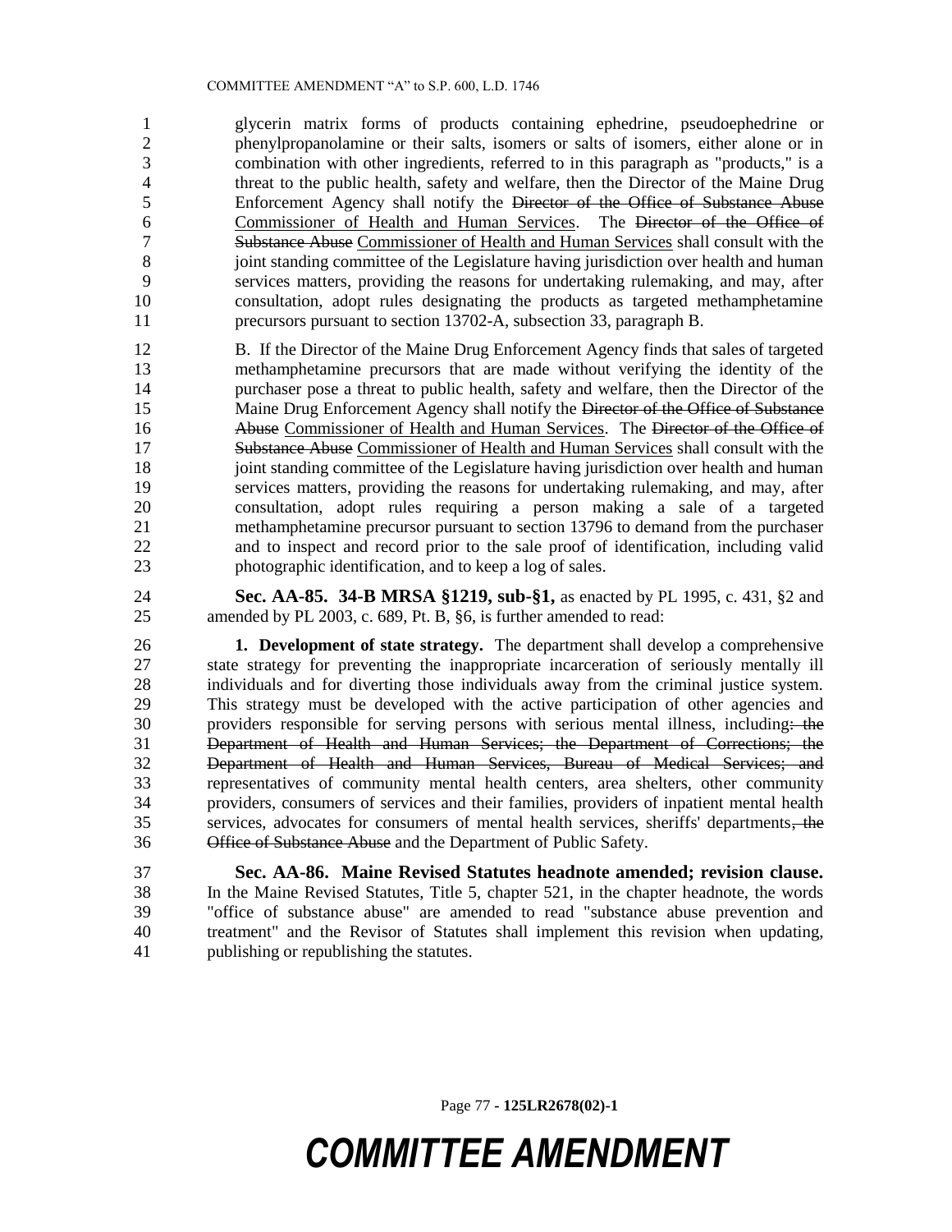glycerin matrix forms of products containing ephedrine, pseudoephedrine or phenylpropanolamine or their salts, isomers or salts of isomers, either alone or in combination with other ingredients, referred to in this paragraph as "products," is a threat to the public health, safety and welfare, then the Director of the Maine Drug Enforcement Agency shall notify the ~~Director of the Office of Substance Abuse~~ Commissioner of Health and Human Services. The ~~Director of the Office of Substance Abuse~~ Commissioner of Health and Human Services shall consult with the joint standing committee of the Legislature having jurisdiction over health and human services matters, providing the reasons for undertaking rulemaking, and may, after consultation, adopt rules designating the products as targeted methamphetamine precursors pursuant to section 13702-A, subsection 33, paragraph B.

B. If the Director of the Maine Drug Enforcement Agency finds that sales of targeted methamphetamine precursors that are made without verifying the identity of the purchaser pose a threat to public health, safety and welfare, then the Director of the Maine Drug Enforcement Agency shall notify the ~~Director of the Office of Substance Abuse~~ Commissioner of Health and Human Services. The ~~Director of the Office of Substance Abuse~~ Commissioner of Health and Human Services shall consult with the joint standing committee of the Legislature having jurisdiction over health and human services matters, providing the reasons for undertaking rulemaking, and may, after consultation, adopt rules requiring a person making a sale of a targeted methamphetamine precursor pursuant to section 13796 to demand from the purchaser and to inspect and record prior to the sale proof of identification, including valid photographic identification, and to keep a log of sales.

**Sec. AA-85. 34-B MRSA §1219, sub-§1,** as enacted by PL 1995, c. 431, §2 and amended by PL 2003, c. 689, Pt. B, §6, is further amended to read:

**1. Development of state strategy.** The department shall develop a comprehensive state strategy for preventing the inappropriate incarceration of seriously mentally ill individuals and for diverting those individuals away from the criminal justice system. This strategy must be developed with the active participation of other agencies and providers responsible for serving persons with serious mental illness, including~~: the Department of Health and Human Services; the Department of Corrections; the Department of Health and Human Services, Bureau of Medical Services; and~~ representatives of community mental health centers, area shelters, other community providers, consumers of services and their families, providers of inpatient mental health services, advocates for consumers of mental health services, sheriffs' departments~~, the Office of Substance Abuse~~ and the Department of Public Safety.

**Sec. AA-86. Maine Revised Statutes headnote amended; revision clause.** In the Maine Revised Statutes, Title 5, chapter 521, in the chapter headnote, the words "office of substance abuse" are amended to read "substance abuse prevention and treatment" and the Revisor of Statutes shall implement this revision when updating, publishing or republishing the statutes.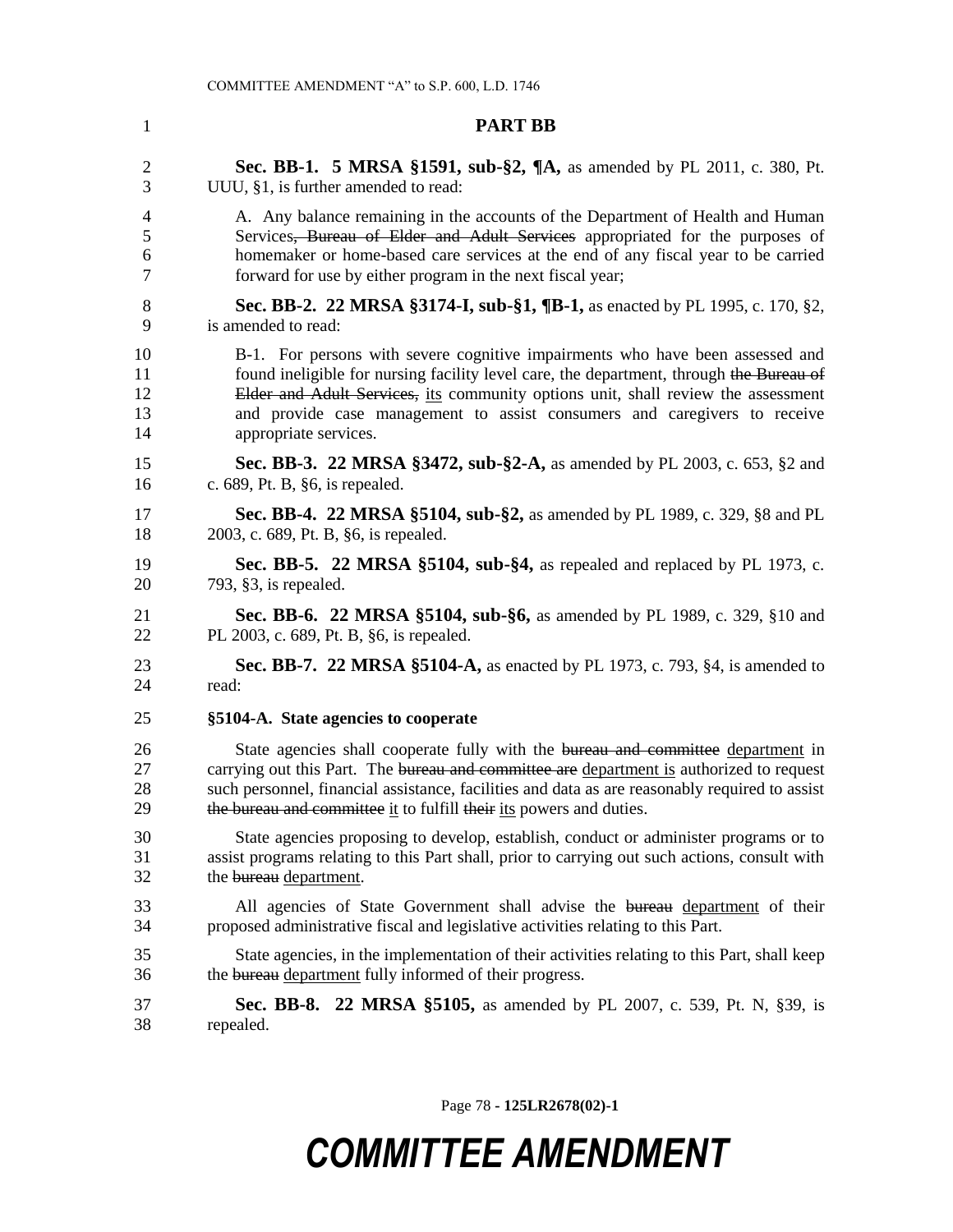# PART BB

**Sec. BB-1. 5 MRSA §1591, sub-§2, ¶A,** as amended by PL 2011, c. 380, Pt. UUU, §1, is further amended to read:

A. Any balance remaining in the accounts of the Department of Health and Human Services~~, Bureau of Elder and Adult Services~~ appropriated for the purposes of homemaker or home-based care services at the end of any fiscal year to be carried forward for use by either program in the next fiscal year;

**Sec. BB-2. 22 MRSA §3174-I, sub-§1, ¶B-1,** as enacted by PL 1995, c. 170, §2, is amended to read:

B-1. For persons with severe cognitive impairments who have been assessed and found ineligible for nursing facility level care, the department, through ~~the Bureau of Elder and Adult Services,~~ its community options unit, shall review the assessment and provide case management to assist consumers and caregivers to receive appropriate services.

**Sec. BB-3. 22 MRSA §3472, sub-§2-A,** as amended by PL 2003, c. 653, §2 and c. 689, Pt. B, §6, is repealed.

**Sec. BB-4. 22 MRSA §5104, sub-§2,** as amended by PL 1989, c. 329, §8 and PL 2003, c. 689, Pt. B, §6, is repealed.

**Sec. BB-5. 22 MRSA §5104, sub-§4,** as repealed and replaced by PL 1973, c. 793, §3, is repealed.

**Sec. BB-6. 22 MRSA §5104, sub-§6,** as amended by PL 1989, c. 329, §10 and PL 2003, c. 689, Pt. B, §6, is repealed.

**Sec. BB-7. 22 MRSA §5104-A,** as enacted by PL 1973, c. 793, §4, is amended to read:

**§5104-A. State agencies to cooperate**

State agencies shall cooperate fully with the ~~bureau and committee~~ department in carrying out this Part. The ~~bureau and committee are~~ department is authorized to request such personnel, financial assistance, facilities and data as are reasonably required to assist ~~the bureau and committee~~ it to fulfill ~~their~~ its powers and duties.

State agencies proposing to develop, establish, conduct or administer programs or to assist programs relating to this Part shall, prior to carrying out such actions, consult with the ~~bureau~~ department.

All agencies of State Government shall advise the ~~bureau~~ department of their proposed administrative fiscal and legislative activities relating to this Part.

State agencies, in the implementation of their activities relating to this Part, shall keep the ~~bureau~~ department fully informed of their progress.

**Sec. BB-8. 22 MRSA §5105,** as amended by PL 2007, c. 539, Pt. N, §39, is repealed.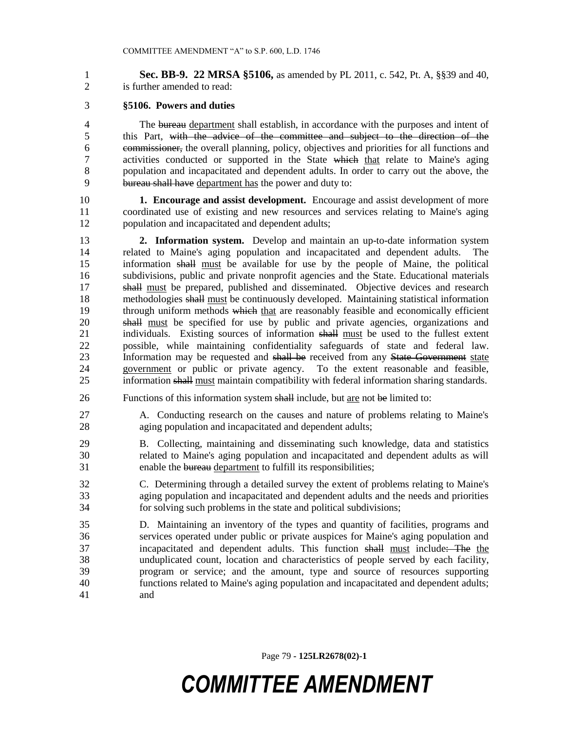**Sec. BB-9. 22 MRSA §5106,** as amended by PL 2011, c. 542, Pt. A, §§39 and 40, is further amended to read:

**§5106. Powers and duties**

The ~~bureau~~ department shall establish, in accordance with the purposes and intent of this Part, ~~with the advice of the committee and subject to the direction of the commissioner,~~ the overall planning, policy, objectives and priorities for all functions and activities conducted or supported in the State ~~which~~ that relate to Maine's aging population and incapacitated and dependent adults. In order to carry out the above, the ~~bureau shall have~~ department has the power and duty to:

**1. Encourage and assist development.** Encourage and assist development of more coordinated use of existing and new resources and services relating to Maine's aging population and incapacitated and dependent adults;

**2. Information system.** Develop and maintain an up-to-date information system related to Maine's aging population and incapacitated and dependent adults. The information ~~shall~~ must be available for use by the people of Maine, the political subdivisions, public and private nonprofit agencies and the State. Educational materials ~~shall~~ must be prepared, published and disseminated. Objective devices and research methodologies ~~shall~~ must be continuously developed. Maintaining statistical information through uniform methods ~~which~~ that are reasonably feasible and economically efficient ~~shall~~ must be specified for use by public and private agencies, organizations and individuals. Existing sources of information ~~shall~~ must be used to the fullest extent possible, while maintaining confidentiality safeguards of state and federal law. Information may be requested and ~~shall be~~ received from any ~~State Government~~ state government or public or private agency. To the extent reasonable and feasible, information ~~shall~~ must maintain compatibility with federal information sharing standards.

Functions of this information system ~~shall~~ include, but are not ~~be~~ limited to:

A. Conducting research on the causes and nature of problems relating to Maine's aging population and incapacitated and dependent adults;

B. Collecting, maintaining and disseminating such knowledge, data and statistics related to Maine's aging population and incapacitated and dependent adults as will enable the ~~bureau~~ department to fulfill its responsibilities;

C. Determining through a detailed survey the extent of problems relating to Maine's aging population and incapacitated and dependent adults and the needs and priorities for solving such problems in the state and political subdivisions;

D. Maintaining an inventory of the types and quantity of facilities, programs and services operated under public or private auspices for Maine's aging population and incapacitated and dependent adults. This function ~~shall~~ must include~~: The~~ the unduplicated count, location and characteristics of people served by each facility, program or service; and the amount, type and source of resources supporting functions related to Maine's aging population and incapacitated and dependent adults; and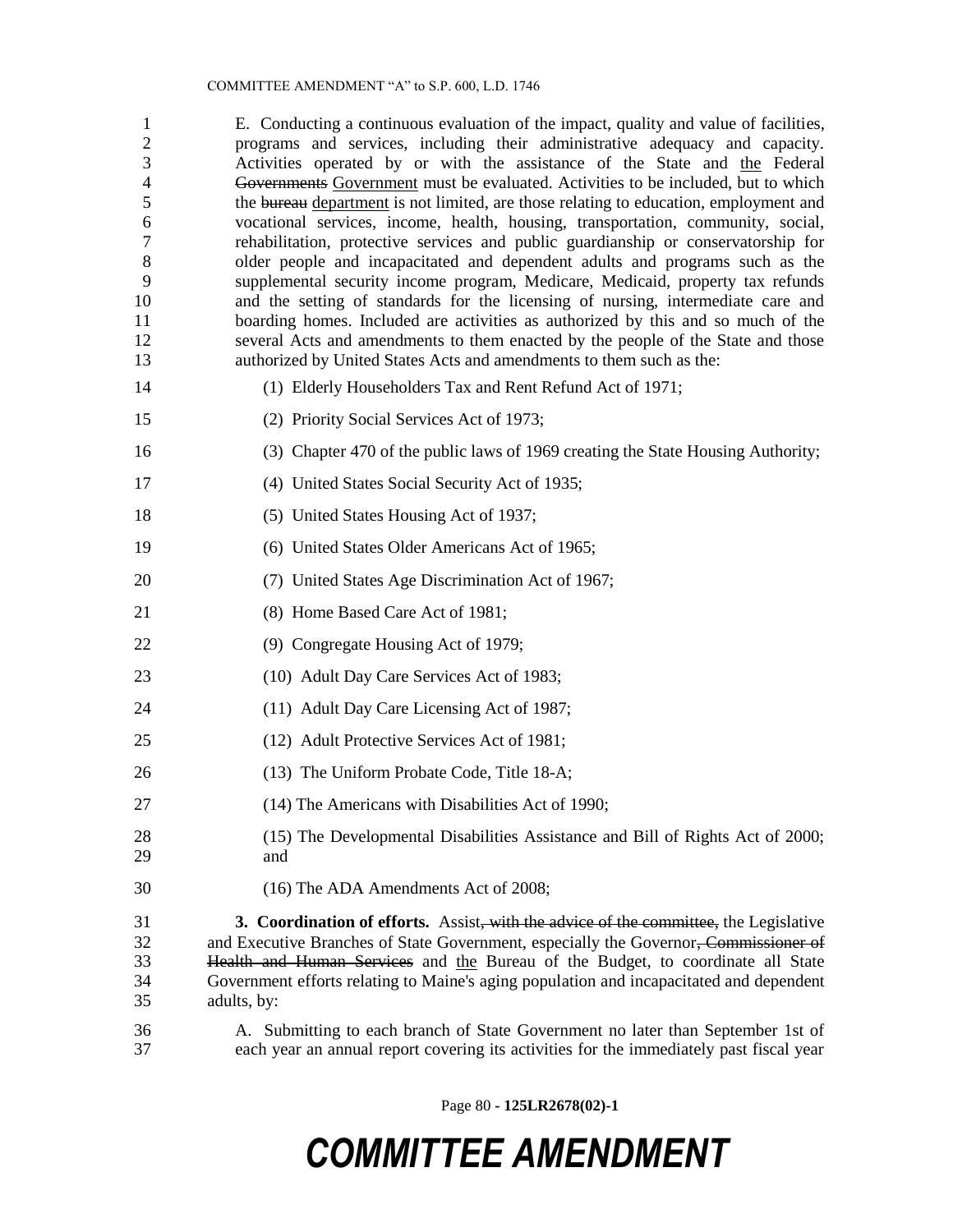E. Conducting a continuous evaluation of the impact, quality and value of facilities, programs and services, including their administrative adequacy and capacity. Activities operated by or with the assistance of the State and the Federal ~~Governments~~ Government must be evaluated. Activities to be included, but to which the ~~bureau~~ department is not limited, are those relating to education, employment and vocational services, income, health, housing, transportation, community, social, rehabilitation, protective services and public guardianship or conservatorship for older people and incapacitated and dependent adults and programs such as the supplemental security income program, Medicare, Medicaid, property tax refunds and the setting of standards for the licensing of nursing, intermediate care and boarding homes. Included are activities as authorized by this and so much of the several Acts and amendments to them enacted by the people of the State and those authorized by United States Acts and amendments to them such as the:

(1) Elderly Householders Tax and Rent Refund Act of 1971;

(2) Priority Social Services Act of 1973;

(3) Chapter 470 of the public laws of 1969 creating the State Housing Authority;

(4) United States Social Security Act of 1935;

(5) United States Housing Act of 1937;

(6) United States Older Americans Act of 1965;

(7) United States Age Discrimination Act of 1967;

(8) Home Based Care Act of 1981;

(9) Congregate Housing Act of 1979;

(10) Adult Day Care Services Act of 1983;

(11) Adult Day Care Licensing Act of 1987;

(12) Adult Protective Services Act of 1981;

(13) The Uniform Probate Code, Title 18-A;

(14) The Americans with Disabilities Act of 1990;

(15) The Developmental Disabilities Assistance and Bill of Rights Act of 2000; and

(16) The ADA Amendments Act of 2008;

**3. Coordination of efforts.** Assist~~, with the advice of the committee,~~ the Legislative and Executive Branches of State Government, especially the Governor~~, Commissioner of Health and Human Services~~ and the Bureau of the Budget, to coordinate all State Government efforts relating to Maine's aging population and incapacitated and dependent adults, by:

A. Submitting to each branch of State Government no later than September 1st of each year an annual report covering its activities for the immediately past fiscal year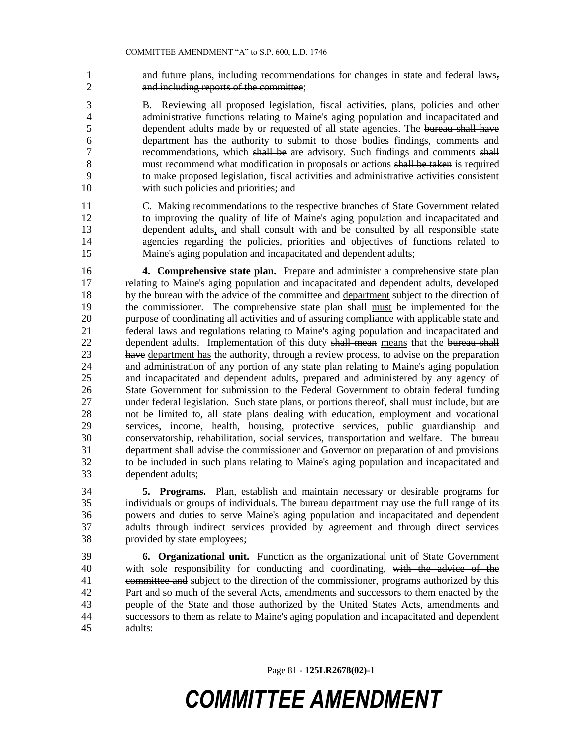and future plans, including recommendations for changes in state and federal laws~~,~~ ~~and including reports of the committee~~;

B. Reviewing all proposed legislation, fiscal activities, plans, policies and other administrative functions relating to Maine's aging population and incapacitated and dependent adults made by or requested of all state agencies. The ~~bureau shall have~~ department has the authority to submit to those bodies findings, comments and recommendations, which ~~shall be~~ are advisory. Such findings and comments ~~shall~~ must recommend what modification in proposals or actions ~~shall be taken~~ is required to make proposed legislation, fiscal activities and administrative activities consistent with such policies and priorities; and

C. Making recommendations to the respective branches of State Government related to improving the quality of life of Maine's aging population and incapacitated and dependent adults, and shall consult with and be consulted by all responsible state agencies regarding the policies, priorities and objectives of functions related to Maine's aging population and incapacitated and dependent adults;

**4. Comprehensive state plan.** Prepare and administer a comprehensive state plan relating to Maine's aging population and incapacitated and dependent adults, developed by the ~~bureau with the advice of the committee and~~ department subject to the direction of the commissioner. The comprehensive state plan ~~shall~~ must be implemented for the purpose of coordinating all activities and of assuring compliance with applicable state and federal laws and regulations relating to Maine's aging population and incapacitated and dependent adults. Implementation of this duty ~~shall mean~~ means that the ~~bureau shall have~~ department has the authority, through a review process, to advise on the preparation and administration of any portion of any state plan relating to Maine's aging population and incapacitated and dependent adults, prepared and administered by any agency of State Government for submission to the Federal Government to obtain federal funding under federal legislation. Such state plans, or portions thereof, ~~shall~~ must include, but are not ~~be~~ limited to, all state plans dealing with education, employment and vocational services, income, health, housing, protective services, public guardianship and conservatorship, rehabilitation, social services, transportation and welfare. The ~~bureau~~ department shall advise the commissioner and Governor on preparation of and provisions to be included in such plans relating to Maine's aging population and incapacitated and dependent adults;

**5. Programs.** Plan, establish and maintain necessary or desirable programs for individuals or groups of individuals. The ~~bureau~~ department may use the full range of its powers and duties to serve Maine's aging population and incapacitated and dependent adults through indirect services provided by agreement and through direct services provided by state employees;

**6. Organizational unit.** Function as the organizational unit of State Government with sole responsibility for conducting and coordinating, ~~with the advice of the committee and~~ subject to the direction of the commissioner, programs authorized by this Part and so much of the several Acts, amendments and successors to them enacted by the people of the State and those authorized by the United States Acts, amendments and successors to them as relate to Maine's aging population and incapacitated and dependent adults: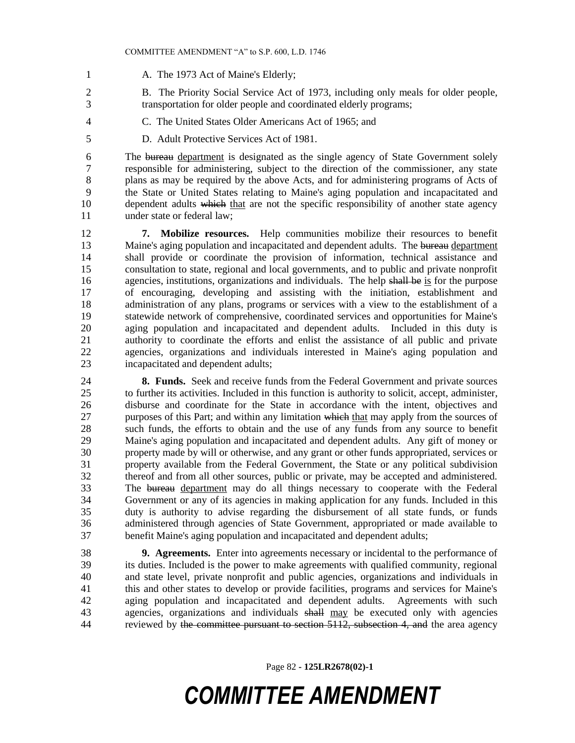A. The 1973 Act of Maine's Elderly;

B. The Priority Social Service Act of 1973, including only meals for older people, transportation for older people and coordinated elderly programs;

C. The United States Older Americans Act of 1965; and

D. Adult Protective Services Act of 1981.

The ~~bureau~~ department is designated as the single agency of State Government solely responsible for administering, subject to the direction of the commissioner, any state plans as may be required by the above Acts, and for administering programs of Acts of the State or United States relating to Maine's aging population and incapacitated and dependent adults ~~which~~ that are not the specific responsibility of another state agency under state or federal law;

**7. Mobilize resources.** Help communities mobilize their resources to benefit Maine's aging population and incapacitated and dependent adults. The ~~bureau~~ department shall provide or coordinate the provision of information, technical assistance and consultation to state, regional and local governments, and to public and private nonprofit agencies, institutions, organizations and individuals. The help ~~shall be~~ is for the purpose of encouraging, developing and assisting with the initiation, establishment and administration of any plans, programs or services with a view to the establishment of a statewide network of comprehensive, coordinated services and opportunities for Maine's aging population and incapacitated and dependent adults. Included in this duty is authority to coordinate the efforts and enlist the assistance of all public and private agencies, organizations and individuals interested in Maine's aging population and incapacitated and dependent adults;

**8. Funds.** Seek and receive funds from the Federal Government and private sources to further its activities. Included in this function is authority to solicit, accept, administer, disburse and coordinate for the State in accordance with the intent, objectives and purposes of this Part; and within any limitation ~~which~~ that may apply from the sources of such funds, the efforts to obtain and the use of any funds from any source to benefit Maine's aging population and incapacitated and dependent adults. Any gift of money or property made by will or otherwise, and any grant or other funds appropriated, services or property available from the Federal Government, the State or any political subdivision thereof and from all other sources, public or private, may be accepted and administered. The ~~bureau~~ department may do all things necessary to cooperate with the Federal Government or any of its agencies in making application for any funds. Included in this duty is authority to advise regarding the disbursement of all state funds, or funds administered through agencies of State Government, appropriated or made available to benefit Maine's aging population and incapacitated and dependent adults;

**9. Agreements.** Enter into agreements necessary or incidental to the performance of its duties. Included is the power to make agreements with qualified community, regional and state level, private nonprofit and public agencies, organizations and individuals in this and other states to develop or provide facilities, programs and services for Maine's aging population and incapacitated and dependent adults. Agreements with such agencies, organizations and individuals ~~shall~~ may be executed only with agencies reviewed by ~~the committee pursuant to section 5112, subsection 4, and~~ the area agency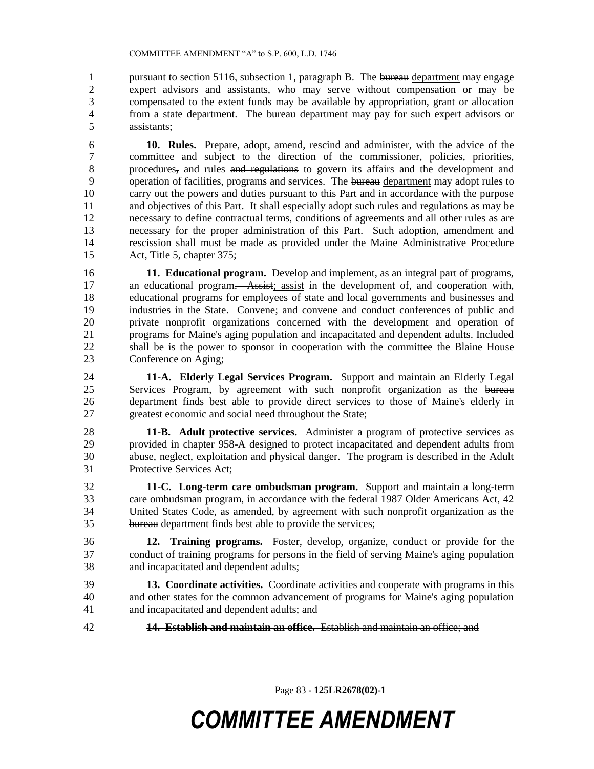pursuant to section 5116, subsection 1, paragraph B. The ~~bureau~~ department may engage expert advisors and assistants, who may serve without compensation or may be compensated to the extent funds may be available by appropriation, grant or allocation from a state department. The ~~bureau~~ department may pay for such expert advisors or assistants;

**10. Rules.** Prepare, adopt, amend, rescind and administer, ~~with the advice of the committee and~~ subject to the direction of the commissioner, policies, priorities, procedures~~,~~ and rules ~~and regulations~~ to govern its affairs and the development and operation of facilities, programs and services. The ~~bureau~~ department may adopt rules to carry out the powers and duties pursuant to this Part and in accordance with the purpose and objectives of this Part. It shall especially adopt such rules ~~and regulations~~ as may be necessary to define contractual terms, conditions of agreements and all other rules as are necessary for the proper administration of this Part. Such adoption, amendment and rescission ~~shall~~ must be made as provided under the Maine Administrative Procedure Act~~, Title 5, chapter 375~~;

**11. Educational program.** Develop and implement, as an integral part of programs, an educational program~~. Assist~~; assist in the development of, and cooperation with, educational programs for employees of state and local governments and businesses and industries in the State~~. Convene~~; and convene and conduct conferences of public and private nonprofit organizations concerned with the development and operation of programs for Maine's aging population and incapacitated and dependent adults. Included ~~shall be~~ is the power to sponsor ~~in cooperation with the committee~~ the Blaine House Conference on Aging;

**11-A. Elderly Legal Services Program.** Support and maintain an Elderly Legal Services Program, by agreement with such nonprofit organization as the ~~bureau~~ department finds best able to provide direct services to those of Maine's elderly in greatest economic and social need throughout the State;

**11-B. Adult protective services.** Administer a program of protective services as provided in chapter 958-A designed to protect incapacitated and dependent adults from abuse, neglect, exploitation and physical danger. The program is described in the Adult Protective Services Act;

**11-C. Long-term care ombudsman program.** Support and maintain a long-term care ombudsman program, in accordance with the federal 1987 Older Americans Act, 42 United States Code, as amended, by agreement with such nonprofit organization as the ~~bureau~~ department finds best able to provide the services;

**12. Training programs.** Foster, develop, organize, conduct or provide for the conduct of training programs for persons in the field of serving Maine's aging population and incapacitated and dependent adults;

**13. Coordinate activities.** Coordinate activities and cooperate with programs in this and other states for the common advancement of programs for Maine's aging population and incapacitated and dependent adults; and

~~**14. Establish and maintain an office.** Establish and maintain an office; and~~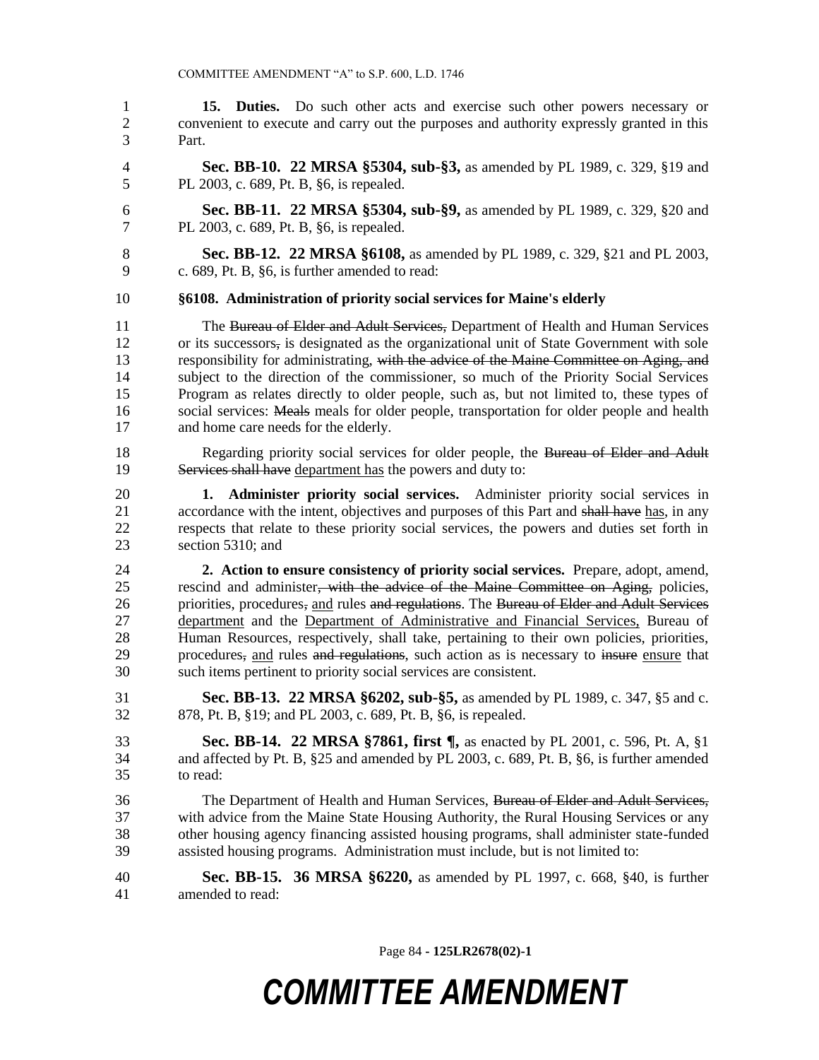**15. Duties.** Do such other acts and exercise such other powers necessary or convenient to execute and carry out the purposes and authority expressly granted in this Part.

**Sec. BB-10. 22 MRSA §5304, sub-§3,** as amended by PL 1989, c. 329, §19 and PL 2003, c. 689, Pt. B, §6, is repealed.

**Sec. BB-11. 22 MRSA §5304, sub-§9,** as amended by PL 1989, c. 329, §20 and PL 2003, c. 689, Pt. B, §6, is repealed.

**Sec. BB-12. 22 MRSA §6108,** as amended by PL 1989, c. 329, §21 and PL 2003, c. 689, Pt. B, §6, is further amended to read:

**§6108. Administration of priority social services for Maine's elderly**

The ~~Bureau of Elder and Adult Services,~~ Department of Health and Human Services or its successors~~,~~ is designated as the organizational unit of State Government with sole responsibility for administrating, ~~with the advice of the Maine Committee on Aging, and~~ subject to the direction of the commissioner, so much of the Priority Social Services Program as relates directly to older people, such as, but not limited to, these types of social services: ~~Meals~~ meals for older people, transportation for older people and health and home care needs for the elderly.

Regarding priority social services for older people, the ~~Bureau of Elder and Adult Services shall have~~ department has the powers and duty to:

**1. Administer priority social services.** Administer priority social services in accordance with the intent, objectives and purposes of this Part and ~~shall have~~ has, in any respects that relate to these priority social services, the powers and duties set forth in section 5310; and

**2. Action to ensure consistency of priority social services.** Prepare, adopt, amend, rescind and administer~~, with the advice of the Maine Committee on Aging,~~ policies, priorities, procedures~~,~~ and rules ~~and regulations~~. The ~~Bureau of Elder and Adult Services~~ department and the Department of Administrative and Financial Services, Bureau of Human Resources, respectively, shall take, pertaining to their own policies, priorities, procedures~~,~~ and rules ~~and regulations~~, such action as is necessary to ~~insure~~ ensure that such items pertinent to priority social services are consistent.

**Sec. BB-13. 22 MRSA §6202, sub-§5,** as amended by PL 1989, c. 347, §5 and c. 878, Pt. B, §19; and PL 2003, c. 689, Pt. B, §6, is repealed.

**Sec. BB-14. 22 MRSA §7861, first ¶,** as enacted by PL 2001, c. 596, Pt. A, §1 and affected by Pt. B, §25 and amended by PL 2003, c. 689, Pt. B, §6, is further amended to read:

The Department of Health and Human Services, ~~Bureau of Elder and Adult Services,~~ with advice from the Maine State Housing Authority, the Rural Housing Services or any other housing agency financing assisted housing programs, shall administer state-funded assisted housing programs. Administration must include, but is not limited to:

**Sec. BB-15. 36 MRSA §6220,** as amended by PL 1997, c. 668, §40, is further amended to read: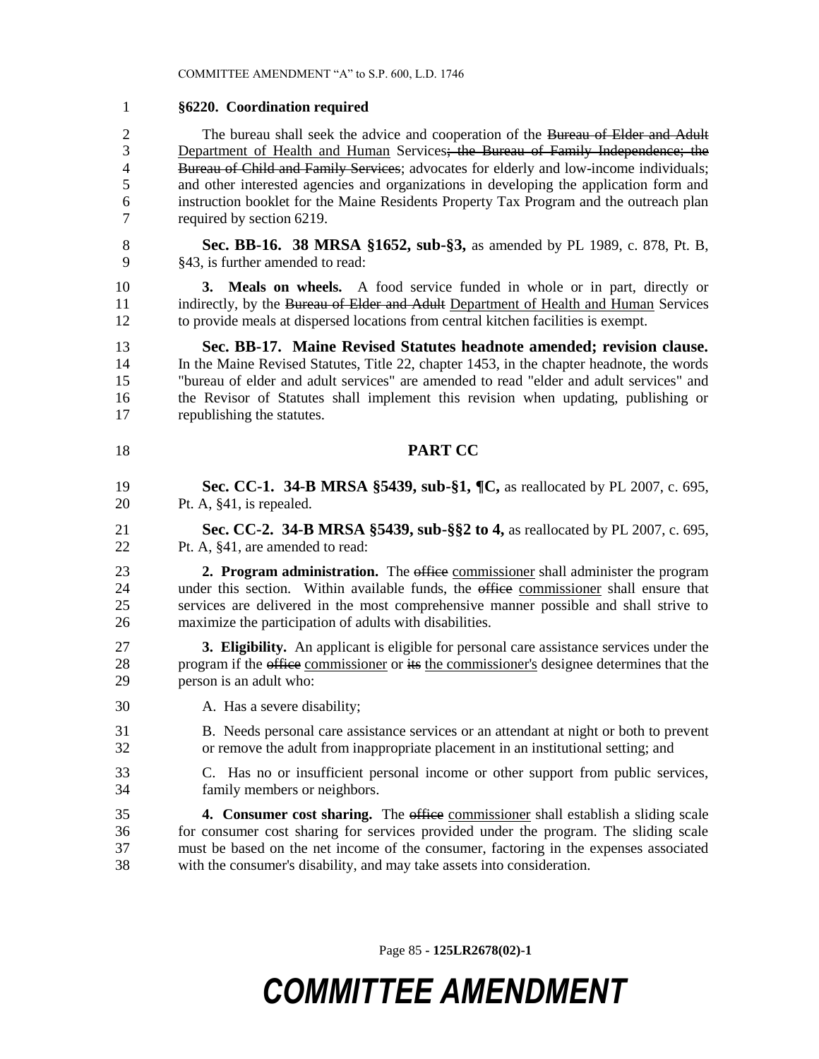**§6220. Coordination required**

The bureau shall seek the advice and cooperation of the ~~Bureau of Elder and Adult~~ Department of Health and Human Services~~; the Bureau of Family Independence; the Bureau of Child and Family Services~~; advocates for elderly and low-income individuals; and other interested agencies and organizations in developing the application form and instruction booklet for the Maine Residents Property Tax Program and the outreach plan required by section 6219.

**Sec. BB-16. 38 MRSA §1652, sub-§3,** as amended by PL 1989, c. 878, Pt. B, §43, is further amended to read:

**3. Meals on wheels.** A food service funded in whole or in part, directly or indirectly, by the ~~Bureau of Elder and Adult~~ Department of Health and Human Services to provide meals at dispersed locations from central kitchen facilities is exempt.

**Sec. BB-17. Maine Revised Statutes headnote amended; revision clause.** In the Maine Revised Statutes, Title 22, chapter 1453, in the chapter headnote, the words "bureau of elder and adult services" are amended to read "elder and adult services" and the Revisor of Statutes shall implement this revision when updating, publishing or republishing the statutes.

## PART CC

**Sec. CC-1. 34-B MRSA §5439, sub-§1, ¶C,** as reallocated by PL 2007, c. 695, Pt. A, §41, is repealed.

**Sec. CC-2. 34-B MRSA §5439, sub-§§2 to 4,** as reallocated by PL 2007, c. 695, Pt. A, §41, are amended to read:

**2. Program administration.** The ~~office~~ commissioner shall administer the program under this section. Within available funds, the ~~office~~ commissioner shall ensure that services are delivered in the most comprehensive manner possible and shall strive to maximize the participation of adults with disabilities.

**3. Eligibility.** An applicant is eligible for personal care assistance services under the program if the ~~office~~ commissioner or ~~its~~ the commissioner's designee determines that the person is an adult who:

A. Has a severe disability;

B. Needs personal care assistance services or an attendant at night or both to prevent or remove the adult from inappropriate placement in an institutional setting; and

C. Has no or insufficient personal income or other support from public services, family members or neighbors.

**4. Consumer cost sharing.** The ~~office~~ commissioner shall establish a sliding scale for consumer cost sharing for services provided under the program. The sliding scale must be based on the net income of the consumer, factoring in the expenses associated with the consumer's disability, and may take assets into consideration.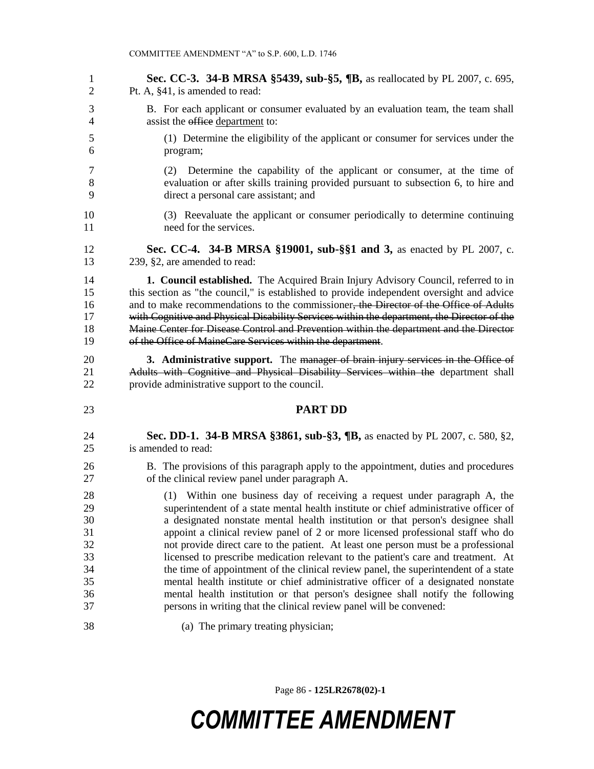**Sec. CC-3. 34-B MRSA §5439, sub-§5, ¶B,** as reallocated by PL 2007, c. 695, Pt. A, §41, is amended to read:

B. For each applicant or consumer evaluated by an evaluation team, the team shall assist the ~~office~~ department to:

(1) Determine the eligibility of the applicant or consumer for services under the program;

(2) Determine the capability of the applicant or consumer, at the time of evaluation or after skills training provided pursuant to subsection 6, to hire and direct a personal care assistant; and

(3) Reevaluate the applicant or consumer periodically to determine continuing need for the services.

**Sec. CC-4. 34-B MRSA §19001, sub-§§1 and 3,** as enacted by PL 2007, c. 239, §2, are amended to read:

**1. Council established.** The Acquired Brain Injury Advisory Council, referred to in this section as "the council," is established to provide independent oversight and advice and to make recommendations to the commissioner~~, the Director of the Office of Adults with Cognitive and Physical Disability Services within the department, the Director of the Maine Center for Disease Control and Prevention within the department and the Director of the Office of MaineCare Services within the department~~.

**3. Administrative support.** The ~~manager of brain injury services in the Office of Adults with Cognitive and Physical Disability Services within the~~ department shall provide administrative support to the council.

## PART DD

**Sec. DD-1. 34-B MRSA §3861, sub-§3, ¶B,** as enacted by PL 2007, c. 580, §2, is amended to read:

B. The provisions of this paragraph apply to the appointment, duties and procedures of the clinical review panel under paragraph A.

(1) Within one business day of receiving a request under paragraph A, the superintendent of a state mental health institute or chief administrative officer of a designated nonstate mental health institution or that person's designee shall appoint a clinical review panel of 2 or more licensed professional staff who do not provide direct care to the patient. At least one person must be a professional licensed to prescribe medication relevant to the patient's care and treatment. At the time of appointment of the clinical review panel, the superintendent of a state mental health institute or chief administrative officer of a designated nonstate mental health institution or that person's designee shall notify the following persons in writing that the clinical review panel will be convened:

(a) The primary treating physician;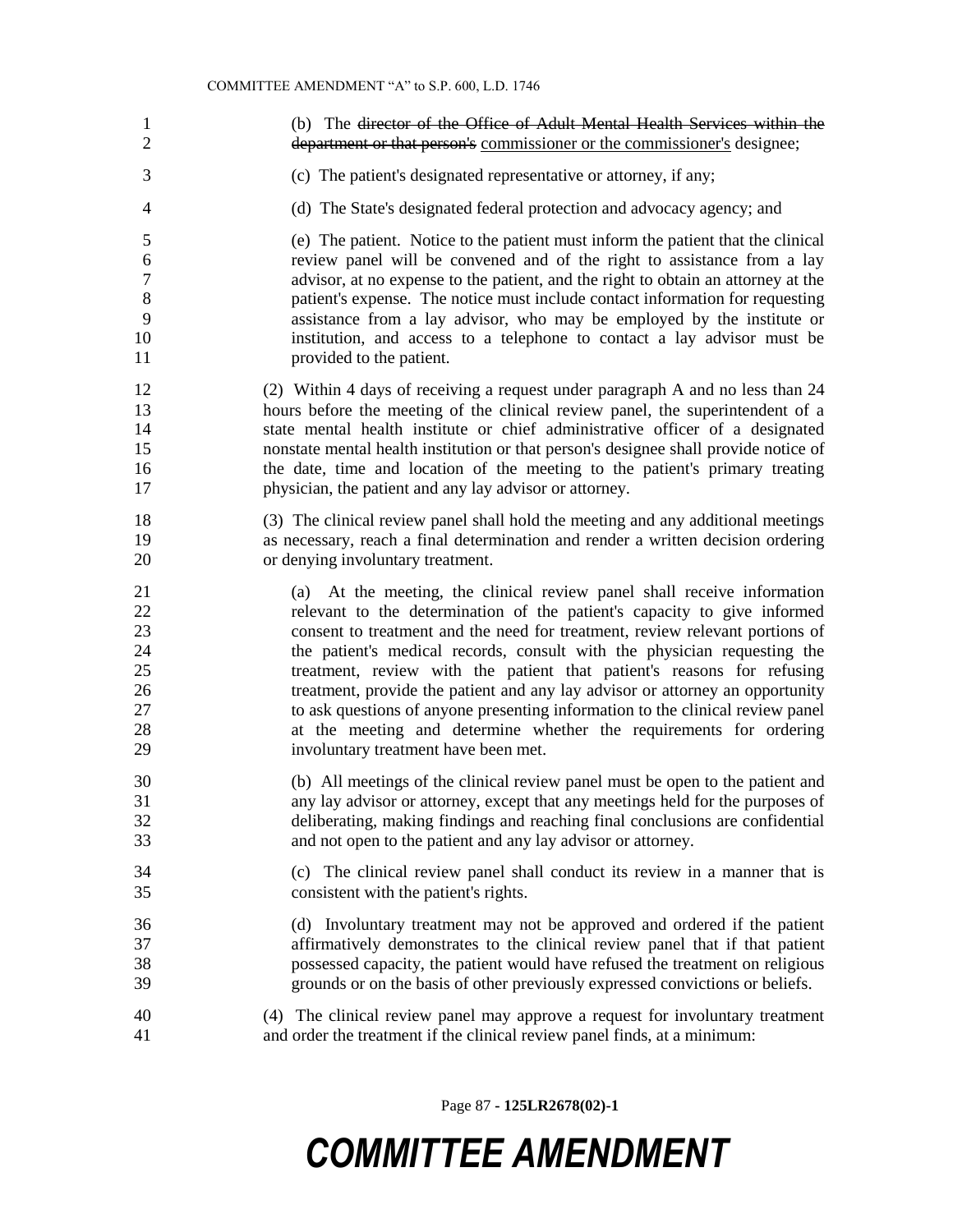(b) The ~~director of the Office of Adult Mental Health Services within the department or that person's~~ commissioner or the commissioner's designee;

(c) The patient's designated representative or attorney, if any;

(d) The State's designated federal protection and advocacy agency; and

(e) The patient. Notice to the patient must inform the patient that the clinical review panel will be convened and of the right to assistance from a lay advisor, at no expense to the patient, and the right to obtain an attorney at the patient's expense. The notice must include contact information for requesting assistance from a lay advisor, who may be employed by the institute or institution, and access to a telephone to contact a lay advisor must be provided to the patient.

(2) Within 4 days of receiving a request under paragraph A and no less than 24 hours before the meeting of the clinical review panel, the superintendent of a state mental health institute or chief administrative officer of a designated nonstate mental health institution or that person's designee shall provide notice of the date, time and location of the meeting to the patient's primary treating physician, the patient and any lay advisor or attorney.

(3) The clinical review panel shall hold the meeting and any additional meetings as necessary, reach a final determination and render a written decision ordering or denying involuntary treatment.

(a) At the meeting, the clinical review panel shall receive information relevant to the determination of the patient's capacity to give informed consent to treatment and the need for treatment, review relevant portions of the patient's medical records, consult with the physician requesting the treatment, review with the patient that patient's reasons for refusing treatment, provide the patient and any lay advisor or attorney an opportunity to ask questions of anyone presenting information to the clinical review panel at the meeting and determine whether the requirements for ordering involuntary treatment have been met.

(b) All meetings of the clinical review panel must be open to the patient and any lay advisor or attorney, except that any meetings held for the purposes of deliberating, making findings and reaching final conclusions are confidential and not open to the patient and any lay advisor or attorney.

(c) The clinical review panel shall conduct its review in a manner that is consistent with the patient's rights.

(d) Involuntary treatment may not be approved and ordered if the patient affirmatively demonstrates to the clinical review panel that if that patient possessed capacity, the patient would have refused the treatment on religious grounds or on the basis of other previously expressed convictions or beliefs.

(4) The clinical review panel may approve a request for involuntary treatment and order the treatment if the clinical review panel finds, at a minimum: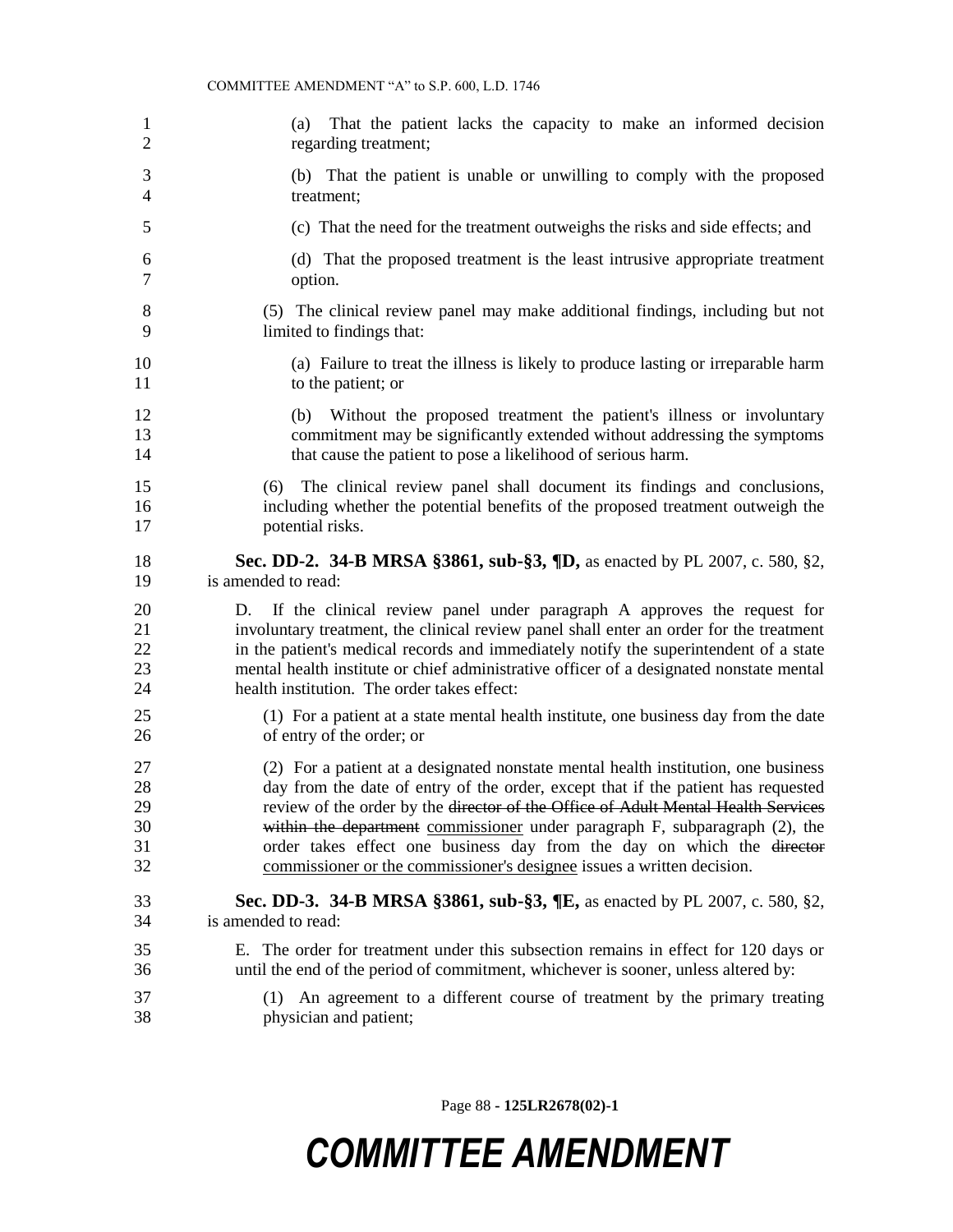(a) That the patient lacks the capacity to make an informed decision regarding treatment;

(b) That the patient is unable or unwilling to comply with the proposed treatment;

(c) That the need for the treatment outweighs the risks and side effects; and

(d) That the proposed treatment is the least intrusive appropriate treatment option.

(5) The clinical review panel may make additional findings, including but not limited to findings that:

(a) Failure to treat the illness is likely to produce lasting or irreparable harm to the patient; or

(b) Without the proposed treatment the patient's illness or involuntary commitment may be significantly extended without addressing the symptoms that cause the patient to pose a likelihood of serious harm.

(6) The clinical review panel shall document its findings and conclusions, including whether the potential benefits of the proposed treatment outweigh the potential risks.

**Sec. DD-2. 34-B MRSA §3861, sub-§3, ¶D,** as enacted by PL 2007, c. 580, §2, is amended to read:

D. If the clinical review panel under paragraph A approves the request for involuntary treatment, the clinical review panel shall enter an order for the treatment in the patient's medical records and immediately notify the superintendent of a state mental health institute or chief administrative officer of a designated nonstate mental health institution. The order takes effect:

(1) For a patient at a state mental health institute, one business day from the date of entry of the order; or

(2) For a patient at a designated nonstate mental health institution, one business day from the date of entry of the order, except that if the patient has requested review of the order by the ~~director of the Office of Adult Mental Health Services within the department~~ commissioner under paragraph F, subparagraph (2), the order takes effect one business day from the day on which the ~~director~~ commissioner or the commissioner's designee issues a written decision.

**Sec. DD-3. 34-B MRSA §3861, sub-§3, ¶E,** as enacted by PL 2007, c. 580, §2, is amended to read:

E. The order for treatment under this subsection remains in effect for 120 days or until the end of the period of commitment, whichever is sooner, unless altered by:

(1) An agreement to a different course of treatment by the primary treating physician and patient;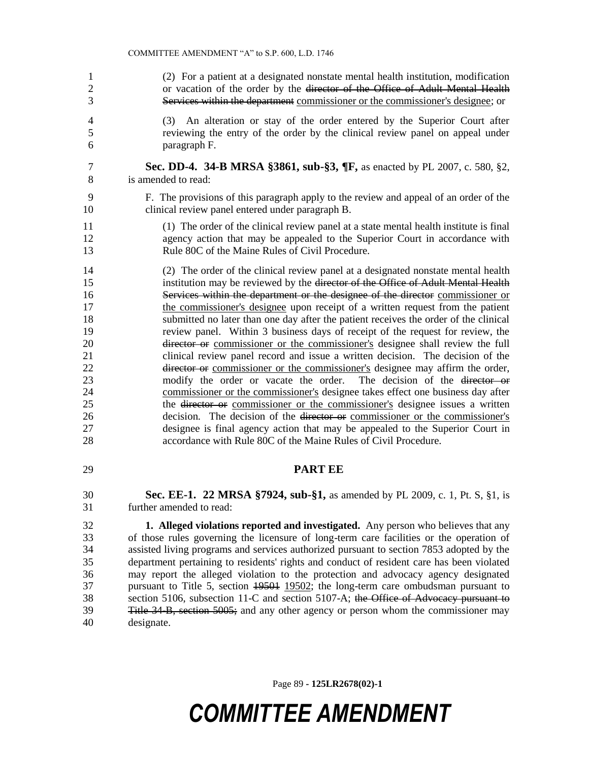(2) For a patient at a designated nonstate mental health institution, modification or vacation of the order by the ~~director of the Office of Adult Mental Health Services within the department~~ commissioner or the commissioner's designee; or

(3) An alteration or stay of the order entered by the Superior Court after reviewing the entry of the order by the clinical review panel on appeal under paragraph F.

**Sec. DD-4. 34-B MRSA §3861, sub-§3, ¶F,** as enacted by PL 2007, c. 580, §2, is amended to read:

F. The provisions of this paragraph apply to the review and appeal of an order of the clinical review panel entered under paragraph B.

(1) The order of the clinical review panel at a state mental health institute is final agency action that may be appealed to the Superior Court in accordance with Rule 80C of the Maine Rules of Civil Procedure.

(2) The order of the clinical review panel at a designated nonstate mental health institution may be reviewed by the ~~director of the Office of Adult Mental Health Services within the department or the designee of the director~~ commissioner or the commissioner's designee upon receipt of a written request from the patient submitted no later than one day after the patient receives the order of the clinical review panel. Within 3 business days of receipt of the request for review, the ~~director or~~ commissioner or the commissioner's designee shall review the full clinical review panel record and issue a written decision. The decision of the ~~director or~~ commissioner or the commissioner's designee may affirm the order, modify the order or vacate the order. The decision of the ~~director or~~ commissioner or the commissioner's designee takes effect one business day after the ~~director or~~ commissioner or the commissioner's designee issues a written decision. The decision of the ~~director or~~ commissioner or the commissioner's designee is final agency action that may be appealed to the Superior Court in accordance with Rule 80C of the Maine Rules of Civil Procedure.

## PART EE

**Sec. EE-1. 22 MRSA §7924, sub-§1,** as amended by PL 2009, c. 1, Pt. S, §1, is further amended to read:

**1. Alleged violations reported and investigated.** Any person who believes that any of those rules governing the licensure of long-term care facilities or the operation of assisted living programs and services authorized pursuant to section 7853 adopted by the department pertaining to residents' rights and conduct of resident care has been violated may report the alleged violation to the protection and advocacy agency designated pursuant to Title 5, section ~~19501~~ 19502; the long-term care ombudsman pursuant to section 5106, subsection 11-C and section 5107-A; ~~the Office of Advocacy pursuant to Title 34-B, section 5005;~~ and any other agency or person whom the commissioner may designate.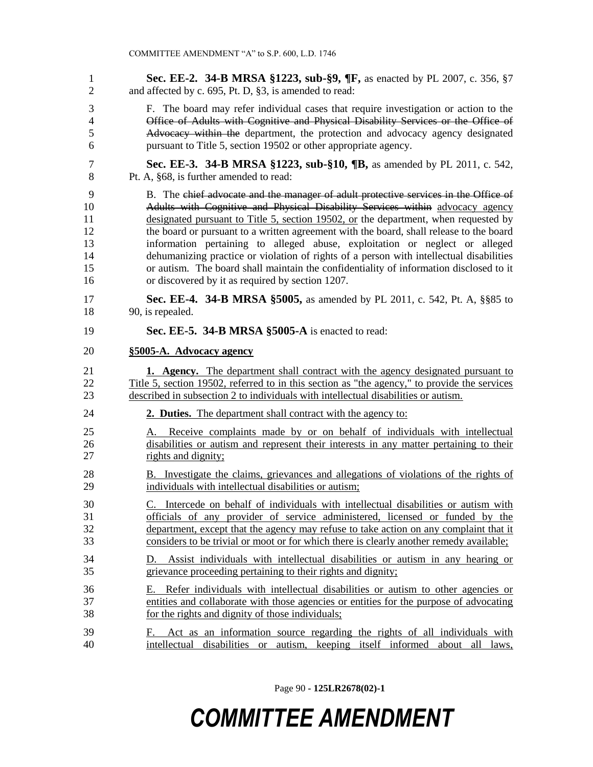**Sec. EE-2. 34-B MRSA §1223, sub-§9, ¶F,** as enacted by PL 2007, c. 356, §7 and affected by c. 695, Pt. D, §3, is amended to read:

F. The board may refer individual cases that require investigation or action to the ~~Office of Adults with Cognitive and Physical Disability Services or the Office of Advocacy within the~~ department, the protection and advocacy agency designated pursuant to Title 5, section 19502 or other appropriate agency.

**Sec. EE-3. 34-B MRSA §1223, sub-§10, ¶B,** as amended by PL 2011, c. 542, Pt. A, §68, is further amended to read:

B. The ~~chief advocate and the manager of adult protective services in the Office of Adults with Cognitive and Physical Disability Services within~~ advocacy agency designated pursuant to Title 5, section 19502, or the department, when requested by the board or pursuant to a written agreement with the board, shall release to the board information pertaining to alleged abuse, exploitation or neglect or alleged dehumanizing practice or violation of rights of a person with intellectual disabilities or autism. The board shall maintain the confidentiality of information disclosed to it or discovered by it as required by section 1207.

**Sec. EE-4. 34-B MRSA §5005,** as amended by PL 2011, c. 542, Pt. A, §§85 to 90, is repealed.

**Sec. EE-5. 34-B MRSA §5005-A** is enacted to read:

**§5005-A. Advocacy agency**

**1. Agency.** The department shall contract with the agency designated pursuant to Title 5, section 19502, referred to in this section as "the agency," to provide the services described in subsection 2 to individuals with intellectual disabilities or autism.

**2. Duties.** The department shall contract with the agency to:

A. Receive complaints made by or on behalf of individuals with intellectual disabilities or autism and represent their interests in any matter pertaining to their rights and dignity;

B. Investigate the claims, grievances and allegations of violations of the rights of individuals with intellectual disabilities or autism;

C. Intercede on behalf of individuals with intellectual disabilities or autism with officials of any provider of service administered, licensed or funded by the department, except that the agency may refuse to take action on any complaint that it considers to be trivial or moot or for which there is clearly another remedy available;

D. Assist individuals with intellectual disabilities or autism in any hearing or grievance proceeding pertaining to their rights and dignity;

E. Refer individuals with intellectual disabilities or autism to other agencies or entities and collaborate with those agencies or entities for the purpose of advocating for the rights and dignity of those individuals;

F. Act as an information source regarding the rights of all individuals with intellectual disabilities or autism, keeping itself informed about all laws,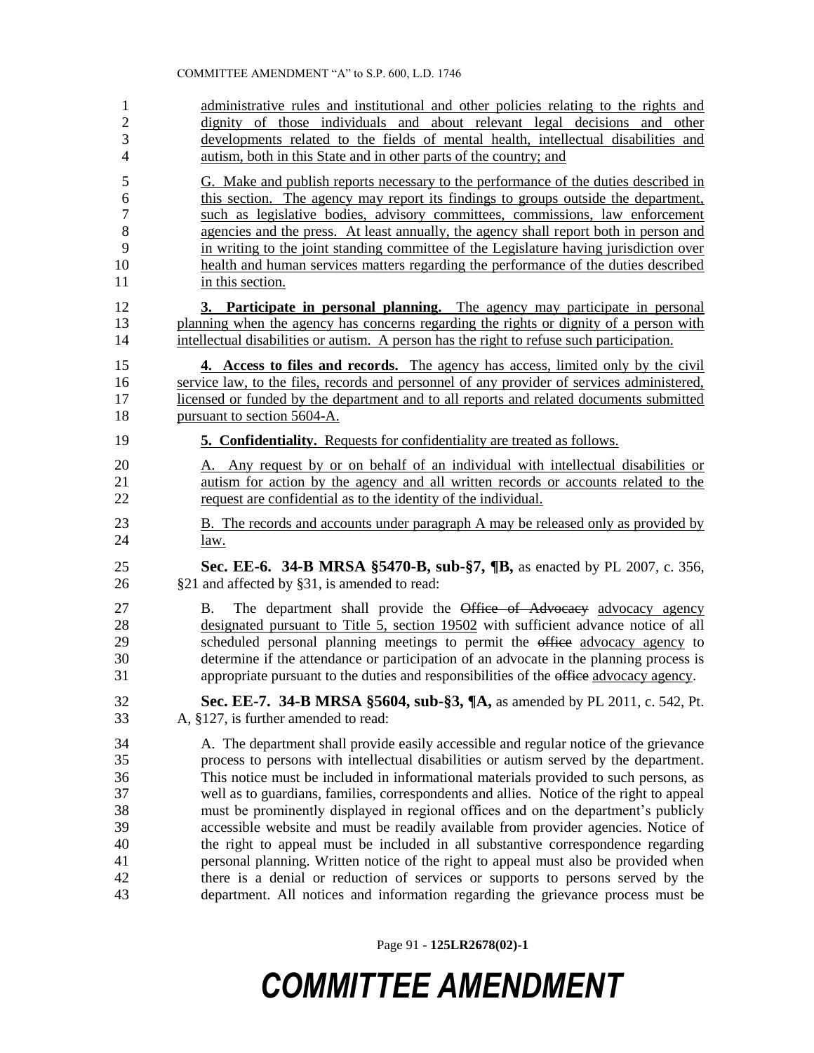administrative rules and institutional and other policies relating to the rights and dignity of those individuals and about relevant legal decisions and other developments related to the fields of mental health, intellectual disabilities and autism, both in this State and in other parts of the country; and

G. Make and publish reports necessary to the performance of the duties described in this section. The agency may report its findings to groups outside the department, such as legislative bodies, advisory committees, commissions, law enforcement agencies and the press. At least annually, the agency shall report both in person and in writing to the joint standing committee of the Legislature having jurisdiction over health and human services matters regarding the performance of the duties described in this section.

**3. Participate in personal planning.** The agency may participate in personal planning when the agency has concerns regarding the rights or dignity of a person with intellectual disabilities or autism. A person has the right to refuse such participation.

**4. Access to files and records.** The agency has access, limited only by the civil service law, to the files, records and personnel of any provider of services administered, licensed or funded by the department and to all reports and related documents submitted pursuant to section 5604-A.

**5. Confidentiality.** Requests for confidentiality are treated as follows.

A. Any request by or on behalf of an individual with intellectual disabilities or autism for action by the agency and all written records or accounts related to the request are confidential as to the identity of the individual.

B. The records and accounts under paragraph A may be released only as provided by law.

**Sec. EE-6. 34-B MRSA §5470-B, sub-§7, ¶B,** as enacted by PL 2007, c. 356, §21 and affected by §31, is amended to read:

B. The department shall provide the ~~Office of Advocacy~~ advocacy agency designated pursuant to Title 5, section 19502 with sufficient advance notice of all scheduled personal planning meetings to permit the ~~office~~ advocacy agency to determine if the attendance or participation of an advocate in the planning process is appropriate pursuant to the duties and responsibilities of the ~~office~~ advocacy agency.

**Sec. EE-7. 34-B MRSA §5604, sub-§3, ¶A,** as amended by PL 2011, c. 542, Pt. A, §127, is further amended to read:

A. The department shall provide easily accessible and regular notice of the grievance process to persons with intellectual disabilities or autism served by the department. This notice must be included in informational materials provided to such persons, as well as to guardians, families, correspondents and allies. Notice of the right to appeal must be prominently displayed in regional offices and on the department's publicly accessible website and must be readily available from provider agencies. Notice of the right to appeal must be included in all substantive correspondence regarding personal planning. Written notice of the right to appeal must also be provided when there is a denial or reduction of services or supports to persons served by the department. All notices and information regarding the grievance process must be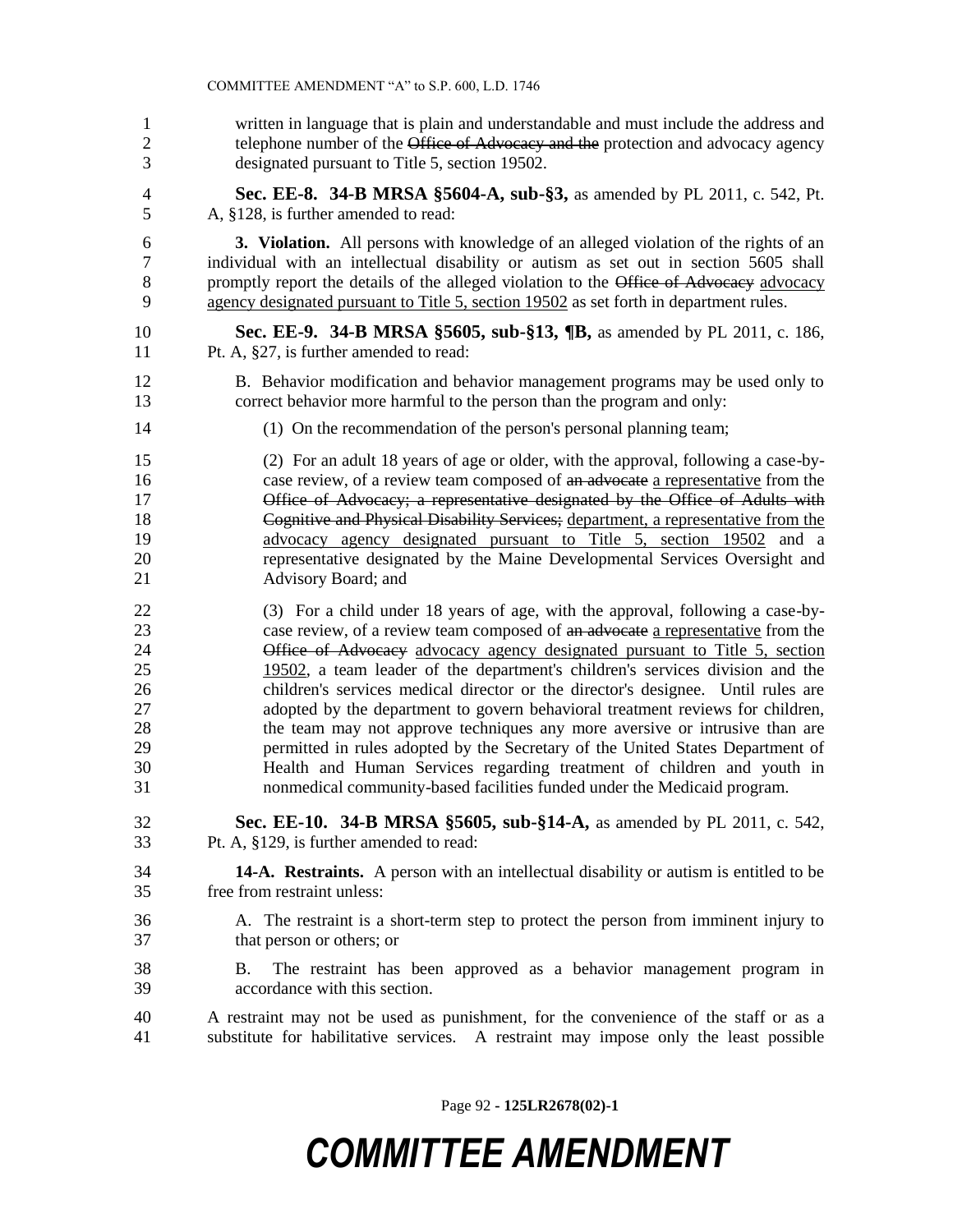written in language that is plain and understandable and must include the address and telephone number of the ~~Office of Advocacy and the~~ protection and advocacy agency designated pursuant to Title 5, section 19502.

**Sec. EE-8. 34-B MRSA §5604-A, sub-§3,** as amended by PL 2011, c. 542, Pt. A, §128, is further amended to read:

**3. Violation.** All persons with knowledge of an alleged violation of the rights of an individual with an intellectual disability or autism as set out in section 5605 shall promptly report the details of the alleged violation to the ~~Office of Advocacy~~ advocacy agency designated pursuant to Title 5, section 19502 as set forth in department rules.

**Sec. EE-9. 34-B MRSA §5605, sub-§13, ¶B,** as amended by PL 2011, c. 186, Pt. A, §27, is further amended to read:

B. Behavior modification and behavior management programs may be used only to correct behavior more harmful to the person than the program and only:

(1) On the recommendation of the person's personal planning team;

(2) For an adult 18 years of age or older, with the approval, following a case-by-case review, of a review team composed of ~~an advocate~~ a representative from the ~~Office of Advocacy; a representative designated by the Office of Adults with Cognitive and Physical Disability Services;~~ department, a representative from the advocacy agency designated pursuant to Title 5, section 19502 and a representative designated by the Maine Developmental Services Oversight and Advisory Board; and

(3) For a child under 18 years of age, with the approval, following a case-by-case review, of a review team composed of ~~an advocate~~ a representative from the ~~Office of Advocacy~~ advocacy agency designated pursuant to Title 5, section 19502, a team leader of the department's children's services division and the children's services medical director or the director's designee. Until rules are adopted by the department to govern behavioral treatment reviews for children, the team may not approve techniques any more aversive or intrusive than are permitted in rules adopted by the Secretary of the United States Department of Health and Human Services regarding treatment of children and youth in nonmedical community-based facilities funded under the Medicaid program.

**Sec. EE-10. 34-B MRSA §5605, sub-§14-A,** as amended by PL 2011, c. 542, Pt. A, §129, is further amended to read:

**14-A. Restraints.** A person with an intellectual disability or autism is entitled to be free from restraint unless:

A. The restraint is a short-term step to protect the person from imminent injury to that person or others; or

B. The restraint has been approved as a behavior management program in accordance with this section.

A restraint may not be used as punishment, for the convenience of the staff or as a substitute for habilitative services. A restraint may impose only the least possible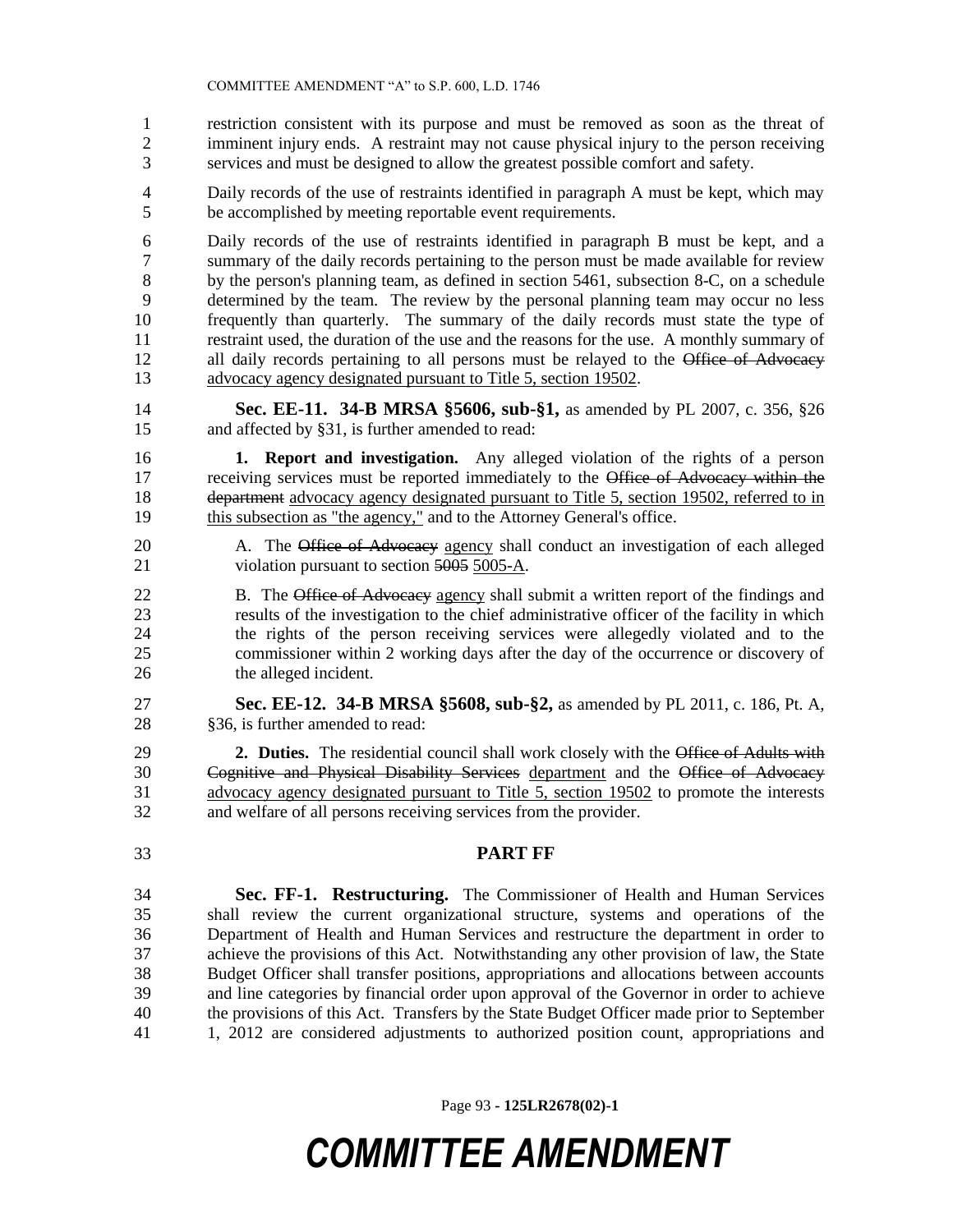restriction consistent with its purpose and must be removed as soon as the threat of imminent injury ends. A restraint may not cause physical injury to the person receiving services and must be designed to allow the greatest possible comfort and safety.

Daily records of the use of restraints identified in paragraph A must be kept, which may be accomplished by meeting reportable event requirements.

Daily records of the use of restraints identified in paragraph B must be kept, and a summary of the daily records pertaining to the person must be made available for review by the person's planning team, as defined in section 5461, subsection 8-C, on a schedule determined by the team. The review by the personal planning team may occur no less frequently than quarterly. The summary of the daily records must state the type of restraint used, the duration of the use and the reasons for the use. A monthly summary of all daily records pertaining to all persons must be relayed to the ~~Office of Advocacy~~ advocacy agency designated pursuant to Title 5, section 19502.

**Sec. EE-11. 34-B MRSA §5606, sub-§1,** as amended by PL 2007, c. 356, §26 and affected by §31, is further amended to read:

**1. Report and investigation.** Any alleged violation of the rights of a person receiving services must be reported immediately to the ~~Office of Advocacy within the department~~ advocacy agency designated pursuant to Title 5, section 19502, referred to in this subsection as "the agency," and to the Attorney General's office.

A. The ~~Office of Advocacy~~ agency shall conduct an investigation of each alleged violation pursuant to section ~~5005~~ 5005-A.

B. The ~~Office of Advocacy~~ agency shall submit a written report of the findings and results of the investigation to the chief administrative officer of the facility in which the rights of the person receiving services were allegedly violated and to the commissioner within 2 working days after the day of the occurrence or discovery of the alleged incident.

**Sec. EE-12. 34-B MRSA §5608, sub-§2,** as amended by PL 2011, c. 186, Pt. A, §36, is further amended to read:

**2. Duties.** The residential council shall work closely with the ~~Office of Adults with Cognitive and Physical Disability Services~~ department and the ~~Office of Advocacy~~ advocacy agency designated pursuant to Title 5, section 19502 to promote the interests and welfare of all persons receiving services from the provider.

## PART FF

**Sec. FF-1. Restructuring.** The Commissioner of Health and Human Services shall review the current organizational structure, systems and operations of the Department of Health and Human Services and restructure the department in order to achieve the provisions of this Act. Notwithstanding any other provision of law, the State Budget Officer shall transfer positions, appropriations and allocations between accounts and line categories by financial order upon approval of the Governor in order to achieve the provisions of this Act. Transfers by the State Budget Officer made prior to September 1, 2012 are considered adjustments to authorized position count, appropriations and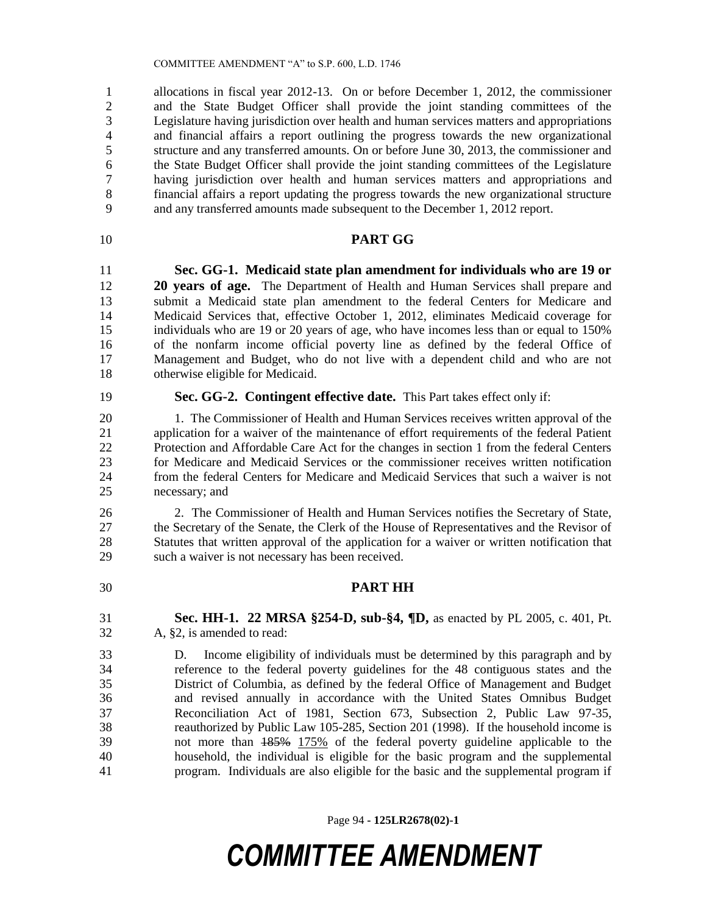allocations in fiscal year 2012-13. On or before December 1, 2012, the commissioner and the State Budget Officer shall provide the joint standing committees of the Legislature having jurisdiction over health and human services matters and appropriations and financial affairs a report outlining the progress towards the new organizational structure and any transferred amounts. On or before June 30, 2013, the commissioner and the State Budget Officer shall provide the joint standing committees of the Legislature having jurisdiction over health and human services matters and appropriations and financial affairs a report updating the progress towards the new organizational structure and any transferred amounts made subsequent to the December 1, 2012 report.

## PART GG

**Sec. GG-1. Medicaid state plan amendment for individuals who are 19 or 20 years of age.** The Department of Health and Human Services shall prepare and submit a Medicaid state plan amendment to the federal Centers for Medicare and Medicaid Services that, effective October 1, 2012, eliminates Medicaid coverage for individuals who are 19 or 20 years of age, who have incomes less than or equal to 150% of the nonfarm income official poverty line as defined by the federal Office of Management and Budget, who do not live with a dependent child and who are not otherwise eligible for Medicaid.

**Sec. GG-2. Contingent effective date.** This Part takes effect only if:

1. The Commissioner of Health and Human Services receives written approval of the application for a waiver of the maintenance of effort requirements of the federal Patient Protection and Affordable Care Act for the changes in section 1 from the federal Centers for Medicare and Medicaid Services or the commissioner receives written notification from the federal Centers for Medicare and Medicaid Services that such a waiver is not necessary; and

2. The Commissioner of Health and Human Services notifies the Secretary of State, the Secretary of the Senate, the Clerk of the House of Representatives and the Revisor of Statutes that written approval of the application for a waiver or written notification that such a waiver is not necessary has been received.

## PART HH

**Sec. HH-1. 22 MRSA §254-D, sub-§4, ¶D,** as enacted by PL 2005, c. 401, Pt. A, §2, is amended to read:

D. Income eligibility of individuals must be determined by this paragraph and by reference to the federal poverty guidelines for the 48 contiguous states and the District of Columbia, as defined by the federal Office of Management and Budget and revised annually in accordance with the United States Omnibus Budget Reconciliation Act of 1981, Section 673, Subsection 2, Public Law 97-35, reauthorized by Public Law 105-285, Section 201 (1998). If the household income is not more than ~~185%~~ 175% of the federal poverty guideline applicable to the household, the individual is eligible for the basic program and the supplemental program. Individuals are also eligible for the basic and the supplemental program if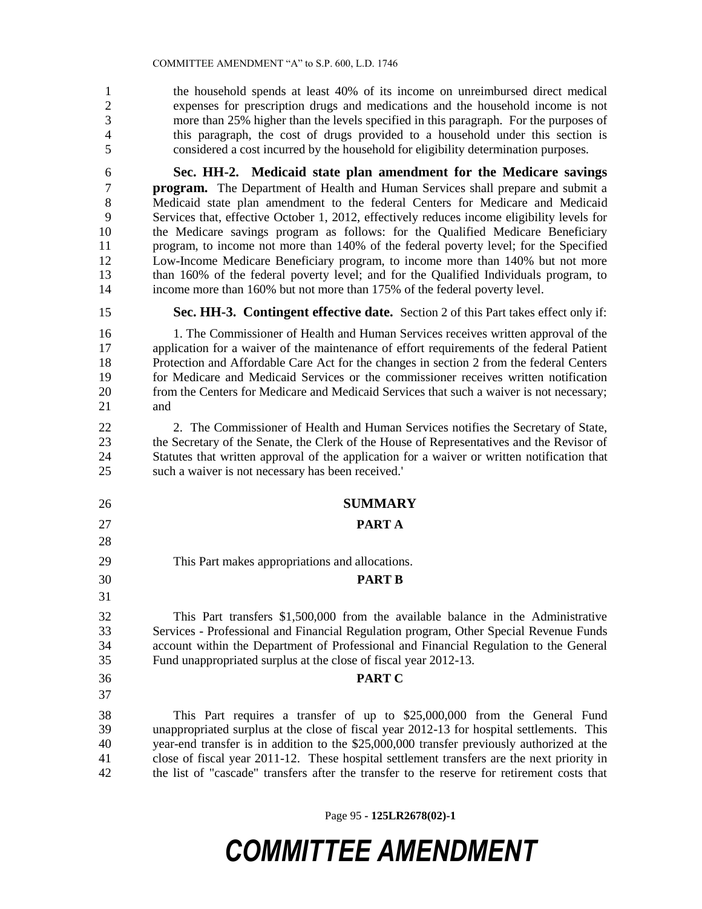the household spends at least 40% of its income on unreimbursed direct medical expenses for prescription drugs and medications and the household income is not more than 25% higher than the levels specified in this paragraph. For the purposes of this paragraph, the cost of drugs provided to a household under this section is considered a cost incurred by the household for eligibility determination purposes.

**Sec. HH-2. Medicaid state plan amendment for the Medicare savings program.** The Department of Health and Human Services shall prepare and submit a Medicaid state plan amendment to the federal Centers for Medicare and Medicaid Services that, effective October 1, 2012, effectively reduces income eligibility levels for the Medicare savings program as follows: for the Qualified Medicare Beneficiary program, to income not more than 140% of the federal poverty level; for the Specified Low-Income Medicare Beneficiary program, to income more than 140% but not more than 160% of the federal poverty level; and for the Qualified Individuals program, to income more than 160% but not more than 175% of the federal poverty level.

**Sec. HH-3. Contingent effective date.** Section 2 of this Part takes effect only if:

1. The Commissioner of Health and Human Services receives written approval of the application for a waiver of the maintenance of effort requirements of the federal Patient Protection and Affordable Care Act for the changes in section 2 from the federal Centers for Medicare and Medicaid Services or the commissioner receives written notification from the Centers for Medicare and Medicaid Services that such a waiver is not necessary; and

2. The Commissioner of Health and Human Services notifies the Secretary of State, the Secretary of the Senate, the Clerk of the House of Representatives and the Revisor of Statutes that written approval of the application for a waiver or written notification that such a waiver is not necessary has been received.'

## SUMMARY

### PART A

This Part makes appropriations and allocations.

### PART B

This Part transfers $1,500,000 from the available balance in the Administrative Services - Professional and Financial Regulation program, Other Special Revenue Funds account within the Department of Professional and Financial Regulation to the General Fund unappropriated surplus at the close of fiscal year 2012-13.

### PART C

This Part requires a transfer of up to $25,000,000 from the General Fund unappropriated surplus at the close of fiscal year 2012-13 for hospital settlements. This year-end transfer is in addition to the $25,000,000 transfer previously authorized at the close of fiscal year 2011-12. These hospital settlement transfers are the next priority in the list of "cascade" transfers after the transfer to the reserve for retirement costs that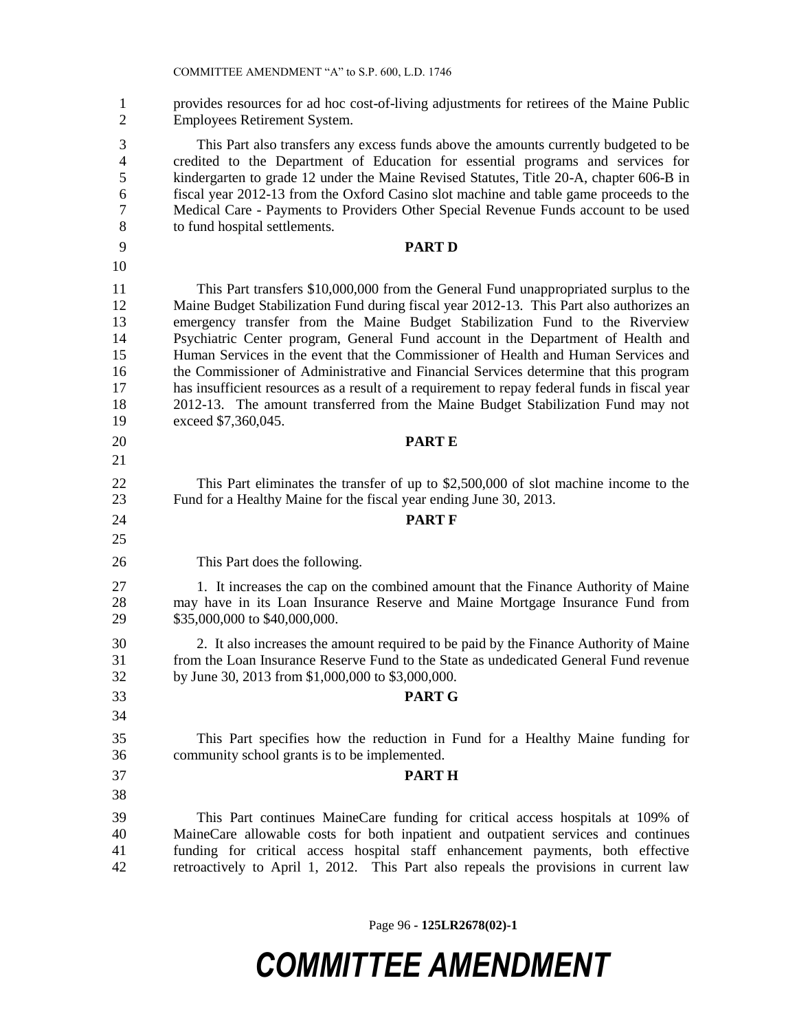provides resources for ad hoc cost-of-living adjustments for retirees of the Maine Public Employees Retirement System.

This Part also transfers any excess funds above the amounts currently budgeted to be credited to the Department of Education for essential programs and services for kindergarten to grade 12 under the Maine Revised Statutes, Title 20-A, chapter 606-B in fiscal year 2012-13 from the Oxford Casino slot machine and table game proceeds to the Medical Care - Payments to Providers Other Special Revenue Funds account to be used to fund hospital settlements.

**PART D**

This Part transfers $10,000,000 from the General Fund unappropriated surplus to the Maine Budget Stabilization Fund during fiscal year 2012-13. This Part also authorizes an emergency transfer from the Maine Budget Stabilization Fund to the Riverview Psychiatric Center program, General Fund account in the Department of Health and Human Services in the event that the Commissioner of Health and Human Services and the Commissioner of Administrative and Financial Services determine that this program has insufficient resources as a result of a requirement to repay federal funds in fiscal year 2012-13. The amount transferred from the Maine Budget Stabilization Fund may not exceed $7,360,045.

**PART E**

This Part eliminates the transfer of up to $2,500,000 of slot machine income to the Fund for a Healthy Maine for the fiscal year ending June 30, 2013.

**PART F**

This Part does the following.

1. It increases the cap on the combined amount that the Finance Authority of Maine may have in its Loan Insurance Reserve and Maine Mortgage Insurance Fund from $35,000,000 to $40,000,000.

2. It also increases the amount required to be paid by the Finance Authority of Maine from the Loan Insurance Reserve Fund to the State as undedicated General Fund revenue by June 30, 2013 from $1,000,000 to $3,000,000.

**PART G**

This Part specifies how the reduction in Fund for a Healthy Maine funding for community school grants is to be implemented.

**PART H**

This Part continues MaineCare funding for critical access hospitals at 109% of MaineCare allowable costs for both inpatient and outpatient services and continues funding for critical access hospital staff enhancement payments, both effective retroactively to April 1, 2012. This Part also repeals the provisions in current law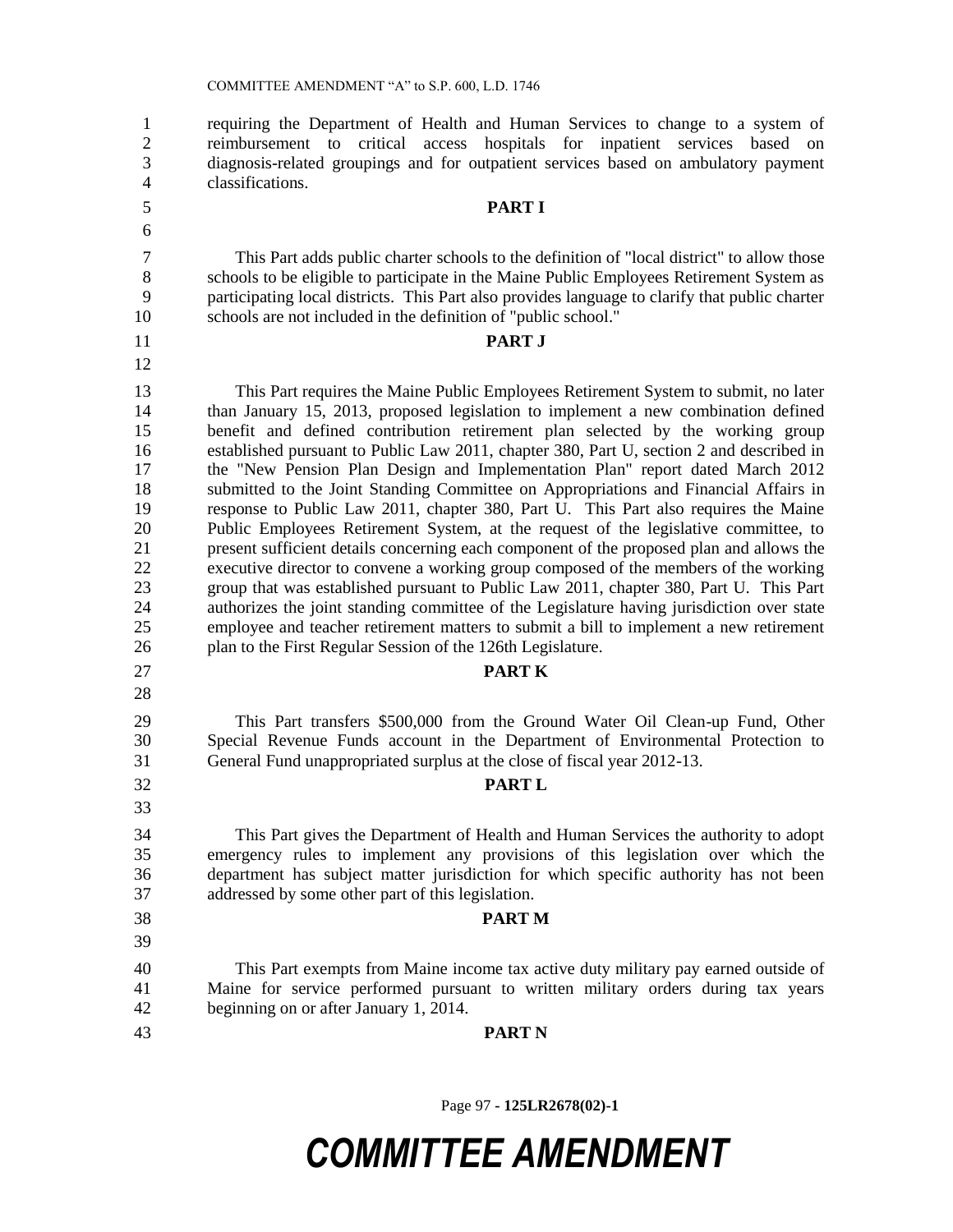requiring the Department of Health and Human Services to change to a system of reimbursement to critical access hospitals for inpatient services based on diagnosis-related groupings and for outpatient services based on ambulatory payment classifications.

**PART I**

This Part adds public charter schools to the definition of "local district" to allow those schools to be eligible to participate in the Maine Public Employees Retirement System as participating local districts. This Part also provides language to clarify that public charter schools are not included in the definition of "public school."

**PART J**

This Part requires the Maine Public Employees Retirement System to submit, no later than January 15, 2013, proposed legislation to implement a new combination defined benefit and defined contribution retirement plan selected by the working group established pursuant to Public Law 2011, chapter 380, Part U, section 2 and described in the "New Pension Plan Design and Implementation Plan" report dated March 2012 submitted to the Joint Standing Committee on Appropriations and Financial Affairs in response to Public Law 2011, chapter 380, Part U. This Part also requires the Maine Public Employees Retirement System, at the request of the legislative committee, to present sufficient details concerning each component of the proposed plan and allows the executive director to convene a working group composed of the members of the working group that was established pursuant to Public Law 2011, chapter 380, Part U. This Part authorizes the joint standing committee of the Legislature having jurisdiction over state employee and teacher retirement matters to submit a bill to implement a new retirement plan to the First Regular Session of the 126th Legislature.

**PART K**

This Part transfers $500,000 from the Ground Water Oil Clean-up Fund, Other Special Revenue Funds account in the Department of Environmental Protection to General Fund unappropriated surplus at the close of fiscal year 2012-13.

**PART L**

This Part gives the Department of Health and Human Services the authority to adopt emergency rules to implement any provisions of this legislation over which the department has subject matter jurisdiction for which specific authority has not been addressed by some other part of this legislation.

**PART M**

This Part exempts from Maine income tax active duty military pay earned outside of Maine for service performed pursuant to written military orders during tax years beginning on or after January 1, 2014.

**PART N**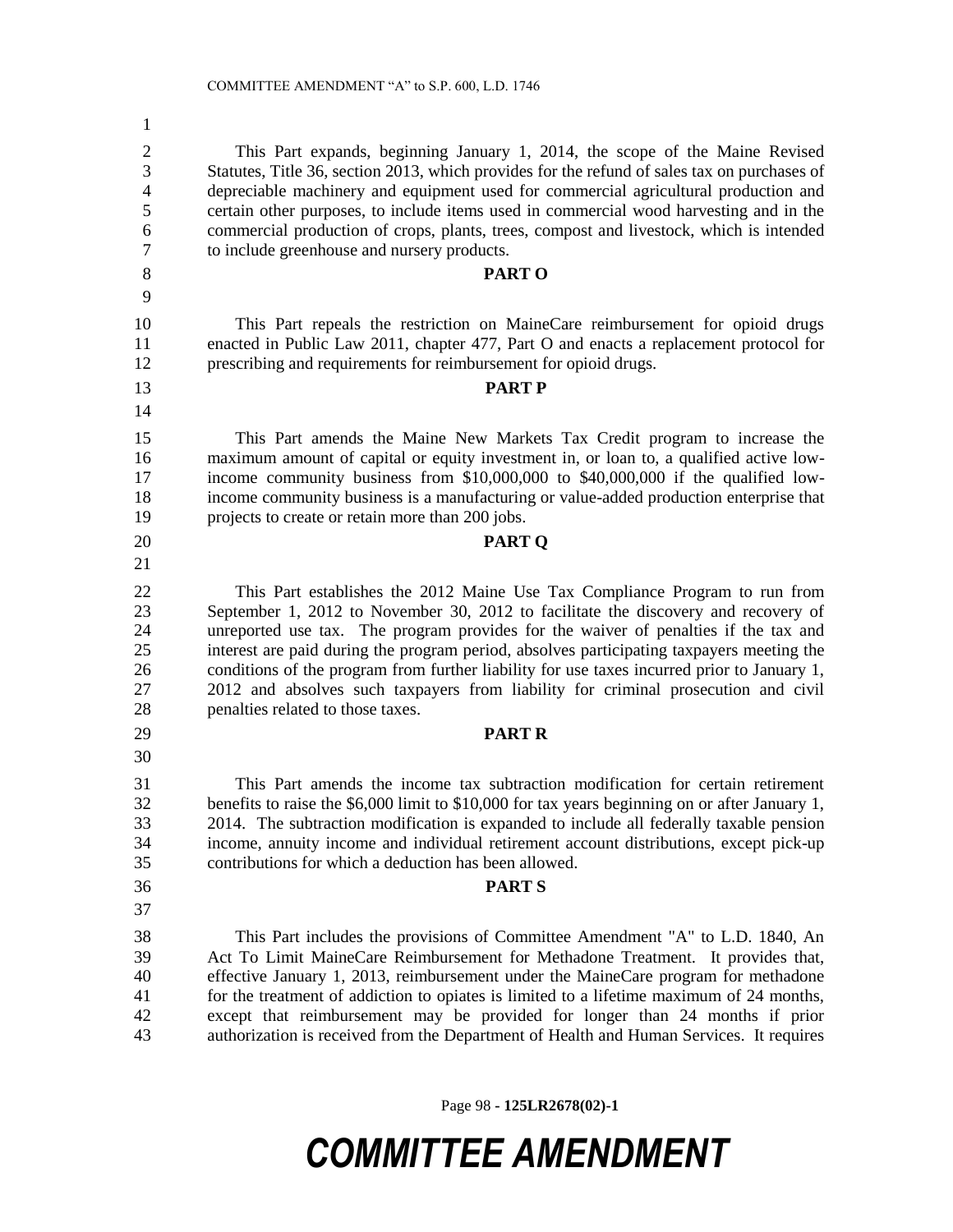This Part expands, beginning January 1, 2014, the scope of the Maine Revised Statutes, Title 36, section 2013, which provides for the refund of sales tax on purchases of depreciable machinery and equipment used for commercial agricultural production and certain other purposes, to include items used in commercial wood harvesting and in the commercial production of crops, plants, trees, compost and livestock, which is intended to include greenhouse and nursery products.

**PART O**

This Part repeals the restriction on MaineCare reimbursement for opioid drugs enacted in Public Law 2011, chapter 477, Part O and enacts a replacement protocol for prescribing and requirements for reimbursement for opioid drugs.

**PART P**

This Part amends the Maine New Markets Tax Credit program to increase the maximum amount of capital or equity investment in, or loan to, a qualified active low-income community business from $10,000,000 to $40,000,000 if the qualified low-income community business is a manufacturing or value-added production enterprise that projects to create or retain more than 200 jobs.

**PART Q**

This Part establishes the 2012 Maine Use Tax Compliance Program to run from September 1, 2012 to November 30, 2012 to facilitate the discovery and recovery of unreported use tax. The program provides for the waiver of penalties if the tax and interest are paid during the program period, absolves participating taxpayers meeting the conditions of the program from further liability for use taxes incurred prior to January 1, 2012 and absolves such taxpayers from liability for criminal prosecution and civil penalties related to those taxes.

**PART R**

This Part amends the income tax subtraction modification for certain retirement benefits to raise the $6,000 limit to $10,000 for tax years beginning on or after January 1, 2014. The subtraction modification is expanded to include all federally taxable pension income, annuity income and individual retirement account distributions, except pick-up contributions for which a deduction has been allowed.

**PART S**

This Part includes the provisions of Committee Amendment "A" to L.D. 1840, An Act To Limit MaineCare Reimbursement for Methadone Treatment. It provides that, effective January 1, 2013, reimbursement under the MaineCare program for methadone for the treatment of addiction to opiates is limited to a lifetime maximum of 24 months, except that reimbursement may be provided for longer than 24 months if prior authorization is received from the Department of Health and Human Services. It requires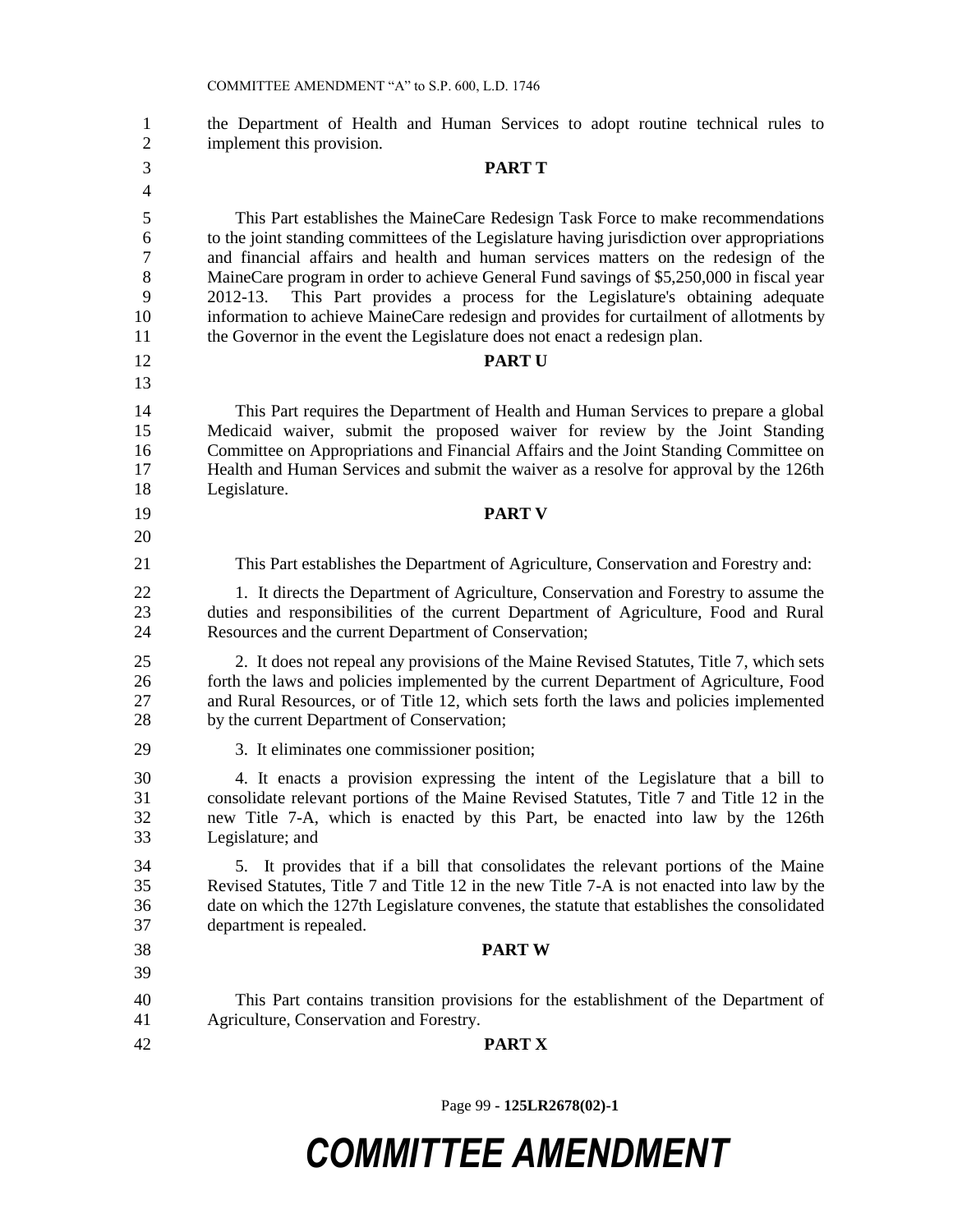the Department of Health and Human Services to adopt routine technical rules to implement this provision.

**PART T**

This Part establishes the MaineCare Redesign Task Force to make recommendations to the joint standing committees of the Legislature having jurisdiction over appropriations and financial affairs and health and human services matters on the redesign of the MaineCare program in order to achieve General Fund savings of $5,250,000 in fiscal year 2012-13. This Part provides a process for the Legislature's obtaining adequate information to achieve MaineCare redesign and provides for curtailment of allotments by the Governor in the event the Legislature does not enact a redesign plan.

**PART U**

This Part requires the Department of Health and Human Services to prepare a global Medicaid waiver, submit the proposed waiver for review by the Joint Standing Committee on Appropriations and Financial Affairs and the Joint Standing Committee on Health and Human Services and submit the waiver as a resolve for approval by the 126th Legislature.

**PART V**

This Part establishes the Department of Agriculture, Conservation and Forestry and:

1. It directs the Department of Agriculture, Conservation and Forestry to assume the duties and responsibilities of the current Department of Agriculture, Food and Rural Resources and the current Department of Conservation;

2. It does not repeal any provisions of the Maine Revised Statutes, Title 7, which sets forth the laws and policies implemented by the current Department of Agriculture, Food and Rural Resources, or of Title 12, which sets forth the laws and policies implemented by the current Department of Conservation;

3. It eliminates one commissioner position;

4. It enacts a provision expressing the intent of the Legislature that a bill to consolidate relevant portions of the Maine Revised Statutes, Title 7 and Title 12 in the new Title 7-A, which is enacted by this Part, be enacted into law by the 126th Legislature; and

5. It provides that if a bill that consolidates the relevant portions of the Maine Revised Statutes, Title 7 and Title 12 in the new Title 7-A is not enacted into law by the date on which the 127th Legislature convenes, the statute that establishes the consolidated department is repealed.

**PART W**

This Part contains transition provisions for the establishment of the Department of Agriculture, Conservation and Forestry.

**PART X**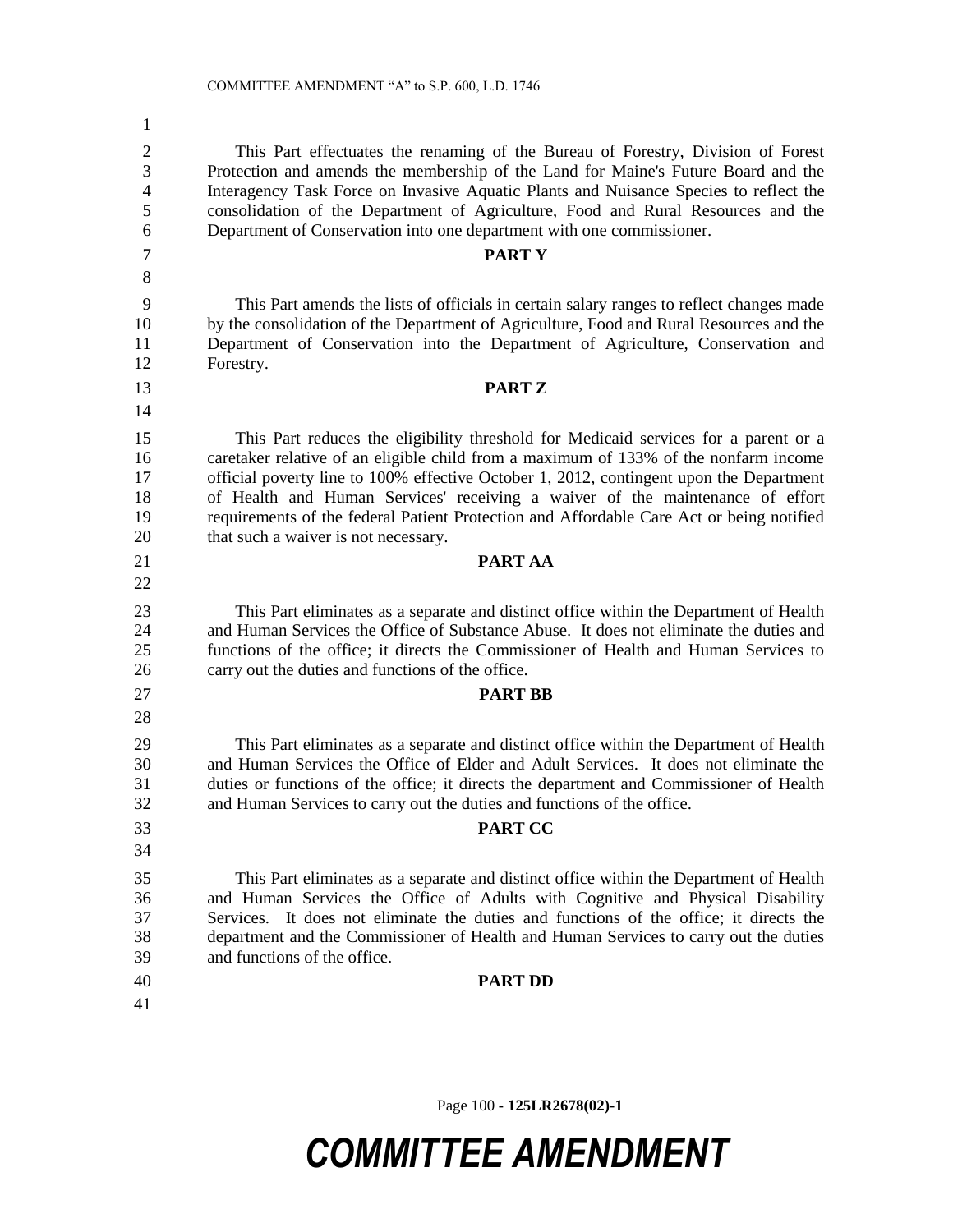This Part effectuates the renaming of the Bureau of Forestry, Division of Forest Protection and amends the membership of the Land for Maine's Future Board and the Interagency Task Force on Invasive Aquatic Plants and Nuisance Species to reflect the consolidation of the Department of Agriculture, Food and Rural Resources and the Department of Conservation into one department with one commissioner.

**PART Y**

This Part amends the lists of officials in certain salary ranges to reflect changes made by the consolidation of the Department of Agriculture, Food and Rural Resources and the Department of Conservation into the Department of Agriculture, Conservation and Forestry.

**PART Z**

This Part reduces the eligibility threshold for Medicaid services for a parent or a caretaker relative of an eligible child from a maximum of 133% of the nonfarm income official poverty line to 100% effective October 1, 2012, contingent upon the Department of Health and Human Services' receiving a waiver of the maintenance of effort requirements of the federal Patient Protection and Affordable Care Act or being notified that such a waiver is not necessary.

**PART AA**

This Part eliminates as a separate and distinct office within the Department of Health and Human Services the Office of Substance Abuse. It does not eliminate the duties and functions of the office; it directs the Commissioner of Health and Human Services to carry out the duties and functions of the office.

**PART BB**

This Part eliminates as a separate and distinct office within the Department of Health and Human Services the Office of Elder and Adult Services. It does not eliminate the duties or functions of the office; it directs the department and Commissioner of Health and Human Services to carry out the duties and functions of the office.

**PART CC**

This Part eliminates as a separate and distinct office within the Department of Health and Human Services the Office of Adults with Cognitive and Physical Disability Services. It does not eliminate the duties and functions of the office; it directs the department and the Commissioner of Health and Human Services to carry out the duties and functions of the office.

**PART DD**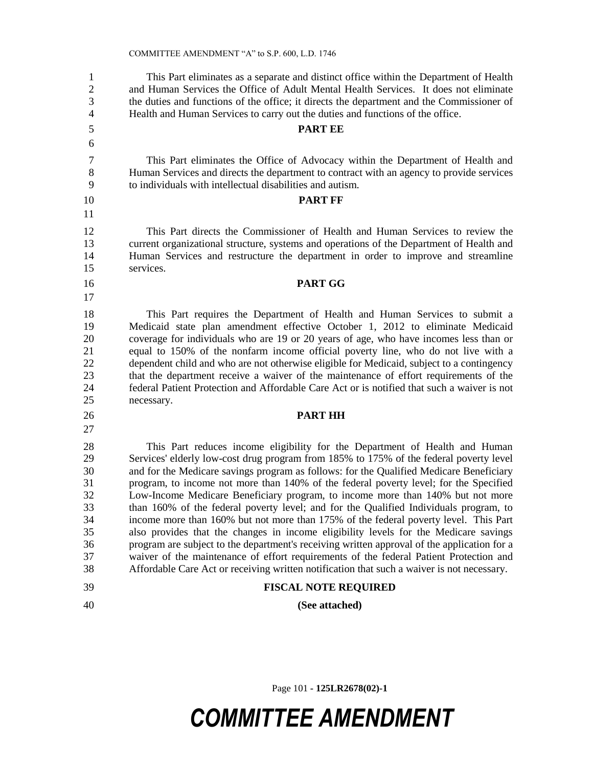This Part eliminates as a separate and distinct office within the Department of Health and Human Services the Office of Adult Mental Health Services. It does not eliminate the duties and functions of the office; it directs the department and the Commissioner of Health and Human Services to carry out the duties and functions of the office.

**PART EE**

This Part eliminates the Office of Advocacy within the Department of Health and Human Services and directs the department to contract with an agency to provide services to individuals with intellectual disabilities and autism.

**PART FF**

This Part directs the Commissioner of Health and Human Services to review the current organizational structure, systems and operations of the Department of Health and Human Services and restructure the department in order to improve and streamline services.

**PART GG**

This Part requires the Department of Health and Human Services to submit a Medicaid state plan amendment effective October 1, 2012 to eliminate Medicaid coverage for individuals who are 19 or 20 years of age, who have incomes less than or equal to 150% of the nonfarm income official poverty line, who do not live with a dependent child and who are not otherwise eligible for Medicaid, subject to a contingency that the department receive a waiver of the maintenance of effort requirements of the federal Patient Protection and Affordable Care Act or is notified that such a waiver is not necessary.

**PART HH**

This Part reduces income eligibility for the Department of Health and Human Services' elderly low-cost drug program from 185% to 175% of the federal poverty level and for the Medicare savings program as follows: for the Qualified Medicare Beneficiary program, to income not more than 140% of the federal poverty level; for the Specified Low-Income Medicare Beneficiary program, to income more than 140% but not more than 160% of the federal poverty level; and for the Qualified Individuals program, to income more than 160% but not more than 175% of the federal poverty level. This Part also provides that the changes in income eligibility levels for the Medicare savings program are subject to the department's receiving written approval of the application for a waiver of the maintenance of effort requirements of the federal Patient Protection and Affordable Care Act or receiving written notification that such a waiver is not necessary.

**FISCAL NOTE REQUIRED**

**(See attached)**